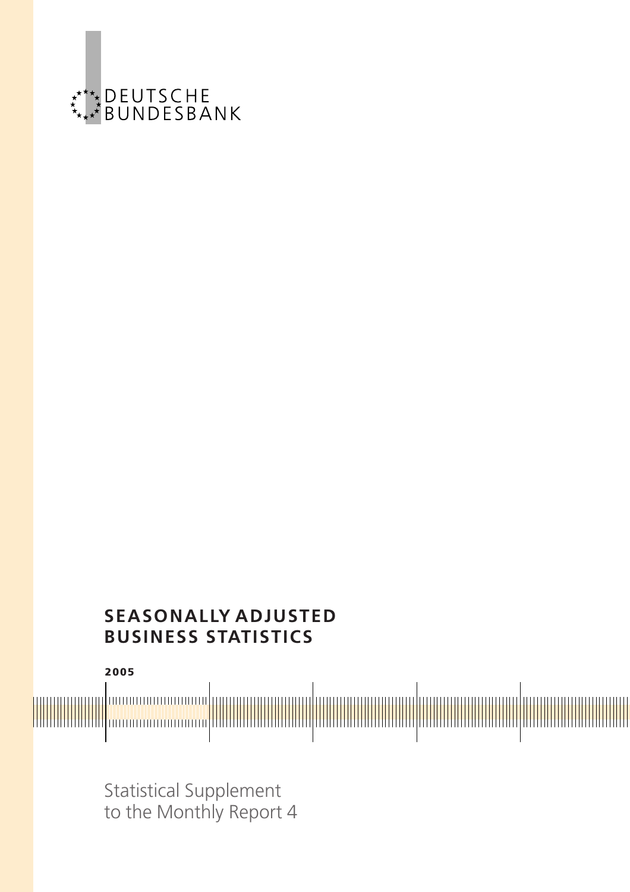DEUTSCHE
BUNDESBANK

# SEASONALLY ADJUSTED BUSINESS STATISTICS

**2005**

Statistical Supplement
to the Monthly Report 4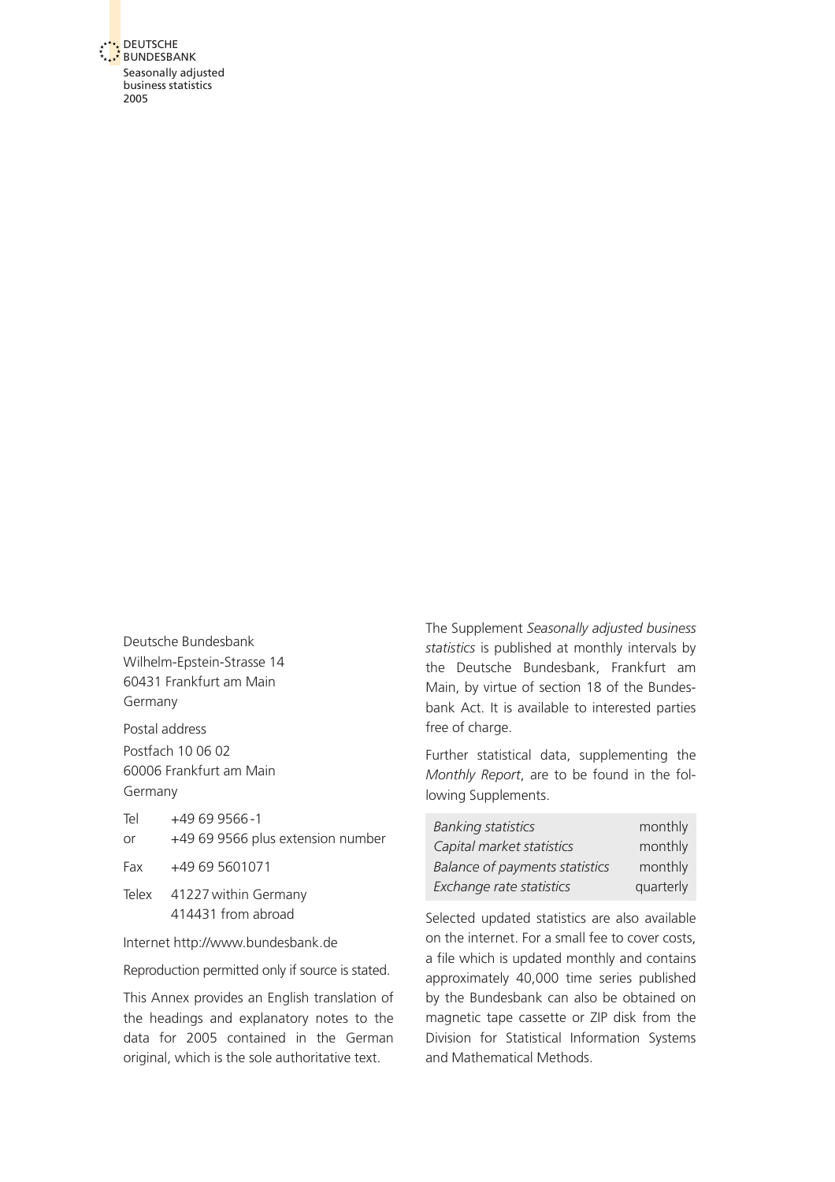DEUTSCHE BUNDESBANK
Seasonally adjusted business statistics
2005

Deutsche Bundesbank
Wilhelm-Epstein-Strasse 14
60431 Frankfurt am Main
Germany

Postal address
Postfach 10 06 02
60006 Frankfurt am Main
Germany

| | |
|---|---|
| Tel | +49 69 9566 - 1 |
| or | +49 69 9566 plus extension number |
| Fax | +49 69 5601071 |
| Telex | 41227 within Germany |
| | 414431 from abroad |

Internet http://www.bundesbank.de

Reproduction permitted only if source is stated.

This Annex provides an English translation of the headings and explanatory notes to the data for 2005 contained in the German original, which is the sole authoritative text.

The Supplement *Seasonally adjusted business statistics* is published at monthly intervals by the Deutsche Bundesbank, Frankfurt am Main, by virtue of section 18 of the Bundesbank Act. It is available to interested parties free of charge.

Further statistical data, supplementing the *Monthly Report*, are to be found in the following Supplements.

| | |
|---|---|
| *Banking statistics* | monthly |
| *Capital market statistics* | monthly |
| *Balance of payments statistics* | monthly |
| *Exchange rate statistics* | quarterly |

Selected updated statistics are also available on the internet. For a small fee to cover costs, a file which is updated monthly and contains approximately 40,000 time series published by the Bundesbank can also be obtained on magnetic tape cassette or ZIP disk from the Division for Statistical Information Systems and Mathematical Methods.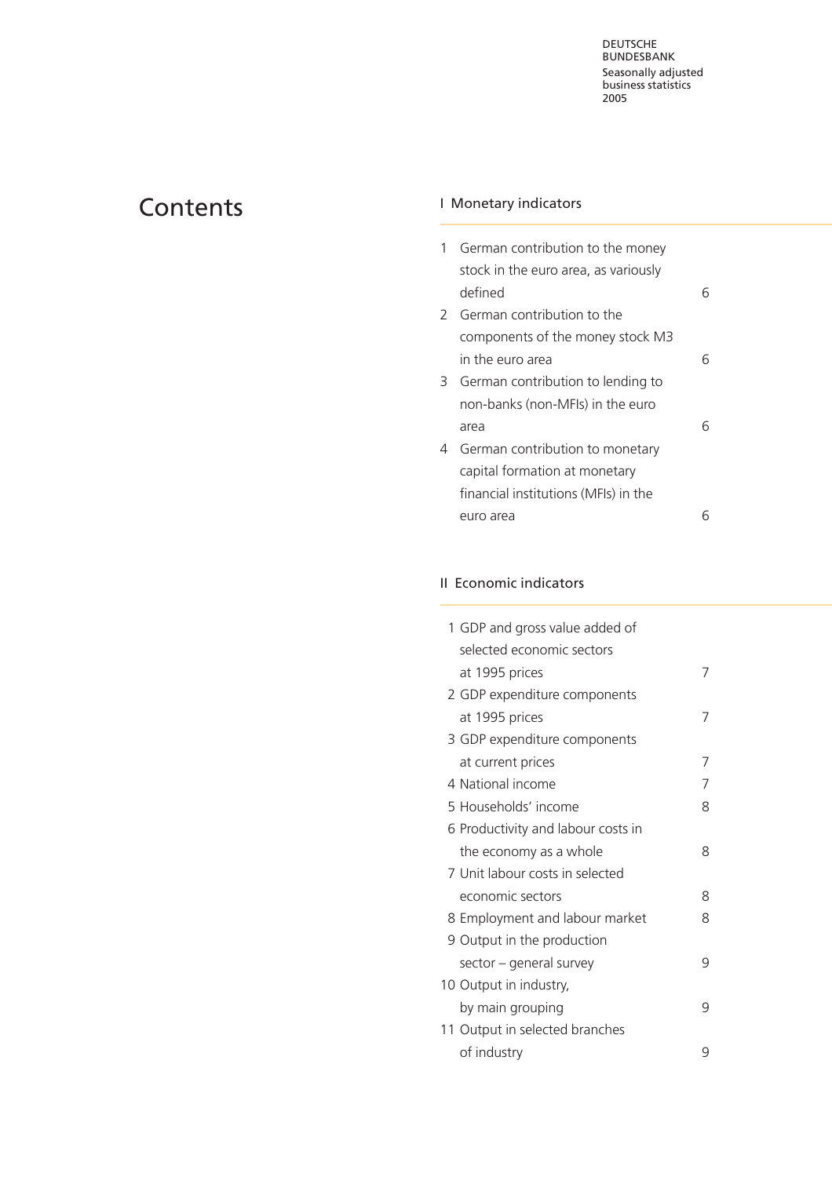# Contents

## I Monetary indicators

| | | |
|---|---|---|
| 1 | German contribution to the money stock in the euro area, as variously defined | 6 |
| 2 | German contribution to the components of the money stock M3 in the euro area | 6 |
| 3 | German contribution to lending to non-banks (non-MFIs) in the euro area | 6 |
| 4 | German contribution to monetary capital formation at monetary financial institutions (MFIs) in the euro area | 6 |

## II Economic indicators

| | | |
|---|---|---|
| 1 | GDP and gross value added of selected economic sectors at 1995 prices | 7 |
| 2 | GDP expenditure components at 1995 prices | 7 |
| 3 | GDP expenditure components at current prices | 7 |
| 4 | National income | 7 |
| 5 | Households' income | 8 |
| 6 | Productivity and labour costs in the economy as a whole | 8 |
| 7 | Unit labour costs in selected economic sectors | 8 |
| 8 | Employment and labour market | 8 |
| 9 | Output in the production sector – general survey | 9 |
| 10 | Output in industry, by main grouping | 9 |
| 11 | Output in selected branches of industry | 9 |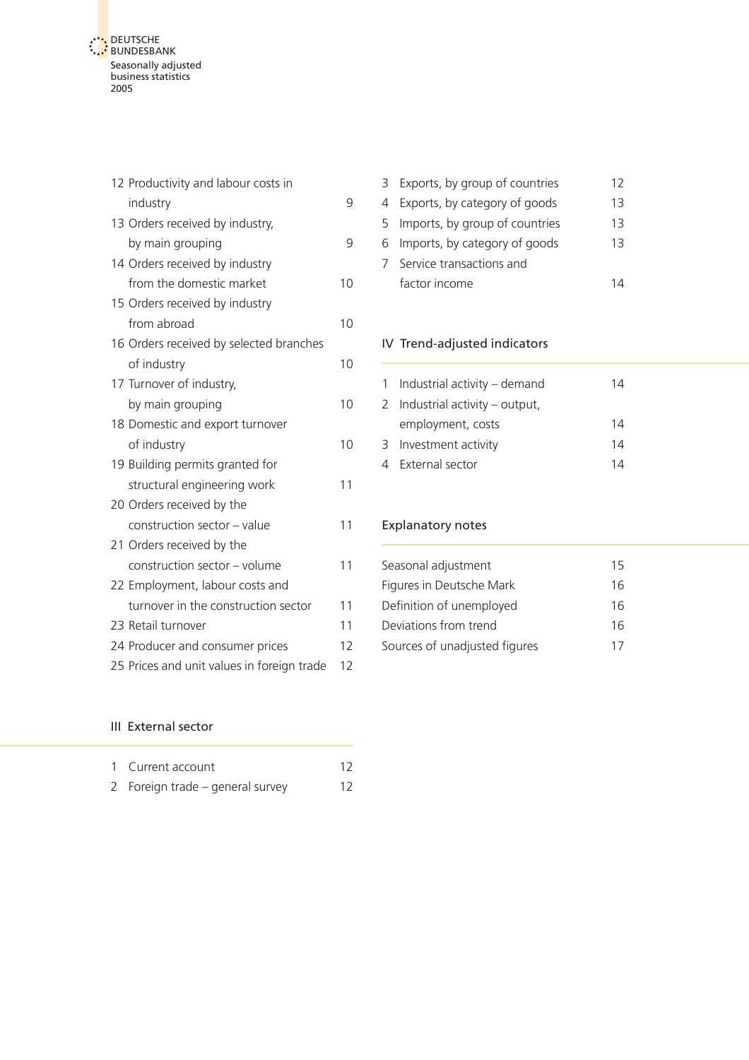| | | |
|---|---|---|
| 12 | Productivity and labour costs in industry | 9 |
| 13 | Orders received by industry, by main grouping | 9 |
| 14 | Orders received by industry from the domestic market | 10 |
| 15 | Orders received by industry from abroad | 10 |
| 16 | Orders received by selected branches of industry | 10 |
| 17 | Turnover of industry, by main grouping | 10 |
| 18 | Domestic and export turnover of industry | 10 |
| 19 | Building permits granted for structural engineering work | 11 |
| 20 | Orders received by the construction sector – value | 11 |
| 21 | Orders received by the construction sector – volume | 11 |
| 22 | Employment, labour costs and turnover in the construction sector | 11 |
| 23 | Retail turnover | 11 |
| 24 | Producer and consumer prices | 12 |
| 25 | Prices and unit values in foreign trade | 12 |

## III External sector

| | | |
|---|---|---|
| 1 | Current account | 12 |
| 2 | Foreign trade – general survey | 12 |
| 3 | Exports, by group of countries | 12 |
| 4 | Exports, by category of goods | 13 |
| 5 | Imports, by group of countries | 13 |
| 6 | Imports, by category of goods | 13 |
| 7 | Service transactions and factor income | 14 |

## IV Trend-adjusted indicators

| | | |
|---|---|---|
| 1 | Industrial activity – demand | 14 |
| 2 | Industrial activity – output, employment, costs | 14 |
| 3 | Investment activity | 14 |
| 4 | External sector | 14 |

## Explanatory notes

| | |
|---|---|
| Seasonal adjustment | 15 |
| Figures in Deutsche Mark | 16 |
| Definition of unemployed | 16 |
| Deviations from trend | 16 |
| Sources of unadjusted figures | 17 |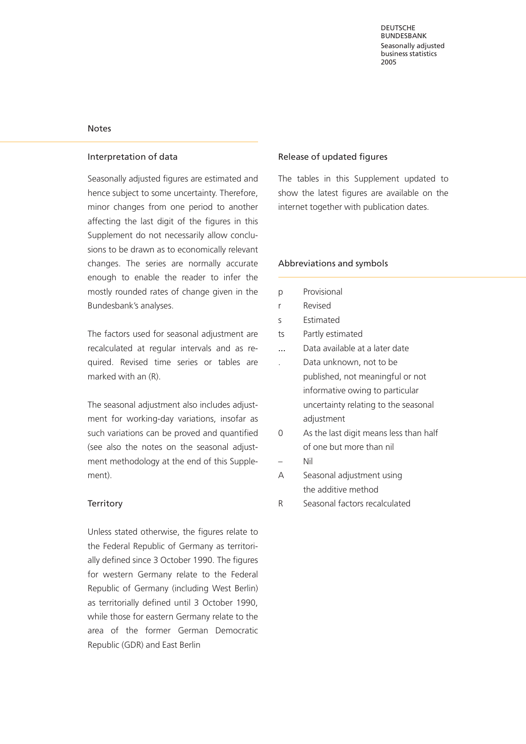## Notes

### Interpretation of data

Seasonally adjusted figures are estimated and hence subject to some uncertainty. Therefore, minor changes from one period to another affecting the last digit of the figures in this Supplement do not necessarily allow conclusions to be drawn as to economically relevant changes. The series are normally accurate enough to enable the reader to infer the mostly rounded rates of change given in the Bundesbank's analyses.

The factors used for seasonal adjustment are recalculated at regular intervals and as required. Revised time series or tables are marked with an (R).

The seasonal adjustment also includes adjustment for working-day variations, insofar as such variations can be proved and quantified (see also the notes on the seasonal adjustment methodology at the end of this Supplement).

### Territory

Unless stated otherwise, the figures relate to the Federal Republic of Germany as territorially defined since 3 October 1990. The figures for western Germany relate to the Federal Republic of Germany (including West Berlin) as territorially defined until 3 October 1990, while those for eastern Germany relate to the area of the former German Democratic Republic (GDR) and East Berlin

### Release of updated figures

The tables in this Supplement updated to show the latest figures are available on the internet together with publication dates.

### Abbreviations and symbols

| | |
|---|---|
| p | Provisional |
| r | Revised |
| s | Estimated |
| ts | Partly estimated |
| ... | Data available at a later date |
| . | Data unknown, not to be published, not meaningful or not informative owing to particular uncertainty relating to the seasonal adjustment |
| 0 | As the last digit means less than half of one but more than nil |
| – | Nil |
| A | Seasonal adjustment using the additive method |
| R | Seasonal factors recalculated |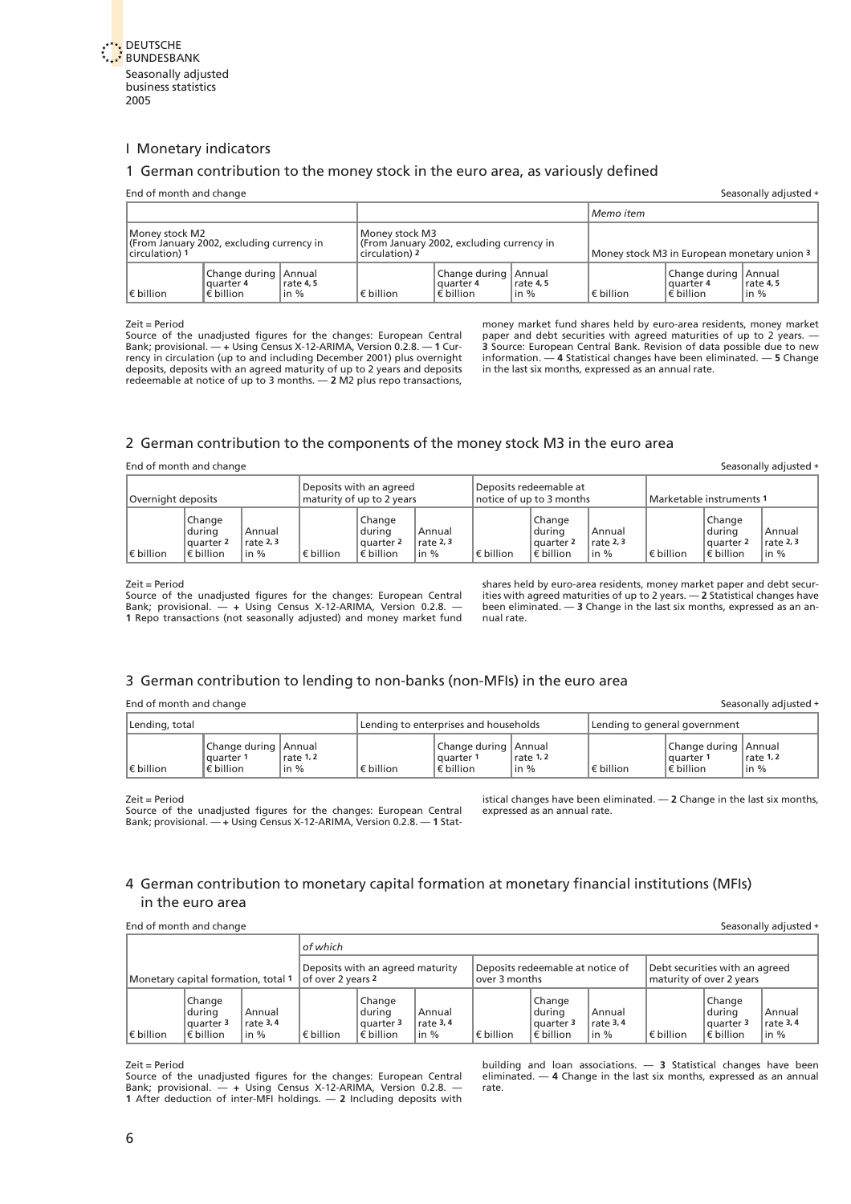# I Monetary indicators

## 1 German contribution to the money stock in the euro area, as variously defined

End of month and change | Seasonally adjusted +

| Money stock M2 (From January 2002, excluding currency in circulation) 1 | | | Money stock M3 (From January 2002, excluding currency in circulation) 2 | | | Memo item: Money stock M3 in European monetary union 3 | | |
|---|---|---|---|---|---|---|---|---|
| € billion | Change during quarter 4 € billion | Annual rate 4, 5 in % | € billion | Change during quarter 4 € billion | Annual rate 4, 5 in % | € billion | Change during quarter 4 € billion | Annual rate 4, 5 in % |

Zeit = Period

Source of the unadjusted figures for the changes: European Central Bank; provisional. — + Using Census X-12-ARIMA, Version 0.2.8. — 1 Currency in circulation (up to and including December 2001) plus overnight deposits, deposits with an agreed maturity of up to 2 years and deposits redeemable at notice of up to 3 months. — 2 M2 plus repo transactions, money market fund shares held by euro-area residents, money market paper and debt securities with agreed maturities of up to 2 years. — 3 Source: European Central Bank. Revision of data possible due to new information. — 4 Statistical changes have been eliminated. — 5 Change in the last six months, expressed as an annual rate.

## 2 German contribution to the components of the money stock M3 in the euro area

End of month and change | Seasonally adjusted +

| Overnight deposits | | | Deposits with an agreed maturity of up to 2 years | | | Deposits redeemable at notice of up to 3 months | | | Marketable instruments 1 | | |
|---|---|---|---|---|---|---|---|---|---|---|---|
| € billion | Change during quarter 2 € billion | Annual rate 2, 3 in % | € billion | Change during quarter 2 € billion | Annual rate 2, 3 in % | € billion | Change during quarter 2 € billion | Annual rate 2, 3 in % | € billion | Change during quarter 2 € billion | Annual rate 2, 3 in % |

Zeit = Period

Source of the unadjusted figures for the changes: European Central Bank; provisional. — + Using Census X-12-ARIMA, Version 0.2.8. — 1 Repo transactions (not seasonally adjusted) and money market fund shares held by euro-area residents, money market paper and debt securities with agreed maturities of up to 2 years. — 2 Statistical changes have been eliminated. — 3 Change in the last six months, expressed as an annual rate.

## 3 German contribution to lending to non-banks (non-MFIs) in the euro area

End of month and change | Seasonally adjusted +

| Lending, total | | | Lending to enterprises and households | | | Lending to general government | | |
|---|---|---|---|---|---|---|---|---|
| € billion | Change during quarter 1 € billion | Annual rate 1, 2 in % | € billion | Change during quarter 1 € billion | Annual rate 1, 2 in % | € billion | Change during quarter 1 € billion | Annual rate 1, 2 in % |

Zeit = Period

Source of the unadjusted figures for the changes: European Central Bank; provisional. — + Using Census X-12-ARIMA, Version 0.2.8. — 1 Statistical changes have been eliminated. — 2 Change in the last six months, expressed as an annual rate.

## 4 German contribution to monetary capital formation at monetary financial institutions (MFIs) in the euro area

End of month and change | Seasonally adjusted +

| Monetary capital formation, total 1 | | | of which: Deposits with an agreed maturity of over 2 years 2 | | | Deposits redeemable at notice of over 3 months | | | Debt securities with an agreed maturity of over 2 years | | |
|---|---|---|---|---|---|---|---|---|---|---|---|
| € billion | Change during quarter 3 € billion | Annual rate 3, 4 in % | € billion | Change during quarter 3 € billion | Annual rate 3, 4 in % | € billion | Change during quarter 3 € billion | Annual rate 3, 4 in % | € billion | Change during quarter 3 € billion | Annual rate 3, 4 in % |

Zeit = Period

Source of the unadjusted figures for the changes: European Central Bank; provisional. — + Using Census X-12-ARIMA, Version 0.2.8. — 1 After deduction of inter-MFI holdings. — 2 Including deposits with building and loan associations. — 3 Statistical changes have been eliminated. — 4 Change in the last six months, expressed as an annual rate.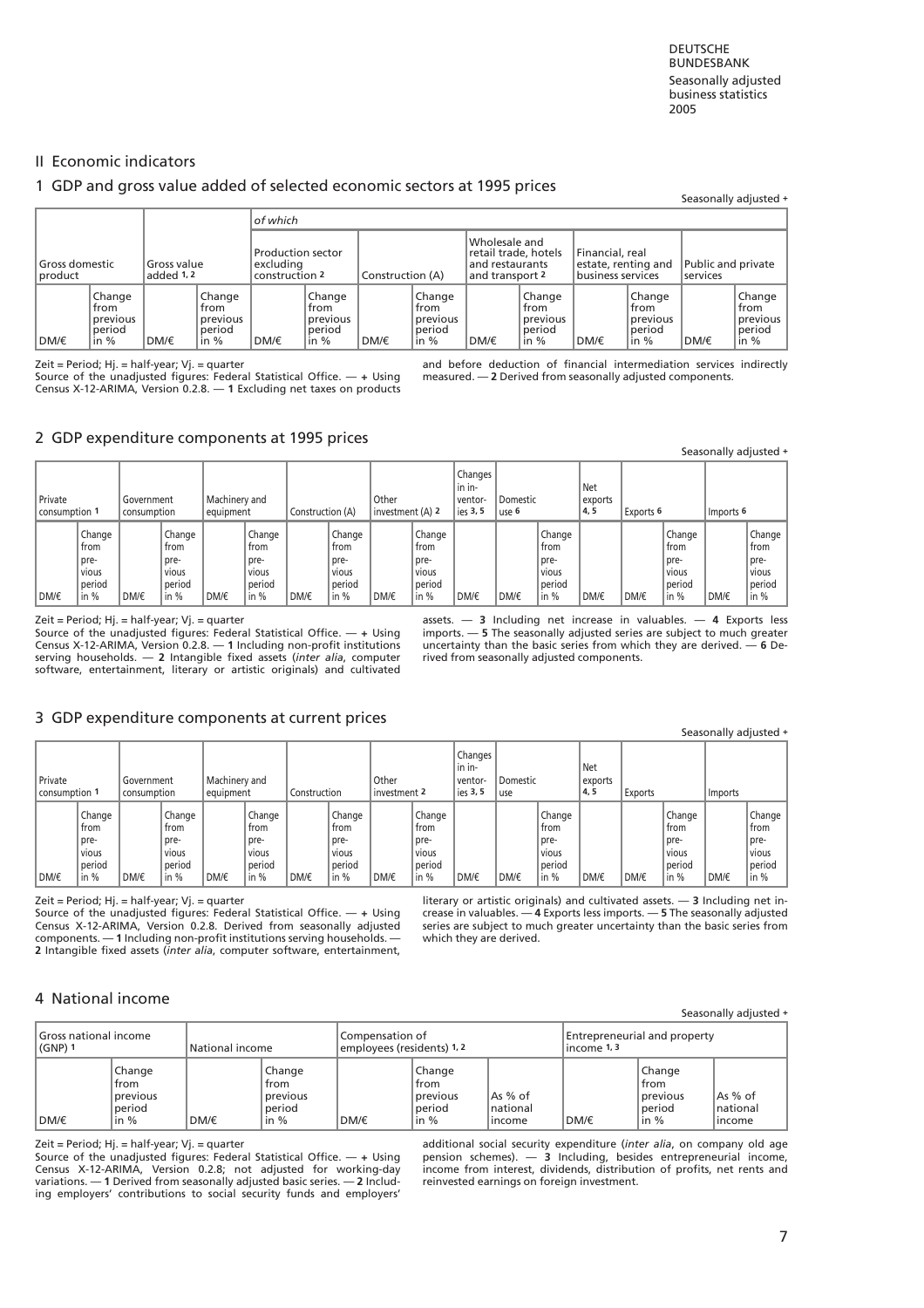## II Economic indicators

### 1 GDP and gross value added of selected economic sectors at 1995 prices

Seasonally adjusted +

| Gross domestic product | | Gross value added 1, 2 | | *of which* Production sector excluding construction 2 | | Construction (A) | | Wholesale and retail trade, hotels and restaurants and transport 2 | | Financial, real estate, renting and business services | | Public and private services | |
|---|---|---|---|---|---|---|---|---|---|---|---|---|---|
| DM/€ | Change from previous period in % | DM/€ | Change from previous period in % | DM/€ | Change from previous period in % | DM/€ | Change from previous period in % | DM/€ | Change from previous period in % | DM/€ | Change from previous period in % | DM/€ | Change from previous period in % |

Zeit = Period; Hj. = half-year; Vj. = quarter
Source of the unadjusted figures: Federal Statistical Office. — **+** Using Census X-12-ARIMA, Version 0.2.8. — **1** Excluding net taxes on products and before deduction of financial intermediation services indirectly measured. — **2** Derived from seasonally adjusted components.

### 2 GDP expenditure components at 1995 prices

Seasonally adjusted +

| Private consumption 1 | | Government consumption | | Machinery and equipment | | Construction (A) | | Other investment (A) 2 | | Changes in inventories 3, 5 | Domestic use 6 | | Net exports 4, 5 | Exports 6 | | Imports 6 | |
|---|---|---|---|---|---|---|---|---|---|---|---|---|---|---|---|---|---|
| DM/€ | Change from previous period in % | DM/€ | Change from previous period in % | DM/€ | Change from previous period in % | DM/€ | Change from previous period in % | DM/€ | Change from previous period in % | DM/€ | DM/€ | Change from previous period in % | DM/€ | DM/€ | Change from previous period in % | DM/€ | Change from previous period in % |

Zeit = Period; Hj. = half-year; Vj. = quarter
Source of the unadjusted figures: Federal Statistical Office. — **+** Using Census X-12-ARIMA, Version 0.2.8. — **1** Including non-profit institutions serving households. — **2** Intangible fixed assets (*inter alia*, computer software, entertainment, literary or artistic originals) and cultivated assets. — **3** Including net increase in valuables. — **4** Exports less imports. — **5** The seasonally adjusted series are subject to much greater uncertainty than the basic series from which they are derived. — **6** Derived from seasonally adjusted components.

### 3 GDP expenditure components at current prices

Seasonally adjusted +

| Private consumption 1 | | Government consumption | | Machinery and equipment | | Construction | | Other investment 2 | | Changes in inventories 3, 5 | Domestic use | | Net exports 4, 5 | Exports | | Imports | |
|---|---|---|---|---|---|---|---|---|---|---|---|---|---|---|---|---|---|
| DM/€ | Change from previous period in % | DM/€ | Change from previous period in % | DM/€ | Change from previous period in % | DM/€ | Change from previous period in % | DM/€ | Change from previous period in % | DM/€ | DM/€ | Change from previous period in % | DM/€ | DM/€ | Change from previous period in % | DM/€ | Change from previous period in % |

Zeit = Period; Hj. = half-year; Vj. = quarter
Source of the unadjusted figures: Federal Statistical Office. — **+** Using Census X-12-ARIMA, Version 0.2.8. Derived from seasonally adjusted components. — **1** Including non-profit institutions serving households. — **2** Intangible fixed assets (*inter alia*, computer software, entertainment, literary or artistic originals) and cultivated assets. — **3** Including net increase in valuables. — **4** Exports less imports. — **5** The seasonally adjusted series are subject to much greater uncertainty than the basic series from which they are derived.

### 4 National income

Seasonally adjusted +

| Gross national income (GNP) 1 | | National income | | Compensation of employees (residents) 1, 2 | | | Entrepreneurial and property income 1, 3 | | |
|---|---|---|---|---|---|---|---|---|---|
| DM/€ | Change from previous period in % | DM/€ | Change from previous period in % | DM/€ | Change from previous period in % | As % of national income | DM/€ | Change from previous period in % | As % of national income |

Zeit = Period; Hj. = half-year; Vj. = quarter
Source of the unadjusted figures: Federal Statistical Office. — **+** Using Census X-12-ARIMA, Version 0.2.8; not adjusted for working-day variations. — **1** Derived from seasonally adjusted basic series. — **2** Including employers' contributions to social security funds and employers' additional social security expenditure (*inter alia*, on company old age pension schemes). — **3** Including, besides entrepreneurial income, income from interest, dividends, distribution of profits, net rents and reinvested earnings on foreign investment.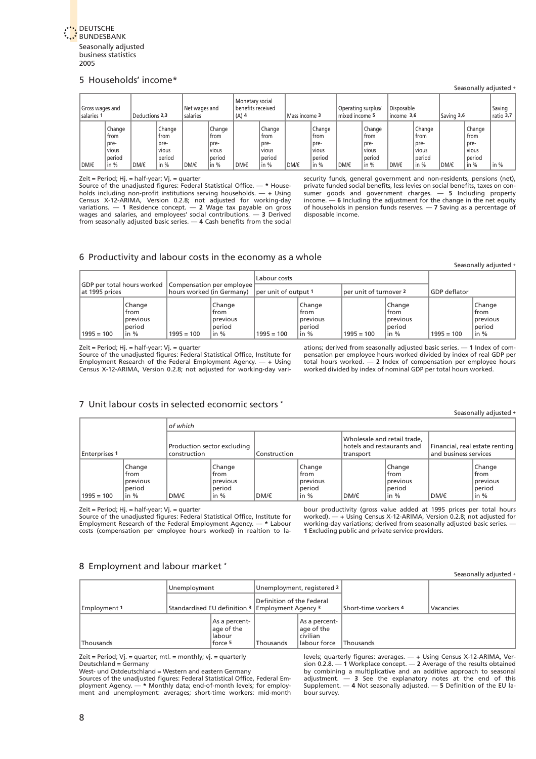DEUTSCHE BUNDESBANK
Seasonally adjusted business statistics 2005

## 5 Households' income*

Seasonally adjusted +

| Gross wages and salaries 1 | | Deductions 2,3 | | Net wages and salaries | | Monetary social benefits received (A) 4 | | Mass income 3 | | Operating surplus/ mixed income 5 | | Disposable income 3,6 | | Saving 3,6 | | Saving ratio 3,7 |
|---|---|---|---|---|---|---|---|---|---|---|---|---|---|---|---|---|
| DM/€ | Change from previous period in % | DM/€ | Change from previous period in % | DM/€ | Change from previous period in % | DM/€ | Change from previous period in % | DM/€ | Change from previous period in % | DM/€ | Change from previous period in % | DM/€ | Change from previous period in % | DM/€ | Change from previous period in % | in % |

Zeit = Period; Hj. = half-year; Vj. = quarter
Source of the unadjusted figures: Federal Statistical Office. — * Households including non-profit institutions serving households. — + Using Census X-12-ARIMA, Version 0.2.8; not adjusted for working-day variations. — 1 Residence concept. — 2 Wage tax payable on gross wages and salaries, and employees' social contributions. — 3 Derived from seasonally adjusted basic series. — 4 Cash benefits from the social security funds, general government and non-residents, pensions (net), private funded social benefits, less levies on social benefits, taxes on consumer goods and government charges. — 5 Including property income. — 6 Including the adjustment for the change in the net equity of households in pension funds reserves. — 7 Saving as a percentage of disposable income.

## 6 Productivity and labour costs in the economy as a whole

Seasonally adjusted +

| GDP per total hours worked at 1995 prices | | Compensation per employee hours worked (in Germany) | | Labour costs | | | | GDP deflator | |
|---|---|---|---|---|---|---|---|---|---|
| | | | | per unit of output 1 | | per unit of turnover 2 | | | |
| 1995 = 100 | Change from previous period in % | 1995 = 100 | Change from previous period in % | 1995 = 100 | Change from previous period in % | 1995 = 100 | Change from previous period in % | 1995 = 100 | Change from previous period in % |

Zeit = Period; Hj. = half-year; Vj. = quarter
Source of the unadjusted figures: Federal Statistical Office, Institute for Employment Research of the Federal Employment Agency. — + Using Census X-12-ARIMA, Version 0.2.8; not adjusted for working-day variations; derived from seasonally adjusted basic series. — 1 Index of compensation per employee hours worked divided by index of real GDP per total hours worked. — 2 Index of compensation per employee hours worked divided by index of nominal GDP per total hours worked.

## 7 Unit labour costs in selected economic sectors *

Seasonally adjusted +

| Enterprises 1 | | *of which* | | | | | | | |
|---|---|---|---|---|---|---|---|---|---|
| | | Production sector excluding construction | | Construction | | Wholesale and retail trade, hotels and restaurants and transport | | Financial, real estate renting and business services | |
| 1995 = 100 | Change from previous period in % | DM/€ | Change from previous period in % | DM/€ | Change from previous period in % | DM/€ | Change from previous period in % | DM/€ | Change from previous period in % |

Zeit = Period; Hj. = half-year; Vj. = quarter
Source of the unadjusted figures: Federal Statistical Office, Institute for Employment Research of the Federal Employment Agency. — * Labour costs (compensation per employee hours worked) in realtion to labour productivity (gross value added at 1995 prices per total hours worked). — + Using Census X-12-ARIMA, Version 0.2.8; not adjusted for working-day variations; derived from seasonally adjusted basic series. — 1 Excluding public and private service providers.

## 8 Employment and labour market *

Seasonally adjusted +

| Employment 1 | Unemployment | | Unemployment, registered 2 | | Short-time workers 4 | Vacancies |
|---|---|---|---|---|---|---|
| | Standardised EU definition 3 | | Definition of the Federal Employment Agency 3 | | | |
| Thousands | | As a percentage of the labour force 5 | Thousands | As a percentage of the civilian labour force | Thousands | |

Zeit = Period; Vj. = quarter; mtl. = monthly; vj. = quarterly
Deutschland = Germany
West- und Ostdeutschland = Western and eastern Germany
Sources of the unadjusted figures: Federal Statistical Office, Federal Employment Agency. — * Monthly data; end-of-month levels; for employment and unemployment: averages; short-time workers: mid-month levels; quarterly figures: averages. — + Using Census X-12-ARIMA, Version 0.2.8. — 1 Workplace concept. — 2 Average of the results obtained by combining a multiplicative and an additive approach to seasonal adjustment. — 3 See the explanatory notes at the end of this Supplement. — 4 Not seasonally adjusted. — 5 Definition of the EU labour survey.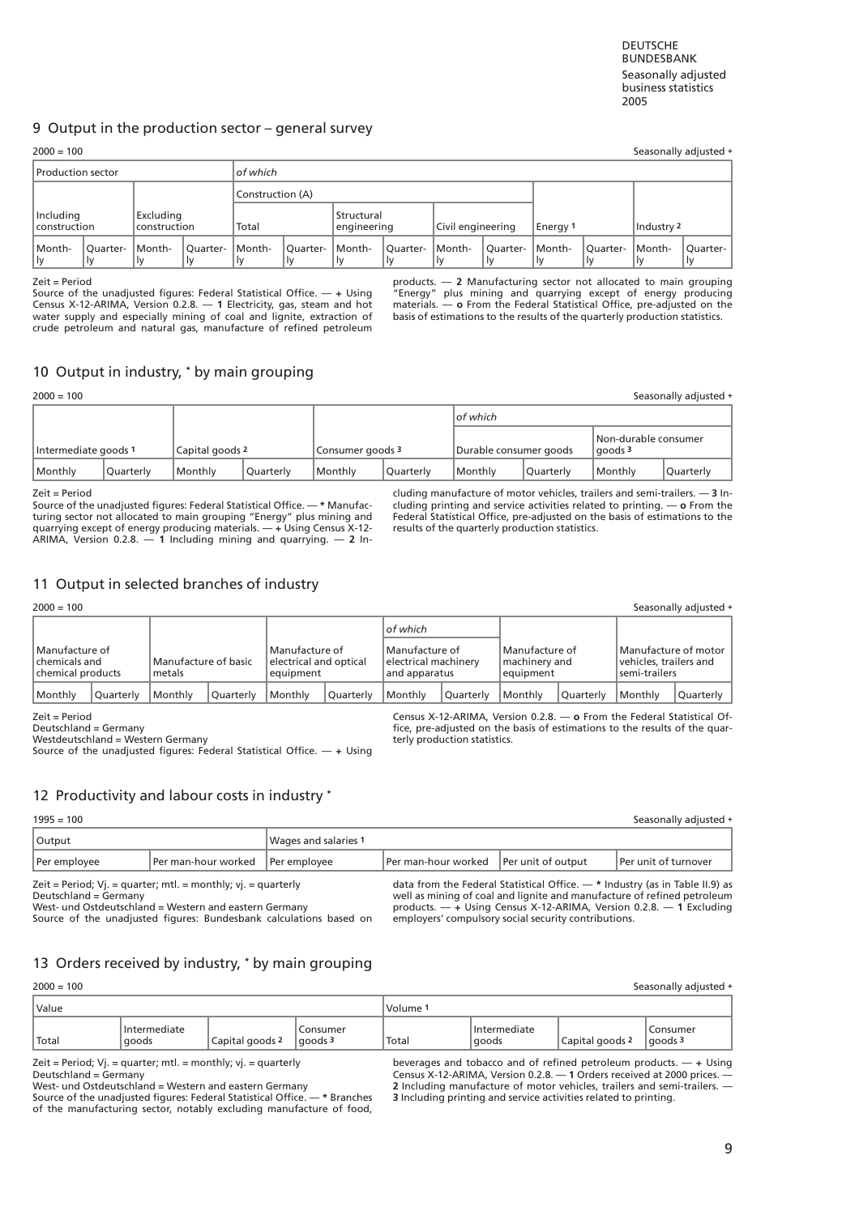## 9 Output in the production sector – general survey

2000 = 100 Seasonally adjusted +

| Production sector | | | | of which | | | | | | | | | |
|---|---|---|---|---|---|---|---|---|---|---|---|---|---|
| | | | | Construction (A) | | | | | | | | | |
| Including construction | | Excluding construction | | Total | | Structural engineering | | Civil engineering | | Energy 1 | | Industry 2 | |
| Monthly | Quarterly | Monthly | Quarterly | Monthly | Quarterly | Monthly | Quarterly | Monthly | Quarterly | Monthly | Quarterly | Monthly | Quarterly |

Zeit = Period

Source of the unadjusted figures: Federal Statistical Office. — + Using Census X-12-ARIMA, Version 0.2.8. — 1 Electricity, gas, steam and hot water supply and especially mining of coal and lignite, extraction of crude petroleum and natural gas, manufacture of refined petroleum products. — 2 Manufacturing sector not allocated to main grouping "Energy" plus mining and quarrying except of energy producing materials. — o From the Federal Statistical Office, pre-adjusted on the basis of estimations to the results of the quarterly production statistics.

## 10 Output in industry, * by main grouping

2000 = 100 Seasonally adjusted +

| | | | | | | of which | | | |
|---|---|---|---|---|---|---|---|---|---|
| Intermediate goods 1 | | Capital goods 2 | | Consumer goods 3 | | Durable consumer goods | | Non-durable consumer goods 3 | |
| Monthly | Quarterly | Monthly | Quarterly | Monthly | Quarterly | Monthly | Quarterly | Monthly | Quarterly |

Zeit = Period

Source of the unadjusted figures: Federal Statistical Office. — * Manufacturing sector not allocated to main grouping "Energy" plus mining and quarrying except of energy producing materials. — + Using Census X-12-ARIMA, Version 0.2.8. — 1 Including mining and quarrying. — 2 Including manufacture of motor vehicles, trailers and semi-trailers. — 3 Including printing and service activities related to printing. — o From the Federal Statistical Office, pre-adjusted on the basis of estimations to the results of the quarterly production statistics.

## 11 Output in selected branches of industry

2000 = 100 Seasonally adjusted +

| | | | | | | of which | | | | | |
|---|---|---|---|---|---|---|---|---|---|---|---|
| Manufacture of chemicals and chemical products | | Manufacture of basic metals | | Manufacture of electrical and optical equipment | | Manufacture of electrical machinery and apparatus | | Manufacture of machinery and equipment | | Manufacture of motor vehicles, trailers and semi-trailers | |
| Monthly | Quarterly | Monthly | Quarterly | Monthly | Quarterly | Monthly | Quarterly | Monthly | Quarterly | Monthly | Quarterly |

Zeit = Period
Deutschland = Germany
Westdeutschland = Western Germany

Source of the unadjusted figures: Federal Statistical Office. — + Using Census X-12-ARIMA, Version 0.2.8. — o From the Federal Statistical Office, pre-adjusted on the basis of estimations to the results of the quarterly production statistics.

## 12 Productivity and labour costs in industry *

1995 = 100 Seasonally adjusted +

| Output | | Wages and salaries 1 | | | |
|---|---|---|---|---|---|
| Per employee | Per man-hour worked | Per employee | Per man-hour worked | Per unit of output | Per unit of turnover |

Zeit = Period; Vj. = quarter; mtl. = monthly; vj. = quarterly
Deutschland = Germany
West- und Ostdeutschland = Western and eastern Germany

Source of the unadjusted figures: Bundesbank calculations based on data from the Federal Statistical Office. — * Industry (as in Table II.9) as well as mining of coal and lignite and manufacture of refined petroleum products. — + Using Census X-12-ARIMA, Version 0.2.8. — 1 Excluding employers' compulsory social security contributions.

## 13 Orders received by industry, * by main grouping

2000 = 100 Seasonally adjusted +

| Value | | | | Volume 1 | | | |
|---|---|---|---|---|---|---|---|
| Total | Intermediate goods | Capital goods 2 | Consumer goods 3 | Total | Intermediate goods | Capital goods 2 | Consumer goods 3 |

Zeit = Period; Vj. = quarter; mtl. = monthly; vj. = quarterly
Deutschland = Germany
West- und Ostdeutschland = Western and eastern Germany

Source of the unadjusted figures: Federal Statistical Office. — * Branches of the manufacturing sector, notably excluding manufacture of food, beverages and tobacco and of refined petroleum products. — + Using Census X-12-ARIMA, Version 0.2.8. — 1 Orders received at 2000 prices. — 2 Including manufacture of motor vehicles, trailers and semi-trailers. — 3 Including printing and service activities related to printing.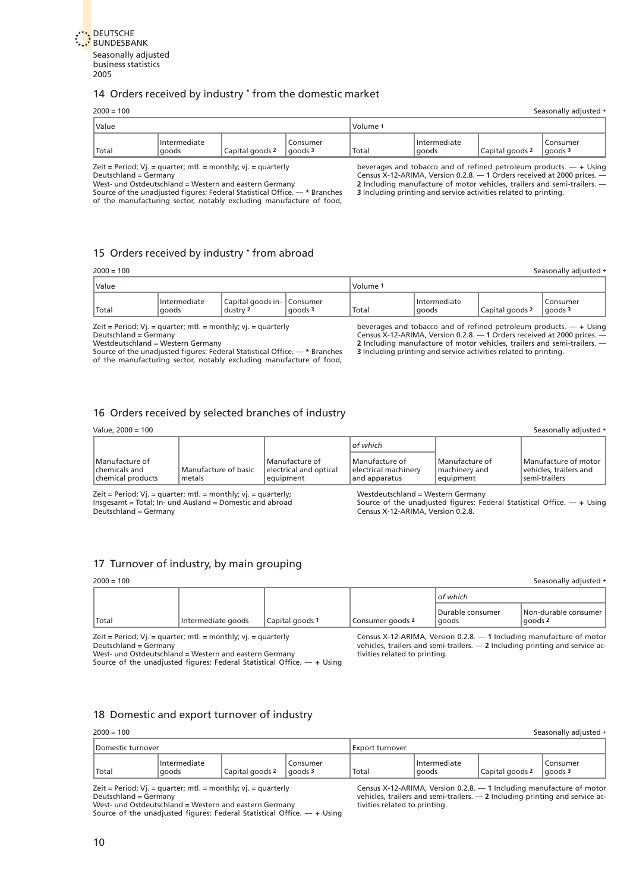# 14 Orders received by industry * from the domestic market

2000 = 100 Seasonally adjusted +

| Value | | | | Volume 1 | | | |
|---|---|---|---|---|---|---|---|
| Total | Intermediate goods | Capital goods 2 | Consumer goods 3 | Total | Intermediate goods | Capital goods 2 | Consumer goods 3 |

Zeit = Period; Vj. = quarter; mtl. = monthly; vj. = quarterly
Deutschland = Germany
West- und Ostdeutschland = Western and eastern Germany
Source of the unadjusted figures: Federal Statistical Office. — * Branches of the manufacturing sector, notably excluding manufacture of food, beverages and tobacco and of refined petroleum products. — + Using Census X-12-ARIMA, Version 0.2.8. — 1 Orders received at 2000 prices. — 2 Including manufacture of motor vehicles, trailers and semi-trailers. — 3 Including printing and service activities related to printing.

# 15 Orders received by industry * from abroad

2000 = 100 Seasonally adjusted +

| Value | | | | Volume 1 | | | |
|---|---|---|---|---|---|---|---|
| Total | Intermediate goods | Capital goods industry 2 | Consumer goods 3 | Total | Intermediate goods | Capital goods 2 | Consumer goods 3 |

Zeit = Period; Vj. = quarter; mtl. = monthly; vj. = quarterly
Deutschland = Germany
Westdeutschland = Western Germany
Source of the unadjusted figures: Federal Statistical Office. — * Branches of the manufacturing sector, notably excluding manufacture of food, beverages and tobacco and of refined petroleum products. — + Using Census X-12-ARIMA, Version 0.2.8. — 1 Orders received at 2000 prices. — 2 Including manufacture of motor vehicles, trailers and semi-trailers. — 3 Including printing and service activities related to printing.

# 16 Orders received by selected branches of industry

Value, 2000 = 100 Seasonally adjusted +

| | | | *of which* | | |
|---|---|---|---|---|---|
| Manufacture of chemicals and chemical products | Manufacture of basic metals | Manufacture of electrical and optical equipment | Manufacture of electrical machinery and apparatus | Manufacture of machinery and equipment | Manufacture of motor vehicles, trailers and semi-trailers |

Zeit = Period; Vj. = quarter; mtl. = monthly; vj. = quarterly;
Insgesamt = Total; In- und Ausland = Domestic and abroad
Deutschland = Germany
Westdeutschland = Western Germany
Source of the unadjusted figures: Federal Statistical Office. — + Using Census X-12-ARIMA, Version 0.2.8.

# 17 Turnover of industry, by main grouping

2000 = 100 Seasonally adjusted +

| | | | | *of which* | |
|---|---|---|---|---|---|
| Total | Intermediate goods | Capital goods 1 | Consumer goods 2 | Durable consumer goods | Non-durable consumer goods 2 |

Zeit = Period; Vj. = quarter; mtl. = monthly; vj. = quarterly
Deutschland = Germany
West- und Ostdeutschland = Western and eastern Germany
Source of the unadjusted figures: Federal Statistical Office. — + Using Census X-12-ARIMA, Version 0.2.8. — 1 Including manufacture of motor vehicles, trailers and semi-trailers. — 2 Including printing and service activities related to printing.

# 18 Domestic and export turnover of industry

2000 = 100 Seasonally adjusted +

| Domestic turnover | | | | Export turnover | | | |
|---|---|---|---|---|---|---|---|
| Total | Intermediate goods | Capital goods 2 | Consumer goods 3 | Total | Intermediate goods | Capital goods 2 | Consumer goods 3 |

Zeit = Period; Vj. = quarter; mtl. = monthly; vj. = quarterly
Deutschland = Germany
West- und Ostdeutschland = Western and eastern Germany
Source of the unadjusted figures: Federal Statistical Office. — + Using Census X-12-ARIMA, Version 0.2.8. — 1 Including manufacture of motor vehicles, trailers and semi-trailers. — 2 Including printing and service activities related to printing.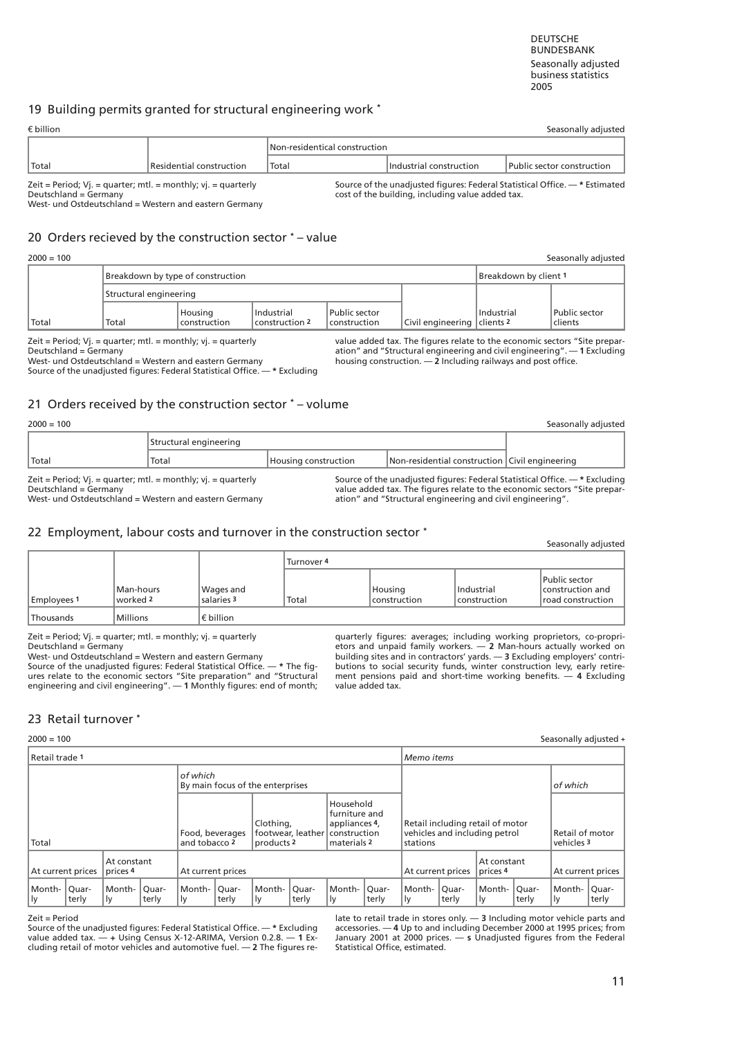## 19 Building permits granted for structural engineering work *

| € billion | | | | Seasonally adjusted |
|---|---|---|---|---|
| | | Non-residencial construction | | |
| Total | Residential construction | Total | Industrial construction | Public sector construction |

Zeit = Period; Vj. = quarter; mtl. = monthly; vj. = quarterly
Deutschland = Germany
West- und Ostdeutschland = Western and eastern Germany

Source of the unadjusted figures: Federal Statistical Office. — * Estimated cost of the building, including value added tax.

## 20 Orders recieved by the construction sector * – value

2000 = 100 — Seasonally adjusted

| | Breakdown by type of construction | | | | | Breakdown by client 1 | |
|---|---|---|---|---|---|---|---|
| | Structural engineering | | | | | | |
| Total | Total | Housing construction | Industrial construction 2 | Public sector construction | Civil engineering | Industrial clients 2 | Public sector clients |

Zeit = Period; Vj. = quarter; mtl. = monthly; vj. = quarterly
Deutschland = Germany
West- und Ostdeutschland = Western and eastern Germany
Source of the unadjusted figures: Federal Statistical Office. — * Excluding value added tax. The figures relate to the economic sectors "Site preparation" and "Structural engineering and civil engineering". — 1 Excluding housing construction. — 2 Including railways and post office.

## 21 Orders received by the construction sector * – volume

2000 = 100 — Seasonally adjusted

| | Structural engineering | | | |
|---|---|---|---|---|
| Total | Total | Housing construction | Non-residential construction | Civil engineering |

Zeit = Period; Vj. = quarter; mtl. = monthly; vj. = quarterly
Deutschland = Germany
West- und Ostdeutschland = Western and eastern Germany

Source of the unadjusted figures: Federal Statistical Office. — * Excluding value added tax. The figures relate to the economic sectors "Site preparation" and "Structural engineering and civil engineering".

## 22 Employment, labour costs and turnover in the construction sector *

Seasonally adjusted

| | | | Turnover 4 | | | |
|---|---|---|---|---|---|---|
| Employees 1 | Man-hours worked 2 | Wages and salaries 3 | Total | Housing construction | Industrial construction | Public sector construction and road construction |
| Thousands | Millions | € billion | | | | |

Zeit = Period; Vj. = quarter; mtl. = monthly; vj. = quarterly
Deutschland = Germany
West- und Ostdeutschland = Western and eastern Germany
Source of the unadjusted figures: Federal Statistical Office. — * The figures relate to the economic sectors "Site preparation" and "Structural engineering and civil engineering". — 1 Monthly figures: end of month; quarterly figures: averages; including working proprietors, co-proprietors and unpaid family workers. — 2 Man-hours actually worked on building sites and in contractors' yards. — 3 Excluding employers' contributions to social security funds, winter construction levy, early retirement pensions paid and short-time working benefits. — 4 Excluding value added tax.

## 23 Retail turnover *

2000 = 100 — Seasonally adjusted +

| Retail trade 1 | | | | | | | | | | Memo items | | | | | |
|---|---|---|---|---|---|---|---|---|---|---|---|---|---|---|---|
| | | | | *of which* By main focus of the enterprises | | | | | | | | | | *of which* | |
| Total | | | | Food, beverages and tobacco 2 | | Clothing, footwear, leather products 2 | | Household furniture and appliances 4, construction materials 2 | | Retail including retail of motor vehicles and including petrol stations | | | | Retail of motor vehicles 3 | |
| At current prices | | At constant prices 4 | | At current prices | | | | | | At current prices | | At constant prices 4 | | At current prices | |
| Monthly | Quarterly | Monthly | Quarterly | Monthly | Quarterly | Monthly | Quarterly | Monthly | Quarterly | Monthly | Quarterly | Monthly | Quarterly | Monthly | Quarterly |

Zeit = Period
Source of the unadjusted figures: Federal Statistical Office. — * Excluding value added tax. — + Using Census X-12-ARIMA, Version 0.2.8. — 1 Excluding retail of motor vehicles and automotive fuel. — 2 The figures relate to retail trade in stores only. — 3 Including motor vehicle parts and accessories. — 4 Up to and including December 2000 at 1995 prices; from January 2001 at 2000 prices. — s Unadjusted figures from the Federal Statistical Office, estimated.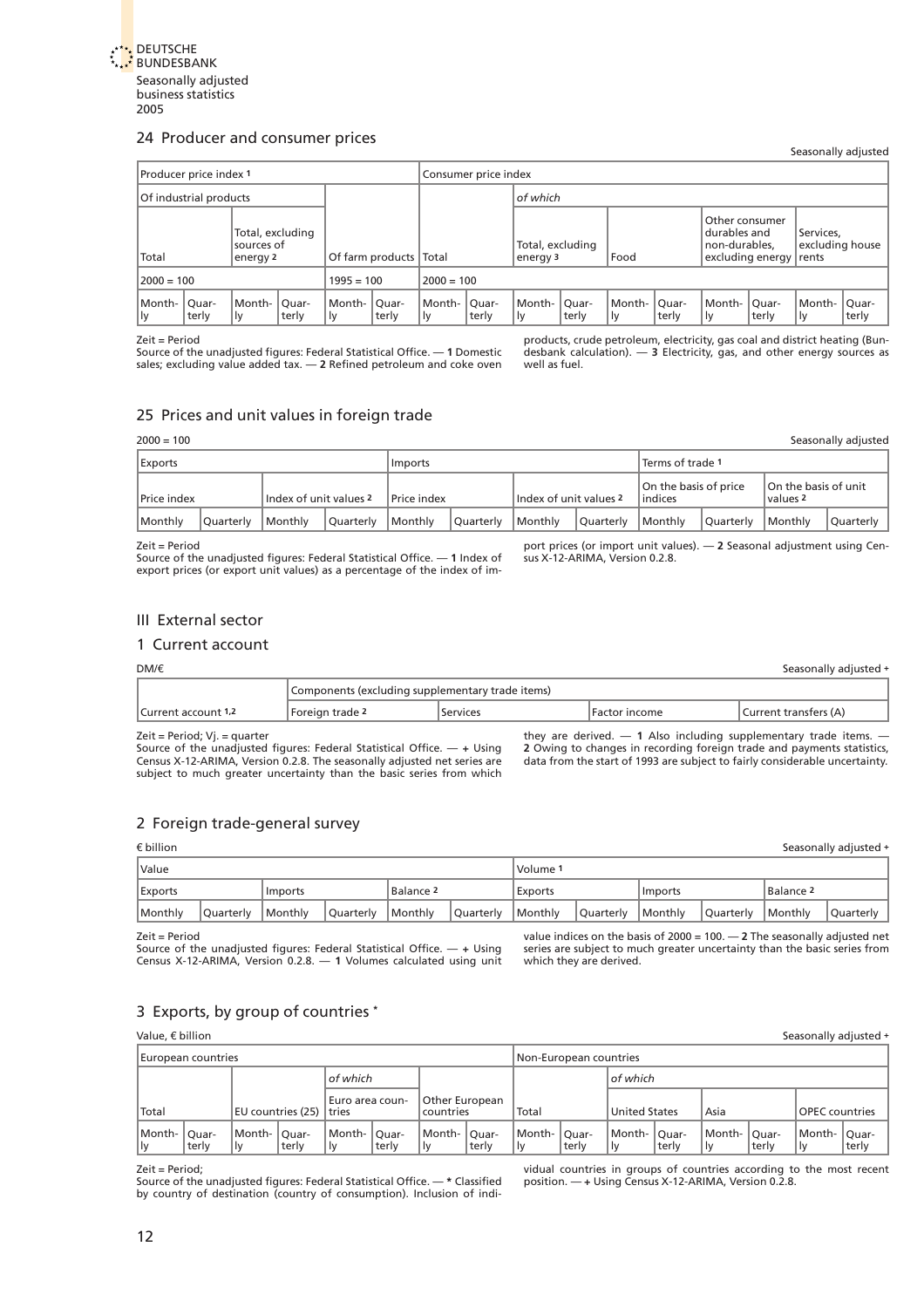DEUTSCHE BUNDESBANK
Seasonally adjusted business statistics
2005

## 24 Producer and consumer prices

Seasonally adjusted

| Producer price index 1 | | | | | | Consumer price index | | | | | | | | | |
|---|---|---|---|---|---|---|---|---|---|---|---|---|---|---|---|
| Of industrial products | | | | | | | | *of which* | | | | | | | |
| Total | | Total, excluding sources of energy 2 | | Of farm products | | Total | | Total, excluding energy 3 | | Food | | Other consumer durables and non-durables, excluding energy | | Services, excluding house rents | |
| 2000 = 100 | | | | 1995 = 100 | | 2000 = 100 | | | | | | | | | |
| Monthly | Quarterly | Monthly | Quarterly | Monthly | Quarterly | Monthly | Quarterly | Monthly | Quarterly | Monthly | Quarterly | Monthly | Quarterly | Monthly | Quarterly |

Zeit = Period
Source of the unadjusted figures: Federal Statistical Office. — 1 Domestic sales; excluding value added tax. — 2 Refined petroleum and coke oven products, crude petroleum, electricity, gas coal and district heating (Bundesbank calculation). — 3 Electricity, gas, and other energy sources as well as fuel.

## 25 Prices and unit values in foreign trade

2000 = 100 | Seasonally adjusted

| Exports | | | | Imports | | | | Terms of trade 1 | | | |
|---|---|---|---|---|---|---|---|---|---|---|---|
| Price index | | Index of unit values 2 | | Price index | | Index of unit values 2 | | On the basis of price indices | | On the basis of unit values 2 | |
| Monthly | Quarterly | Monthly | Quarterly | Monthly | Quarterly | Monthly | Quarterly | Monthly | Quarterly | Monthly | Quarterly |

Zeit = Period
Source of the unadjusted figures: Federal Statistical Office. — 1 Index of export prices (or export unit values) as a percentage of the index of import prices (or import unit values). — 2 Seasonal adjustment using Census X-12-ARIMA, Version 0.2.8.

## III External sector

## 1 Current account

DM/€ | Seasonally adjusted +

| Current account 1,2 | Components (excluding supplementary trade items) | | | |
|---|---|---|---|---|
| | Foreign trade 2 | Services | Factor income | Current transfers (A) |

Zeit = Period; Vj. = quarter
Source of the unadjusted figures: Federal Statistical Office. — + Using Census X-12-ARIMA, Version 0.2.8. The seasonally adjusted net series are subject to much greater uncertainty than the basic series from which they are derived. — 1 Also including supplementary trade items. — 2 Owing to changes in recording foreign trade and payments statistics, data from the start of 1993 are subject to fairly considerable uncertainty.

## 2 Foreign trade-general survey

€ billion | Seasonally adjusted +

| Value | | | | | | Volume 1 | | | | | |
|---|---|---|---|---|---|---|---|---|---|---|---|
| Exports | | Imports | | Balance 2 | | Exports | | Imports | | Balance 2 | |
| Monthly | Quarterly | Monthly | Quarterly | Monthly | Quarterly | Monthly | Quarterly | Monthly | Quarterly | Monthly | Quarterly |

Zeit = Period
Source of the unadjusted figures: Federal Statistical Office. — + Using Census X-12-ARIMA, Version 0.2.8. — 1 Volumes calculated using unit value indices on the basis of 2000 = 100. — 2 The seasonally adjusted net series are subject to much greater uncertainty than the basic series from which they are derived.

## 3 Exports, by group of countries *

Value, € billion | Seasonally adjusted +

| European countries | | | | | | | | Non-European countries | | | | | | | |
|---|---|---|---|---|---|---|---|---|---|---|---|---|---|---|---|
| | | | | *of which* | | | | | | *of which* | | | | | |
| Total | | EU countries (25) | | Euro area countries | | Other European countries | | Total | | United States | | Asia | | OPEC countries | |
| Monthly | Quarterly | Monthly | Quarterly | Monthly | Quarterly | Monthly | Quarterly | Monthly | Quarterly | Monthly | Quarterly | Monthly | Quarterly | Monthly | Quarterly |

Zeit = Period;
Source of the unadjusted figures: Federal Statistical Office. — * Classified by country of destination (country of consumption). Inclusion of individual countries in groups of countries according to the most recent position. — + Using Census X-12-ARIMA, Version 0.2.8.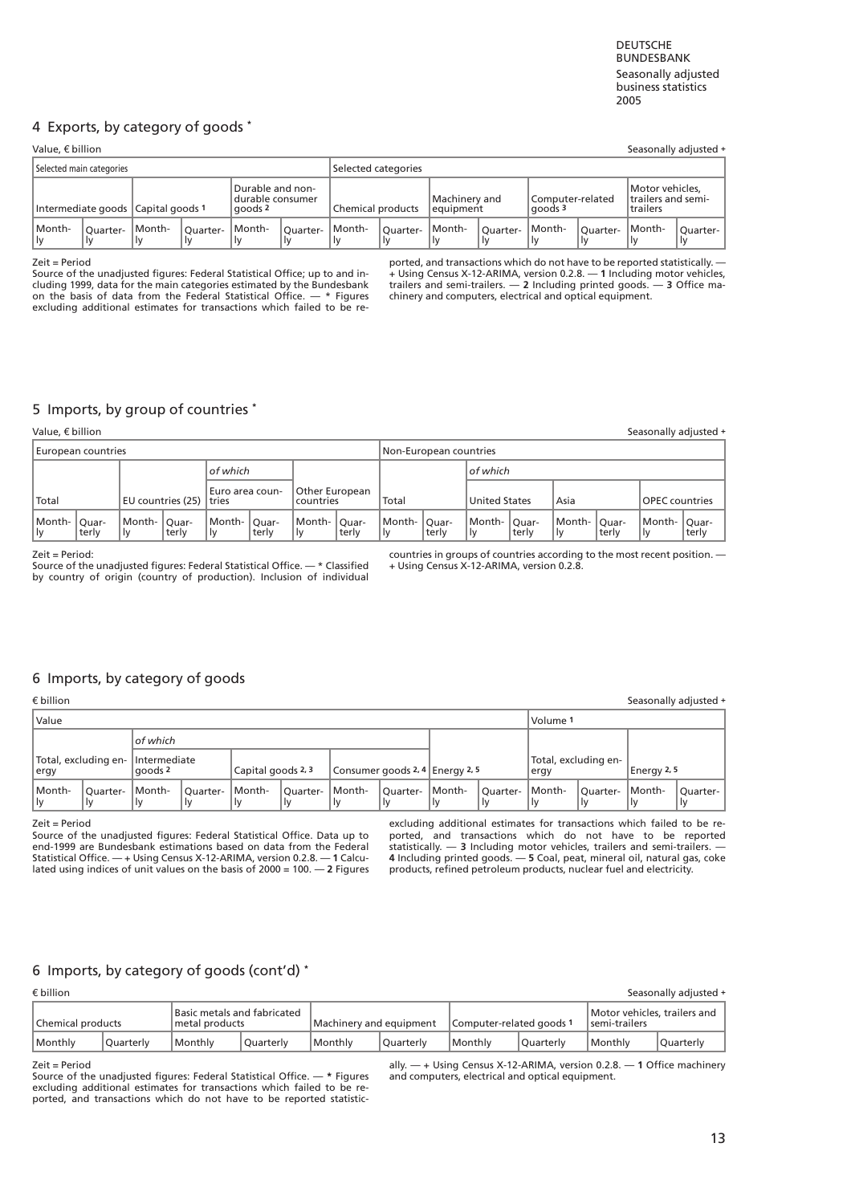## 4 Exports, by category of goods *

Value, € billion | Seasonally adjusted +

| Selected main categories | | | | | | Selected categories | | | | | | | |
|---|---|---|---|---|---|---|---|---|---|---|---|---|---|
| Intermediate goods | | Capital goods 1 | | Durable and non-durable consumer goods 2 | | Chemical products | | Machinery and equipment | | Computer-related goods 3 | | Motor vehicles, trailers and semi-trailers | |
| Monthly | Quarterly | Monthly | Quarterly | Monthly | Quarterly | Monthly | Quarterly | Monthly | Quarterly | Monthly | Quarterly | Monthly | Quarterly |

Zeit = Period

Source of the unadjusted figures: Federal Statistical Office; up to and including 1999, data for the main categories estimated by the Bundesbank on the basis of data from the Federal Statistical Office. — * Figures excluding additional estimates for transactions which failed to be reported, and transactions which do not have to be reported statistically. — + Using Census X-12-ARIMA, version 0.2.8. — 1 Including motor vehicles, trailers and semi-trailers. — 2 Including printed goods. — 3 Office machinery and computers, electrical and optical equipment.

## 5 Imports, by group of countries *

Value, € billion | Seasonally adjusted +

| European countries | | | | | | | | Non-European countries | | | | | | | |
|---|---|---|---|---|---|---|---|---|---|---|---|---|---|---|---|
| | | | | of which | | | | | | of which | | | | | |
| Total | | EU countries (25) | | Euro area countries | | Other European countries | | Total | | United States | | Asia | | OPEC countries | |
| Monthly | Quarterly | Monthly | Quarterly | Monthly | Quarterly | Monthly | Quarterly | Monthly | Quarterly | Monthly | Quarterly | Monthly | Quarterly | Monthly | Quarterly |

Zeit = Period:

Source of the unadjusted figures: Federal Statistical Office. — * Classified by country of origin (country of production). Inclusion of individual countries in groups of countries according to the most recent position. — + Using Census X-12-ARIMA, version 0.2.8.

## 6 Imports, by category of goods

€ billion | Seasonally adjusted +

| Value | | | | | | | | | | Volume 1 | | | |
|---|---|---|---|---|---|---|---|---|---|---|---|---|---|
| | | of which | | | | | | | | | | | |
| Total, excluding energy | | Intermediate goods 2 | | Capital goods 2, 3 | | Consumer goods 2, 4 | | Energy 2, 5 | | Total, excluding energy | | Energy 2, 5 | |
| Monthly | Quarterly | Monthly | Quarterly | Monthly | Quarterly | Monthly | Quarterly | Monthly | Quarterly | Monthly | Quarterly | Monthly | Quarterly |

Zeit = Period

Source of the unadjusted figures: Federal Statistical Office. Data up to end-1999 are Bundesbank estimations based on data from the Federal Statistical Office. — + Using Census X-12-ARIMA, version 0.2.8. — 1 Calculated using indices of unit values on the basis of 2000 = 100. — 2 Figures excluding additional estimates for transactions which failed to be reported, and transactions which do not have to be reported statistically. — 3 Including motor vehicles, trailers and semi-trailers. — 4 Including printed goods. — 5 Coal, peat, mineral oil, natural gas, coke products, refined petroleum products, nuclear fuel and electricity.

## 6 Imports, by category of goods (cont'd) *

€ billion | Seasonally adjusted +

| Chemical products | | Basic metals and fabricated metal products | | Machinery and equipment | | Computer-related goods 1 | | Motor vehicles, trailers and semi-trailers | |
|---|---|---|---|---|---|---|---|---|---|
| Monthly | Quarterly | Monthly | Quarterly | Monthly | Quarterly | Monthly | Quarterly | Monthly | Quarterly |

Zeit = Period

Source of the unadjusted figures: Federal Statistical Office. — * Figures excluding additional estimates for transactions which failed to be reported, and transactions which do not have to be reported statistically. — + Using Census X-12-ARIMA, version 0.2.8. — 1 Office machinery and computers, electrical and optical equipment.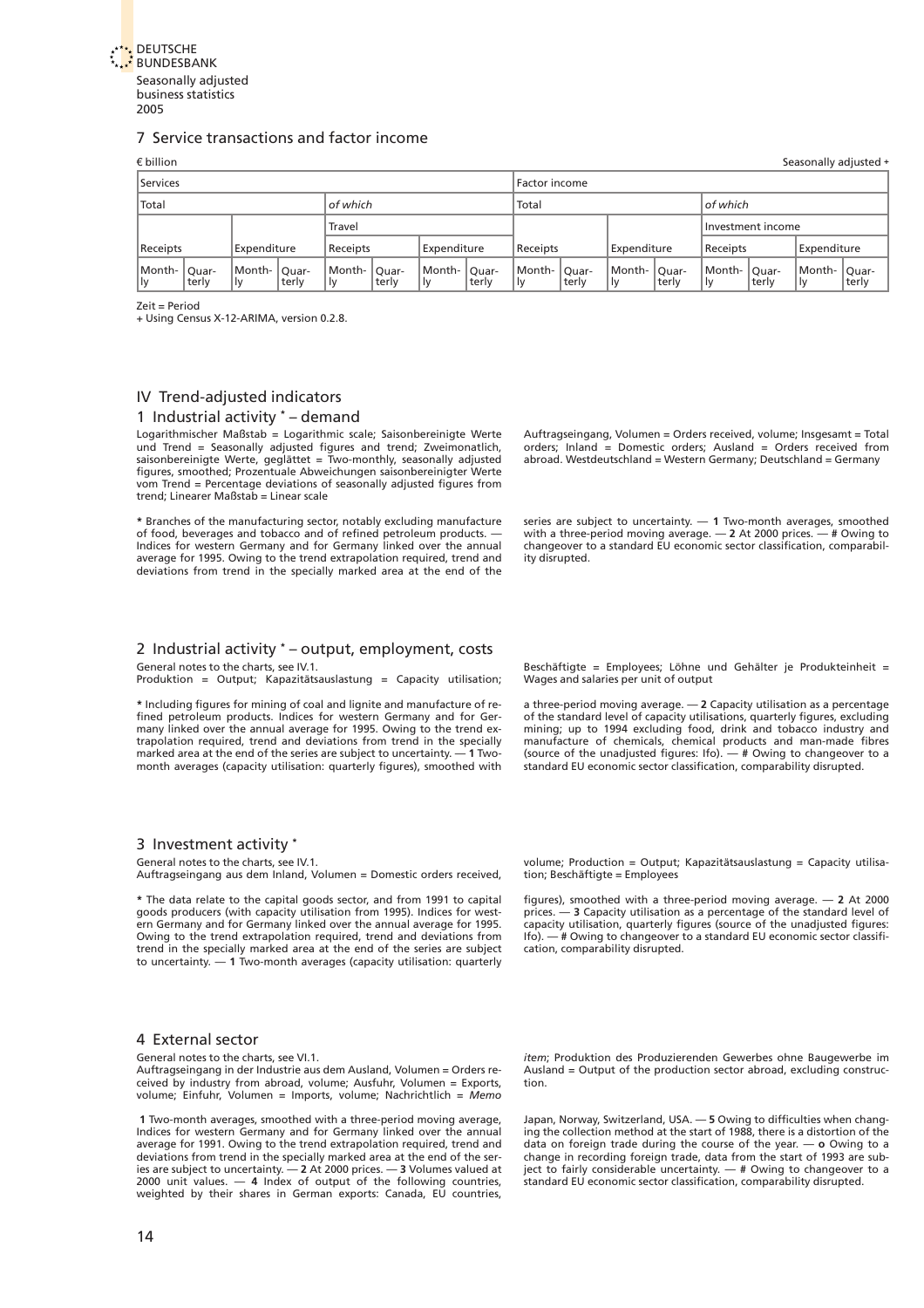## 7 Service transactions and factor income

€ billion | Seasonally adjusted +

| Services | | | | | | | | Factor income | | | | | | | |
|---|---|---|---|---|---|---|---|---|---|---|---|---|---|---|---|
| Total | | | | *of which* | | | | Total | | | | *of which* | | | |
| | | | | Travel | | | | | | | | Investment income | | | |
| Receipts | | Expenditure | | Receipts | | Expenditure | | Receipts | | Expenditure | | Receipts | | Expenditure | |
| Monthly | Quarterly | Monthly | Quarterly | Monthly | Quarterly | Monthly | Quarterly | Monthly | Quarterly | Monthly | Quarterly | Monthly | Quarterly | Monthly | Quarterly |

Zeit = Period

+ Using Census X-12-ARIMA, version 0.2.8.

# IV Trend-adjusted indicators

## 1 Industrial activity * – demand

Logarithmischer Maßstab = Logarithmic scale; Saisonbereinigte Werte und Trend = Seasonally adjusted figures and trend; Zweimonatlich, saisonbereinigte Werte, geglättet = Two-monthly, seasonally adjusted figures, smoothed; Prozentuale Abweichungen saisonbereinigter Werte vom Trend = Percentage deviations of seasonally adjusted figures from trend; Linearer Maßstab = Linear scale

Auftragseingang, Volumen = Orders received, volume; Insgesamt = Total orders; Inland = Domestic orders; Ausland = Orders received from abroad. Westdeutschland = Western Germany; Deutschland = Germany

* Branches of the manufacturing sector, notably excluding manufacture of food, beverages and tobacco and of refined petroleum products. — Indices for western Germany and for Germany linked over the annual average for 1995. Owing to the trend extrapolation required, trend and deviations from trend in the specially marked area at the end of the series are subject to uncertainty. — **1** Two-month averages, smoothed with a three-period moving average. — **2** At 2000 prices. — # Owing to changeover to a standard EU economic sector classification, comparability disrupted.

## 2 Industrial activity * – output, employment, costs

General notes to the charts, see IV.1.

Produktion = Output; Kapazitätsauslastung = Capacity utilisation; Beschäftigte = Employees; Löhne und Gehälter je Produkteinheit = Wages and salaries per unit of output

* Including figures for mining of coal and lignite and manufacture of refined petroleum products. Indices for western Germany and for Germany linked over the annual average for 1995. Owing to the trend extrapolation required, trend and deviations from trend in the specially marked area at the end of the series are subject to uncertainty. — **1** Two-month averages (capacity utilisation: quarterly figures), smoothed with a three-period moving average. — **2** Capacity utilisation as a percentage of the standard level of capacity utilisations, quarterly figures, excluding mining; up to 1994 excluding food, drink and tobacco industry and manufacture of chemicals, chemical products and man-made fibres (source of the unadjusted figures: Ifo). — # Owing to changeover to a standard EU economic sector classification, comparability disrupted.

## 3 Investment activity *

General notes to the charts, see IV.1.

Auftragseingang aus dem Inland, Volumen = Domestic orders received, volume; Production = Output; Kapazitätsauslastung = Capacity utilisation; Beschäftigte = Employees

* The data relate to the capital goods sector, and from 1991 to capital goods producers (with capacity utilisation from 1995). Indices for western Germany and for Germany linked over the annual average for 1995. Owing to the trend extrapolation required, trend and deviations from trend in the specially marked area at the end of the series are subject to uncertainty. — **1** Two-month averages (capacity utilisation: quarterly figures), smoothed with a three-period moving average. — **2** At 2000 prices. — **3** Capacity utilisation as a percentage of the standard level of capacity utilisation, quarterly figures (source of the unadjusted figures: Ifo). — # Owing to changeover to a standard EU economic sector classification, comparability disrupted.

## 4 External sector

General notes to the charts, see VI.1.

Auftragseingang in der Industrie aus dem Ausland, Volumen = Orders received by industry from abroad, volume; Ausfuhr, Volumen = Exports, volume; Einfuhr, Volumen = Imports, volume; Nachrichtlich = *Memo item*; Produktion des Produzierenden Gewerbes ohne Baugewerbe im Ausland = Output of the production sector abroad, excluding construction.

**1** Two-month averages, smoothed with a three-period moving average, Indices for western Germany and for Germany linked over the annual average for 1991. Owing to the trend extrapolation required, trend and deviations from trend in the specially marked area at the end of the series are subject to uncertainty. — **2** At 2000 prices. — **3** Volumes valued at 2000 unit values. — **4** Index of output of the following countries, weighted by their shares in German exports: Canada, EU countries, Japan, Norway, Switzerland, USA. — **5** Owing to difficulties when changing the collection method at the start of 1988, there is a distortion of the data on foreign trade during the course of the year. — **o** Owing to a change in recording foreign trade, data from the start of 1993 are subject to fairly considerable uncertainty. — # Owing to changeover to a standard EU economic sector classification, comparability disrupted.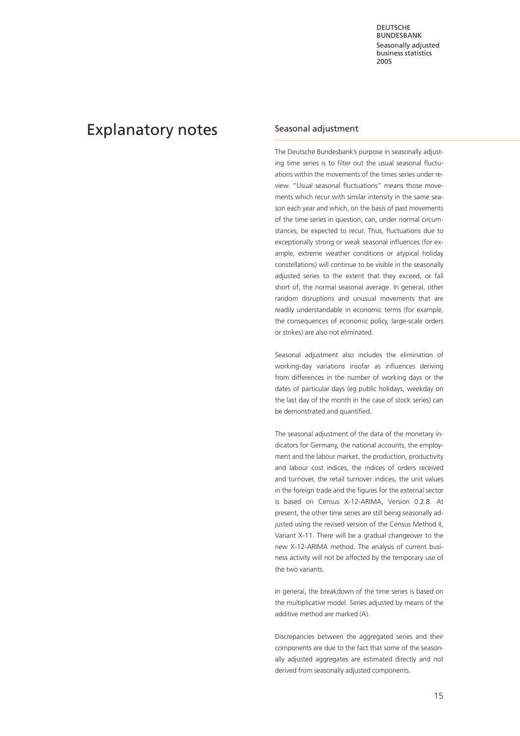# Explanatory notes

## Seasonal adjustment

The Deutsche Bundesbank's purpose in seasonally adjusting time series is to filter out the usual seasonal fluctuations within the movements of the times series under review. "Usual seasonal fluctuations" means those movements which recur with similar intensity in the same season each year and which, on the basis of past movements of the time series in question, can, under normal circumstances, be expected to recur. Thus, fluctuations due to exceptionally strong or weak seasonal influences (for example, extreme weather conditions or atypical holiday constellations) will continue to be visible in the seasonally adjusted series to the extent that they exceed, or fall short of, the normal seasonal average. In general, other random disruptions and unusual movements that are readily understandable in economic terms (for example, the consequences of economic policy, large-scale orders or strikes) are also not eliminated.

Seasonal adjustment also includes the elimination of working-day variations insofar as influences deriving from differences in the number of working days or the dates of particular days (eg public holidays, weekday on the last day of the month in the case of stock series) can be demonstrated and quantified.

The seasonal adjustment of the data of the monetary indicators for Germany, the national accounts, the employment and the labour market, the production, productivity and labour cost indices, the indices of orders received and turnover, the retail turnover indices, the unit values in the foreign trade and the figures for the external sector is based on Census X-12-ARIMA, Version 0.2.8. At present, the other time series are still being seasonally adjusted using the revised version of the Census Method II, Variant X-11. There will be a gradual changeover to the new X-12-ARIMA method. The analysis of current business activity will not be affected by the temporary use of the two variants.

In general, the breakdown of the time series is based on the multiplicative model. Series adjusted by means of the additive method are marked (A).

Discrepancies between the aggregated series and their components are due to the fact that some of the seasonally adjusted aggregates are estimated directly and not derived from seasonally adjusted components.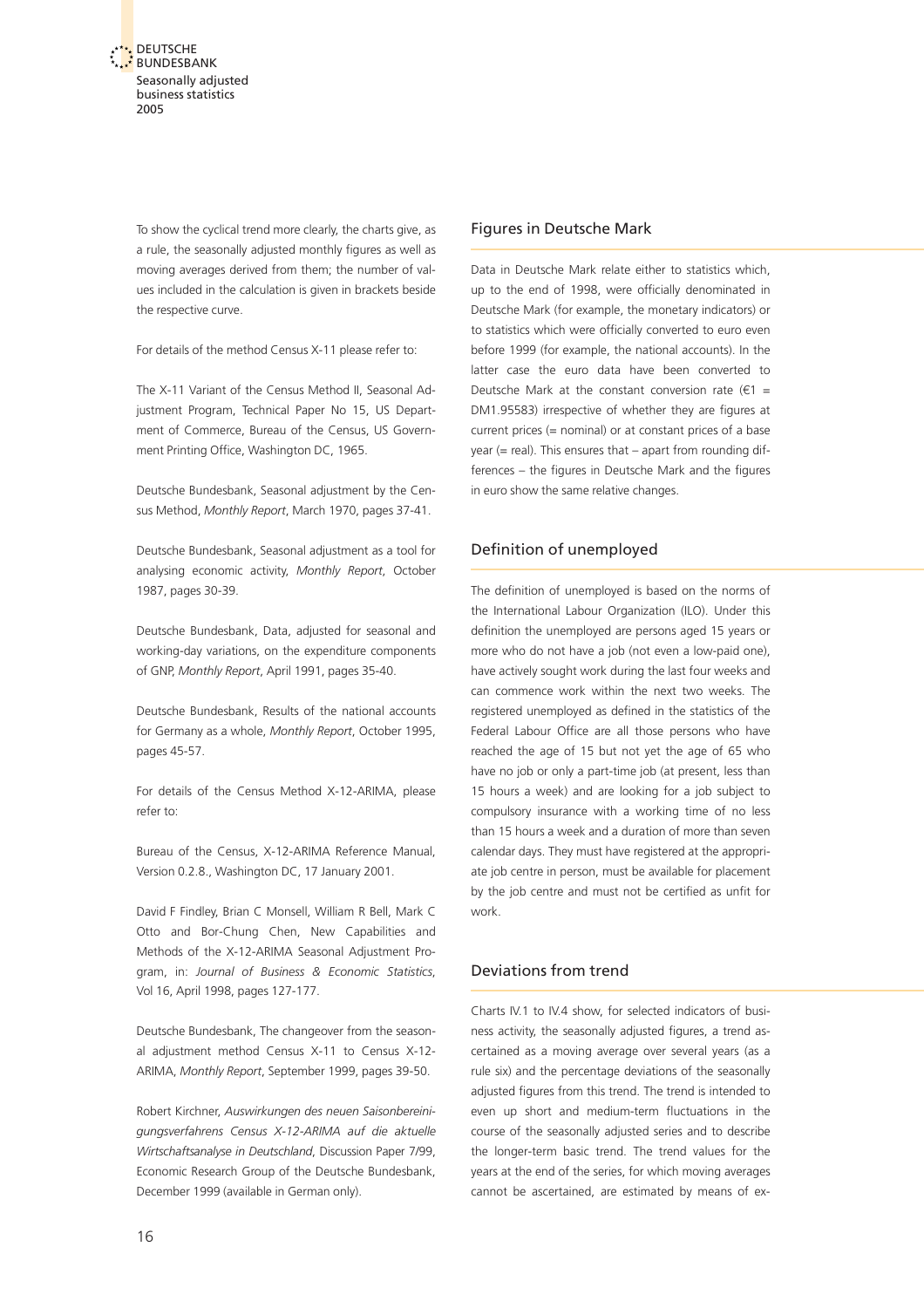To show the cyclical trend more clearly, the charts give, as a rule, the seasonally adjusted monthly figures as well as moving averages derived from them; the number of values included in the calculation is given in brackets beside the respective curve.

For details of the method Census X-11 please refer to:

The X-11 Variant of the Census Method II, Seasonal Adjustment Program, Technical Paper No 15, US Department of Commerce, Bureau of the Census, US Government Printing Office, Washington DC, 1965.

Deutsche Bundesbank, Seasonal adjustment by the Census Method, *Monthly Report*, March 1970, pages 37-41.

Deutsche Bundesbank, Seasonal adjustment as a tool for analysing economic activity, *Monthly Report*, October 1987, pages 30-39.

Deutsche Bundesbank, Data, adjusted for seasonal and working-day variations, on the expenditure components of GNP, *Monthly Report*, April 1991, pages 35-40.

Deutsche Bundesbank, Results of the national accounts for Germany as a whole, *Monthly Report*, October 1995, pages 45-57.

For details of the Census Method X-12-ARIMA, please refer to:

Bureau of the Census, X-12-ARIMA Reference Manual, Version 0.2.8., Washington DC, 17 January 2001.

David F Findley, Brian C Monsell, William R Bell, Mark C Otto and Bor-Chung Chen, New Capabilities and Methods of the X-12-ARIMA Seasonal Adjustment Program, in: *Journal of Business & Economic Statistics*, Vol 16, April 1998, pages 127-177.

Deutsche Bundesbank, The changeover from the seasonal adjustment method Census X-11 to Census X-12-ARIMA, *Monthly Report*, September 1999, pages 39-50.

Robert Kirchner, *Auswirkungen des neuen Saisonbereinigungsverfahrens Census X-12-ARIMA auf die aktuelle Wirtschaftsanalyse in Deutschland*, Discussion Paper 7/99, Economic Research Group of the Deutsche Bundesbank, December 1999 (available in German only).

## Figures in Deutsche Mark

Data in Deutsche Mark relate either to statistics which, up to the end of 1998, were officially denominated in Deutsche Mark (for example, the monetary indicators) or to statistics which were officially converted to euro even before 1999 (for example, the national accounts). In the latter case the euro data have been converted to Deutsche Mark at the constant conversion rate (€1 = DM1.95583) irrespective of whether they are figures at current prices (= nominal) or at constant prices of a base year (= real). This ensures that – apart from rounding differences – the figures in Deutsche Mark and the figures in euro show the same relative changes.

## Definition of unemployed

The definition of unemployed is based on the norms of the International Labour Organization (ILO). Under this definition the unemployed are persons aged 15 years or more who do not have a job (not even a low-paid one), have actively sought work during the last four weeks and can commence work within the next two weeks. The registered unemployed as defined in the statistics of the Federal Labour Office are all those persons who have reached the age of 15 but not yet the age of 65 who have no job or only a part-time job (at present, less than 15 hours a week) and are looking for a job subject to compulsory insurance with a working time of no less than 15 hours a week and a duration of more than seven calendar days. They must have registered at the appropriate job centre in person, must be available for placement by the job centre and must not be certified as unfit for work.

## Deviations from trend

Charts IV.1 to IV.4 show, for selected indicators of business activity, the seasonally adjusted figures, a trend ascertained as a moving average over several years (as a rule six) and the percentage deviations of the seasonally adjusted figures from this trend. The trend is intended to even up short and medium-term fluctuations in the course of the seasonally adjusted series and to describe the longer-term basic trend. The trend values for the years at the end of the series, for which moving averages cannot be ascertained, are estimated by means of ex-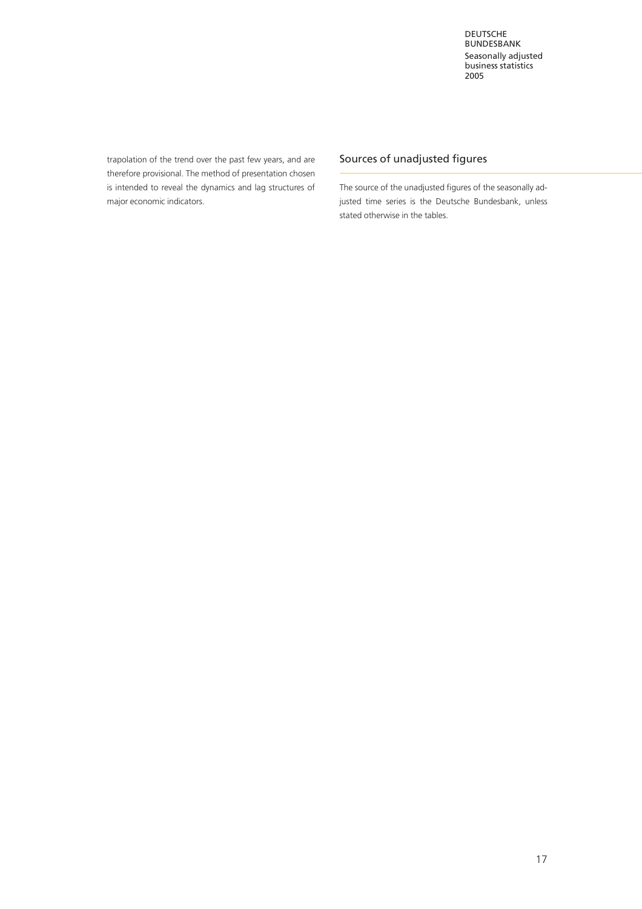trapolation of the trend over the past few years, and are therefore provisional. The method of presentation chosen is intended to reveal the dynamics and lag structures of major economic indicators.

## Sources of unadjusted figures

The source of the unadjusted figures of the seasonally adjusted time series is the Deutsche Bundesbank, unless stated otherwise in the tables.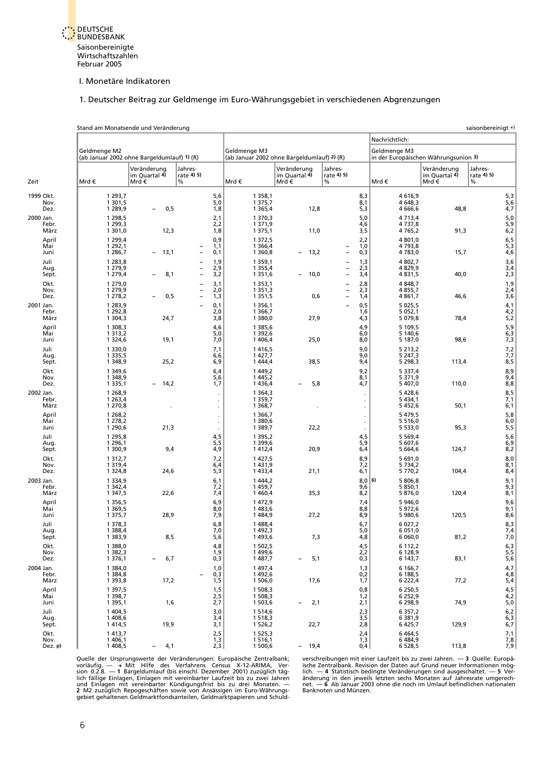I. Monetäre Indikatoren

## 1. Deutscher Beitrag zur Geldmenge im Euro-Währungsgebiet in verschiedenen Abgrenzungen

Stand am Monatsende und Veränderung — saisonbereinigt +)

| Zeit | | Geldmenge M2 (ab Januar 2002 ohne Bargeldumlauf) 1) (R) | | | Geldmenge M3 (ab Januar 2002 ohne Bargeldumlauf) 2) (R) | | | Nachrichtlich: Geldmenge M3 in der Europäischen Währungsunion 3) | | |
|---|---|---|---|---|---|---|---|---|---|---|
| | | Mrd € | Veränderung im Quartal 4) Mrd € | Jahres-rate 4) 5) % | Mrd € | Veränderung im Quartal 4) Mrd € | Jahres-rate 4) 5) % | Mrd € | Veränderung im Quartal 4) Mrd € | Jahres-rate 4) 5) % |
| 1999 | Okt. | 1 293,7 | | 5,6 | 1 358,1 | | 8,3 | 4 616,9 | | 5,3 |
| | Nov. | 1 301,5 | | 5,0 | 1 375,7 | | 8,1 | 4 648,3 | | 5,6 |
| | Dez. | 1 289,9 | – 0,5 | 1,8 | 1 365,4 | 12,8 | 5,3 | 4 666,6 | 48,8 | 4,7 |
| 2000 | Jan. | 1 298,5 | | 2,1 | 1 370,3 | | 5,0 | 4 713,4 | | 5,0 |
| | Febr. | 1 299,3 | | 2,2 | 1 371,9 | | 4,6 | 4 737,8 | | 5,9 |
| | März | 1 301,0 | 12,3 | 1,8 | 1 375,1 | 11,0 | 3,5 | 4 765,2 | 91,3 | 6,2 |
| | April | 1 299,4 | | 0,9 | 1 372,5 | | 2,2 | 4 801,0 | | 6,5 |
| | Mai | 1 292,1 | | – 1,1 | 1 366,4 | | – 1,0 | 4 793,8 | | 5,3 |
| | Juni | 1 286,7 | – 13,1 | – 0,1 | 1 360,8 | – 13,2 | – 0,3 | 4 783,0 | 15,7 | 4,6 |
| | Juli | 1 283,8 | | – 1,9 | 1 359,1 | | – 1,3 | 4 802,7 | | 3,6 |
| | Aug. | 1 279,9 | | – 2,9 | 1 355,4 | | – 2,3 | 4 829,9 | | 3,4 |
| | Sept. | 1 279,4 | – 8,1 | – 3,2 | 1 351,6 | – 10,0 | – 3,4 | 4 831,5 | 40,0 | 2,3 |
| | Okt. | 1 279,0 | | – 3,1 | 1 353,1 | | – 2,8 | 4 848,7 | | 1,9 |
| | Nov. | 1 279,9 | | – 2,0 | 1 351,3 | | – 2,3 | 4 855,7 | | 2,4 |
| | Dez. | 1 278,2 | – 0,5 | – 1,3 | 1 351,5 | 0,6 | – 1,4 | 4 861,7 | 46,6 | 3,6 |
| 2001 | Jan. | 1 283,9 | | – 0,1 | 1 356,1 | | – 0,5 | 5 025,5 | | 4,1 |
| | Febr. | 1 292,8 | | 2,0 | 1 366,7 | | 1,6 | 5 052,1 | | 4,2 |
| | März | 1 304,3 | 24,7 | 3,8 | 1 380,0 | 27,9 | 4,3 | 5 079,8 | 78,4 | 5,2 |
| | April | 1 308,3 | | 4,6 | 1 385,6 | | 4,9 | 5 109,5 | | 5,9 |
| | Mai | 1 313,2 | | 5,0 | 1 392,6 | | 6,0 | 5 140,6 | | 6,3 |
| | Juni | 1 324,6 | 19,1 | 7,0 | 1 406,4 | 25,0 | 8,0 | 5 187,0 | 98,6 | 7,3 |
| | Juli | 1 330,0 | | 7,1 | 1 416,5 | | 9,0 | 5 213,2 | | 7,2 |
| | Aug. | 1 335,5 | | 6,6 | 1 427,7 | | 9,0 | 5 247,3 | | 7,7 |
| | Sept. | 1 348,9 | 25,2 | 6,9 | 1 444,4 | 38,5 | 9,4 | 5 298,3 | 113,4 | 8,5 |
| | Okt. | 1 349,6 | | 6,4 | 1 449,2 | | 9,2 | 5 337,4 | | 8,9 |
| | Nov. | 1 348,9 | | 5,6 | 1 445,2 | | 8,1 | 5 371,9 | | 9,4 |
| | Dez. | 1 335,1 | – 14,2 | 1,7 | 1 436,4 | – 5,8 | 4,7 | 5 407,0 | 110,0 | 8,8 |
| 2002 | Jan. | 1 268,9 | | . | 1 364,3 | | . | 5 428,6 | | 8,5 |
| | Febr. | 1 263,4 | | . | 1 359,7 | | . | 5 434,1 | | 7,1 |
| | März | 1 270,8 | . | . | 1 368,7 | . | . | 5 452,6 | 50,1 | 6,1 |
| | April | 1 268,2 | | . | 1 366,7 | | . | 5 479,5 | | 5,8 |
| | Mai | 1 278,2 | | . | 1 380,6 | | . | 5 516,0 | | 6,0 |
| | Juni | 1 290,6 | 21,3 | . | 1 389,7 | 22,2 | . | 5 533,0 | 95,3 | 5,5 |
| | Juli | 1 295,8 | | 4,5 | 1 395,2 | | 4,5 | 5 569,4 | | 5,6 |
| | Aug. | 1 296,1 | | 5,5 | 1 399,6 | | 5,9 | 5 607,6 | | 6,9 |
| | Sept. | 1 300,9 | 9,4 | 4,9 | 1 412,4 | 20,9 | 6,4 | 5 664,6 | 124,7 | 8,2 |
| | Okt. | 1 312,7 | | 7,2 | 1 427,5 | | 8,9 | 5 691,0 | | 8,0 |
| | Nov. | 1 319,4 | | 6,4 | 1 431,9 | | 7,2 | 5 734,2 | | 8,1 |
| | Dez. | 1 324,8 | 24,6 | 5,3 | 1 433,4 | 21,1 | 6,1 | 5 770,2 | 104,4 | 8,4 |
| 2003 | Jan. | 1 334,9 | | 6,1 | 1 444,2 | | 8,0 | 6) 5 806,8 | | 9,1 |
| | Febr. | 1 342,4 | | 7,2 | 1 459,7 | | 9,6 | 5 850,1 | | 9,3 |
| | März | 1 347,5 | 22,6 | 7,4 | 1 460,4 | 35,3 | 8,2 | 5 876,0 | 120,4 | 8,1 |
| | April | 1 356,5 | | 6,9 | 1 472,9 | | 7,4 | 5 946,0 | | 9,6 |
| | Mai | 1 369,5 | | 8,0 | 1 483,6 | | 8,8 | 5 972,6 | | 9,1 |
| | Juni | 1 375,7 | 28,9 | 7,9 | 1 484,9 | 27,2 | 8,9 | 5 980,6 | 120,5 | 8,6 |
| | Juli | 1 378,3 | | 6,8 | 1 488,4 | | 6,7 | 6 027,2 | | 8,3 |
| | Aug. | 1 388,4 | | 7,0 | 1 492,3 | | 5,0 | 6 051,0 | | 7,4 |
| | Sept. | 1 383,9 | 8,5 | 5,6 | 1 493,6 | 7,3 | 4,8 | 6 060,0 | 81,2 | 7,0 |
| | Okt. | 1 388,0 | | 4,8 | 1 502,5 | | 4,5 | 6 112,2 | | 6,3 |
| | Nov. | 1 382,3 | | 1,9 | 1 499,6 | | 2,2 | 6 128,9 | | 5,5 |
| | Dez. | 1 376,1 | – 6,7 | 0,3 | 1 487,7 | – 5,1 | 0,3 | 6 143,7 | 83,1 | 5,6 |
| 2004 | Jan. | 1 384,0 | | 1,0 | 1 497,4 | | 1,3 | 6 166,7 | | 4,7 |
| | Febr. | 1 384,8 | | – 0,3 | 1 492,6 | | 0,2 | 6 188,5 | | 4,8 |
| | März | 1 393,8 | 17,2 | 1,5 | 1 506,0 | 17,6 | 1,7 | 6 222,4 | 77,2 | 5,4 |
| | April | 1 397,5 | | 1,5 | 1 508,3 | | 0,8 | 6 250,5 | | 4,5 |
| | Mai | 1 398,7 | | 2,5 | 1 508,3 | | 1,2 | 6 252,9 | | 4,2 |
| | Juni | 1 395,1 | 1,6 | 2,7 | 1 503,6 | – 2,1 | 2,1 | 6 298,9 | 74,9 | 5,0 |
| | Juli | 1 404,5 | | 3,0 | 1 514,6 | | 2,3 | 6 357,2 | | 6,2 |
| | Aug. | 1 408,6 | | 3,4 | 1 518,3 | | 3,5 | 6 381,9 | | 6,3 |
| | Sept. | 1 414,5 | 19,9 | 3,1 | 1 526,2 | 22,7 | 2,8 | 6 425,7 | 129,9 | 6,7 |
| | Okt. | 1 413,7 | | 2,5 | 1 525,3 | | 2,4 | 6 464,5 | | 7,1 |
| | Nov. | 1 406,1 | | 1,3 | 1 516,1 | | 1,3 | 6 484,9 | | 7,8 |
| | Dez. p) | 1 408,5 | – 4,1 | 2,3 | 1 500,6 | – 19,4 | 0,4 | 6 528,5 | 113,8 | 7,9 |

Quelle der Ursprungswerte der Veränderungen: Europäische Zentralbank; vorläufig. — + Mit Hilfe des Verfahrens Census X-12-ARIMA, Version 0.2.8. — 1 Bargeldumlauf (bis einschl. Dezember 2001) zuzüglich täglich fällige Einlagen, Einlagen mit vereinbarter Laufzeit bis zu zwei Jahren und Einlagen mit vereinbarter Kündigungsfrist bis zu drei Monaten. — 2 M2 zuzüglich Repogeschäften sowie von Ansässigen im Euro-Währungsgebiet gehaltenen Geldmarktfondsanteilen, Geldmarktpapieren und Schuldverschreibungen mit einer Laufzeit bis zu zwei Jahren. — 3 Quelle: Europäische Zentralbank. Revision der Daten auf Grund neuer Informationen möglich. — 4 Statistisch bedingte Veränderungen sind ausgeschaltet. — 5 Veränderung in den jeweils letzten sechs Monaten auf Jahresrate umgerechnet. — 6 Ab Januar 2003 ohne die noch im Umlauf befindlichen nationalen Banknoten und Münzen.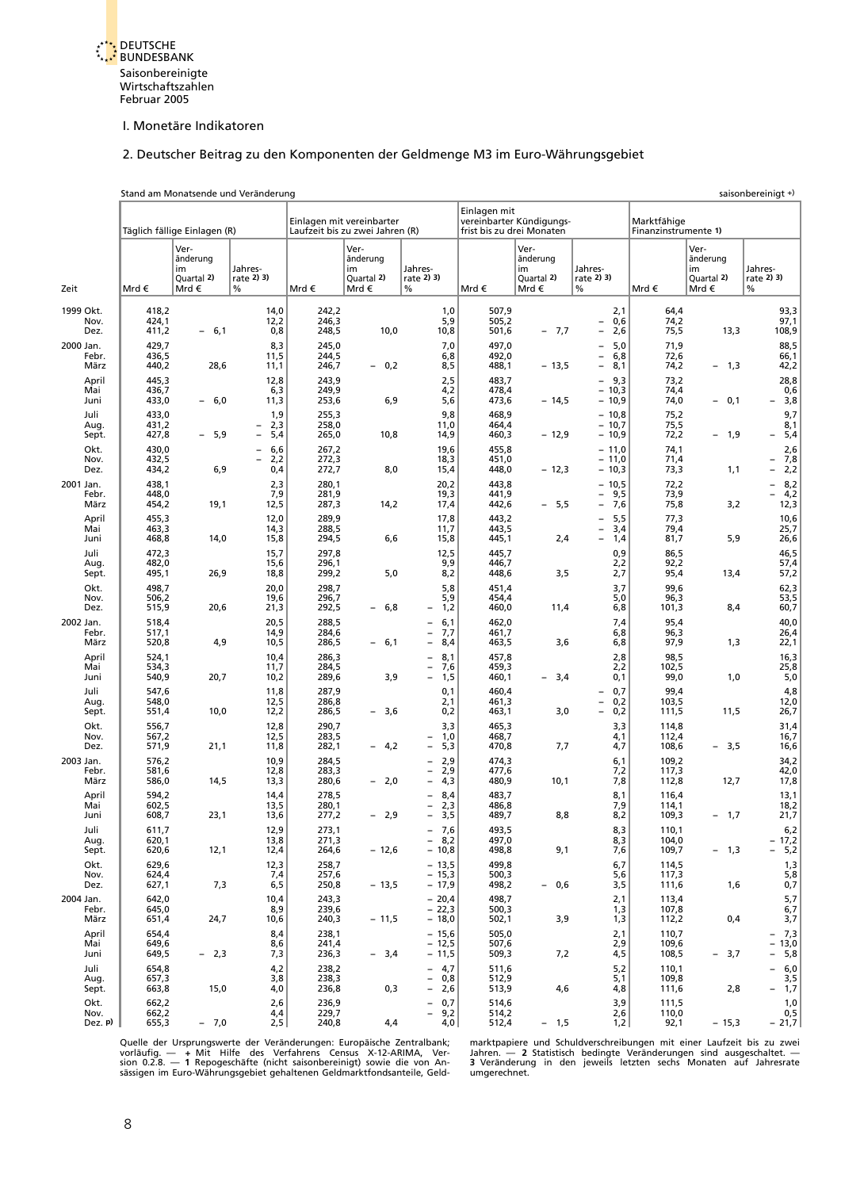I. Monetäre Indikatoren

## 2. Deutscher Beitrag zu den Komponenten der Geldmenge M3 im Euro-Währungsgebiet

Stand am Monatsende und Veränderung — saisonbereinigt +)

| Zeit | Täglich fällige Einlagen (R) | | | Einlagen mit vereinbarter Laufzeit bis zu zwei Jahren (R) | | | Einlagen mit vereinbarter Kündigungsfrist bis zu drei Monaten | | | Marktfähige Finanzinstrumente 1) | | |
|---|---|---|---|---|---|---|---|---|---|---|---|---|
| | Mrd € | Veränderung im Quartal 2) Mrd € | Jahresrate 2) 3) % | Mrd € | Veränderung im Quartal 2) Mrd € | Jahresrate 2) 3) % | Mrd € | Veränderung im Quartal 2) Mrd € | Jahresrate 2) 3) % | Mrd € | Veränderung im Quartal 2) Mrd € | Jahresrate 2) 3) % |
| 1999 Okt. | 418,2 | | 14,0 | 242,2 | | 1,0 | 507,9 | | 2,1 | 64,4 | | 93,3 |
| Nov. | 424,1 | | 12,2 | 246,3 | | 5,9 | 505,2 | | − 0,6 | 74,2 | | 97,1 |
| Dez. | 411,2 | − 6,1 | 0,8 | 248,5 | 10,0 | 10,8 | 501,6 | − 7,7 | − 2,6 | 75,5 | 13,3 | 108,9 |
| 2000 Jan. | 429,7 | | 8,3 | 245,0 | | 7,0 | 497,0 | | − 5,0 | 71,9 | | 88,5 |
| Febr. | 436,5 | | 11,5 | 244,5 | | 6,8 | 492,0 | | − 6,8 | 72,6 | | 66,1 |
| März | 440,2 | 28,6 | 11,1 | 246,7 | − 0,2 | 8,5 | 488,1 | − 13,5 | − 8,1 | 74,2 | − 1,3 | 42,2 |
| April | 445,3 | | 12,8 | 243,9 | | 2,5 | 483,7 | | − 9,3 | 73,2 | | 28,8 |
| Mai | 436,7 | | 6,3 | 249,9 | | 4,2 | 478,4 | | − 10,3 | 74,4 | | 0,6 |
| Juni | 433,0 | − 6,0 | 11,3 | 253,6 | 6,9 | 5,6 | 473,6 | − 14,5 | − 10,9 | 74,0 | − 0,1 | − 3,8 |
| Juli | 433,0 | | 1,9 | 255,3 | | 9,8 | 468,9 | | − 10,8 | 75,2 | | 9,7 |
| Aug. | 431,2 | | − 2,3 | 258,0 | | 11,0 | 464,4 | | − 10,7 | 75,5 | | 8,1 |
| Sept. | 427,8 | − 5,9 | − 5,4 | 265,0 | 10,8 | 14,9 | 460,3 | − 12,9 | − 10,9 | 72,2 | − 1,9 | − 5,4 |
| Okt. | 430,0 | | − 6,6 | 267,2 | | 19,6 | 455,8 | | − 11,0 | 74,1 | | 2,6 |
| Nov. | 432,5 | | − 2,2 | 272,3 | | 18,3 | 451,0 | | − 11,0 | 71,4 | | − 7,8 |
| Dez. | 434,2 | 6,9 | 0,4 | 272,7 | 8,0 | 15,4 | 448,0 | − 12,3 | − 10,3 | 73,3 | 1,1 | − 2,2 |
| 2001 Jan. | 438,1 | | 2,3 | 280,1 | | 20,2 | 443,8 | | − 10,5 | 72,2 | | − 8,2 |
| Febr. | 448,0 | | 7,9 | 281,9 | | 19,3 | 441,9 | | − 9,5 | 73,9 | | − 4,2 |
| März | 454,2 | 19,1 | 12,5 | 287,3 | 14,2 | 17,4 | 442,6 | − 5,5 | − 7,6 | 75,8 | 3,2 | 12,3 |
| April | 455,3 | | 12,0 | 289,9 | | 17,8 | 443,2 | | − 5,5 | 77,3 | | 10,6 |
| Mai | 463,3 | | 14,3 | 288,5 | | 11,7 | 443,5 | | − 3,4 | 79,4 | | 25,7 |
| Juni | 468,8 | 14,0 | 15,8 | 294,5 | 6,6 | 15,8 | 445,1 | 2,4 | − 1,4 | 81,7 | 5,9 | 26,6 |
| Juli | 472,3 | | 15,7 | 297,8 | | 12,5 | 445,7 | | 0,9 | 86,5 | | 46,5 |
| Aug. | 482,0 | | 15,6 | 296,1 | | 9,9 | 446,7 | | 2,2 | 92,2 | | 57,4 |
| Sept. | 495,1 | 26,9 | 18,8 | 299,2 | 5,0 | 8,2 | 448,6 | 3,5 | 2,7 | 95,4 | 13,4 | 57,2 |
| Okt. | 498,7 | | 20,0 | 298,7 | | 5,8 | 451,4 | | 3,7 | 99,6 | | 62,3 |
| Nov. | 506,2 | | 19,6 | 296,7 | | 5,9 | 454,4 | | 5,0 | 96,3 | | 53,5 |
| Dez. | 515,9 | 20,6 | 21,3 | 292,5 | − 6,8 | − 1,2 | 460,0 | 11,4 | 6,8 | 101,3 | 8,4 | 60,7 |
| 2002 Jan. | 518,4 | | 20,5 | 288,5 | | − 6,1 | 462,0 | | 7,4 | 95,4 | | 40,0 |
| Febr. | 517,1 | | 14,9 | 284,6 | | − 7,7 | 461,7 | | 6,8 | 96,3 | | 26,4 |
| März | 520,8 | 4,9 | 10,5 | 286,5 | − 6,1 | − 8,4 | 463,5 | 3,6 | 6,8 | 97,9 | 1,3 | 22,1 |
| April | 524,1 | | 10,4 | 286,3 | | − 8,1 | 457,8 | | 2,8 | 98,5 | | 16,3 |
| Mai | 534,3 | | 11,7 | 284,5 | | − 7,6 | 459,3 | | 2,2 | 102,5 | | 25,8 |
| Juni | 540,9 | 20,7 | 10,2 | 289,6 | 3,9 | − 1,5 | 460,1 | − 3,4 | 0,1 | 99,0 | 1,0 | 5,0 |
| Juli | 547,6 | | 11,8 | 287,9 | | 0,1 | 460,4 | | − 0,7 | 99,4 | | 4,8 |
| Aug. | 548,0 | | 12,5 | 286,8 | | 2,1 | 461,3 | | − 0,2 | 103,5 | | 12,0 |
| Sept. | 551,4 | 10,0 | 12,2 | 286,5 | − 3,6 | 0,2 | 463,1 | 3,0 | − 0,2 | 111,5 | 11,5 | 26,7 |
| Okt. | 556,7 | | 12,8 | 290,7 | | 3,3 | 465,3 | | 3,3 | 114,8 | | 31,4 |
| Nov. | 567,2 | | 12,5 | 283,5 | | − 1,0 | 468,7 | | 4,1 | 112,4 | | 16,7 |
| Dez. | 571,9 | 21,1 | 11,8 | 282,1 | − 4,2 | − 5,3 | 470,8 | 7,7 | 4,7 | 108,6 | − 3,5 | 16,6 |
| 2003 Jan. | 576,2 | | 10,9 | 284,5 | | − 2,9 | 474,3 | | 6,1 | 109,2 | | 34,2 |
| Febr. | 581,6 | | 12,8 | 283,3 | | − 2,9 | 477,6 | | 7,2 | 117,3 | | 42,0 |
| März | 586,0 | 14,5 | 13,3 | 280,6 | − 2,0 | − 4,3 | 480,9 | 10,1 | 7,8 | 112,8 | 12,7 | 17,8 |
| April | 594,2 | | 14,4 | 278,5 | | − 8,4 | 483,7 | | 8,1 | 116,4 | | 13,1 |
| Mai | 602,5 | | 13,5 | 280,1 | | − 2,3 | 486,8 | | 7,9 | 114,1 | | 18,2 |
| Juni | 608,7 | 23,1 | 13,6 | 277,2 | − 2,9 | − 3,5 | 489,7 | 8,8 | 8,2 | 109,3 | − 1,7 | 21,7 |
| Juli | 611,7 | | 12,9 | 273,1 | | − 7,6 | 493,5 | | 8,3 | 110,1 | | 6,2 |
| Aug. | 620,1 | | 13,8 | 271,3 | | − 8,2 | 497,0 | | 8,3 | 104,0 | | − 17,2 |
| Sept. | 620,6 | 12,1 | 12,4 | 264,6 | − 12,6 | − 10,8 | 498,8 | 9,1 | 7,6 | 109,7 | − 1,3 | − 5,2 |
| Okt. | 629,6 | | 12,3 | 258,7 | | − 13,5 | 499,8 | | 6,7 | 114,5 | | 1,3 |
| Nov. | 624,4 | | 7,4 | 257,6 | | − 15,3 | 500,3 | | 5,6 | 117,3 | | 5,8 |
| Dez. | 627,1 | 7,3 | 6,5 | 250,8 | − 13,5 | − 17,9 | 498,2 | − 0,6 | 3,5 | 111,6 | 1,6 | 0,7 |
| 2004 Jan. | 642,0 | | 10,4 | 243,3 | | − 20,4 | 498,7 | | 2,1 | 113,4 | | 5,7 |
| Febr. | 645,0 | | 8,9 | 239,6 | | − 22,3 | 500,3 | | 1,3 | 107,8 | | 6,7 |
| März | 651,4 | 24,7 | 10,6 | 240,3 | − 11,5 | − 18,0 | 502,1 | 3,9 | 1,3 | 112,2 | 0,4 | 3,7 |
| April | 654,4 | | 8,4 | 238,1 | | − 15,6 | 505,0 | | 2,1 | 110,7 | | − 7,3 |
| Mai | 649,6 | | 8,6 | 241,4 | | − 12,5 | 507,6 | | 2,9 | 109,6 | | − 13,0 |
| Juni | 649,5 | − 2,3 | 7,3 | 236,3 | − 3,4 | − 11,5 | 509,3 | 7,2 | 4,5 | 108,5 | − 3,7 | − 5,8 |
| Juli | 654,8 | | 4,2 | 238,2 | | − 4,7 | 511,6 | | 5,2 | 110,1 | | − 6,0 |
| Aug. | 657,3 | | 3,8 | 238,3 | | − 0,8 | 512,9 | | 5,1 | 109,8 | | 3,5 |
| Sept. | 663,8 | 15,0 | 4,0 | 236,8 | 0,3 | − 2,6 | 513,9 | 4,6 | 4,8 | 111,6 | 2,8 | − 1,7 |
| Okt. | 662,2 | | 2,6 | 236,9 | | − 0,7 | 514,6 | | 3,9 | 111,5 | | 1,0 |
| Nov. | 662,2 | | 4,4 | 229,7 | | − 9,2 | 514,2 | | 2,6 | 110,0 | | 0,5 |
| Dez. p) | 655,3 | − 7,0 | 2,5 | 240,8 | 4,4 | 4,0 | 512,4 | − 1,5 | 1,2 | 92,1 | − 15,3 | − 21,7 |

Quelle der Ursprungswerte der Veränderungen: Europäische Zentralbank; vorläufig. — + Mit Hilfe des Verfahrens Census X-12-ARIMA, Version 0.2.8. — 1 Repogeschäfte (nicht saisonbereinigt) sowie die von Ansässigen im Euro-Währungsgebiet gehaltenen Geldmarktfondsanteile, Geldmarktpapiere und Schuldverschreibungen mit einer Laufzeit bis zu zwei Jahren. — 2 Statistisch bedingte Veränderungen sind ausgeschaltet. — 3 Veränderung in den jeweils letzten sechs Monaten auf Jahresrate umgerechnet.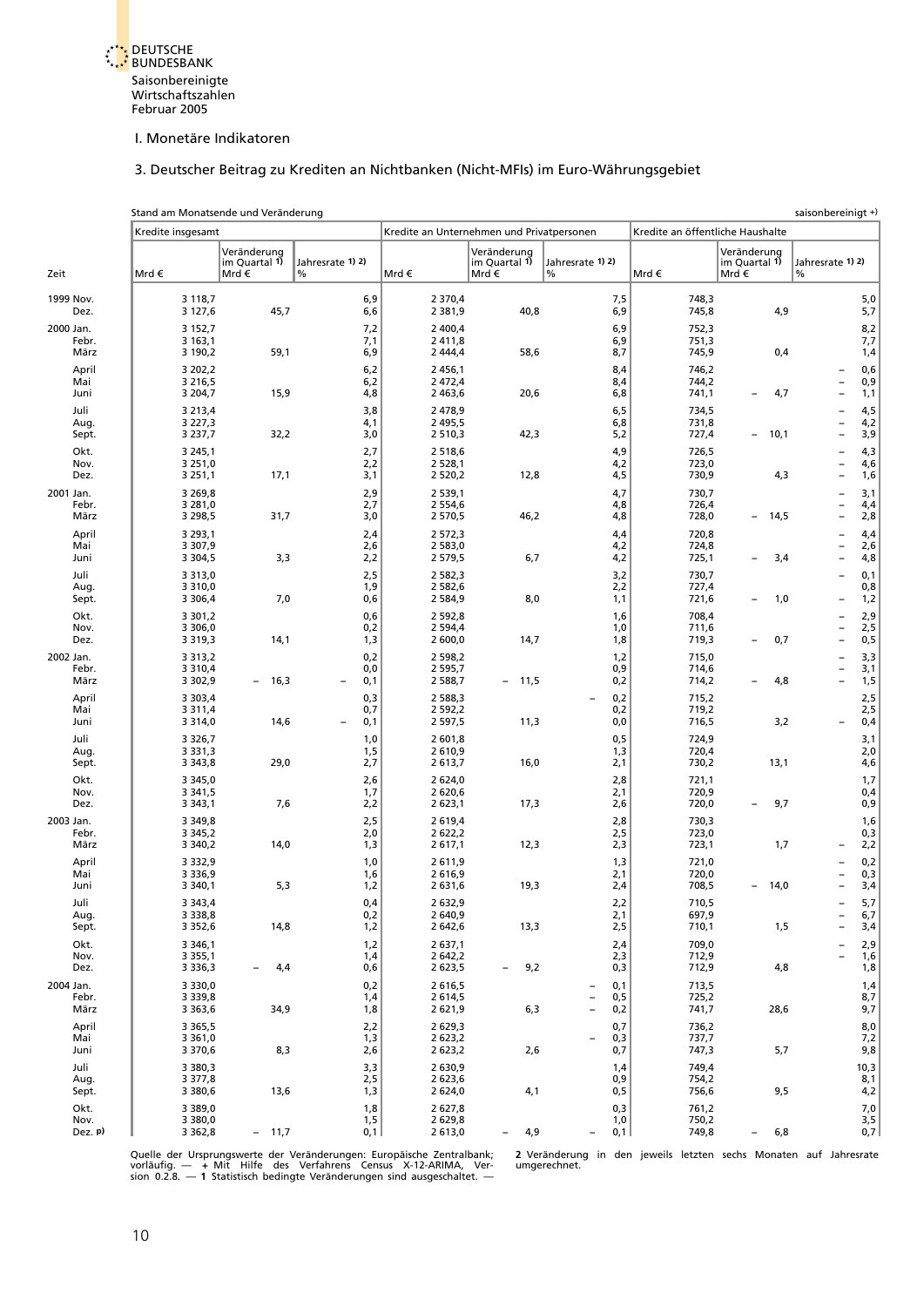# I. Monetäre Indikatoren

## 3. Deutscher Beitrag zu Krediten an Nichtbanken (Nicht-MFIs) im Euro-Währungsgebiet

Stand am Monatsende und Veränderung — saisonbereinigt +)

| Zeit | Kredite insgesamt | | | Kredite an Unternehmen und Privatpersonen | | | Kredite an öffentliche Haushalte | | |
|---|---|---|---|---|---|---|---|---|---|
| | Mrd € | Veränderung im Quartal 1) Mrd € | Jahresrate 1) 2) % | Mrd € | Veränderung im Quartal 1) Mrd € | Jahresrate 1) 2) % | Mrd € | Veränderung im Quartal 1) Mrd € | Jahresrate 1) 2) % |
| 1999 Nov. | 3 118,7 | | 6,9 | 2 370,4 | | 7,5 | 748,3 | | 5,0 |
| Dez. | 3 127,6 | 45,7 | 6,6 | 2 381,9 | 40,8 | 6,9 | 745,8 | 4,9 | 5,7 |
| 2000 Jan. | 3 152,7 | | 7,2 | 2 400,4 | | 6,9 | 752,3 | | 8,2 |
| Febr. | 3 163,1 | | 7,1 | 2 411,8 | | 6,9 | 751,3 | | 7,7 |
| März | 3 190,2 | 59,1 | 6,9 | 2 444,4 | 58,6 | 8,7 | 745,9 | 0,4 | 1,4 |
| April | 3 202,2 | | 6,2 | 2 456,1 | | 8,4 | 746,2 | | – 0,6 |
| Mai | 3 216,5 | | 6,2 | 2 472,4 | | 8,4 | 744,2 | | – 0,9 |
| Juni | 3 204,7 | 15,9 | 4,8 | 2 463,6 | 20,6 | 6,8 | 741,1 | – 4,7 | – 1,1 |
| Juli | 3 213,4 | | 3,8 | 2 478,9 | | 6,5 | 734,5 | | – 4,5 |
| Aug. | 3 227,3 | | 4,1 | 2 495,5 | | 6,8 | 731,8 | | – 4,2 |
| Sept. | 3 237,7 | 32,2 | 3,0 | 2 510,3 | 42,3 | 5,2 | 727,4 | – 10,1 | – 3,9 |
| Okt. | 3 245,1 | | 2,7 | 2 518,6 | | 4,9 | 726,5 | | – 4,3 |
| Nov. | 3 251,0 | | 2,2 | 2 528,1 | | 4,2 | 723,0 | | – 4,6 |
| Dez. | 3 251,1 | 17,1 | 3,1 | 2 520,2 | 12,8 | 4,5 | 730,9 | 4,3 | – 1,6 |
| 2001 Jan. | 3 269,8 | | 2,9 | 2 539,1 | | 4,7 | 730,7 | | – 3,1 |
| Febr. | 3 281,0 | | 2,7 | 2 554,6 | | 4,8 | 726,4 | | – 4,4 |
| März | 3 298,5 | 31,7 | 3,0 | 2 570,5 | 46,2 | 4,8 | 728,0 | – 14,5 | – 2,8 |
| April | 3 293,1 | | 2,4 | 2 572,3 | | 4,4 | 720,8 | | – 4,4 |
| Mai | 3 307,9 | | 2,6 | 2 583,0 | | 4,2 | 724,8 | | – 2,6 |
| Juni | 3 304,5 | 3,3 | 2,2 | 2 579,5 | 6,7 | 4,2 | 725,1 | – 3,4 | – 4,8 |
| Juli | 3 313,0 | | 2,5 | 2 582,3 | | 3,2 | 730,7 | | – 0,1 |
| Aug. | 3 310,0 | | 1,9 | 2 582,6 | | 2,2 | 727,4 | | 0,8 |
| Sept. | 3 306,4 | 7,0 | 0,6 | 2 584,9 | 8,0 | 1,1 | 721,6 | – 1,0 | – 1,2 |
| Okt. | 3 301,2 | | 0,6 | 2 592,8 | | 1,6 | 708,4 | | – 2,9 |
| Nov. | 3 306,0 | | 0,2 | 2 594,4 | | 1,0 | 711,6 | | – 2,5 |
| Dez. | 3 319,3 | 14,1 | 1,3 | 2 600,0 | 14,7 | 1,8 | 719,3 | – 0,7 | – 0,5 |
| 2002 Jan. | 3 313,2 | | 0,2 | 2 598,2 | | 1,2 | 715,0 | | – 3,3 |
| Febr. | 3 310,4 | | 0,0 | 2 595,7 | | 0,9 | 714,6 | | – 3,1 |
| März | 3 302,9 | – 16,3 | – 0,1 | 2 588,7 | – 11,5 | 0,2 | 714,2 | – 4,8 | – 1,5 |
| April | 3 303,4 | | 0,3 | 2 588,3 | | – 0,2 | 715,2 | | 2,5 |
| Mai | 3 311,4 | | 0,7 | 2 592,2 | | 0,2 | 719,2 | | 2,5 |
| Juni | 3 314,0 | 14,6 | – 0,1 | 2 597,5 | 11,3 | 0,0 | 716,5 | 3,2 | – 0,4 |
| Juli | 3 326,7 | | 1,0 | 2 601,8 | | 0,5 | 724,9 | | 3,1 |
| Aug. | 3 331,3 | | 1,5 | 2 610,9 | | 1,3 | 720,4 | | 2,0 |
| Sept. | 3 343,8 | 29,0 | 2,7 | 2 613,7 | 16,0 | 2,1 | 730,2 | 13,1 | 4,6 |
| Okt. | 3 345,0 | | 2,6 | 2 624,0 | | 2,8 | 721,1 | | 1,7 |
| Nov. | 3 341,5 | | 1,7 | 2 620,6 | | 2,1 | 720,9 | | 0,4 |
| Dez. | 3 343,1 | 7,6 | 2,2 | 2 623,1 | 17,3 | 2,6 | 720,0 | – 9,7 | 0,9 |
| 2003 Jan. | 3 349,8 | | 2,5 | 2 619,4 | | 2,8 | 730,3 | | 1,6 |
| Febr. | 3 345,2 | | 2,0 | 2 622,2 | | 2,5 | 723,0 | | 0,3 |
| März | 3 340,2 | 14,0 | 1,3 | 2 617,1 | 12,3 | 2,3 | 723,1 | 1,7 | – 2,2 |
| April | 3 332,9 | | 1,0 | 2 611,9 | | 1,3 | 721,0 | | – 0,2 |
| Mai | 3 336,9 | | 1,6 | 2 616,9 | | 2,1 | 720,0 | | – 0,3 |
| Juni | 3 340,1 | 5,3 | 1,2 | 2 631,6 | 19,3 | 2,4 | 708,5 | – 14,0 | – 3,4 |
| Juli | 3 343,4 | | 0,4 | 2 632,9 | | 2,2 | 710,5 | | – 5,7 |
| Aug. | 3 338,8 | | 0,2 | 2 640,9 | | 2,1 | 697,9 | | – 6,7 |
| Sept. | 3 352,6 | 14,8 | 1,2 | 2 642,6 | 13,3 | 2,5 | 710,1 | 1,5 | – 3,4 |
| Okt. | 3 346,1 | | 1,2 | 2 637,1 | | 2,4 | 709,0 | | – 2,9 |
| Nov. | 3 355,1 | | 1,4 | 2 642,2 | | 2,3 | 712,9 | | – 1,6 |
| Dez. | 3 336,3 | – 4,4 | 0,6 | 2 623,5 | – 9,2 | 0,3 | 712,9 | 4,8 | 1,8 |
| 2004 Jan. | 3 330,0 | | 0,2 | 2 616,5 | | – 0,1 | 713,5 | | 1,4 |
| Febr. | 3 339,8 | | 1,4 | 2 614,5 | | – 0,5 | 725,2 | | 8,7 |
| März | 3 363,6 | 34,9 | 1,8 | 2 621,9 | 6,3 | – 0,2 | 741,7 | 28,6 | 9,7 |
| April | 3 365,5 | | 2,2 | 2 629,3 | | 0,7 | 736,2 | | 8,0 |
| Mai | 3 361,0 | | 1,3 | 2 623,2 | | – 0,3 | 737,7 | | 7,2 |
| Juni | 3 370,6 | 8,3 | 2,6 | 2 623,2 | 2,6 | 0,7 | 747,3 | 5,7 | 9,8 |
| Juli | 3 380,3 | | 3,3 | 2 630,9 | | 1,4 | 749,4 | | 10,3 |
| Aug. | 3 377,8 | | 2,5 | 2 623,6 | | 0,9 | 754,2 | | 8,1 |
| Sept. | 3 380,6 | 13,6 | 1,3 | 2 624,0 | 4,1 | 0,5 | 756,6 | 9,5 | 4,2 |
| Okt. | 3 389,0 | | 1,8 | 2 627,8 | | 0,3 | 761,2 | | 7,0 |
| Nov. | 3 380,0 | | 1,5 | 2 629,8 | | 1,0 | 750,2 | | 3,5 |
| Dez. p) | 3 362,8 | – 11,7 | 0,1 | 2 613,0 | – 4,9 | – 0,1 | 749,8 | – 6,8 | 0,7 |

Quelle der Ursprungswerte der Veränderungen: Europäische Zentralbank; vorläufig. — + Mit Hilfe des Verfahrens Census X-12-ARIMA, Version 0.2.8. — 1 Statistisch bedingte Veränderungen sind ausgeschaltet. — 2 Veränderung in den jeweils letzten sechs Monaten auf Jahresrate umgerechnet.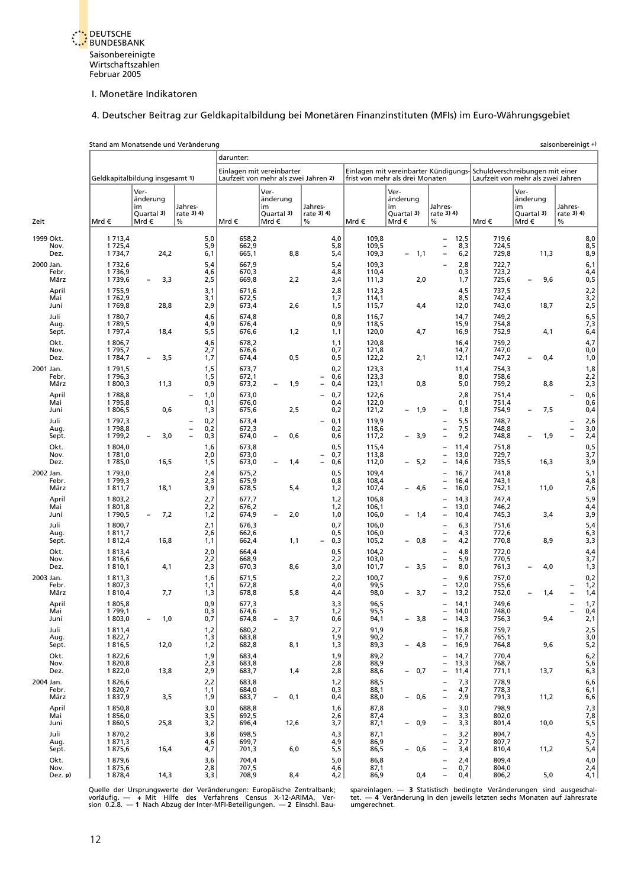# I. Monetäre Indikatoren

## 4. Deutscher Beitrag zur Geldkapitalbildung bei Monetären Finanzinstituten (MFIs) im Euro-Währungsgebiet

Stand am Monatsende und Veränderung

saisonbereinigt +)

| Zeit | Geldkapitalbildung insgesamt 1) | | | darunter: Einlagen mit vereinbarter Laufzeit von mehr als zwei Jahren 2) | | | Einlagen mit vereinbarter Kündigungsfrist von mehr als drei Monaten | | | Schuldverschreibungen mit einer Laufzeit von mehr als zwei Jahren | | |
|---|---|---|---|---|---|---|---|---|---|---|---|---|
| | Mrd € | Veränderung im Quartal 3) Mrd € | Jahresrate 3) 4) % | Mrd € | Veränderung im Quartal 3) Mrd € | Jahresrate 3) 4) % | Mrd € | Veränderung im Quartal 3) Mrd € | Jahresrate 3) 4) % | Mrd € | Veränderung im Quartal 3) Mrd € | Jahresrate 3) 4) % |
| 1999 Okt. | 1 713,4 | | 5,0 | 658,2 | | 4,0 | 109,8 | | – 12,5 | 719,6 | | 8,0 |
| Nov. | 1 725,4 | | 5,9 | 662,9 | | 5,8 | 109,5 | | – 8,3 | 724,5 | | 8,5 |
| Dez. | 1 734,7 | 24,2 | 6,1 | 665,1 | 8,8 | 5,4 | 109,3 | – 1,1 | – 6,2 | 729,8 | 11,3 | 8,9 |
| 2000 Jan. | 1 732,6 | | 5,4 | 667,9 | | 5,4 | 109,3 | | – 2,8 | 722,7 | | 6,1 |
| Febr. | 1 736,9 | | 4,6 | 670,3 | | 4,8 | 110,4 | | 0,3 | 723,2 | | 4,4 |
| März | 1 739,6 | – 3,3 | 2,5 | 669,8 | 2,2 | 3,4 | 111,3 | 2,0 | 1,7 | 725,6 | – 9,6 | 0,5 |
| April | 1 755,9 | | 3,1 | 671,6 | | 2,8 | 112,3 | | 4,5 | 737,5 | | 2,2 |
| Mai | 1 762,9 | | 3,1 | 672,5 | | 1,7 | 114,1 | | 8,5 | 742,4 | | 3,2 |
| Juni | 1 769,8 | 28,8 | 2,9 | 673,4 | 2,6 | 1,5 | 115,7 | 4,4 | 12,0 | 743,0 | 18,7 | 2,5 |
| Juli | 1 780,7 | | 4,6 | 674,8 | | 0,8 | 116,7 | | 14,7 | 749,2 | | 6,5 |
| Aug. | 1 789,5 | | 4,9 | 676,4 | | 0,9 | 118,5 | | 15,9 | 754,8 | | 7,3 |
| Sept. | 1 797,4 | 18,4 | 5,5 | 676,6 | 1,2 | 1,1 | 120,0 | 4,7 | 16,9 | 752,9 | 4,1 | 6,4 |
| Okt. | 1 806,7 | | 4,6 | 678,2 | | 1,1 | 120,8 | | 16,4 | 759,2 | | 4,7 |
| Nov. | 1 795,7 | | 2,7 | 676,6 | | 0,7 | 121,8 | | 14,7 | 747,0 | | 0,0 |
| Dez. | 1 784,7 | – 3,5 | 1,7 | 674,4 | 0,5 | 0,5 | 122,2 | 2,1 | 12,1 | 747,2 | – 0,4 | 1,0 |
| 2001 Jan. | 1 791,5 | | 1,5 | 673,7 | | 0,2 | 123,3 | | 11,4 | 754,3 | | 1,8 |
| Febr. | 1 796,3 | | 1,5 | 672,1 | | – 0,6 | 123,3 | | 8,0 | 758,6 | | 2,2 |
| März | 1 800,3 | 11,3 | 0,9 | 673,2 | – 1,9 | – 0,4 | 123,1 | 0,8 | 5,0 | 759,2 | 8,8 | 2,3 |
| April | 1 788,8 | | – 1,0 | 673,0 | | – 0,7 | 122,6 | | 2,8 | 751,4 | | – 0,6 |
| Mai | 1 795,8 | | 0,1 | 676,0 | | 0,4 | 122,0 | | 0,1 | 751,4 | | 0,6 |
| Juni | 1 806,5 | 0,6 | 1,3 | 675,6 | 2,5 | 0,2 | 121,2 | – 1,9 | – 1,8 | 754,9 | – 7,5 | 0,4 |
| Juli | 1 797,3 | | – 0,2 | 673,4 | | – 0,1 | 119,9 | | – 5,5 | 748,7 | | – 2,6 |
| Aug. | 1 798,8 | | – 0,2 | 672,3 | | 0,2 | 118,6 | | – 7,5 | 748,8 | | – 3,0 |
| Sept. | 1 799,2 | – 3,0 | – 0,3 | 674,0 | – 0,6 | 0,6 | 117,2 | – 3,9 | – 9,2 | 748,8 | – 1,9 | – 2,4 |
| Okt. | 1 804,0 | | 1,6 | 673,8 | | 0,5 | 115,4 | | – 11,4 | 751,8 | | 0,5 |
| Nov. | 1 781,0 | | 2,0 | 673,0 | | – 0,7 | 113,8 | | – 13,0 | 729,7 | | 3,7 |
| Dez. | 1 785,0 | 16,5 | 1,5 | 673,0 | – 1,4 | – 0,6 | 112,0 | – 5,2 | – 14,6 | 735,5 | 16,3 | 3,9 |
| 2002 Jan. | 1 793,0 | | 2,4 | 675,2 | | 0,5 | 109,4 | | – 16,7 | 741,8 | | 5,1 |
| Febr. | 1 799,3 | | 2,3 | 675,9 | | 0,8 | 108,4 | | – 16,4 | 743,1 | | 4,8 |
| März | 1 811,7 | 18,1 | 3,9 | 678,5 | 5,4 | 1,2 | 107,4 | – 4,6 | – 16,0 | 752,1 | 11,0 | 7,6 |
| April | 1 803,2 | | 2,7 | 677,7 | | 1,2 | 106,8 | | – 14,3 | 747,4 | | 5,9 |
| Mai | 1 801,8 | | 2,2 | 676,2 | | 1,2 | 106,1 | | – 13,0 | 746,2 | | 4,4 |
| Juni | 1 790,5 | – 7,2 | 1,2 | 674,9 | – 2,0 | 1,0 | 106,0 | – 1,4 | – 10,4 | 745,3 | 3,4 | 3,9 |
| Juli | 1 800,7 | | 2,1 | 676,3 | | 0,7 | 106,0 | | – 6,3 | 751,6 | | 5,4 |
| Aug. | 1 811,7 | | 2,6 | 662,6 | | 0,5 | 106,0 | | – 4,3 | 772,6 | | 6,3 |
| Sept. | 1 812,4 | 16,8 | 1,1 | 662,4 | 1,1 | – 0,3 | 105,2 | – 0,8 | – 4,2 | 770,8 | 8,9 | 3,3 |
| Okt. | 1 813,4 | | 2,0 | 664,4 | | 0,5 | 104,2 | | – 4,8 | 772,0 | | 4,4 |
| Nov. | 1 816,6 | | 2,2 | 668,9 | | 2,2 | 103,0 | | – 5,9 | 770,5 | | 3,7 |
| Dez. | 1 810,1 | 4,1 | 2,3 | 670,3 | 8,6 | 3,0 | 101,7 | – 3,5 | – 8,0 | 761,3 | – 4,0 | 1,3 |
| 2003 Jan. | 1 811,3 | | 1,6 | 671,5 | | 2,2 | 100,7 | | – 9,6 | 757,0 | | 0,2 |
| Febr. | 1 807,3 | | 1,1 | 672,8 | | 4,0 | 99,5 | | – 12,0 | 755,6 | | – 1,2 |
| März | 1 810,4 | 7,7 | 1,3 | 678,8 | 5,8 | 4,4 | 98,0 | – 3,7 | – 13,2 | 752,0 | – 1,4 | – 1,4 |
| April | 1 805,8 | | 0,9 | 677,3 | | 3,3 | 96,5 | | – 14,1 | 749,6 | | – 1,7 |
| Mai | 1 799,1 | | 0,3 | 674,6 | | 1,2 | 95,5 | | – 14,0 | 748,0 | | – 0,4 |
| Juni | 1 803,0 | – 1,0 | 0,7 | 674,8 | – 3,7 | 0,6 | 94,1 | – 3,8 | – 14,3 | 756,3 | 9,4 | 2,1 |
| Juli | 1 811,4 | | 1,2 | 680,2 | | 2,7 | 91,9 | | – 16,8 | 759,7 | | 2,5 |
| Aug. | 1 822,7 | | 1,3 | 683,8 | | 1,9 | 90,2 | | – 17,7 | 765,1 | | 3,0 |
| Sept. | 1 816,5 | 12,0 | 1,2 | 682,8 | 8,1 | 1,3 | 89,3 | – 4,8 | – 16,9 | 764,8 | 9,6 | 5,2 |
| Okt. | 1 822,6 | | 1,9 | 683,4 | | 1,9 | 89,2 | | – 14,7 | 770,4 | | 6,2 |
| Nov. | 1 820,8 | | 2,3 | 683,8 | | 2,8 | 88,9 | | – 13,3 | 768,7 | | 5,6 |
| Dez. | 1 822,0 | 13,8 | 2,9 | 683,7 | 1,4 | 2,8 | 88,6 | – 0,7 | – 11,4 | 771,1 | 13,7 | 6,3 |
| 2004 Jan. | 1 826,6 | | 2,2 | 683,8 | | 1,2 | 88,5 | | – 7,3 | 778,9 | | 6,6 |
| Febr. | 1 820,7 | | 1,1 | 684,0 | | 0,3 | 88,1 | | – 4,7 | 778,3 | | 6,1 |
| März | 1 837,9 | 3,5 | 1,9 | 683,7 | – 0,1 | 0,4 | 88,0 | – 0,6 | – 2,9 | 791,3 | 11,2 | 6,6 |
| April | 1 850,8 | | 3,0 | 688,8 | | 1,6 | 87,8 | | – 3,0 | 798,9 | | 7,3 |
| Mai | 1 856,0 | | 3,5 | 692,5 | | 2,6 | 87,4 | | – 3,3 | 802,0 | | 7,8 |
| Juni | 1 860,5 | 25,8 | 3,2 | 696,4 | 12,6 | 3,7 | 87,1 | – 0,9 | – 3,3 | 801,4 | 10,0 | 5,5 |
| Juli | 1 870,2 | | 3,8 | 698,5 | | 4,3 | 87,1 | | – 3,2 | 804,7 | | 4,5 |
| Aug. | 1 871,3 | | 4,6 | 699,7 | | 4,9 | 86,9 | | – 2,7 | 807,7 | | 5,7 |
| Sept. | 1 875,6 | 16,4 | 4,7 | 701,3 | 6,0 | 5,5 | 86,5 | – 0,6 | – 3,4 | 810,4 | 11,2 | 5,4 |
| Okt. | 1 879,6 | | 3,6 | 704,4 | | 5,0 | 86,8 | | – 2,4 | 809,4 | | 4,0 |
| Nov. | 1 875,6 | | 2,8 | 707,5 | | 4,6 | 87,1 | | – 0,7 | 804,0 | | 2,4 |
| Dez. p) | 1 878,4 | 14,3 | 3,3 | 708,9 | 8,4 | 4,2 | 86,9 | 0,4 | – 0,4 | 806,2 | 5,0 | 4,1 |

Quelle der Ursprungswerte der Veränderungen: Europäische Zentralbank; vorläufig. — + Mit Hilfe des Verfahrens Census X-12-ARIMA, Version 0.2.8. — **1** Nach Abzug der Inter-MFI-Beteiligungen. — **2** Einschl. Bausparein­lagen. — **3** Statistisch bedingte Veränderungen sind ausgeschaltet. — **4** Veränderung in den jeweils letzten sechs Monaten auf Jahresrate umgerechnet.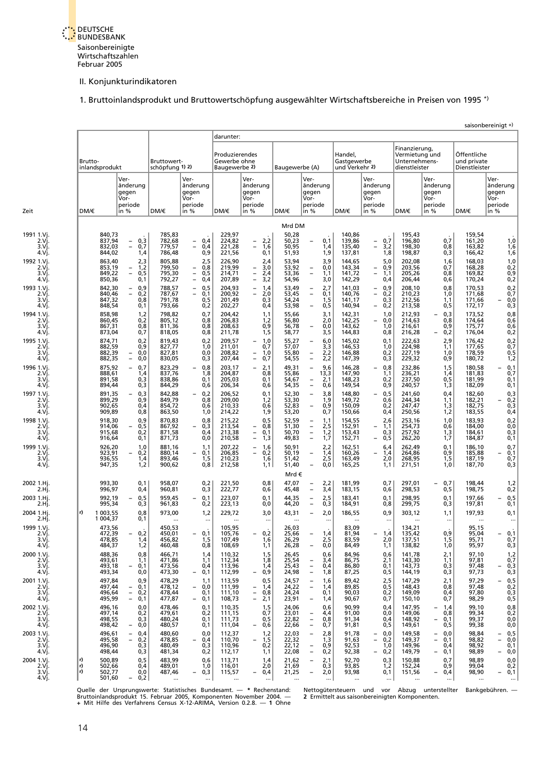DEUTSCHE BUNDESBANK
Saisonbereinigte Wirtschaftszahlen
Februar 2005

## II. Konjunkturindikatoren

### 1. Bruttoinlandsprodukt und Bruttowertschöpfung ausgewählter Wirtschaftsbereiche in Preisen von 1995 *)

saisonbereinigt +)

| Zeit | Bruttoinlandsprodukt | | Bruttowertschöpfung 1) 2) | | darunter: Produzierendes Gewerbe ohne Baugewerbe 2) | | Baugewerbe (A) | | Handel, Gastgewerbe und Verkehr 2) | | Finanzierung, Vermietung und Unternehmensdienstleister | | Öffentliche und private Dienstleister | |
|---|---|---|---|---|---|---|---|---|---|---|---|---|---|---|
| | DM/€ | Veränderung gegen Vorperiode in % | DM/€ | Veränderung gegen Vorperiode in % | DM/€ | Veränderung gegen Vorperiode in % | DM/€ | Veränderung gegen Vorperiode in % | DM/€ | Veränderung gegen Vorperiode in % | DM/€ | Veränderung gegen Vorperiode in % | DM/€ | Veränderung gegen Vorperiode in % |
| | Mrd DM | | | | | | | | | | | | | |
| 1991 1.Vj. | 840,73 | . | 785,83 | . | 229,97 | . | 50,28 | . | 140,86 | . | 195,43 | . | 159,54 | . |
| 2.Vj. | 837,94 | – 0,3 | 782,68 | – 0,4 | 224,82 | – 2,2 | 50,23 | – 0,1 | 139,86 | – 0,7 | 196,80 | 0,7 | 161,20 | 1,0 |
| 3.Vj. | 832,03 | – 0,7 | 779,57 | – 0,4 | 221,28 | – 1,6 | 50,95 | 1,4 | 135,40 | – 3,2 | 198,30 | 0,8 | 163,82 | 1,6 |
| 4.Vj. | 844,02 | 1,4 | 786,48 | 0,9 | 221,56 | 0,1 | 51,93 | 1,9 | 137,81 | 1,8 | 198,87 | 0,3 | 166,42 | 1,6 |
| 1992 1.Vj. | 863,40 | 2,3 | 805,88 | 2,5 | 226,90 | 2,4 | 53,94 | 3,9 | 144,65 | 5,0 | 202,08 | 1,6 | 168,03 | 1,0 |
| 2.Vj. | 853,19 | – 1,2 | 799,50 | – 0,8 | 219,99 | – 3,0 | 53,92 | – 0,0 | 143,34 | – 0,9 | 203,56 | 0,7 | 168,28 | 0,2 |
| 3.Vj. | 849,22 | – 0,5 | 795,30 | – 0,5 | 214,71 | – 2,4 | 53,36 | – 1,1 | 141,72 | – 1,1 | 205,26 | 0,8 | 169,82 | 0,9 |
| 4.Vj. | 850,36 | 0,1 | 792,27 | – 0,4 | 207,89 | – 3,2 | 54,96 | 3,0 | 142,29 | 0,4 | 206,44 | 0,6 | 170,24 | 0,2 |
| 1993 1.Vj. | 842,30 | – 0,9 | 788,57 | – 0,5 | 204,93 | – 1,4 | 53,49 | – 2,7 | 141,03 | – 0,9 | 208,10 | 0,8 | 170,53 | 0,2 |
| 2.Vj. | 840,46 | – 0,2 | 787,67 | – 0,1 | 200,92 | – 2,0 | 53,45 | – 0,1 | 140,76 | – 0,2 | 210,23 | 1,0 | 171,68 | 0,7 |
| 3.Vj. | 847,32 | 0,8 | 791,78 | 0,5 | 201,49 | 0,3 | 54,24 | 1,5 | 141,17 | 0,3 | 212,56 | 1,1 | 171,66 | – 0,0 |
| 4.Vj. | 848,54 | 0,1 | 793,66 | 0,2 | 202,27 | 0,4 | 53,98 | – 0,5 | 140,94 | – 0,2 | 213,58 | 0,5 | 172,17 | 0,3 |
| 1994 1.Vj. | 858,98 | 1,2 | 798,82 | 0,7 | 204,42 | 1,1 | 55,66 | 3,1 | 142,31 | 1,0 | 212,93 | – 0,3 | 173,52 | 0,8 |
| 2.Vj. | 860,45 | 0,2 | 805,12 | 0,8 | 206,83 | 1,2 | 56,80 | 2,0 | 142,25 | – 0,0 | 214,63 | 0,8 | 174,64 | 0,6 |
| 3.Vj. | 867,31 | 0,8 | 811,36 | 0,8 | 208,63 | 0,9 | 56,78 | – 0,0 | 143,62 | 1,0 | 216,61 | 0,9 | 175,77 | 0,6 |
| 4.Vj. | 873,04 | 0,7 | 818,05 | 0,8 | 211,78 | 1,5 | 58,77 | 3,5 | 144,83 | 0,8 | 216,28 | – 0,2 | 176,04 | 0,2 |
| 1995 1.Vj. | 874,71 | 0,2 | 819,43 | 0,2 | 209,57 | – 1,0 | 55,27 | – 6,0 | 145,02 | 0,1 | 222,63 | 2,9 | 176,42 | 0,2 |
| 2.Vj. | 882,59 | 0,9 | 827,77 | 1,0 | 211,01 | 0,7 | 57,07 | 3,3 | 146,53 | 1,0 | 224,98 | 1,1 | 177,65 | 0,7 |
| 3.Vj. | 882,39 | – 0,0 | 827,81 | 0,0 | 208,82 | – 1,0 | 55,80 | – 2,2 | 146,88 | 0,2 | 227,19 | 1,0 | 178,59 | 0,5 |
| 4.Vj. | 882,35 | – 0,0 | 830,05 | 0,3 | 207,44 | – 0,7 | 54,55 | – 2,2 | 147,39 | 0,3 | 229,32 | 0,9 | 180,72 | 1,2 |
| 1996 1.Vj. | 875,92 | – 0,7 | 823,29 | – 0,8 | 203,17 | – 2,1 | 49,31 | – 9,6 | 146,28 | – 0,8 | 232,86 | 1,5 | 180,58 | – 0,1 |
| 2.Vj. | 888,61 | 1,4 | 837,76 | 1,8 | 204,87 | 0,8 | 55,86 | 13,3 | 147,90 | 1,1 | 236,21 | 1,4 | 181,83 | 0,7 |
| 3.Vj. | 891,58 | 0,3 | 838,86 | 0,1 | 205,03 | 0,1 | 54,67 | – 2,1 | 148,23 | 0,2 | 237,50 | 0,5 | 181,99 | 0,1 |
| 4.Vj. | 894,44 | 0,3 | 844,29 | 0,6 | 206,34 | 0,6 | 54,35 | – 0,6 | 149,54 | 0,9 | 240,57 | 1,3 | 182,09 | 0,1 |
| 1997 1.Vj. | 891,35 | – 0,3 | 842,88 | – 0,2 | 206,52 | 0,1 | 52,30 | – 3,8 | 148,80 | – 0,5 | 241,60 | 0,4 | 182,60 | 0,3 |
| 2.Vj. | 899,29 | 0,9 | 849,79 | 0,8 | 209,00 | 1,2 | 53,30 | 1,9 | 149,72 | 0,6 | 244,34 | 1,1 | 182,21 | – 0,2 |
| 3.Vj. | 902,65 | 0,4 | 854,72 | 0,6 | 210,33 | 0,6 | 52,83 | – 0,9 | 150,09 | 0,2 | 247,47 | 1,3 | 182,75 | 0,3 |
| 4.Vj. | 909,89 | 0,8 | 863,50 | 1,0 | 214,22 | 1,9 | 53,20 | 0,7 | 150,66 | 0,4 | 250,56 | 1,2 | 183,55 | 0,4 |
| 1998 1.Vj. | 918,30 | 0,9 | 870,83 | 0,8 | 215,22 | 0,5 | 52,59 | – 1,1 | 154,55 | 2,6 | 253,16 | 1,0 | 183,93 | 0,2 |
| 2.Vj. | 914,06 | – 0,5 | 867,92 | – 0,3 | 213,54 | – 0,8 | 51,30 | – 2,5 | 152,91 | – 1,1 | 254,73 | 0,6 | 184,00 | 0,0 |
| 3.Vj. | 915,68 | 0,2 | 871,58 | 0,4 | 213,38 | – 0,1 | 50,70 | – 1,2 | 153,43 | 0,3 | 257,92 | 1,3 | 184,61 | 0,3 |
| 4.Vj. | 916,64 | 0,1 | 871,73 | 0,0 | 210,58 | – 1,3 | 49,83 | – 1,7 | 152,71 | – 0,5 | 262,20 | 1,7 | 184,87 | 0,1 |
| 1999 1.Vj. | 926,20 | 1,0 | 881,16 | 1,1 | 207,22 | – 1,6 | 50,91 | 2,2 | 162,51 | 6,4 | 262,49 | 0,1 | 186,10 | 0,7 |
| 2.Vj. | 923,91 | – 0,2 | 880,14 | – 0,1 | 206,85 | – 0,2 | 50,19 | – 1,4 | 160,26 | – 1,4 | 264,86 | 0,9 | 185,88 | – 0,1 |
| 3.Vj. | 936,55 | 1,4 | 893,46 | 1,5 | 210,23 | 1,6 | 51,42 | 2,5 | 163,49 | 2,0 | 268,95 | 1,5 | 187,19 | 0,7 |
| 4.Vj. | 947,35 | 1,2 | 900,62 | 0,8 | 212,58 | 1,1 | 51,40 | – 0,0 | 165,25 | 1,1 | 271,51 | 1,0 | 187,70 | 0,3 |
| | Mrd € | | | | | | | | | | | | | |
| 2002 1.Hj. | 993,30 | 0,1 | 958,07 | 0,2 | 221,50 | 0,8 | 47,07 | – 2,2 | 181,99 | 0,7 | 297,01 | – 0,7 | 198,44 | 1,2 |
| 2.Hj. | 996,97 | 0,4 | 960,81 | 0,3 | 222,77 | 0,6 | 45,48 | – 3,4 | 183,15 | 0,6 | 298,53 | 0,5 | 198,75 | 0,2 |
| 2003 1.Hj. | 992,19 | – 0,5 | 959,45 | – 0,1 | 223,07 | 0,1 | 44,35 | – 2,5 | 183,41 | 0,1 | 298,95 | 0,1 | 197,66 | – 0,5 |
| 2.Hj. | 995,34 | 0,3 | 961,83 | 0,2 | 223,13 | 0,0 | 44,20 | – 0,3 | 184,91 | 0,8 | 299,75 | 0,3 | 197,81 | 0,1 |
| 2004 1.Hj. r) | 1 003,55 | 0,8 | 973,00 | 1,2 | 229,72 | 3,0 | 43,31 | – 2,0 | 186,55 | 0,9 | 303,12 | 1,1 | 197,93 | 0,1 |
| 2.Hj. | 1 004,37 | 0,1 | ... | ... | ... | ... | ... | ... | ... | ... | ... | ... | ... | ... |
| 1999 1.Vj. | 473,56 | . | 450,53 | . | 105,95 | . | 26,03 | . | 83,09 | . | 134,21 | . | 95,15 | . |
| 2.Vj. | 472,39 | – 0,2 | 450,01 | – 0,1 | 105,76 | – 0,2 | 25,66 | – 1,4 | 81,94 | – 1,4 | 135,42 | 0,9 | 95,04 | – 0,1 |
| 3.Vj. | 478,85 | 1,4 | 456,82 | 1,5 | 107,49 | 1,6 | 26,29 | 2,5 | 83,59 | 2,0 | 137,51 | 1,5 | 95,71 | 0,7 |
| 4.Vj. | 484,37 | 1,2 | 460,48 | 0,8 | 108,69 | 1,1 | 26,28 | – 0,0 | 84,49 | 1,1 | 138,82 | 1,0 | 95,97 | 0,3 |
| 2000 1.Vj. | 488,36 | 0,8 | 466,71 | 1,4 | 110,32 | 1,5 | 26,45 | 0,6 | 84,96 | 0,6 | 141,78 | 2,1 | 97,10 | 1,2 |
| 2.Vj. | 493,61 | 1,1 | 471,86 | 1,1 | 112,34 | 1,8 | 25,54 | – 3,4 | 86,75 | 2,1 | 143,30 | 1,1 | 97,81 | 0,7 |
| 3.Vj. | 493,18 | – 0,1 | 473,56 | 0,4 | 113,96 | 1,4 | 25,43 | – 0,4 | 86,80 | 0,1 | 143,73 | 0,3 | 97,48 | – 0,3 |
| 4.Vj. | 493,34 | 0,0 | 473,30 | – 0,1 | 112,99 | – 0,9 | 24,98 | – 1,8 | 87,25 | 0,5 | 144,19 | 0,3 | 97,73 | 0,3 |
| 2001 1.Vj. | 497,84 | 0,9 | 478,29 | 1,1 | 113,59 | 0,5 | 24,57 | – 1,6 | 89,42 | 2,5 | 147,29 | 2,1 | 97,29 | – 0,5 |
| 2.Vj. | 497,44 | – 0,1 | 478,12 | – 0,0 | 111,99 | – 1,4 | 24,22 | – 1,4 | 89,85 | 0,5 | 148,43 | 0,8 | 97,48 | 0,2 |
| 3.Vj. | 496,64 | – 0,2 | 478,44 | 0,1 | 111,10 | – 0,8 | 24,24 | 0,1 | 90,03 | 0,2 | 149,09 | 0,4 | 97,80 | 0,3 |
| 4.Vj. | 495,99 | – 0,1 | 477,87 | – 0,1 | 108,73 | – 2,1 | 23,91 | – 1,4 | 90,67 | 0,7 | 150,10 | 0,7 | 98,29 | 0,5 |
| 2002 1.Vj. | 496,16 | 0,0 | 478,46 | 0,1 | 110,35 | 1,5 | 24,06 | 0,6 | 90,99 | 0,4 | 147,95 | – 1,4 | 99,10 | 0,8 |
| 2.Vj. | 497,14 | 0,2 | 479,61 | 0,2 | 111,15 | 0,7 | 23,01 | – 4,4 | 91,00 | 0,0 | 149,06 | 0,8 | 99,34 | 0,2 |
| 3.Vj. | 498,55 | 0,3 | 480,24 | 0,1 | 111,73 | 0,5 | 22,82 | – 0,8 | 91,34 | 0,4 | 148,92 | – 0,1 | 99,37 | 0,0 |
| 4.Vj. | 498,42 | – 0,0 | 480,57 | 0,1 | 111,04 | – 0,6 | 22,66 | – 0,7 | 91,81 | 0,5 | 149,61 | 0,5 | 99,38 | 0,0 |
| 2003 1.Vj. | 496,61 | – 0,4 | 480,60 | 0,0 | 112,37 | 1,2 | 22,03 | – 2,8 | 91,78 | – 0,0 | 149,58 | – 0,0 | 98,84 | – 0,5 |
| 2.Vj. | 495,58 | – 0,2 | 478,85 | – 0,4 | 110,70 | – 1,5 | 22,32 | 1,3 | 91,63 | – 0,2 | 149,37 | – 0,1 | 98,82 | – 0,0 |
| 3.Vj. | 496,90 | 0,3 | 480,49 | 0,3 | 110,96 | 0,2 | 22,12 | – 0,9 | 92,53 | 1,0 | 149,96 | 0,4 | 98,92 | 0,1 |
| 4.Vj. | 498,44 | 0,3 | 481,34 | 0,2 | 112,17 | 1,1 | 22,08 | – 0,2 | 92,38 | – 0,2 | 149,79 | – 0,1 | 98,89 | – 0,0 |
| 2004 1.Vj. r) | 500,89 | 0,5 | 483,99 | 0,6 | 113,71 | 1,4 | 21,62 | – 2,1 | 92,70 | 0,3 | 150,88 | 0,7 | 98,89 | 0,0 |
| 2.Vj. r) | 502,66 | 0,4 | 489,01 | 1,0 | 116,01 | 2,0 | 21,69 | 0,3 | 93,85 | 1,2 | 152,24 | 0,9 | 99,04 | 0,2 |
| 3.Vj. r) | 502,77 | 0,0 | 487,46 | – 0,3 | 115,57 | – 0,4 | 21,25 | – 2,0 | 93,98 | 0,1 | 151,56 | – 0,4 | 98,90 | – 0,1 |
| 4.Vj. | 501,60 | – 0,2 | ... | ... | ... | ... | ... | ... | ... | ... | ... | ... | ... | ... |

Quelle der Ursprungswerte: Statistisches Bundesamt. — * Rechenstand: Bruttoinlandsprodukt 15. Februar 2005, Komponenten November 2004. — + Mit Hilfe des Verfahrens Census X-12-ARIMA, Version 0.2.8. — 1 Ohne Nettogütersteuern und vor Abzug unterstellter Bankgebühren. — 2 Ermittelt aus saisonbereinigten Komponenten.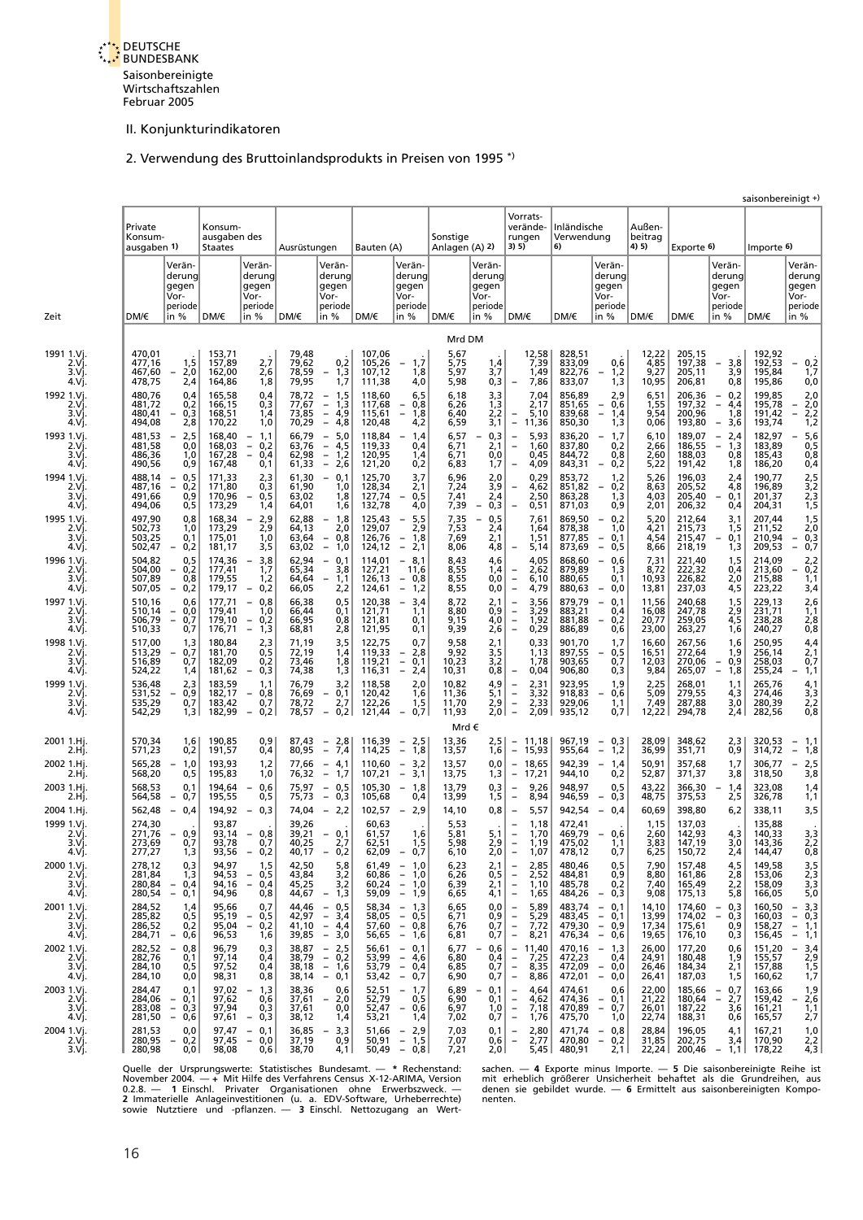II. Konjunkturindikatoren

## 2. Verwendung des Bruttoinlandsprodukts in Preisen von 1995 *)

saisonbereinigt +)

| Zeit | Private Konsumausgaben 1) DM/€ | Veränderung gegen Vorperiode in % | Konsumausgaben des Staates DM/€ | Veränderung gegen Vorperiode in % | Ausrüstungen DM/€ | Veränderung gegen Vorperiode in % | Bauten (A) DM/€ | Veränderung gegen Vorperiode in % | Sonstige Anlagen (A) 2) DM/€ | Veränderung gegen Vorperiode in % | Vorratsveränderungen 3) 5) DM/€ | Inländische Verwendung 6) DM/€ | Veränderung gegen Vorperiode in % | Außenbeitrag 4) 5) DM/€ | Exporte 6) DM/€ | Veränderung gegen Vorperiode in % | Importe 6) DM/€ | Veränderung gegen Vorperiode in % |
|---|---|---|---|---|---|---|---|---|---|---|---|---|---|---|---|---|---|---|
| | Mrd DM | | | | | | | | | | | | | | | | | |
| 1991 1.Vj. | 470,01 | . | 153,71 | . | 79,48 | . | 107,06 | . | 5,67 | . | 12,58 | 828,51 | . | 12,22 | 205,15 | . | 192,92 | . |
| 2.Vj. | 477,16 | 1,5 | 157,89 | 2,7 | 79,62 | 0,2 | 105,26 | – 1,7 | 5,75 | 1,4 | 7,39 | 833,09 | 0,6 | 4,85 | 197,38 | – 3,8 | 192,53 | – 0,2 |
| 3.Vj. | 467,60 | – 2,0 | 162,00 | 2,6 | 78,59 | – 1,3 | 107,12 | 1,8 | 5,97 | 3,7 | 1,49 | 822,76 | – 1,2 | 9,27 | 205,11 | 3,9 | 195,84 | 1,7 |
| 4.Vj. | 478,75 | 2,4 | 164,86 | 1,8 | 79,95 | 1,7 | 111,38 | 4,0 | 5,98 | 0,3 | – 7,86 | 833,07 | 1,3 | 10,95 | 206,81 | 0,8 | 195,86 | 0,0 |
| 1992 1.Vj. | 480,76 | 0,4 | 165,58 | 0,4 | 78,72 | – 1,5 | 118,60 | 6,5 | 6,18 | 3,3 | 7,04 | 856,89 | 2,9 | 6,51 | 206,36 | – 0,2 | 199,85 | 2,0 |
| 2.Vj. | 481,72 | 0,2 | 166,15 | 0,3 | 77,67 | – 1,3 | 117,68 | – 0,8 | 6,26 | 1,3 | 2,17 | 851,65 | – 0,6 | 1,55 | 197,32 | – 4,4 | 195,78 | – 2,0 |
| 3.Vj. | 480,41 | – 0,3 | 168,51 | 1,4 | 73,85 | – 4,9 | 115,61 | – 1,8 | 6,40 | 2,2 | 5,10 | 839,68 | – 1,4 | 9,54 | 200,96 | 1,8 | 191,42 | – 2,2 |
| 4.Vj. | 494,08 | 2,8 | 170,22 | 1,0 | 70,29 | – 4,8 | 120,48 | 4,2 | 6,59 | 3,1 | – 11,36 | 850,30 | 1,3 | 0,06 | 193,80 | – 3,6 | 193,74 | 1,2 |
| 1993 1.Vj. | 481,53 | – 2,5 | 168,40 | – 1,1 | 66,79 | – 5,0 | 118,84 | – 1,4 | 6,57 | – 0,3 | – 5,93 | 836,20 | – 1,7 | 6,10 | 189,07 | – 2,4 | 182,97 | – 5,6 |
| 2.Vj. | 481,58 | 0,0 | 168,03 | – 0,2 | 63,76 | – 4,5 | 119,33 | 0,4 | 6,71 | 2,1 | – 1,60 | 837,80 | 0,2 | 2,66 | 186,55 | – 1,3 | 183,89 | 0,5 |
| 3.Vj. | 486,36 | 1,0 | 167,28 | – 0,4 | 62,98 | – 1,2 | 120,95 | 1,4 | 6,71 | 0,0 | 0,45 | 844,72 | 0,8 | 2,60 | 188,03 | 0,8 | 185,43 | 0,8 |
| 4.Vj. | 490,56 | 0,9 | 167,48 | 0,1 | 61,33 | – 2,6 | 121,20 | 0,2 | 6,83 | 1,7 | – 4,09 | 843,31 | – 0,2 | 5,22 | 191,42 | 1,8 | 186,20 | 0,4 |
| 1994 1.Vj. | 488,14 | – 0,5 | 171,33 | 2,3 | 61,30 | – 0,1 | 125,70 | 3,7 | 6,96 | 2,0 | 0,29 | 853,72 | 1,2 | 5,26 | 196,03 | 2,4 | 190,77 | 2,5 |
| 2.Vj. | 487,16 | – 0,2 | 171,80 | 0,3 | 61,90 | 1,0 | 128,34 | 2,1 | 7,24 | 3,9 | – 4,62 | 851,82 | – 0,2 | 8,63 | 205,52 | 4,8 | 196,89 | 3,2 |
| 3.Vj. | 491,66 | 0,9 | 170,96 | – 0,5 | 63,02 | 1,8 | 127,74 | – 0,5 | 7,41 | 2,4 | 2,50 | 863,28 | 1,3 | 4,03 | 205,40 | – 0,1 | 201,37 | 2,3 |
| 4.Vj. | 494,06 | 0,5 | 173,29 | 1,4 | 64,01 | 1,6 | 132,78 | 4,0 | 7,39 | – 0,3 | – 0,51 | 871,03 | 0,9 | 2,01 | 206,32 | 0,4 | 204,31 | 1,5 |
| 1995 1.Vj. | 497,90 | 0,8 | 168,34 | – 2,9 | 62,88 | – 1,8 | 125,43 | – 5,5 | 7,35 | – 0,5 | 7,61 | 869,50 | – 0,2 | 5,20 | 212,64 | 3,1 | 207,44 | 1,5 |
| 2.Vj. | 502,73 | 1,0 | 173,29 | 2,9 | 64,13 | 2,0 | 129,07 | 2,9 | 7,53 | 2,4 | 1,64 | 878,38 | 1,0 | 4,21 | 215,73 | 1,5 | 211,52 | 2,0 |
| 3.Vj. | 503,25 | 0,1 | 175,01 | 1,0 | 63,64 | – 0,8 | 126,76 | – 1,8 | 7,69 | 2,1 | 1,51 | 877,85 | – 0,1 | 4,54 | 215,47 | – 0,1 | 210,94 | – 0,3 |
| 4.Vj. | 502,47 | – 0,2 | 181,17 | 3,5 | 63,02 | – 1,0 | 124,12 | – 2,1 | 8,06 | 4,8 | – 5,14 | 873,69 | – 0,5 | 8,66 | 218,19 | 1,3 | 209,53 | – 0,7 |
| 1996 1.Vj. | 504,82 | 0,5 | 174,36 | – 3,8 | 62,94 | – 0,1 | 114,01 | – 8,1 | 8,43 | 4,6 | 4,05 | 868,60 | – 0,6 | 7,31 | 221,40 | 1,5 | 214,09 | 2,2 |
| 2.Vj. | 504,00 | – 0,2 | 177,41 | 1,7 | 65,34 | 3,8 | 127,21 | 11,6 | 8,55 | 1,4 | – 2,62 | 879,89 | 1,3 | 8,72 | 222,32 | 0,4 | 213,60 | – 0,2 |
| 3.Vj. | 507,89 | 0,8 | 179,55 | 1,2 | 64,64 | – 1,1 | 126,13 | – 0,8 | 8,55 | 0,0 | – 6,10 | 880,65 | 0,1 | 10,93 | 226,82 | 2,0 | 215,88 | 1,1 |
| 4.Vj. | 507,05 | – 0,2 | 179,17 | – 0,2 | 66,05 | 2,2 | 124,61 | – 1,2 | 8,55 | 0,0 | – 4,79 | 880,63 | – 0,0 | 13,81 | 237,03 | 4,5 | 223,22 | 3,4 |
| 1997 1.Vj. | 510,16 | 0,6 | 177,71 | – 0,8 | 66,38 | 0,5 | 120,38 | – 3,4 | 8,72 | 2,1 | – 3,56 | 879,79 | – 0,1 | 11,56 | 240,68 | 1,5 | 229,13 | 2,6 |
| 2.Vj. | 510,14 | – 0,0 | 179,41 | 1,0 | 66,44 | 0,1 | 121,71 | 1,1 | 8,80 | 0,9 | – 3,29 | 883,21 | 0,4 | 16,08 | 247,78 | 2,9 | 231,71 | 1,1 |
| 3.Vj. | 506,79 | – 0,7 | 179,10 | – 0,2 | 66,95 | 0,8 | 121,81 | 0,1 | 9,15 | 4,0 | – 1,92 | 881,88 | – 0,2 | 20,77 | 259,05 | 4,5 | 238,28 | 2,8 |
| 4.Vj. | 510,33 | 0,7 | 176,71 | – 1,3 | 68,81 | 2,8 | 121,95 | 0,1 | 9,39 | 2,6 | – 0,29 | 886,89 | 0,6 | 23,00 | 263,27 | 1,6 | 240,27 | 0,8 |
| 1998 1.Vj. | 517,00 | 1,3 | 180,84 | 2,3 | 71,19 | 3,5 | 122,75 | 0,7 | 9,58 | 2,1 | 0,33 | 901,70 | 1,7 | 16,60 | 267,56 | 1,6 | 250,95 | 4,4 |
| 2.Vj. | 513,29 | – 0,7 | 181,70 | 0,5 | 72,19 | 1,4 | 119,33 | – 2,8 | 9,92 | 3,5 | 1,13 | 897,55 | – 0,5 | 16,51 | 272,64 | 1,9 | 256,14 | 2,1 |
| 3.Vj. | 516,89 | 0,7 | 182,09 | 0,2 | 73,46 | 1,8 | 119,21 | – 0,1 | 10,23 | 3,2 | 1,78 | 903,65 | 0,7 | 12,03 | 270,06 | – 0,9 | 258,03 | 0,7 |
| 4.Vj. | 524,22 | 1,4 | 181,62 | – 0,3 | 74,38 | 1,3 | 116,31 | – 2,4 | 10,31 | 0,8 | – 0,04 | 906,80 | 0,3 | 9,84 | 265,07 | – 1,8 | 255,24 | – 1,1 |
| 1999 1.Vj. | 536,48 | 2,3 | 183,59 | 1,1 | 76,79 | 3,2 | 118,58 | 2,0 | 10,82 | 4,9 | – 2,31 | 923,95 | 1,9 | 2,25 | 268,01 | 1,1 | 265,76 | 4,1 |
| 2.Vj. | 531,52 | – 0,9 | 182,17 | – 0,8 | 76,69 | – 0,1 | 120,42 | 1,6 | 11,36 | 5,1 | – 3,32 | 918,83 | – 0,6 | 5,09 | 279,55 | 4,3 | 274,46 | 3,3 |
| 3.Vj. | 535,29 | 0,7 | 183,42 | 0,7 | 78,72 | 2,7 | 122,26 | 1,5 | 11,70 | 2,9 | – 2,33 | 929,06 | 1,1 | 7,49 | 287,88 | 3,0 | 280,39 | 2,2 |
| 4.Vj. | 542,29 | 1,3 | 182,99 | – 0,2 | 78,57 | – 0,2 | 121,44 | – 0,7 | 11,93 | 2,0 | – 2,09 | 935,12 | 0,7 | 12,22 | 294,78 | 2,4 | 282,56 | 0,8 |
| | Mrd € | | | | | | | | | | | | | | | | | |
| 2001 1.Hj. | 570,34 | 1,6 | 190,85 | 0,9 | 87,43 | – 2,8 | 116,39 | – 2,5 | 13,36 | 2,5 | – 11,18 | 967,19 | – 0,3 | 28,09 | 348,62 | 2,3 | 320,53 | – 1,1 |
| 2.Hj. | 571,23 | 0,2 | 191,57 | 0,4 | 80,95 | – 7,4 | 114,25 | – 1,8 | 13,57 | 1,6 | – 15,93 | 955,64 | – 1,2 | 36,99 | 351,71 | 0,9 | 314,72 | – 1,8 |
| 2002 1.Hj. | 565,28 | – 1,0 | 193,93 | 1,2 | 77,66 | – 4,1 | 110,60 | – 3,2 | 13,57 | 0,0 | – 18,65 | 942,39 | – 1,4 | 50,91 | 357,68 | 1,7 | 306,77 | – 2,5 |
| 2.Hj. | 568,20 | 0,5 | 195,83 | 1,0 | 76,32 | – 1,7 | 107,21 | – 3,1 | 13,75 | 1,3 | – 17,21 | 944,10 | 0,2 | 52,87 | 371,37 | 3,8 | 318,50 | 3,8 |
| 2003 1.Hj. | 568,53 | 0,1 | 194,64 | – 0,6 | 75,97 | – 0,5 | 105,30 | – 1,8 | 13,79 | 0,3 | – 9,26 | 948,97 | 0,5 | 43,22 | 366,30 | – 1,4 | 323,08 | 1,4 |
| 2.Hj. | 564,58 | – 0,7 | 195,55 | 0,5 | 75,73 | – 0,3 | 105,68 | 0,4 | 13,99 | 1,5 | – 8,94 | 946,59 | – 0,3 | 48,75 | 375,53 | 2,5 | 326,78 | 1,1 |
| 2004 1.Hj. | 562,48 | – 0,4 | 194,92 | – 0,3 | 74,04 | – 2,2 | 102,57 | – 2,9 | 14,10 | 0,8 | – 5,57 | 942,54 | – 0,4 | 60,69 | 398,80 | 6,2 | 338,11 | 3,5 |
| 1999 1.Vj. | 274,30 | . | 93,87 | . | 39,26 | . | 60,63 | . | 5,53 | . | – 1,18 | 472,41 | . | 1,15 | 137,03 | . | 135,88 | . |
| 2.Vj. | 271,76 | – 0,9 | 93,14 | – 0,8 | 39,21 | – 0,1 | 61,57 | 1,6 | 5,81 | 5,1 | – 1,70 | 469,79 | – 0,6 | 2,60 | 142,93 | 4,3 | 140,33 | 3,3 |
| 3.Vj. | 273,69 | 0,7 | 93,78 | 0,7 | 40,25 | 2,7 | 62,51 | 1,5 | 5,98 | 2,9 | – 1,19 | 475,02 | 1,1 | 3,83 | 147,19 | 3,0 | 143,36 | 2,2 |
| 4.Vj. | 277,27 | 1,3 | 93,56 | – 0,2 | 40,17 | – 0,2 | 62,09 | – 0,7 | 6,10 | 2,0 | – 1,07 | 478,12 | 0,7 | 6,25 | 150,72 | 2,4 | 144,47 | 0,8 |
| 2000 1.Vj. | 278,12 | 0,3 | 94,97 | 1,5 | 42,50 | 5,8 | 61,49 | – 1,0 | 6,23 | 2,1 | – 2,85 | 480,46 | 0,5 | 7,90 | 157,48 | 4,5 | 149,58 | 3,5 |
| 2.Vj. | 281,84 | 1,3 | 94,53 | – 0,5 | 43,84 | 3,2 | 60,86 | – 1,0 | 6,26 | 0,5 | – 2,52 | 484,81 | 0,9 | 8,80 | 161,86 | 2,8 | 153,06 | 2,3 |
| 3.Vj. | 280,84 | – 0,4 | 94,16 | – 0,4 | 45,25 | 3,2 | 60,24 | – 1,0 | 6,39 | 2,1 | – 1,10 | 485,78 | 0,2 | 7,40 | 165,49 | 2,2 | 158,09 | 3,3 |
| 4.Vj. | 280,54 | – 0,1 | 94,96 | 0,8 | 44,67 | – 1,3 | 59,09 | – 1,9 | 6,65 | 4,1 | – 1,65 | 484,26 | – 0,3 | 9,08 | 175,13 | 5,8 | 166,05 | 5,0 |
| 2001 1.Vj. | 284,52 | 1,4 | 95,66 | 0,7 | 44,46 | – 0,5 | 58,34 | – 1,3 | 6,65 | 0,0 | – 5,89 | 483,74 | – 0,1 | 14,10 | 174,60 | – 0,3 | 160,50 | – 3,3 |
| 2.Vj. | 285,82 | 0,5 | 95,19 | – 0,5 | 42,97 | – 3,4 | 58,05 | – 0,5 | 6,71 | 0,9 | – 5,29 | 483,45 | – 0,1 | 13,99 | 174,02 | – 0,3 | 160,03 | – 0,3 |
| 3.Vj. | 286,52 | 0,2 | 95,04 | – 0,2 | 41,10 | – 4,4 | 57,60 | – 0,8 | 6,76 | 0,7 | – 7,72 | 479,30 | – 0,9 | 17,34 | 175,61 | 0,9 | 158,27 | – 1,1 |
| 4.Vj. | 284,71 | – 0,6 | 96,53 | 1,6 | 39,85 | – 3,0 | 56,65 | – 1,6 | 6,81 | 0,7 | – 8,21 | 476,34 | – 0,6 | 19,65 | 176,10 | 0,3 | 156,45 | – 1,1 |
| 2002 1.Vj. | 282,52 | – 0,8 | 96,79 | 0,3 | 38,87 | – 2,5 | 56,61 | – 0,1 | 6,77 | – 0,6 | – 11,40 | 470,16 | – 1,3 | 26,00 | 177,20 | 0,6 | 151,20 | – 3,4 |
| 2.Vj. | 282,76 | 0,1 | 97,14 | 0,4 | 38,79 | – 0,2 | 53,99 | – 4,6 | 6,80 | 0,4 | – 7,25 | 472,23 | 0,4 | 24,91 | 180,48 | 1,9 | 155,57 | 2,9 |
| 3.Vj. | 284,10 | 0,5 | 97,52 | 0,4 | 38,18 | – 1,6 | 53,79 | – 0,4 | 6,85 | 0,7 | – 8,35 | 472,09 | – 0,0 | 26,46 | 184,34 | 2,1 | 157,88 | 1,5 |
| 4.Vj. | 284,10 | 0,0 | 98,31 | 0,8 | 38,14 | – 0,1 | 53,42 | – 0,7 | 6,90 | 0,7 | – 8,86 | 472,01 | – 0,0 | 26,41 | 187,03 | 1,5 | 160,62 | 1,7 |
| 2003 1.Vj. | 284,47 | 0,1 | 97,02 | – 1,3 | 38,36 | 0,6 | 52,51 | – 1,7 | 6,89 | – 0,1 | – 4,64 | 474,61 | 0,6 | 22,00 | 185,66 | – 0,7 | 163,66 | 1,9 |
| 2.Vj. | 284,06 | – 0,1 | 97,62 | 0,6 | 37,61 | – 2,0 | 52,79 | 0,5 | 6,90 | 0,1 | – 4,62 | 474,36 | – 0,1 | 21,22 | 180,64 | – 2,7 | 159,42 | – 2,6 |
| 3.Vj. | 283,08 | – 0,3 | 97,94 | 0,3 | 37,61 | 0,0 | 52,47 | – 0,6 | 6,97 | 1,0 | – 7,18 | 470,89 | – 0,7 | 26,01 | 187,22 | 3,6 | 161,21 | 1,1 |
| 4.Vj. | 281,50 | – 0,6 | 97,61 | – 0,3 | 38,12 | 1,4 | 53,21 | 1,4 | 7,02 | 0,7 | – 1,76 | 475,70 | 1,0 | 22,74 | 188,31 | 0,6 | 165,57 | 2,7 |
| 2004 1.Vj. | 281,53 | 0,0 | 97,47 | – 0,1 | 36,85 | – 3,3 | 51,66 | – 2,9 | 7,03 | 0,1 | – 2,80 | 471,74 | – 0,8 | 28,84 | 196,05 | 4,1 | 167,21 | 1,0 |
| 2.Vj. | 280,95 | – 0,2 | 97,45 | – 0,0 | 37,19 | 0,9 | 50,91 | – 1,5 | 7,07 | 0,6 | – 2,77 | 470,80 | – 0,2 | 31,85 | 202,75 | 3,4 | 170,90 | 2,2 |
| 3.Vj. | 280,98 | 0,0 | 98,08 | 0,6 | 38,70 | 4,1 | 50,49 | – 0,8 | 7,21 | 2,0 | 5,45 | 480,91 | 2,1 | 22,24 | 200,46 | – 1,1 | 178,22 | 4,3 |

Quelle der Ursprungswerte: Statistisches Bundesamt. — * Rechenstand: November 2004. — + Mit Hilfe des Verfahrens Census X-12-ARIMA, Version 0.2.8. — 1 Einschl. Privater Organisationen ohne Erwerbszweck. — 2 Immaterielle Anlageinvestitionen (u. a. EDV-Software, Urheberrechte) sowie Nutztiere und -pflanzen. — 3 Einschl. Nettozugang an Wertsachen. — 4 Exporte minus Importe. — 5 Die saisonbereinigte Reihe ist mit erheblich größerer Unsicherheit behaftet als die Grundreihen, aus denen sie gebildet wurde. — 6 Ermittelt aus saisonbereinigten Komponenten.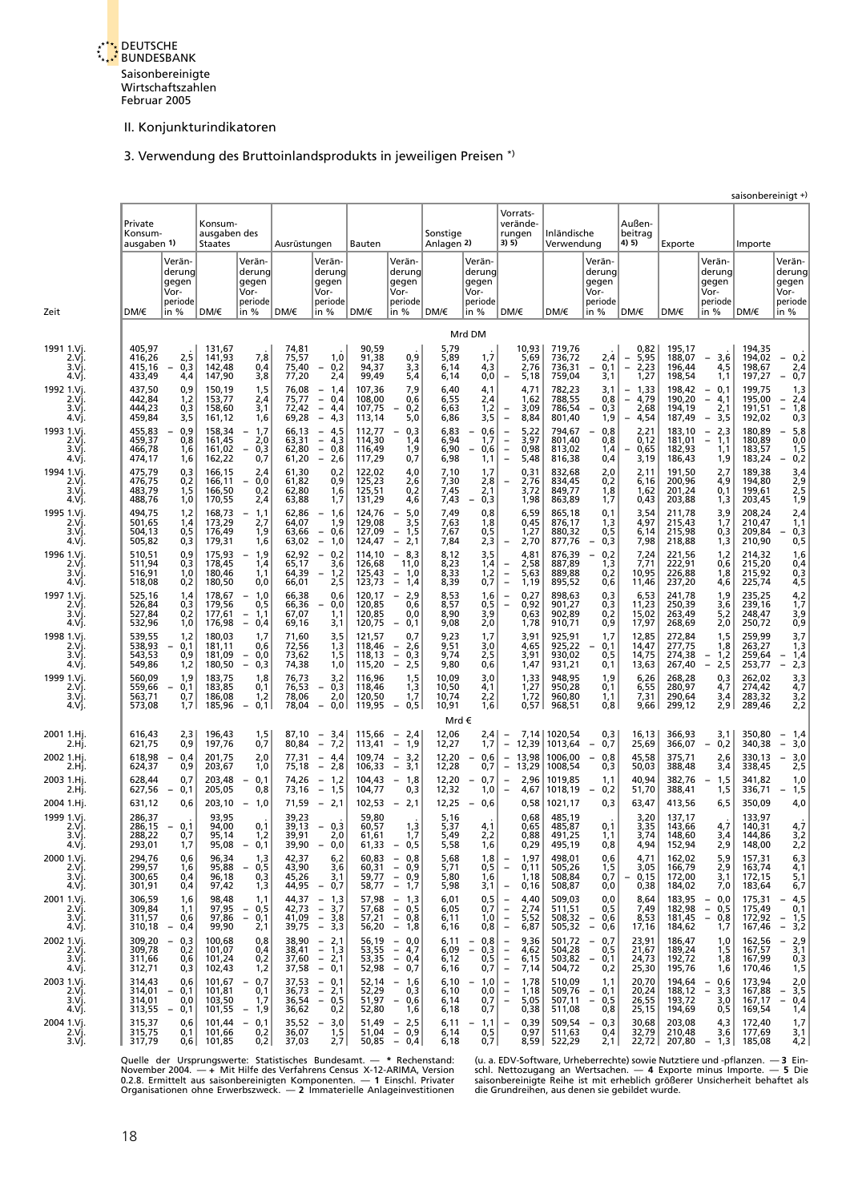DEUTSCHE BUNDESBANK
Saisonbereinigte Wirtschaftszahlen
Februar 2005

## II. Konjunkturindikatoren

### 3. Verwendung des Bruttoinlandsprodukts in jeweiligen Preisen *)

saisonbereinigt +)

| Zeit | Private Konsum-ausgaben 1) DM/€ | Veränderung gegen Vorperiode in % | Konsum-ausgaben des Staates DM/€ | Veränderung gegen Vorperiode in % | Ausrüstungen DM/€ | Veränderung gegen Vorperiode in % | Bauten DM/€ | Veränderung gegen Vorperiode in % | Sonstige Anlagen 2) DM/€ | Veränderung gegen Vorperiode in % | Vorratsveränderungen 3) 5) DM/€ | Inländische Verwendung DM/€ | Veränderung gegen Vorperiode in % | Außenbeitrag 4) 5) DM/€ | Exporte DM/€ | Veränderung gegen Vorperiode in % | Importe DM/€ | Veränderung gegen Vorperiode in % |
|---|---|---|---|---|---|---|---|---|---|---|---|---|---|---|---|---|---|---|
| | **Mrd DM** | | | | | | | | | | | | | | | | | |
| 1991 1.Vj. | 405,97 | . | 131,67 | . | 74,81 | . | 90,59 | . | 5,79 | . | 10,93 | 719,76 | . | 0,82 | 195,17 | . | 194,35 | . |
| 2.Vj. | 416,26 | 2,5 | 141,93 | 7,8 | 75,57 | 1,0 | 91,38 | 0,9 | 5,89 | 1,7 | 5,69 | 736,72 | 2,4 | – 5,95 | 188,07 | – 3,6 | 194,02 | – 0,2 |
| 3.Vj. | 415,16 | – 0,3 | 142,48 | 0,4 | 75,40 | – 0,2 | 94,37 | 3,3 | 6,14 | 4,3 | 2,76 | 736,31 | – 0,1 | – 2,23 | 196,44 | 4,5 | 198,67 | 2,4 |
| 4.Vj. | 433,49 | 4,4 | 147,90 | 3,8 | 77,20 | 2,4 | 99,49 | 5,4 | 6,14 | 0,0 | – 5,18 | 759,04 | 3,1 | 1,27 | 198,54 | 1,1 | 197,27 | – 0,7 |
| 1992 1.Vj. | 437,50 | 0,9 | 150,19 | 1,5 | 76,08 | – 1,4 | 107,36 | 7,9 | 6,40 | 4,1 | 4,71 | 782,23 | 3,1 | – 1,33 | 198,42 | – 0,1 | 199,75 | 1,3 |
| 2.Vj. | 442,84 | 1,2 | 153,77 | 2,4 | 75,77 | – 0,4 | 108,00 | 0,6 | 6,55 | 2,4 | 1,62 | 788,55 | 0,8 | – 4,79 | 190,20 | – 4,1 | 195,00 | – 2,4 |
| 3.Vj. | 444,23 | 0,3 | 158,60 | 3,1 | 72,42 | – 4,4 | 107,75 | – 0,2 | 6,63 | 1,2 | – 3,09 | 786,54 | – 0,3 | 2,68 | 194,19 | 2,1 | 191,51 | – 1,8 |
| 4.Vj. | 459,84 | 3,5 | 161,12 | 1,6 | 69,28 | – 4,3 | 113,14 | 5,0 | 6,86 | 3,5 | – 8,84 | 801,40 | 1,9 | – 4,54 | 187,49 | – 3,5 | 192,02 | 0,3 |
| 1993 1.Vj. | 455,83 | – 0,9 | 158,34 | – 1,7 | 66,13 | – 4,5 | 112,77 | – 0,3 | 6,83 | – 0,6 | – 5,22 | 794,67 | – 0,8 | 2,21 | 183,10 | – 2,3 | 180,89 | – 5,8 |
| 2.Vj. | 459,37 | 0,8 | 161,45 | 2,0 | 63,31 | – 4,3 | 114,30 | 1,4 | 6,94 | 1,7 | – 3,97 | 801,40 | 0,8 | 0,12 | 181,01 | – 1,1 | 180,89 | 0,0 |
| 3.Vj. | 466,78 | 1,6 | 161,02 | – 0,3 | 62,80 | – 0,8 | 116,49 | 1,9 | 6,90 | – 0,6 | – 0,98 | 813,02 | 1,4 | – 0,65 | 182,93 | 1,1 | 183,57 | 1,5 |
| 4.Vj. | 474,17 | 1,6 | 162,22 | 0,7 | 61,20 | – 2,6 | 117,29 | 0,7 | 6,98 | 1,1 | – 5,48 | 816,38 | 0,4 | 3,19 | 186,43 | 1,9 | 183,24 | – 0,2 |
| 1994 1.Vj. | 475,79 | 0,3 | 166,15 | 2,4 | 61,30 | 0,2 | 122,02 | 4,0 | 7,10 | 1,7 | 0,31 | 832,68 | 2,0 | 2,11 | 191,50 | 2,7 | 189,38 | 3,4 |
| 2.Vj. | 476,75 | 0,2 | 166,11 | – 0,0 | 61,82 | 0,9 | 125,23 | 2,6 | 7,30 | 2,8 | – 2,76 | 834,45 | 0,2 | 6,16 | 200,96 | 4,9 | 194,80 | 2,9 |
| 3.Vj. | 483,79 | 1,5 | 166,50 | 0,2 | 62,80 | 1,6 | 125,51 | 0,2 | 7,45 | 2,1 | 3,72 | 849,77 | 1,8 | 1,62 | 201,24 | 0,1 | 199,61 | 2,5 |
| 4.Vj. | 488,76 | 1,0 | 170,55 | 2,4 | 63,88 | 1,7 | 131,29 | 4,6 | 7,43 | – 0,3 | 1,98 | 863,89 | 1,7 | 0,43 | 203,88 | 1,3 | 203,45 | 1,9 |
| 1995 1.Vj. | 494,75 | 1,2 | 168,73 | – 1,1 | 62,86 | – 1,6 | 124,76 | – 5,0 | 7,49 | 0,8 | 6,59 | 865,18 | 0,1 | 3,54 | 211,78 | 3,9 | 208,24 | 2,4 |
| 2.Vj. | 501,65 | 1,4 | 173,29 | 2,7 | 64,07 | 1,9 | 129,08 | 3,5 | 7,63 | 1,8 | 0,45 | 876,17 | 1,3 | 4,97 | 215,43 | 1,7 | 210,47 | 1,1 |
| 3.Vj. | 504,13 | 0,5 | 176,49 | 1,9 | 63,66 | – 0,6 | 127,09 | – 1,5 | 7,67 | 0,5 | 1,27 | 880,32 | 0,5 | 6,14 | 215,98 | 0,3 | 209,84 | – 0,3 |
| 4.Vj. | 505,82 | 0,3 | 179,31 | 1,6 | 63,02 | – 1,0 | 124,47 | – 2,1 | 7,84 | 2,3 | – 2,70 | 877,76 | – 0,3 | 7,98 | 218,88 | 1,3 | 210,90 | 0,5 |
| 1996 1.Vj. | 510,51 | 0,9 | 175,93 | – 1,9 | 62,92 | – 0,2 | 114,10 | – 8,3 | 8,12 | 3,5 | 4,81 | 876,39 | – 0,2 | 7,24 | 221,56 | 1,2 | 214,32 | 1,6 |
| 2.Vj. | 511,94 | 0,3 | 178,45 | 1,4 | 65,17 | 3,6 | 126,68 | 11,0 | 8,23 | 1,4 | – 2,58 | 887,89 | 1,3 | 7,71 | 222,91 | 0,6 | 215,20 | 0,4 |
| 3.Vj. | 516,91 | 1,0 | 180,46 | 1,1 | 64,39 | – 1,2 | 125,43 | – 1,0 | 8,33 | 1,2 | – 5,63 | 889,88 | 0,2 | 10,95 | 226,88 | 1,8 | 215,92 | 0,3 |
| 4.Vj. | 518,08 | 0,2 | 180,50 | 0,0 | 66,01 | 2,5 | 123,73 | – 1,4 | 8,39 | 0,7 | – 1,19 | 895,52 | 0,6 | 11,46 | 237,20 | 4,6 | 225,74 | 4,5 |
| 1997 1.Vj. | 525,16 | 1,4 | 178,67 | – 1,0 | 66,38 | 0,6 | 120,17 | – 2,9 | 8,53 | 1,6 | – 0,27 | 898,63 | 0,3 | 6,53 | 241,78 | 1,9 | 235,25 | 4,2 |
| 2.Vj. | 526,84 | 0,3 | 179,56 | 0,5 | 66,36 | – 0,0 | 120,85 | 0,6 | 8,57 | 0,5 | – 0,92 | 901,27 | 0,3 | 11,23 | 250,39 | 3,6 | 239,16 | 1,7 |
| 3.Vj. | 527,84 | 0,2 | 177,61 | – 1,1 | 67,07 | 1,1 | 120,85 | 0,0 | 8,90 | 3,9 | 0,63 | 902,89 | 0,2 | 15,02 | 263,49 | 5,2 | 248,47 | 3,9 |
| 4.Vj. | 532,96 | 1,0 | 176,98 | – 0,4 | 69,16 | 3,1 | 120,75 | – 0,1 | 9,08 | 2,0 | 1,78 | 910,71 | 0,9 | 17,97 | 268,69 | 2,0 | 250,72 | 0,9 |
| 1998 1.Vj. | 539,55 | 1,2 | 180,03 | 1,7 | 71,60 | 3,5 | 121,57 | 0,7 | 9,23 | 1,7 | 3,91 | 925,91 | 1,7 | 12,85 | 272,84 | 1,5 | 259,99 | 3,7 |
| 2.Vj. | 538,93 | – 0,1 | 181,11 | 0,6 | 72,56 | 1,3 | 118,46 | – 2,6 | 9,51 | 3,0 | 4,65 | 925,22 | – 0,1 | 14,47 | 277,75 | 1,8 | 263,27 | 1,3 |
| 3.Vj. | 543,53 | 0,9 | 181,09 | – 0,0 | 73,62 | 1,5 | 118,13 | – 0,3 | 9,74 | 2,5 | 3,91 | 930,02 | 0,5 | 14,75 | 274,38 | – 1,2 | 259,64 | – 1,4 |
| 4.Vj. | 549,86 | 1,2 | 180,50 | – 0,3 | 74,38 | 1,0 | 115,20 | – 2,5 | 9,80 | 0,6 | 1,47 | 931,21 | 0,1 | 13,63 | 267,40 | – 2,5 | 253,77 | – 2,3 |
| 1999 1.Vj. | 560,09 | 1,9 | 183,75 | 1,8 | 76,73 | 3,2 | 116,96 | 1,5 | 10,09 | 3,0 | 1,33 | 948,95 | 1,9 | 6,26 | 268,28 | 0,3 | 262,02 | 3,3 |
| 2.Vj. | 559,66 | – 0,1 | 183,85 | 0,1 | 76,53 | – 0,3 | 118,46 | 1,3 | 10,50 | 4,1 | 1,27 | 950,28 | 0,1 | 6,55 | 280,97 | 4,7 | 274,42 | 4,7 |
| 3.Vj. | 563,71 | 0,7 | 186,08 | 1,2 | 78,06 | 2,0 | 120,50 | 1,7 | 10,74 | 2,2 | 1,72 | 960,80 | 1,1 | 7,31 | 290,64 | 3,4 | 283,32 | 3,2 |
| 4.Vj. | 573,08 | 1,7 | 185,96 | – 0,1 | 78,04 | – 0,0 | 119,95 | – 0,5 | 10,91 | 1,6 | 0,57 | 968,51 | 0,8 | 9,66 | 299,12 | 2,9 | 289,46 | 2,2 |
| | **Mrd €** | | | | | | | | | | | | | | | | | |
| 2001 1.Hj. | 616,43 | 2,3 | 196,43 | 1,5 | 87,10 | – 3,4 | 115,66 | – 2,4 | 12,06 | 2,4 | – 7,14 | 1020,54 | 0,3 | 16,13 | 366,93 | 3,1 | 350,80 | – 1,4 |
| 2.Hj. | 621,75 | 0,9 | 197,76 | 0,7 | 80,84 | – 7,2 | 113,41 | – 1,9 | 12,27 | 1,7 | – 12,39 | 1013,64 | – 0,7 | 25,69 | 366,07 | – 0,2 | 340,38 | – 3,0 |
| 2002 1.Hj. | 618,98 | – 0,4 | 201,75 | 2,0 | 77,31 | – 4,4 | 109,74 | – 3,2 | 12,20 | – 0,6 | – 13,98 | 1006,00 | – 0,8 | 45,58 | 375,71 | 2,6 | 330,13 | – 3,0 |
| 2.Hj. | 624,37 | 0,9 | 203,67 | 1,0 | 75,18 | – 2,8 | 106,33 | – 3,1 | 12,28 | 0,7 | – 13,29 | 1008,54 | 0,3 | 50,03 | 388,48 | 3,4 | 338,45 | 2,5 |
| 2003 1.Hj. | 628,44 | 0,7 | 203,48 | – 0,1 | 74,26 | – 1,2 | 104,43 | – 1,8 | 12,20 | – 0,7 | – 2,96 | 1019,85 | 1,1 | 40,94 | 382,76 | – 1,5 | 341,82 | 1,0 |
| 2.Hj. | 627,56 | – 0,1 | 205,05 | 0,8 | 73,16 | – 1,5 | 104,77 | 0,3 | 12,32 | 1,0 | – 4,67 | 1018,19 | – 0,2 | 51,70 | 388,41 | 1,5 | 336,71 | – 1,5 |
| 2004 1.Hj. | 631,12 | 0,6 | 203,10 | – 1,0 | 71,59 | – 2,1 | 102,53 | – 2,1 | 12,25 | – 0,6 | 0,58 | 1021,17 | 0,3 | 63,47 | 413,56 | 6,5 | 350,09 | 4,0 |
| 1999 1.Vj. | 286,37 | . | 93,95 | . | 39,23 | . | 59,80 | . | 5,16 | . | 0,68 | 485,19 | . | 3,20 | 137,17 | . | 133,97 | . |
| 2.Vj. | 286,15 | – 0,1 | 94,00 | 0,1 | 39,13 | – 0,3 | 60,57 | 1,3 | 5,37 | 4,1 | 0,65 | 485,87 | 0,1 | 3,35 | 143,66 | 4,7 | 140,31 | 4,7 |
| 3.Vj. | 288,22 | 0,7 | 95,14 | 1,2 | 39,91 | 2,0 | 61,61 | 1,7 | 5,49 | 2,2 | 0,88 | 491,25 | 1,1 | 3,74 | 148,60 | 3,4 | 144,86 | 3,2 |
| 4.Vj. | 293,01 | 1,7 | 95,08 | – 0,1 | 39,90 | – 0,0 | 61,33 | – 0,5 | 5,58 | 1,6 | 0,29 | 495,19 | 0,8 | 4,94 | 152,94 | 2,9 | 148,00 | 2,2 |
| 2000 1.Vj. | 294,76 | 0,6 | 96,34 | 1,3 | 42,37 | 6,2 | 60,83 | – 0,8 | 5,68 | 1,8 | – 1,97 | 498,01 | 0,6 | 4,71 | 162,02 | 5,9 | 157,31 | 6,3 |
| 2.Vj. | 299,57 | 1,6 | 95,88 | – 0,5 | 43,90 | 3,6 | 60,31 | – 0,9 | 5,71 | 0,5 | – 0,11 | 505,26 | 1,5 | 3,05 | 166,79 | 2,9 | 163,74 | 4,1 |
| 3.Vj. | 300,65 | 0,4 | 96,18 | 0,3 | 45,26 | 3,1 | 59,77 | – 0,9 | 5,80 | 1,6 | 1,18 | 508,84 | 0,7 | – 0,15 | 172,00 | 3,1 | 172,15 | 5,1 |
| 4.Vj. | 301,91 | 0,4 | 97,42 | 1,3 | 44,95 | – 0,7 | 58,77 | – 1,7 | 5,98 | 3,1 | – 0,16 | 508,87 | 0,0 | 0,38 | 184,02 | 7,0 | 183,64 | 6,7 |
| 2001 1.Vj. | 306,59 | 1,6 | 98,48 | 1,1 | 44,37 | – 1,3 | 57,98 | – 1,3 | 6,01 | 0,5 | – 4,40 | 509,03 | 0,0 | 8,64 | 183,95 | – 0,0 | 175,31 | – 4,5 |
| 2.Vj. | 309,84 | 1,1 | 97,95 | – 0,5 | 42,73 | – 3,7 | 57,68 | – 0,5 | 6,05 | 0,7 | – 2,74 | 511,51 | 0,5 | 7,49 | 182,98 | – 0,5 | 175,49 | 0,1 |
| 3.Vj. | 311,57 | 0,6 | 97,86 | – 0,1 | 41,09 | – 3,8 | 57,21 | – 0,8 | 6,11 | 1,0 | – 5,52 | 508,32 | – 0,6 | 8,53 | 181,45 | – 0,8 | 172,92 | – 1,5 |
| 4.Vj. | 310,18 | – 0,4 | 99,90 | 2,1 | 39,75 | – 3,3 | 56,20 | – 1,8 | 6,16 | 0,8 | – 6,87 | 505,32 | – 0,6 | 17,16 | 184,62 | 1,7 | 167,46 | – 3,2 |
| 2002 1.Vj. | 309,20 | – 0,3 | 100,68 | 0,8 | 38,90 | – 2,1 | 56,19 | – 0,0 | 6,11 | – 0,8 | – 9,36 | 501,72 | – 0,7 | 23,91 | 186,47 | 1,0 | 162,56 | – 2,9 |
| 2.Vj. | 309,78 | 0,2 | 101,07 | 0,4 | 38,41 | – 1,3 | 53,55 | – 4,7 | 6,09 | – 0,3 | – 4,62 | 504,28 | 0,5 | 21,67 | 189,24 | 1,5 | 167,57 | 3,1 |
| 3.Vj. | 311,66 | 0,6 | 101,24 | 0,2 | 37,60 | – 2,1 | 53,35 | – 0,4 | 6,12 | 0,5 | – 6,15 | 503,82 | – 0,1 | 24,73 | 192,72 | 1,8 | 167,99 | 0,3 |
| 4.Vj. | 312,71 | 0,3 | 102,43 | 1,2 | 37,58 | – 0,1 | 52,98 | – 0,7 | 6,16 | 0,7 | – 7,14 | 504,72 | 0,2 | 25,30 | 195,76 | 1,6 | 170,46 | 1,5 |
| 2003 1.Vj. | 314,43 | 0,6 | 101,67 | – 0,7 | 37,53 | – 0,1 | 52,14 | – 1,6 | 6,10 | – 1,0 | – 1,78 | 510,09 | 1,1 | 20,70 | 194,64 | – 0,6 | 173,94 | 2,0 |
| 2.Vj. | 314,01 | – 0,1 | 101,81 | 0,1 | 36,73 | – 2,1 | 52,29 | 0,3 | 6,10 | 0,0 | – 1,18 | 509,76 | – 0,1 | 20,24 | 188,12 | – 3,3 | 167,88 | – 3,5 |
| 3.Vj. | 314,01 | 0,0 | 103,50 | 1,7 | 36,54 | – 0,5 | 51,97 | – 0,6 | 6,14 | 0,7 | – 5,05 | 507,11 | – 0,5 | 26,55 | 193,72 | 3,0 | 167,17 | – 0,4 |
| 4.Vj. | 313,55 | – 0,1 | 101,55 | – 1,9 | 36,62 | 0,2 | 52,80 | 1,6 | 6,18 | 0,7 | 0,38 | 511,08 | 0,8 | 25,15 | 194,69 | 0,5 | 169,54 | 1,4 |
| 2004 1.Vj. | 315,37 | 0,6 | 101,44 | – 0,1 | 35,52 | – 3,0 | 51,49 | – 2,5 | 6,11 | – 1,1 | – 0,39 | 509,54 | – 0,3 | 30,68 | 203,08 | 4,3 | 172,40 | 1,7 |
| 2.Vj. | 315,75 | 0,1 | 101,66 | 0,2 | 36,07 | 1,5 | 51,04 | – 0,9 | 6,14 | 0,5 | 0,97 | 511,63 | 0,4 | 32,79 | 210,48 | 3,6 | 177,69 | 3,1 |
| 3.Vj. | 317,79 | 0,6 | 101,85 | 0,2 | 37,03 | 2,7 | 50,85 | – 0,4 | 6,18 | 0,7 | 8,59 | 522,29 | 2,1 | 22,72 | 207,80 | – 1,3 | 185,08 | 4,2 |

Quelle der Ursprungswerte: Statistisches Bundesamt. — * Rechenstand: November 2004. — + Mit Hilfe des Verfahrens Census X-12-ARIMA, Version 0.2.8. Ermittelt aus saisonbereinigten Komponenten. — 1 Einschl. Privater Organisationen ohne Erwerbszweck. — 2 Immaterielle Anlageinvestitionen (u. a. EDV-Software, Urheberrechte) sowie Nutztiere und -pflanzen. — 3 Einschl. Nettozugang an Wertsachen. — 4 Exporte minus Importe. — 5 Die saisonbereinigte Reihe ist mit erheblich größerer Unsicherheit behaftet als die Grundreihen, aus denen sie gebildet wurde.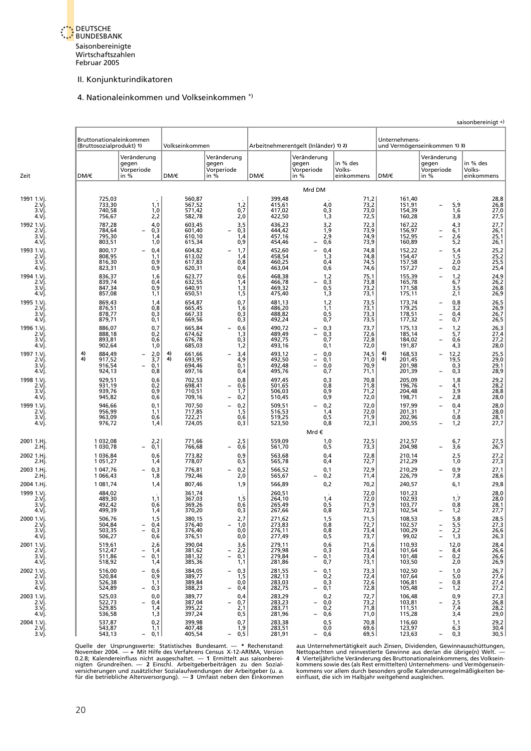II. Konjunkturindikatoren

## 4. Nationaleinkommen und Volkseinkommen *)

saisonbereinigt +)

| Zeit | Bruttonationaleinkommen (Bruttosozialprodukt) 1) | | Volkseinkommen | | Arbeitnehmerentgelt (Inländer) 1) 2) | | | Unternehmens- und Vermögenseinkommen 1) 3) | | |
|---|---|---|---|---|---|---|---|---|---|---|
| | DM/€ | Veränderung gegen Vorperiode in % | DM/€ | Veränderung gegen Vorperiode in % | DM/€ | Veränderung gegen Vorperiode in % | in % des Volkseinkommens | DM/€ | Veränderung gegen Vorperiode in % | in % des Volkseinkommens |
| | Mrd DM | | | | | | | | | |
| 1991 1.Vj. | 725,03 | . | 560,87 | . | 399,48 | . | 71,2 | 161,40 | . | 28,8 |
| 2.Vj. | 733,30 | 1,1 | 567,52 | 1,2 | 415,61 | 4,0 | 73,2 | 151,91 | – 5,9 | 26,8 |
| 3.Vj. | 740,58 | 1,0 | 571,42 | 0,7 | 417,02 | 0,3 | 73,0 | 154,39 | 1,6 | 27,0 |
| 4.Vj. | 756,67 | 2,2 | 582,78 | 2,0 | 422,50 | 1,3 | 72,5 | 160,28 | 3,8 | 27,5 |
| 1992 1.Vj. | 787,28 | 4,0 | 603,45 | 3,5 | 436,23 | 3,2 | 72,3 | 167,22 | 4,3 | 27,7 |
| 2.Vj. | 784,64 | – 0,3 | 601,40 | – 0,3 | 444,42 | 1,9 | 73,9 | 156,97 | – 6,1 | 26,1 |
| 3.Vj. | 795,30 | 1,4 | 610,10 | 1,4 | 457,16 | 2,9 | 74,9 | 152,95 | – 2,6 | 25,1 |
| 4.Vj. | 803,51 | 1,0 | 615,34 | 0,9 | 454,46 | – 0,6 | 73,9 | 160,89 | 5,2 | 26,1 |
| 1993 1.Vj. | 800,17 | – 0,4 | 604,82 | – 1,7 | 452,60 | – 0,4 | 74,8 | 152,22 | – 5,4 | 25,2 |
| 2.Vj. | 808,95 | 1,1 | 613,02 | 1,4 | 458,54 | 1,3 | 74,8 | 154,47 | 1,5 | 25,2 |
| 3.Vj. | 816,30 | 0,9 | 617,83 | 0,8 | 460,25 | 0,4 | 74,5 | 157,58 | 2,0 | 25,5 |
| 4.Vj. | 823,31 | 0,9 | 620,31 | 0,4 | 463,04 | 0,6 | 74,6 | 157,27 | – 0,2 | 25,4 |
| 1994 1.Vj. | 836,37 | 1,6 | 623,77 | 0,6 | 468,38 | 1,2 | 75,1 | 155,39 | – 1,2 | 24,9 |
| 2.Vj. | 839,74 | 0,4 | 632,55 | 1,4 | 466,78 | – 0,3 | 73,8 | 165,78 | 6,7 | 26,2 |
| 3.Vj. | 847,34 | 0,9 | 640,91 | 1,3 | 469,32 | 0,5 | 73,2 | 171,58 | 3,5 | 26,8 |
| 4.Vj. | 857,08 | 1,1 | 650,51 | 1,5 | 475,40 | 1,3 | 73,1 | 175,11 | 2,1 | 26,9 |
| 1995 1.Vj. | 869,43 | 1,4 | 654,87 | 0,7 | 481,13 | 1,2 | 73,5 | 173,74 | – 0,8 | 26,5 |
| 2.Vj. | 876,51 | 0,8 | 665,45 | 1,6 | 486,20 | 1,1 | 73,1 | 179,25 | 3,2 | 26,9 |
| 3.Vj. | 878,77 | 0,3 | 667,33 | 0,3 | 488,82 | 0,5 | 73,3 | 178,51 | – 0,4 | 26,7 |
| 4.Vj. | 879,71 | 0,1 | 669,56 | 0,3 | 492,24 | 0,7 | 73,5 | 177,32 | – 0,7 | 26,5 |
| 1996 1.Vj. | 886,07 | 0,7 | 665,84 | – 0,6 | 490,72 | – 0,3 | 73,7 | 175,13 | – 1,2 | 26,3 |
| 2.Vj. | 888,18 | 0,2 | 674,62 | 1,3 | 489,49 | – 0,3 | 72,6 | 185,14 | 5,7 | 27,4 |
| 3.Vj. | 893,81 | 0,6 | 676,78 | 0,3 | 492,75 | 0,7 | 72,8 | 184,02 | – 0,6 | 27,2 |
| 4.Vj. | 902,64 | 1,0 | 685,03 | 1,2 | 493,16 | 0,1 | 72,0 | 191,87 | 4,3 | 28,0 |
| 1997 1.Vj. | 4) 884,49 | – 2,0 | 4) 661,66 | – 3,4 | 493,12 | – 0,0 | 74,5 | 4) 168,53 | – 12,2 | 25,5 |
| 2.Vj. | 4) 917,52 | 3,7 | 4) 693,95 | 4,9 | 492,50 | – 0,1 | 71,0 | 4) 201,45 | 19,5 | 29,0 |
| 3.Vj. | 916,54 | – 0,1 | 694,46 | 0,1 | 492,48 | – 0,0 | 70,9 | 201,98 | 0,3 | 29,1 |
| 4.Vj. | 924,13 | 0,8 | 697,16 | 0,4 | 495,76 | 0,7 | 71,1 | 201,39 | – 0,3 | 28,9 |
| 1998 1.Vj. | 929,51 | 0,6 | 702,53 | 0,8 | 497,45 | 0,3 | 70,8 | 205,09 | 1,8 | 29,2 |
| 2.Vj. | 931,19 | 0,2 | 698,41 | – 0,6 | 501,65 | 0,8 | 71,8 | 196,76 | – 4,1 | 28,2 |
| 3.Vj. | 939,76 | 0,9 | 710,51 | 1,7 | 506,03 | 0,9 | 71,2 | 204,48 | 3,9 | 28,8 |
| 4.Vj. | 945,82 | 0,6 | 709,16 | – 0,2 | 510,45 | 0,9 | 72,0 | 198,71 | – 2,8 | 28,0 |
| 1999 1.Vj. | 946,66 | 0,1 | 707,50 | – 0,2 | 509,51 | – 0,2 | 72,0 | 197,99 | – 0,4 | 28,0 |
| 2.Vj. | 956,99 | 1,1 | 717,85 | 1,5 | 516,53 | 1,4 | 72,0 | 201,31 | 1,7 | 28,0 |
| 3.Vj. | 963,09 | 0,6 | 722,21 | 0,6 | 519,25 | 0,5 | 71,9 | 202,96 | 0,8 | 28,1 |
| 4.Vj. | 976,72 | 1,4 | 724,05 | 0,3 | 523,50 | 0,8 | 72,3 | 200,55 | – 1,2 | 27,7 |
| | Mrd € | | | | | | | | | |
| 2001 1.Hj. | 1 032,08 | 2,2 | 771,66 | 2,5 | 559,09 | 1,0 | 72,5 | 212,57 | 6,7 | 27,5 |
| 2.Hj. | 1 030,78 | – 0,1 | 766,68 | – 0,6 | 561,70 | 0,5 | 73,3 | 204,98 | – 3,6 | 26,7 |
| 2002 1.Hj. | 1 036,84 | 0,6 | 773,82 | 0,9 | 563,68 | 0,4 | 72,8 | 210,14 | 2,5 | 27,2 |
| 2.Hj. | 1 051,27 | 1,4 | 778,07 | 0,5 | 565,78 | 0,4 | 72,7 | 212,29 | 1,0 | 27,3 |
| 2003 1.Hj. | 1 047,76 | – 0,3 | 776,81 | – 0,2 | 566,52 | 0,1 | 72,9 | 210,29 | – 0,9 | 27,1 |
| 2.Hj. | 1 066,43 | 1,8 | 792,46 | 2,0 | 565,67 | – 0,2 | 71,4 | 226,79 | 7,8 | 28,6 |
| 2004 1.Hj. | 1 081,74 | 1,4 | 807,46 | 1,9 | 566,89 | 0,2 | 70,2 | 240,57 | 6,1 | 29,8 |
| 1999 1.Vj. | 484,02 | . | 361,74 | . | 260,51 | . | 72,0 | 101,23 | . | 28,0 |
| 2.Vj. | 489,30 | 1,1 | 367,03 | 1,5 | 264,10 | 1,4 | 72,0 | 102,93 | 1,7 | 28,0 |
| 3.Vj. | 492,42 | 0,6 | 369,26 | 0,6 | 265,49 | 0,5 | 71,9 | 103,77 | 0,8 | 28,1 |
| 4.Vj. | 499,39 | 1,4 | 370,20 | 0,3 | 267,66 | 0,8 | 72,3 | 102,54 | – 1,2 | 27,7 |
| 2000 1.Vj. | 506,76 | 1,5 | 380,15 | 2,7 | 271,62 | 1,5 | 71,5 | 108,53 | 5,8 | 28,5 |
| 2.Vj. | 504,84 | – 0,4 | 376,40 | – 1,0 | 273,83 | 0,8 | 72,7 | 102,57 | – 5,5 | 27,3 |
| 3.Vj. | 503,35 | – 0,3 | 376,40 | 0,0 | 276,11 | 0,8 | 73,4 | 100,29 | – 2,2 | 26,6 |
| 4.Vj. | 506,27 | 0,6 | 376,51 | 0,0 | 277,49 | 0,5 | 73,7 | 99,02 | – 1,3 | 26,3 |
| 2001 1.Vj. | 519,61 | 2,6 | 390,04 | 3,6 | 279,11 | 0,6 | 71,6 | 110,93 | 12,0 | 28,4 |
| 2.Vj. | 512,47 | – 1,4 | 381,62 | – 2,2 | 279,98 | 0,3 | 73,4 | 101,64 | – 8,4 | 26,6 |
| 3.Vj. | 511,86 | – 0,1 | 381,32 | – 0,1 | 279,84 | – 0,1 | 73,4 | 101,48 | – 0,2 | 26,6 |
| 4.Vj. | 518,92 | 1,4 | 385,36 | 1,1 | 281,86 | 0,7 | 73,1 | 103,50 | 2,0 | 26,9 |
| 2002 1.Vj. | 516,00 | – 0,6 | 384,05 | – 0,3 | 281,55 | – 0,1 | 73,3 | 102,50 | – 1,0 | 26,7 |
| 2.Vj. | 520,84 | 0,9 | 389,77 | 1,5 | 282,13 | 0,2 | 72,4 | 107,64 | 5,0 | 27,6 |
| 3.Vj. | 526,38 | 1,1 | 389,84 | 0,0 | 283,03 | 0,3 | 72,6 | 106,81 | – 0,8 | 27,4 |
| 4.Vj. | 524,89 | – 0,3 | 388,23 | – 0,4 | 282,75 | – 0,1 | 72,8 | 105,48 | – 1,2 | 27,2 |
| 2003 1.Vj. | 525,03 | 0,0 | 389,77 | 0,4 | 283,29 | 0,2 | 72,7 | 106,48 | 0,9 | 27,3 |
| 2.Vj. | 522,73 | – 0,4 | 387,04 | – 0,7 | 283,23 | – 0,0 | 73,2 | 103,81 | – 2,5 | 26,8 |
| 3.Vj. | 529,85 | 1,4 | 395,22 | 2,1 | 283,71 | 0,2 | 71,8 | 111,51 | 7,4 | 28,2 |
| 4.Vj. | 536,58 | 1,3 | 397,24 | 0,5 | 281,96 | – 0,6 | 71,0 | 115,28 | 3,4 | 29,0 |
| 2004 1.Vj. | 537,87 | 0,2 | 399,98 | 0,7 | 283,38 | 0,5 | 70,8 | 116,60 | 1,1 | 29,2 |
| 2.Vj. | 543,87 | 1,1 | 407,48 | 1,9 | 283,51 | 0,0 | 69,6 | 123,97 | 6,3 | 30,4 |
| 3.Vj. | 543,13 | – 0,1 | 405,54 | – 0,5 | 281,91 | – 0,6 | 69,5 | 123,63 | – 0,3 | 30,5 |

Quelle der Ursprungswerte: Statistisches Bundesamt. — * Rechenstand: November 2004. — + Mit Hilfe des Verfahrens Census X-12-ARIMA, Version 0.2.8; Kalendereinfluss nicht ausgeschaltet. — 1 Ermittelt aus saisonbereinigten Grundreihen. — 2 Einschl. Arbeitgeberbeiträgen zu den Sozialversicherungen und zusätzlicher Sozialaufwendungen der Arbeitgeber (u. a. für die betriebliche Altersversorgung). — 3 Umfasst neben den Einkommen aus Unternehmertätigkeit auch Zinsen, Dividenden, Gewinnausschüttungen, Nettopachten und reinvestierte Gewinne aus der/an die übrige(n) Welt. — 4 Vierteljährliche Veränderung des Bruttonationaleinkommens, des Volkseinkommens sowie des (als Rest ermittelten) Unternehmens- und Vermögenseinkommens vor allem durch besonders große Kalenderunregelmäßigkeiten beeinflusst, die sich im Halbjahr weitgehend ausgleichen.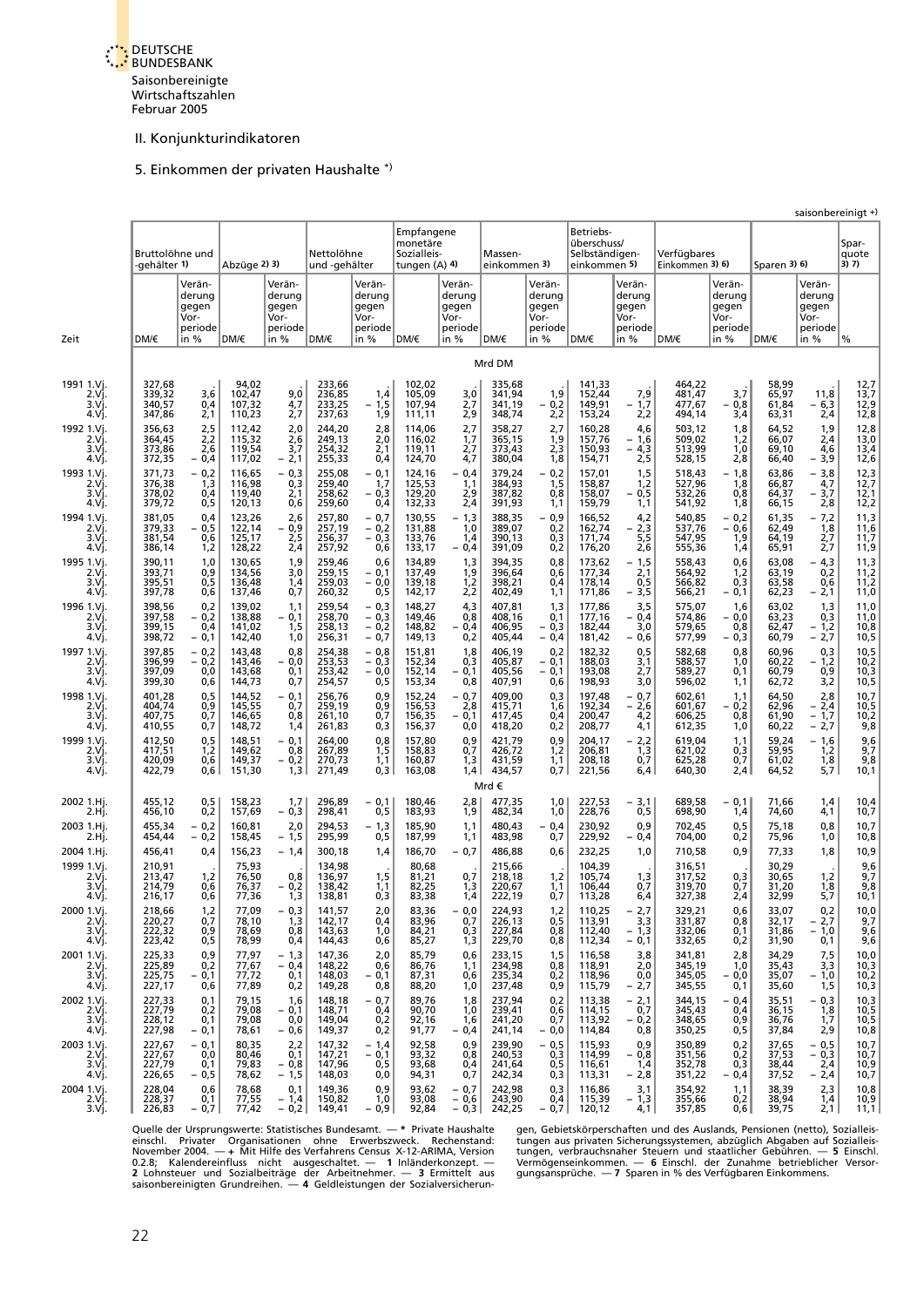DEUTSCHE BUNDESBANK
Saisonbereinigte Wirtschaftszahlen
Februar 2005

## II. Konjunkturindikatoren

### 5. Einkommen der privaten Haushalte *)

saisonbereinigt +)

| Zeit | Bruttolöhne und -gehälter 1) | | Abzüge 2) 3) | | Nettolöhne und -gehälter | | Empfangene monetäre Sozialleistungen (A) 4) | | Masseneinkommen 3) | | Betriebsüberschuss/ Selbständigeneinkommen 5) | | Verfügbares Einkommen 3) 6) | | Sparen 3) 6) | | Sparquote 3) 7) |
|---|---|---|---|---|---|---|---|---|---|---|---|---|---|---|---|---|---|
| | DM/€ | Veränderung gegen Vorperiode in % | DM/€ | Veränderung gegen Vorperiode in % | DM/€ | Veränderung gegen Vorperiode in % | DM/€ | Veränderung gegen Vorperiode in % | DM/€ | Veränderung gegen Vorperiode in % | DM/€ | Veränderung gegen Vorperiode in % | DM/€ | Veränderung gegen Vorperiode in % | DM/€ | Veränderung gegen Vorperiode in % | % |
| | Mrd DM | | | | | | | | | | | | | | | | |
| 1991 1.Vj. | 327,68 | . | 94,02 | . | 233,66 | . | 102,02 | . | 335,68 | . | 141,33 | . | 464,22 | . | 58,99 | . | 12,7 |
| 2.Vj. | 339,32 | 3,6 | 102,47 | 9,0 | 236,85 | 1,4 | 105,09 | 3,0 | 341,94 | 1,9 | 152,44 | 7,9 | 481,47 | 3,7 | 65,97 | 11,8 | 13,7 |
| 3.Vj. | 340,57 | 0,4 | 107,32 | 4,7 | 233,25 | − 1,5 | 107,94 | 2,7 | 341,19 | − 0,2 | 149,91 | − 1,7 | 477,67 | − 0,8 | 61,84 | − 6,3 | 12,9 |
| 4.Vj. | 347,86 | 2,1 | 110,23 | 2,7 | 237,63 | 1,9 | 111,11 | 2,9 | 348,74 | 2,2 | 153,24 | 2,2 | 494,14 | 3,4 | 63,31 | 2,4 | 12,8 |
| 1992 1.Vj. | 356,63 | 2,5 | 112,42 | 2,0 | 244,20 | 2,8 | 114,06 | 2,7 | 358,27 | 2,7 | 160,28 | 4,6 | 503,12 | 1,8 | 64,52 | 1,9 | 12,8 |
| 2.Vj. | 364,45 | 2,2 | 115,32 | 2,6 | 249,13 | 2,0 | 116,02 | 1,7 | 365,15 | 1,9 | 157,76 | − 1,6 | 509,02 | 1,2 | 66,07 | 2,4 | 13,0 |
| 3.Vj. | 373,86 | 2,6 | 119,54 | 3,7 | 254,32 | 2,1 | 119,11 | 2,7 | 373,43 | 2,3 | 150,93 | − 4,3 | 513,99 | 1,0 | 69,10 | 4,6 | 13,4 |
| 4.Vj. | 372,35 | − 0,4 | 117,02 | − 2,1 | 255,33 | 0,4 | 124,70 | 4,7 | 380,04 | 1,8 | 154,71 | 2,5 | 528,15 | 2,8 | 66,40 | − 3,9 | 12,6 |
| 1993 1.Vj. | 371,73 | − 0,2 | 116,65 | − 0,3 | 255,08 | − 0,1 | 124,16 | − 0,4 | 379,24 | − 0,2 | 157,01 | 1,5 | 518,43 | − 1,8 | 63,86 | − 3,8 | 12,3 |
| 2.Vj. | 376,38 | 1,3 | 116,98 | 0,3 | 259,40 | 1,7 | 125,53 | 1,1 | 384,93 | 1,5 | 158,87 | 1,2 | 527,96 | 1,8 | 66,87 | 4,7 | 12,7 |
| 3.Vj. | 378,02 | 0,4 | 119,40 | 2,1 | 258,62 | − 0,3 | 129,20 | 2,9 | 387,82 | 0,8 | 158,07 | − 0,5 | 532,26 | 0,8 | 64,37 | − 3,7 | 12,1 |
| 4.Vj. | 379,72 | 0,5 | 120,13 | 0,6 | 259,60 | 0,4 | 132,33 | 2,4 | 391,93 | 1,1 | 159,79 | 1,1 | 541,92 | 1,8 | 66,15 | 2,8 | 12,2 |
| 1994 1.Vj. | 381,05 | 0,4 | 123,26 | 2,6 | 257,80 | − 0,7 | 130,55 | − 1,3 | 388,35 | − 0,9 | 166,52 | 4,2 | 540,85 | − 0,2 | 61,35 | − 7,2 | 11,3 |
| 2.Vj. | 379,33 | − 0,5 | 122,14 | − 0,9 | 257,19 | − 0,2 | 131,88 | 1,0 | 389,07 | 0,2 | 162,74 | − 2,3 | 537,76 | − 0,6 | 62,49 | 1,8 | 11,6 |
| 3.Vj. | 381,54 | 0,6 | 125,17 | 2,5 | 256,37 | − 0,3 | 133,76 | 1,4 | 390,13 | 0,3 | 171,74 | 5,5 | 547,95 | 1,9 | 64,19 | 2,7 | 11,7 |
| 4.Vj. | 386,14 | 1,2 | 128,22 | 2,4 | 257,92 | 0,6 | 133,17 | − 0,4 | 391,09 | 0,2 | 176,20 | 2,6 | 555,36 | 1,4 | 65,91 | 2,7 | 11,9 |
| 1995 1.Vj. | 390,11 | 1,0 | 130,65 | 1,9 | 259,46 | 0,6 | 134,89 | 1,3 | 394,35 | 0,8 | 173,62 | − 1,5 | 558,43 | 0,6 | 63,08 | − 4,3 | 11,3 |
| 2.Vj. | 393,71 | 0,9 | 134,56 | 3,0 | 259,15 | − 0,1 | 137,49 | 1,9 | 396,64 | 0,6 | 177,34 | 2,1 | 564,92 | 1,2 | 63,19 | 0,2 | 11,2 |
| 3.Vj. | 395,51 | 0,5 | 136,48 | 1,4 | 259,03 | − 0,0 | 139,18 | 1,2 | 398,21 | 0,4 | 178,14 | 0,5 | 566,82 | 0,3 | 63,58 | 0,6 | 11,2 |
| 4.Vj. | 397,78 | 0,6 | 137,46 | 0,7 | 260,32 | 0,5 | 142,17 | 2,2 | 402,49 | 1,1 | 171,86 | − 3,5 | 566,21 | − 0,1 | 62,23 | − 2,1 | 11,0 |
| 1996 1.Vj. | 398,56 | 0,2 | 139,02 | 1,1 | 259,54 | − 0,3 | 148,27 | 4,3 | 407,81 | 1,3 | 177,86 | 3,5 | 575,07 | 1,6 | 63,02 | 1,3 | 11,0 |
| 2.Vj. | 397,58 | − 0,2 | 138,88 | − 0,1 | 258,70 | − 0,3 | 149,46 | 0,8 | 408,16 | 0,1 | 177,16 | − 0,4 | 574,86 | − 0,0 | 63,23 | 0,3 | 11,0 |
| 3.Vj. | 399,15 | 0,4 | 141,02 | 1,5 | 258,13 | − 0,2 | 148,82 | − 0,4 | 406,95 | − 0,3 | 182,44 | 3,0 | 579,65 | 0,8 | 62,47 | − 1,2 | 10,8 |
| 4.Vj. | 398,72 | − 0,1 | 142,40 | 1,0 | 256,31 | − 0,7 | 149,13 | 0,2 | 405,44 | − 0,4 | 181,42 | − 0,6 | 577,99 | − 0,3 | 60,79 | − 2,7 | 10,5 |
| 1997 1.Vj. | 397,85 | − 0,2 | 143,48 | 0,8 | 254,38 | − 0,8 | 151,81 | 1,8 | 406,19 | 0,2 | 182,32 | 0,5 | 582,68 | 0,8 | 60,96 | 0,3 | 10,5 |
| 2.Vj. | 396,99 | − 0,2 | 143,46 | − 0,0 | 253,53 | − 0,3 | 152,34 | 0,3 | 405,87 | − 0,1 | 188,03 | 3,1 | 588,57 | 1,0 | 60,22 | − 1,2 | 10,2 |
| 3.Vj. | 397,09 | 0,0 | 143,68 | 0,1 | 253,42 | − 0,0 | 152,14 | − 0,1 | 405,56 | − 0,1 | 193,08 | 2,7 | 589,27 | 0,1 | 60,79 | 0,9 | 10,3 |
| 4.Vj. | 399,30 | 0,6 | 144,73 | 0,7 | 254,57 | 0,5 | 153,34 | 0,8 | 407,91 | 0,6 | 198,93 | 3,0 | 596,02 | 1,1 | 62,72 | 3,2 | 10,5 |
| 1998 1.Vj. | 401,28 | 0,5 | 144,52 | − 0,1 | 256,76 | 0,9 | 152,24 | − 0,7 | 409,00 | 0,3 | 197,48 | − 0,7 | 602,61 | 1,1 | 64,50 | 2,8 | 10,7 |
| 2.Vj. | 404,74 | 0,9 | 145,55 | 0,7 | 259,19 | 0,9 | 156,53 | 2,8 | 415,71 | 1,6 | 192,34 | − 2,6 | 601,67 | − 0,2 | 62,96 | − 2,4 | 10,5 |
| 3.Vj. | 407,75 | 0,7 | 146,65 | 0,8 | 261,10 | 0,7 | 156,35 | − 0,1 | 417,45 | 0,4 | 200,47 | 4,2 | 606,25 | 0,8 | 61,90 | − 1,7 | 10,2 |
| 4.Vj. | 410,55 | 0,7 | 148,72 | 1,4 | 261,83 | 0,3 | 156,37 | 0,0 | 418,20 | 0,2 | 208,77 | 4,1 | 612,35 | 1,0 | 60,22 | − 2,7 | 9,8 |
| 1999 1.Vj. | 412,50 | 0,5 | 148,51 | − 0,1 | 264,00 | 0,8 | 157,80 | 0,9 | 421,79 | 0,9 | 204,17 | − 2,2 | 619,04 | 1,1 | 59,24 | − 1,6 | 9,6 |
| 2.Vj. | 417,51 | 1,2 | 149,62 | 0,8 | 267,89 | 1,5 | 158,83 | 0,7 | 426,72 | 1,2 | 206,81 | 1,3 | 621,02 | 0,3 | 59,95 | 1,2 | 9,7 |
| 3.Vj. | 420,09 | 0,6 | 149,37 | − 0,2 | 270,73 | 1,1 | 160,87 | 1,3 | 431,59 | 1,1 | 208,18 | 0,7 | 625,28 | 0,7 | 61,02 | 1,8 | 9,8 |
| 4.Vj. | 422,79 | 0,6 | 151,30 | 1,3 | 271,49 | 0,3 | 163,08 | 1,4 | 434,57 | 0,7 | 221,56 | 6,4 | 640,30 | 2,4 | 64,52 | 5,7 | 10,1 |
| | Mrd € | | | | | | | | | | | | | | | | |
| 2002 1.Hj. | 455,12 | 0,5 | 158,23 | 1,7 | 296,89 | − 0,1 | 180,46 | 2,8 | 477,35 | 1,0 | 227,53 | − 3,1 | 689,58 | − 0,1 | 71,66 | 1,4 | 10,4 |
| 2.Hj. | 456,10 | 0,2 | 157,69 | − 0,3 | 298,41 | 0,5 | 183,93 | 1,9 | 482,34 | 1,0 | 228,76 | 0,5 | 698,90 | 1,4 | 74,60 | 4,1 | 10,7 |
| 2003 1.Hj. | 455,34 | − 0,2 | 160,81 | 2,0 | 294,53 | − 1,3 | 185,90 | 1,1 | 480,43 | − 0,4 | 230,92 | 0,9 | 702,45 | 0,5 | 75,18 | 0,8 | 10,7 |
| 2.Hj. | 454,44 | − 0,2 | 158,45 | − 1,5 | 295,99 | 0,5 | 187,99 | 1,1 | 483,98 | 0,7 | 229,92 | − 0,4 | 704,00 | 0,2 | 75,96 | 1,0 | 10,8 |
| 2004 1.Hj. | 456,41 | 0,4 | 156,23 | − 1,4 | 300,18 | 1,4 | 186,70 | − 0,7 | 486,88 | 0,6 | 232,25 | 1,0 | 710,58 | 0,9 | 77,33 | 1,8 | 10,9 |
| 1999 1.Vj. | 210,91 | . | 75,93 | . | 134,98 | . | 80,68 | . | 215,66 | . | 104,39 | . | 316,51 | . | 30,29 | . | 9,6 |
| 2.Vj. | 213,47 | 1,2 | 76,50 | 0,8 | 136,97 | 1,5 | 81,21 | 0,7 | 218,18 | 1,2 | 105,74 | 1,3 | 317,52 | 0,3 | 30,65 | 1,2 | 9,7 |
| 3.Vj. | 214,79 | 0,6 | 76,37 | − 0,2 | 138,42 | 1,1 | 82,25 | 1,3 | 220,67 | 1,1 | 106,44 | 0,7 | 319,70 | 0,7 | 31,20 | 1,8 | 9,8 |
| 4.Vj. | 216,17 | 0,6 | 77,36 | 1,3 | 138,81 | 0,3 | 83,38 | 1,4 | 222,19 | 0,7 | 113,28 | 6,4 | 327,38 | 2,4 | 32,99 | 5,7 | 10,1 |
| 2000 1.Vj. | 218,66 | 1,2 | 77,09 | − 0,3 | 141,57 | 2,0 | 83,36 | − 0,0 | 224,93 | 1,2 | 110,25 | − 2,7 | 329,21 | 0,6 | 33,07 | 0,2 | 10,0 |
| 2.Vj. | 220,27 | 0,7 | 78,10 | 1,3 | 142,17 | 0,4 | 83,96 | 0,7 | 226,13 | 0,5 | 113,91 | 3,3 | 331,87 | 0,8 | 32,17 | − 2,7 | 9,7 |
| 3.Vj. | 222,32 | 0,9 | 78,69 | 0,8 | 143,63 | 1,0 | 84,21 | 0,3 | 227,84 | 0,8 | 112,40 | − 1,3 | 332,06 | 0,1 | 31,86 | − 1,0 | 9,6 |
| 4.Vj. | 223,42 | 0,5 | 78,99 | 0,4 | 144,43 | 0,6 | 85,27 | 1,3 | 229,70 | 0,8 | 112,34 | − 0,1 | 332,65 | 0,2 | 31,90 | 0,1 | 9,6 |
| 2001 1.Vj. | 225,33 | 0,9 | 77,97 | − 1,3 | 147,36 | 2,0 | 85,79 | 0,6 | 233,15 | 1,5 | 116,58 | 3,8 | 341,81 | 2,8 | 34,29 | 7,5 | 10,0 |
| 2.Vj. | 225,89 | 0,2 | 77,67 | − 0,4 | 148,22 | 0,6 | 86,76 | 1,1 | 234,98 | 0,8 | 118,91 | 2,0 | 345,19 | 1,0 | 35,43 | 3,3 | 10,3 |
| 3.Vj. | 225,75 | − 0,1 | 77,72 | 0,1 | 148,03 | − 0,1 | 87,31 | 0,6 | 235,34 | 0,2 | 118,96 | 0,0 | 345,05 | − 0,0 | 35,07 | − 1,0 | 10,2 |
| 4.Vj. | 227,17 | 0,6 | 77,89 | 0,2 | 149,28 | 0,8 | 88,20 | 1,0 | 237,48 | 0,9 | 115,79 | − 2,7 | 345,55 | 0,1 | 35,60 | 1,5 | 10,3 |
| 2002 1.Vj. | 227,33 | 0,1 | 79,15 | 1,6 | 148,18 | − 0,7 | 89,76 | 1,8 | 237,94 | 0,2 | 113,38 | − 2,1 | 344,15 | − 0,4 | 35,51 | − 0,3 | 10,3 |
| 2.Vj. | 227,79 | 0,2 | 79,08 | − 0,1 | 148,71 | 0,4 | 90,70 | 1,0 | 239,41 | 0,6 | 114,15 | 0,7 | 345,43 | 0,4 | 36,15 | 1,8 | 10,5 |
| 3.Vj. | 228,12 | 0,1 | 79,08 | 0,0 | 149,04 | 0,2 | 92,16 | 1,6 | 241,20 | 0,7 | 113,92 | − 0,2 | 348,65 | 0,9 | 36,76 | 1,7 | 10,5 |
| 4.Vj. | 227,98 | − 0,1 | 78,61 | − 0,6 | 149,37 | 0,2 | 91,77 | − 0,4 | 241,14 | − 0,0 | 114,84 | 0,8 | 350,25 | 0,5 | 37,84 | 2,9 | 10,8 |
| 2003 1.Vj. | 227,67 | − 0,1 | 80,35 | 2,2 | 147,32 | − 1,4 | 92,58 | 0,9 | 239,90 | − 0,5 | 115,93 | 0,9 | 350,89 | 0,2 | 37,65 | − 0,5 | 10,7 |
| 2.Vj. | 227,67 | 0,0 | 80,46 | 0,1 | 147,21 | − 0,1 | 93,32 | 0,8 | 240,53 | 0,3 | 114,99 | − 0,8 | 351,56 | 0,2 | 37,53 | − 0,3 | 10,7 |
| 3.Vj. | 227,79 | 0,1 | 79,83 | − 0,8 | 147,96 | 0,5 | 93,68 | 0,4 | 241,64 | 0,5 | 116,61 | 1,4 | 352,78 | 0,3 | 38,44 | 2,4 | 10,9 |
| 4.Vj. | 226,65 | − 0,5 | 78,62 | − 1,5 | 148,03 | 0,0 | 94,31 | 0,7 | 242,34 | 0,3 | 113,31 | − 2,8 | 351,22 | − 0,4 | 37,52 | − 2,4 | 10,7 |
| 2004 1.Vj. | 228,04 | 0,6 | 78,68 | 0,1 | 149,36 | 0,9 | 93,62 | − 0,7 | 242,98 | 0,3 | 116,86 | 3,1 | 354,92 | 1,1 | 38,39 | 2,3 | 10,8 |
| 2.Vj. | 228,37 | 0,1 | 77,55 | − 1,4 | 150,82 | 1,0 | 93,08 | − 0,6 | 243,90 | 0,4 | 115,39 | − 1,3 | 355,66 | 0,2 | 38,94 | 1,4 | 10,9 |
| 3.Vj. | 226,83 | − 0,7 | 77,42 | − 0,2 | 149,41 | − 0,9 | 92,84 | − 0,3 | 242,25 | − 0,7 | 120,12 | 4,1 | 357,85 | 0,6 | 39,75 | 2,1 | 11,1 |

Quelle der Ursprungswerte: Statistisches Bundesamt. — * Private Haushalte einschl. Private Organisationen ohne Erwerbszweck. Rechenstand: November 2004. — + Mit Hilfe des Verfahrens Census X-12-ARIMA, Version 0.2.8; Kalendereinfluss nicht ausgeschaltet. — 1 Inländerkonzept. — 2 Lohnsteuer und Sozialbeiträge der Arbeitnehmer. — 3 Ermittelt aus saisonbereinigten Grundreihen. — 4 Geldleistungen der Sozialversicherungen, Gebietskörperschaften und des Auslands, Pensionen (netto), Sozialleistungen aus privaten Sicherungssystemen, abzüglich Abgaben auf Sozialleistungen, verbrauchsnaher Steuern und staatlicher Gebühren. — 5 Einschl. Vermögenseinkommen. — 6 Einschl. der Zunahme betrieblicher Versorgungsansprüche. — 7 Sparen in % des Verfügbaren Einkommens.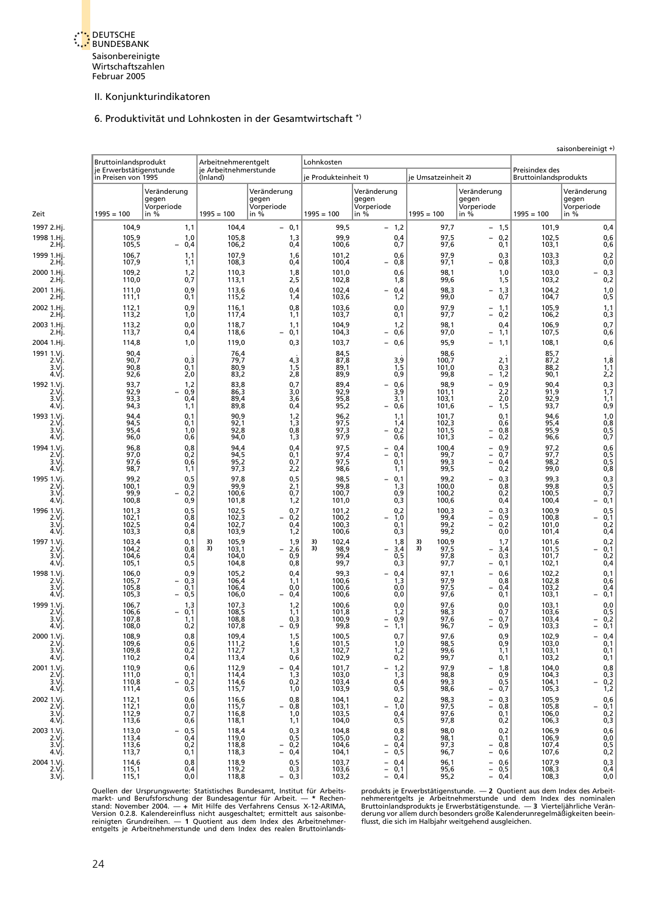DEUTSCHE BUNDESBANK
Saisonbereinigte Wirtschaftszahlen
Februar 2005

## II. Konjunkturindikatoren

### 6. Produktivität und Lohnkosten in der Gesamtwirtschaft *)

saisonbereinigt +)

| Zeit | Bruttoinlandsprodukt je Erwerbstätigenstunde in Preisen von 1995 | | Arbeitnehmerentgelt je Arbeitnehmerstunde (Inland) | | Lohnkosten je Produkteinheit 1) | | Lohnkosten je Umsatzeinheit 2) | | Preisindex des Bruttoinlandsprodukts | |
|---|---|---|---|---|---|---|---|---|---|---|
| | 1995 = 100 | Veränderung gegen Vorperiode in % | 1995 = 100 | Veränderung gegen Vorperiode in % | 1995 = 100 | Veränderung gegen Vorperiode in % | 1995 = 100 | Veränderung gegen Vorperiode in % | 1995 = 100 | Veränderung gegen Vorperiode in % |
| 1997 2.Hj. | 104,9 | 1,1 | 104,4 | – 0,1 | 99,5 | – 1,2 | 97,7 | – 1,5 | 101,9 | 0,4 |
| 1998 1.Hj. | 105,9 | 1,0 | 105,8 | 1,3 | 99,9 | 0,4 | 97,5 | – 0,2 | 102,5 | 0,6 |
| 2.Hj. | 105,5 | – 0,4 | 106,2 | 0,4 | 100,6 | 0,7 | 97,6 | 0,1 | 103,1 | 0,6 |
| 1999 1.Hj. | 106,7 | 1,1 | 107,9 | 1,6 | 101,2 | 0,6 | 97,9 | 0,3 | 103,3 | 0,2 |
| 2.Hj. | 107,9 | 1,1 | 108,3 | 0,4 | 100,4 | – 0,8 | 97,1 | – 0,8 | 103,3 | 0,0 |
| 2000 1.Hj. | 109,2 | 1,2 | 110,3 | 1,8 | 101,0 | 0,6 | 98,1 | 1,0 | 103,0 | – 0,3 |
| 2.Hj. | 110,0 | 0,7 | 113,1 | 2,5 | 102,8 | 1,8 | 99,6 | 1,5 | 103,2 | 0,2 |
| 2001 1.Hj. | 111,0 | 0,9 | 113,6 | 0,4 | 102,4 | – 0,4 | 98,3 | – 1,3 | 104,2 | 1,0 |
| 2.Hj. | 111,1 | 0,1 | 115,2 | 1,4 | 103,6 | 1,2 | 99,0 | 0,7 | 104,7 | 0,5 |
| 2002 1.Hj. | 112,1 | 0,9 | 116,1 | 0,8 | 103,6 | 0,0 | 97,9 | – 1,1 | 105,9 | 1,1 |
| 2.Hj. | 113,2 | 1,0 | 117,4 | 1,1 | 103,7 | 0,1 | 97,7 | – 0,2 | 106,2 | 0,3 |
| 2003 1.Hj. | 113,2 | 0,0 | 118,7 | 1,1 | 104,9 | 1,2 | 98,1 | 0,4 | 106,9 | 0,7 |
| 2.Hj. | 113,7 | 0,4 | 118,6 | – 0,1 | 104,3 | – 0,6 | 97,0 | – 1,1 | 107,5 | 0,6 |
| 2004 1.Hj. | 114,8 | 1,0 | 119,0 | 0,3 | 103,7 | – 0,6 | 95,9 | – 1,1 | 108,1 | 0,6 |
| 1991 1.Vj. | 90,4 | . | 76,4 | . | 84,5 | . | 98,6 | . | 85,7 | . |
| 2.Vj. | 90,7 | 0,3 | 79,7 | 4,3 | 87,8 | 3,9 | 100,7 | 2,1 | 87,2 | 1,8 |
| 3.Vj. | 90,8 | 0,1 | 80,9 | 1,5 | 89,1 | 1,5 | 101,0 | 0,3 | 88,2 | 1,1 |
| 4.Vj. | 92,6 | 2,0 | 83,2 | 2,8 | 89,9 | 0,9 | 99,8 | – 1,2 | 90,1 | 2,2 |
| 1992 1.Vj. | 93,7 | 1,2 | 83,8 | 0,7 | 89,4 | – 0,6 | 98,9 | – 0,9 | 90,4 | 0,3 |
| 2.Vj. | 92,9 | – 0,9 | 86,3 | 3,0 | 92,9 | 3,9 | 101,1 | 2,2 | 91,9 | 1,7 |
| 3.Vj. | 93,3 | 0,4 | 89,4 | 3,6 | 95,8 | 3,1 | 103,1 | 2,0 | 92,9 | 1,1 |
| 4.Vj. | 94,3 | 1,1 | 89,8 | 0,4 | 95,2 | – 0,6 | 101,6 | – 1,5 | 93,7 | 0,9 |
| 1993 1.Vj. | 94,4 | 0,1 | 90,9 | 1,2 | 96,2 | 1,1 | 101,7 | 0,1 | 94,6 | 1,0 |
| 2.Vj. | 94,5 | 0,1 | 92,1 | 1,3 | 97,5 | 1,4 | 102,3 | 0,6 | 95,4 | 0,8 |
| 3.Vj. | 95,4 | 1,0 | 92,8 | 0,8 | 97,3 | – 0,2 | 101,5 | – 0,8 | 95,9 | 0,5 |
| 4.Vj. | 96,0 | 0,6 | 94,0 | 1,3 | 97,9 | 0,6 | 101,3 | – 0,2 | 96,6 | 0,7 |
| 1994 1.Vj. | 96,8 | 0,8 | 94,4 | 0,4 | 97,5 | – 0,4 | 100,4 | – 0,9 | 97,2 | 0,6 |
| 2.Vj. | 97,0 | 0,2 | 94,5 | 0,1 | 97,4 | – 0,1 | 99,7 | – 0,7 | 97,7 | 0,5 |
| 3.Vj. | 97,6 | 0,6 | 95,2 | 0,7 | 97,5 | 0,1 | 99,3 | – 0,4 | 98,2 | 0,5 |
| 4.Vj. | 98,7 | 1,1 | 97,3 | 2,2 | 98,6 | 1,1 | 99,5 | 0,2 | 99,0 | 0,8 |
| 1995 1.Vj. | 99,2 | 0,5 | 97,8 | 0,5 | 98,5 | – 0,1 | 99,2 | – 0,3 | 99,3 | 0,3 |
| 2.Vj. | 100,1 | 0,9 | 99,9 | 2,1 | 99,8 | 1,3 | 100,0 | 0,8 | 99,8 | 0,5 |
| 3.Vj. | 99,9 | – 0,2 | 100,6 | 0,7 | 100,7 | 0,9 | 100,2 | 0,2 | 100,5 | 0,7 |
| 4.Vj. | 100,8 | 0,9 | 101,8 | 1,2 | 101,0 | 0,3 | 100,6 | 0,4 | 100,4 | – 0,1 |
| 1996 1.Vj. | 101,3 | 0,5 | 102,5 | 0,7 | 101,2 | 0,2 | 100,3 | – 0,3 | 100,9 | 0,5 |
| 2.Vj. | 102,1 | 0,8 | 102,3 | – 0,2 | 100,2 | – 1,0 | 99,4 | – 0,9 | 100,8 | – 0,1 |
| 3.Vj. | 102,5 | 0,4 | 102,7 | 0,4 | 100,3 | 0,1 | 99,2 | – 0,2 | 101,0 | 0,2 |
| 4.Vj. | 103,3 | 0,8 | 103,9 | 1,2 | 100,6 | 0,3 | 99,2 | 0,0 | 101,4 | 0,4 |
| 1997 1.Vj. | 103,4 | 0,1 | 3) 105,9 | 1,9 | 3) 102,4 | 1,8 | 3) 100,9 | 1,7 | 101,6 | 0,2 |
| 2.Vj. | 104,2 | 0,8 | 3) 103,1 | – 2,6 | 3) 98,9 | – 3,4 | 3) 97,5 | – 3,4 | 101,5 | – 0,1 |
| 3.Vj. | 104,6 | 0,4 | 104,0 | 0,9 | 99,4 | 0,5 | 97,8 | 0,3 | 101,7 | 0,2 |
| 4.Vj. | 105,1 | 0,5 | 104,8 | 0,8 | 99,7 | 0,3 | 97,7 | – 0,1 | 102,1 | 0,4 |
| 1998 1.Vj. | 106,0 | 0,9 | 105,2 | 0,4 | 99,3 | – 0,4 | 97,1 | – 0,6 | 102,2 | 0,1 |
| 2.Vj. | 105,7 | – 0,3 | 106,4 | 1,1 | 100,6 | 1,3 | 97,9 | 0,8 | 102,8 | 0,6 |
| 3.Vj. | 105,8 | 0,1 | 106,4 | 0,0 | 100,6 | 0,0 | 97,5 | – 0,4 | 103,2 | 0,4 |
| 4.Vj. | 105,3 | – 0,5 | 106,0 | – 0,4 | 100,6 | 0,0 | 97,6 | 0,1 | 103,1 | – 0,1 |
| 1999 1.Vj. | 106,7 | 1,3 | 107,3 | 1,2 | 100,6 | 0,0 | 97,6 | 0,0 | 103,1 | 0,0 |
| 2.Vj. | 106,6 | – 0,1 | 108,5 | 1,1 | 101,8 | 1,2 | 98,3 | 0,7 | 103,6 | 0,5 |
| 3.Vj. | 107,8 | 1,1 | 108,8 | 0,3 | 100,9 | – 0,9 | 97,6 | – 0,7 | 103,4 | – 0,2 |
| 4.Vj. | 108,0 | 0,2 | 107,8 | – 0,9 | 99,8 | – 1,1 | 96,7 | – 0,9 | 103,3 | – 0,1 |
| 2000 1.Vj. | 108,9 | 0,8 | 109,4 | 1,5 | 100,5 | 0,7 | 97,6 | 0,9 | 102,9 | – 0,4 |
| 2.Vj. | 109,6 | 0,6 | 111,2 | 1,6 | 101,5 | 1,0 | 98,5 | 0,9 | 103,0 | 0,1 |
| 3.Vj. | 109,8 | 0,2 | 112,7 | 1,3 | 102,7 | 1,2 | 99,6 | 1,1 | 103,1 | 0,1 |
| 4.Vj. | 110,2 | 0,4 | 113,4 | 0,6 | 102,9 | 0,2 | 99,7 | 0,1 | 103,2 | 0,1 |
| 2001 1.Vj. | 110,9 | 0,6 | 112,9 | – 0,4 | 101,7 | – 1,2 | 97,9 | – 1,8 | 104,0 | 0,8 |
| 2.Vj. | 111,0 | 0,1 | 114,4 | 1,3 | 103,0 | 1,3 | 98,8 | 0,9 | 104,3 | 0,3 |
| 3.Vj. | 110,8 | – 0,2 | 114,6 | 0,2 | 103,4 | 0,4 | 99,3 | 0,5 | 104,1 | – 0,2 |
| 4.Vj. | 111,4 | 0,5 | 115,7 | 1,0 | 103,9 | 0,5 | 98,6 | – 0,7 | 105,3 | 1,2 |
| 2002 1.Vj. | 112,1 | 0,6 | 116,6 | 0,8 | 104,1 | 0,2 | 98,3 | – 0,3 | 105,9 | 0,6 |
| 2.Vj. | 112,1 | 0,0 | 115,7 | – 0,8 | 103,1 | – 1,0 | 97,5 | – 0,8 | 105,8 | – 0,1 |
| 3.Vj. | 112,9 | 0,7 | 116,8 | 1,0 | 103,5 | 0,4 | 97,6 | 0,1 | 106,0 | 0,2 |
| 4.Vj. | 113,6 | 0,6 | 118,1 | 1,1 | 104,0 | 0,5 | 97,8 | 0,2 | 106,3 | 0,3 |
| 2003 1.Vj. | 113,0 | – 0,5 | 118,4 | 0,3 | 104,8 | 0,8 | 98,0 | 0,2 | 106,9 | 0,6 |
| 2.Vj. | 113,4 | 0,4 | 119,0 | 0,5 | 105,0 | 0,2 | 98,1 | 0,1 | 106,9 | 0,0 |
| 3.Vj. | 113,6 | 0,2 | 118,8 | – 0,2 | 104,6 | – 0,4 | 97,3 | – 0,8 | 107,4 | 0,5 |
| 4.Vj. | 113,7 | 0,1 | 118,3 | – 0,4 | 104,1 | – 0,5 | 96,7 | – 0,6 | 107,6 | 0,2 |
| 2004 1.Vj. | 114,6 | 0,8 | 118,9 | 0,5 | 103,7 | – 0,4 | 96,1 | – 0,6 | 107,9 | 0,3 |
| 2.Vj. | 115,1 | 0,4 | 119,2 | 0,3 | 103,6 | – 0,1 | 95,6 | – 0,5 | 108,3 | 0,4 |
| 3.Vj. | 115,1 | 0,0 | 118,8 | – 0,3 | 103,2 | – 0,4 | 95,2 | – 0,4 | 108,3 | 0,0 |

Quellen der Ursprungswerte: Statistisches Bundesamt, Institut für Arbeitsmarkt- und Berufsforschung der Bundesagentur für Arbeit. — * Rechenstand: November 2004. — + Mit Hilfe des Verfahrens Census X-12-ARIMA, Version 0.2.8. Kalendereinfluss nicht ausgeschaltet; ermittelt aus saisonbereinigten Grundreihen. — 1 Quotient aus dem Index des Arbeitnehmerentgelts je Arbeitnehmerstunde und dem Index des realen Bruttoinlandsprodukts je Erwerbstätigenstunde. — 2 Quotient aus dem Index des Arbeitnehmerentgelts je Arbeitnehmerstunde und dem Index des nominalen Bruttoinlandsprodukts je Erwerbstätigenstunde. — 3 Vierteljährliche Veränderung vor allem durch besonders große Kalenderunregelmäßigkeiten beeinflusst, die sich im Halbjahr weitgehend ausgleichen.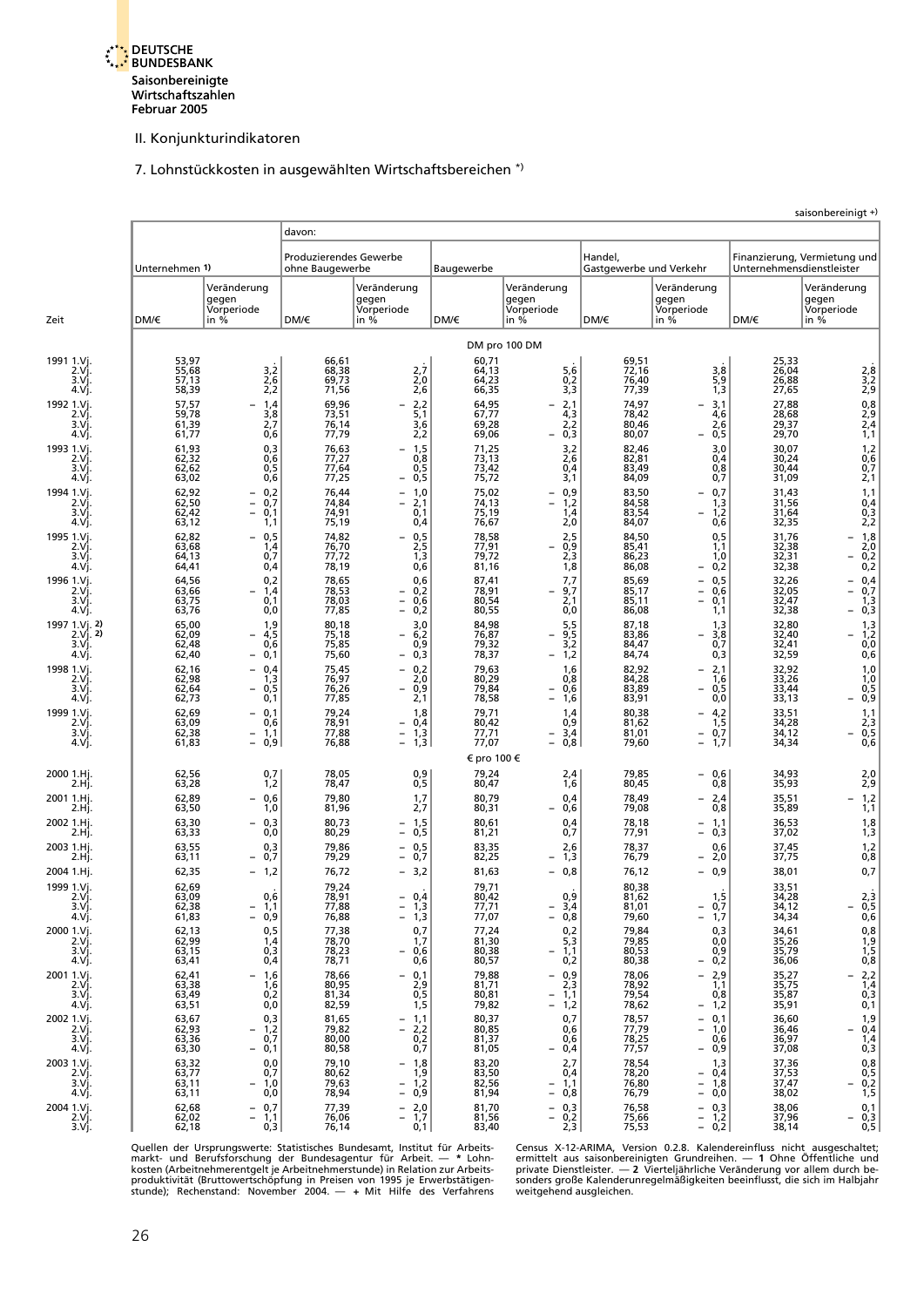DEUTSCHE BUNDESBANK
Saisonbereinigte Wirtschaftszahlen
Februar 2005

II. Konjunkturindikatoren

## 7. Lohnstückkosten in ausgewählten Wirtschaftsbereichen *)

saisonbereinigt +)

| Zeit | Unternehmen 1) | | davon: Produzierendes Gewerbe ohne Baugewerbe | | Baugewerbe | | Handel, Gastgewerbe und Verkehr | | Finanzierung, Vermietung und Unternehmensdienstleister | |
|---|---|---|---|---|---|---|---|---|---|---|
| | DM/€ | Veränderung gegen Vorperiode in % | DM/€ | Veränderung gegen Vorperiode in % | DM/€ | Veränderung gegen Vorperiode in % | DM/€ | Veränderung gegen Vorperiode in % | DM/€ | Veränderung gegen Vorperiode in % |
| | DM pro 100 DM | | | | | | | | | |
| 1991 1.Vj. | 53,97 | . | 66,61 | . | 60,71 | . | 69,51 | . | 25,33 | . |
| 2.Vj. | 55,68 | 3,2 | 68,38 | 2,7 | 64,13 | 5,6 | 72,16 | 3,8 | 26,04 | 2,8 |
| 3.Vj. | 57,13 | 2,6 | 69,73 | 2,0 | 64,23 | 0,2 | 76,40 | 5,9 | 26,88 | 3,2 |
| 4.Vj. | 58,39 | 2,2 | 71,56 | 2,6 | 66,35 | 3,3 | 77,39 | 1,3 | 27,65 | 2,9 |
| 1992 1.Vj. | 57,57 | – 1,4 | 69,96 | – 2,2 | 64,95 | – 2,1 | 74,97 | – 3,1 | 27,88 | 0,8 |
| 2.Vj. | 59,78 | 3,8 | 73,51 | 5,1 | 67,77 | 4,3 | 78,42 | 4,6 | 28,68 | 2,9 |
| 3.Vj. | 61,39 | 2,7 | 76,14 | 3,6 | 69,28 | 2,2 | 80,46 | 2,6 | 29,37 | 2,4 |
| 4.Vj. | 61,77 | 0,6 | 77,79 | 2,2 | 69,06 | – 0,3 | 80,07 | – 0,5 | 29,70 | 1,1 |
| 1993 1.Vj. | 61,93 | 0,3 | 76,63 | – 1,5 | 71,25 | 3,2 | 82,46 | 3,0 | 30,07 | 1,2 |
| 2.Vj. | 62,32 | 0,6 | 77,27 | 0,8 | 73,13 | 2,6 | 82,81 | 0,4 | 30,24 | 0,6 |
| 3.Vj. | 62,62 | 0,5 | 77,64 | 0,5 | 73,42 | 0,4 | 83,49 | 0,8 | 30,44 | 0,7 |
| 4.Vj. | 63,02 | 0,6 | 77,25 | – 0,5 | 75,72 | 3,1 | 84,09 | 0,7 | 31,09 | 2,1 |
| 1994 1.Vj. | 62,92 | – 0,2 | 76,44 | – 1,0 | 75,02 | – 0,9 | 83,50 | – 0,7 | 31,43 | 1,1 |
| 2.Vj. | 62,50 | – 0,7 | 74,84 | – 2,1 | 74,13 | – 1,2 | 84,58 | 1,3 | 31,56 | 0,4 |
| 3.Vj. | 62,42 | – 0,1 | 74,91 | 0,1 | 75,19 | 1,4 | 83,54 | – 1,2 | 31,64 | 0,3 |
| 4.Vj. | 63,12 | 1,1 | 75,19 | 0,4 | 76,67 | 2,0 | 84,07 | 0,6 | 32,35 | 2,2 |
| 1995 1.Vj. | 62,82 | – 0,5 | 74,82 | – 0,5 | 78,58 | 2,5 | 84,50 | 0,5 | 31,76 | – 1,8 |
| 2.Vj. | 63,68 | 1,4 | 76,70 | 2,5 | 77,91 | – 0,9 | 85,41 | 1,1 | 32,38 | 2,0 |
| 3.Vj. | 64,13 | 0,7 | 77,72 | 1,3 | 79,72 | 2,3 | 86,23 | 1,0 | 32,31 | – 0,2 |
| 4.Vj. | 64,41 | 0,4 | 78,19 | 0,6 | 81,16 | 1,8 | 86,08 | – 0,2 | 32,38 | 0,2 |
| 1996 1.Vj. | 64,56 | 0,2 | 78,65 | 0,6 | 87,41 | 7,7 | 85,69 | – 0,5 | 32,26 | – 0,4 |
| 2.Vj. | 63,66 | – 1,4 | 78,53 | – 0,2 | 78,91 | – 9,7 | 85,17 | – 0,6 | 32,05 | – 0,7 |
| 3.Vj. | 63,75 | 0,1 | 78,03 | – 0,6 | 80,54 | 2,1 | 85,11 | – 0,1 | 32,47 | 1,3 |
| 4.Vj. | 63,76 | 0,0 | 77,85 | – 0,2 | 80,55 | 0,0 | 86,08 | 1,1 | 32,38 | – 0,3 |
| 1997 1.Vj. 2) | 65,00 | 1,9 | 80,18 | 3,0 | 84,98 | 5,5 | 87,18 | 1,3 | 32,80 | 1,3 |
| 2.Vj. 2) | 62,09 | – 4,5 | 75,18 | – 6,2 | 76,87 | – 9,5 | 83,86 | – 3,8 | 32,40 | – 1,2 |
| 3.Vj. | 62,48 | 0,6 | 75,85 | 0,9 | 79,32 | 3,2 | 84,47 | 0,7 | 32,41 | 0,0 |
| 4.Vj. | 62,40 | – 0,1 | 75,60 | – 0,3 | 78,37 | – 1,2 | 84,74 | 0,3 | 32,59 | 0,6 |
| 1998 1.Vj. | 62,16 | – 0,4 | 75,45 | – 0,2 | 79,63 | 1,6 | 82,92 | – 2,1 | 32,92 | 1,0 |
| 2.Vj. | 62,98 | 1,3 | 76,97 | 2,0 | 80,29 | 0,8 | 84,28 | 1,6 | 33,26 | 1,0 |
| 3.Vj. | 62,64 | – 0,5 | 76,26 | – 0,9 | 79,84 | – 0,6 | 83,89 | – 0,5 | 33,44 | 0,5 |
| 4.Vj. | 62,73 | 0,1 | 77,85 | 2,1 | 78,58 | – 1,6 | 83,91 | 0,0 | 33,13 | – 0,9 |
| 1999 1.Vj. | 62,69 | – 0,1 | 79,24 | 1,8 | 79,71 | 1,4 | 80,38 | – 4,2 | 33,51 | 1,1 |
| 2.Vj. | 63,09 | 0,6 | 78,91 | – 0,4 | 80,42 | 0,9 | 81,62 | 1,5 | 34,28 | 2,3 |
| 3.Vj. | 62,38 | – 1,1 | 77,88 | – 1,3 | 77,71 | – 3,4 | 81,01 | – 0,7 | 34,12 | – 0,5 |
| 4.Vj. | 61,83 | – 0,9 | 76,88 | – 1,3 | 77,07 | – 0,8 | 79,60 | – 1,7 | 34,34 | 0,6 |
| | € pro 100 € | | | | | | | | | |
| 2000 1.Hj. | 62,56 | 0,7 | 78,05 | 0,9 | 79,24 | 2,4 | 79,85 | – 0,6 | 34,93 | 2,0 |
| 2.Hj. | 63,28 | 1,2 | 78,47 | 0,5 | 80,47 | 1,6 | 80,45 | 0,8 | 35,93 | 2,9 |
| 2001 1.Hj. | 62,89 | – 0,6 | 79,80 | 1,7 | 80,79 | 0,4 | 78,49 | – 2,4 | 35,51 | – 1,2 |
| 2.Hj. | 63,50 | 1,0 | 81,96 | 2,7 | 80,31 | – 0,6 | 79,08 | 0,8 | 35,89 | 1,1 |
| 2002 1.Hj. | 63,30 | – 0,3 | 80,73 | – 1,5 | 80,61 | 0,4 | 78,18 | – 1,1 | 36,53 | 1,8 |
| 2.Hj. | 63,33 | 0,0 | 80,29 | – 0,5 | 81,21 | 0,7 | 77,91 | – 0,3 | 37,02 | 1,3 |
| 2003 1.Hj. | 63,55 | 0,3 | 79,86 | – 0,5 | 83,35 | 2,6 | 78,37 | 0,6 | 37,45 | 1,2 |
| 2.Hj. | 63,11 | – 0,7 | 79,29 | – 0,7 | 82,25 | – 1,3 | 76,79 | – 2,0 | 37,75 | 0,8 |
| 2004 1.Hj. | 62,35 | – 1,2 | 76,72 | – 3,2 | 81,63 | – 0,8 | 76,12 | – 0,9 | 38,01 | 0,7 |
| 1999 1.Vj. | 62,69 | . | 79,24 | . | 79,71 | . | 80,38 | . | 33,51 | . |
| 2.Vj. | 63,09 | 0,6 | 78,91 | – 0,4 | 80,42 | 0,9 | 81,62 | 1,5 | 34,28 | 2,3 |
| 3.Vj. | 62,38 | – 1,1 | 77,88 | – 1,3 | 77,71 | – 3,4 | 81,01 | – 0,7 | 34,12 | – 0,5 |
| 4.Vj. | 61,83 | – 0,9 | 76,88 | – 1,3 | 77,07 | – 0,8 | 79,60 | – 1,7 | 34,34 | 0,6 |
| 2000 1.Vj. | 62,13 | 0,5 | 77,38 | 0,7 | 77,24 | 0,2 | 79,84 | 0,3 | 34,61 | 0,8 |
| 2.Vj. | 62,99 | 1,4 | 78,70 | 1,7 | 81,30 | 5,3 | 79,85 | 0,0 | 35,26 | 1,9 |
| 3.Vj. | 63,15 | 0,3 | 78,23 | – 0,6 | 80,38 | – 1,1 | 80,53 | 0,9 | 35,79 | 1,5 |
| 4.Vj. | 63,41 | 0,4 | 78,71 | 0,6 | 80,57 | 0,2 | 80,38 | – 0,2 | 36,06 | 0,8 |
| 2001 1.Vj. | 62,41 | – 1,6 | 78,66 | – 0,1 | 79,88 | – 0,9 | 78,06 | – 2,9 | 35,27 | – 2,2 |
| 2.Vj. | 63,38 | 1,6 | 80,95 | 2,9 | 81,71 | 2,3 | 78,92 | 1,1 | 35,75 | 1,4 |
| 3.Vj. | 63,49 | 0,2 | 81,34 | 0,5 | 80,81 | – 1,1 | 79,54 | 0,8 | 35,87 | 0,3 |
| 4.Vj. | 63,51 | 0,0 | 82,59 | 1,5 | 79,82 | – 1,2 | 78,62 | – 1,2 | 35,91 | 0,1 |
| 2002 1.Vj. | 63,67 | 0,3 | 81,65 | – 1,1 | 80,37 | 0,7 | 78,57 | – 0,1 | 36,60 | 1,9 |
| 2.Vj. | 62,93 | – 1,2 | 79,82 | – 2,2 | 80,85 | 0,6 | 77,79 | – 1,0 | 36,46 | – 0,4 |
| 3.Vj. | 63,36 | 0,7 | 80,00 | 0,2 | 81,37 | 0,6 | 78,25 | 0,6 | 36,97 | 1,4 |
| 4.Vj. | 63,30 | – 0,1 | 80,58 | 0,7 | 81,05 | – 0,4 | 77,57 | – 0,9 | 37,08 | 0,3 |
| 2003 1.Vj. | 63,32 | 0,0 | 79,10 | – 1,8 | 83,20 | 2,7 | 78,54 | 1,3 | 37,36 | 0,8 |
| 2.Vj. | 63,77 | 0,7 | 80,62 | 1,9 | 83,50 | 0,4 | 78,20 | – 0,4 | 37,53 | 0,5 |
| 3.Vj. | 63,11 | – 1,0 | 79,63 | – 1,2 | 82,56 | – 1,1 | 76,80 | – 1,8 | 37,47 | – 0,2 |
| 4.Vj. | 63,11 | 0,0 | 78,94 | – 0,9 | 81,94 | – 0,8 | 76,79 | – 0,0 | 38,02 | 1,5 |
| 2004 1.Vj. | 62,68 | – 0,7 | 77,39 | – 2,0 | 81,70 | – 0,3 | 76,58 | – 0,3 | 38,06 | 0,1 |
| 2.Vj. | 62,02 | – 1,1 | 76,06 | – 1,7 | 81,56 | – 0,2 | 75,66 | – 1,2 | 37,96 | – 0,3 |
| 3.Vj. | 62,18 | 0,3 | 76,14 | 0,1 | 83,40 | 2,3 | 75,53 | – 0,2 | 38,14 | 0,5 |

Quellen der Ursprungswerte: Statistisches Bundesamt, Institut für Arbeitsmarkt- und Berufsforschung der Bundesagentur für Arbeit. — * Lohnkosten (Arbeitnehmerentgelt je Arbeitnehmerstunde) in Relation zur Arbeitsproduktivität (Bruttowertschöpfung in Preisen von 1995 je Erwerbstätigenstunde); Rechenstand: November 2004. — + Mit Hilfe des Verfahrens Census X-12-ARIMA, Version 0.2.8. Kalendereinfluss nicht ausgeschaltet; ermittelt aus saisonbereinigten Grundreihen. — 1 Ohne Öffentliche und private Dienstleister. — 2 Vierteljährliche Veränderung vor allem durch besonders große Kalenderunregelmäßigkeiten beeinflusst, die sich im Halbjahr weitgehend ausgleichen.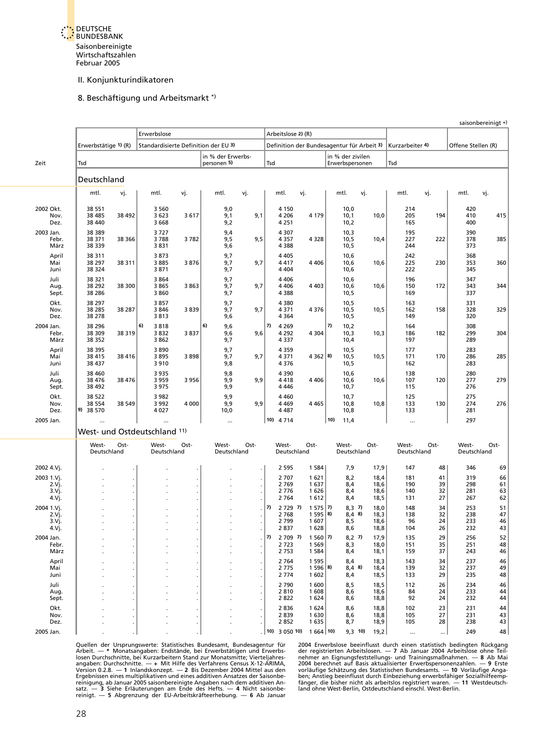DEUTSCHE BUNDESBANK
Saisonbereinigte Wirtschaftszahlen
Februar 2005

## II. Konjunkturindikatoren

### 8. Beschäftigung und Arbeitsmarkt *)

saisonbereinigt +)

| Zeit | Erwerbstätige 1) (R) | | Erwerbslose – Standardisierte Definition der EU 3) | | | | Arbeitslose 2) (R) – Definition der Bundesagentur für Arbeit 3) | | | | Kurzarbeiter 4) | | Offene Stellen (R) | |
|---|---|---|---|---|---|---|---|---|---|---|---|---|---|---|
| | Tsd | | Tsd | | in % der Erwerbspersonen 5) | | Tsd | | in % der zivilen Erwerbspersonen | | Tsd | | | |
| **Deutschland** | mtl. | vj. | mtl. | vj. | mtl. | vj. | mtl. | vj. | mtl. | vj. | mtl. | vj. | mtl. | vj. |
| 2002 Okt. | 38 551 | | 3 560 | | 9,0 | | 4 150 | | 10,0 | | 214 | | 420 | |
| Nov. | 38 485 | 38 492 | 3 623 | 3 617 | 9,1 | 9,1 | 4 206 | 4 179 | 10,1 | 10,0 | 205 | 194 | 410 | 415 |
| Dez. | 38 440 | | 3 668 | | 9,2 | | 4 251 | | 10,2 | | 165 | | 400 | |
| 2003 Jan. | 38 389 | | 3 727 | | 9,4 | | 4 307 | | 10,3 | | 195 | | 390 | |
| Febr. | 38 371 | 38 366 | 3 788 | 3 782 | 9,5 | 9,5 | 4 357 | 4 328 | 10,5 | 10,4 | 227 | 222 | 378 | 385 |
| März | 38 339 | | 3 831 | | 9,6 | | 4 388 | | 10,5 | | 244 | | 373 | |
| April | 38 311 | | 3 873 | | 9,7 | | 4 405 | | 10,6 | | 242 | | 368 | |
| Mai | 38 297 | 38 311 | 3 885 | 3 876 | 9,7 | 9,7 | 4 417 | 4 406 | 10,6 | 10,6 | 225 | 230 | 353 | 360 |
| Juni | 38 324 | | 3 871 | | 9,7 | | 4 404 | | 10,6 | | 222 | | 345 | |
| Juli | 38 321 | | 3 864 | | 9,7 | | 4 406 | | 10,6 | | 196 | | 347 | |
| Aug. | 38 292 | 38 300 | 3 865 | 3 863 | 9,7 | 9,7 | 4 406 | 4 403 | 10,6 | 10,6 | 150 | 172 | 343 | 344 |
| Sept. | 38 286 | | 3 860 | | 9,7 | | 4 388 | | 10,5 | | 169 | | 337 | |
| Okt. | 38 297 | | 3 857 | | 9,7 | | 4 380 | | 10,5 | | 163 | | 331 | |
| Nov. | 38 285 | 38 287 | 3 846 | 3 839 | 9,7 | 9,7 | 4 371 | 4 376 | 10,5 | 10,5 | 162 | 158 | 328 | 329 |
| Dez. | 38 278 | | 3 813 | | 9,6 | | 4 364 | | 10,5 | | 149 | | 320 | |
| 2004 Jan. | 38 296 | | 6) 3 818 | | 6) 9,6 | | 7) 4 269 | | 7) 10,2 | | 164 | | 308 | |
| Febr. | 38 309 | 38 319 | 3 832 | 3 837 | 9,6 | 9,6 | 4 292 | 4 304 | 10,3 | 10,3 | 186 | 182 | 299 | 304 |
| März | 38 352 | | 3 862 | | 9,7 | | 4 337 | | 10,4 | | 197 | | 289 | |
| April | 38 395 | | 3 890 | | 9,7 | | 4 359 | | 10,5 | | 177 | | 283 | |
| Mai | 38 415 | 38 416 | 3 895 | 3 898 | 9,7 | 9,7 | 4 371 | 4 362 | 8) 10,5 | 10,5 | 171 | 170 | 286 | 285 |
| Juni | 38 437 | | 3 910 | | 9,8 | | 4 376 | | 10,5 | | 162 | | 283 | |
| Juli | 38 460 | | 3 935 | | 9,8 | | 4 390 | | 10,6 | | 138 | | 280 | |
| Aug. | 38 476 | 38 476 | 3 959 | 3 956 | 9,9 | 9,9 | 4 418 | 4 406 | 10,6 | 10,6 | 107 | 120 | 277 | 279 |
| Sept. | 38 492 | | 3 975 | | 9,9 | | 4 446 | | 10,7 | | 115 | | 276 | |
| Okt. | 38 522 | | 3 982 | | 9,9 | | 4 460 | | 10,7 | | 125 | | 275 | |
| Nov. | 38 554 | 38 549 | 3 992 | 4 000 | 9,9 | 9,9 | 4 469 | 4 465 | 10,8 | 10,8 | 133 | 130 | 274 | 276 |
| Dez. | 9) 38 570 | | 4 027 | | 10,0 | | 4 487 | | 10,8 | | 133 | | 281 | |
| 2005 Jan. | ... | | ... | | ... | | 10) 4 714 | | 10) 11,4 | | ... | | 297 | |
| **West- und Ostdeutschland 11)** | West-Deutschland | Ost-Deutschland | West-Deutschland | Ost-Deutschland | West-Deutschland | Ost-Deutschland | West-Deutschland | Ost-Deutschland | West-Deutschland | Ost-Deutschland | West-Deutschland | Ost-Deutschland | West-Deutschland | Ost-Deutschland |
| 2002 4.Vj. | . | . | . | . | . | . | 2 595 | 1 584 | 7,9 | 17,9 | 147 | 48 | 346 | 69 |
| 2003 1.Vj. | . | . | . | . | . | . | 2 707 | 1 621 | 8,2 | 18,4 | 181 | 41 | 319 | 66 |
| 2.Vj. | . | . | . | . | . | . | 2 769 | 1 637 | 8,4 | 18,6 | 190 | 39 | 298 | 61 |
| 3.Vj. | . | . | . | . | . | . | 2 776 | 1 626 | 8,4 | 18,6 | 140 | 32 | 281 | 63 |
| 4.Vj. | . | . | . | . | . | . | 2 764 | 1 612 | 8,4 | 18,5 | 131 | 27 | 267 | 62 |
| 2004 1.Vj. | . | . | . | . | . | . | 7) 2 729 | 7) 1 575 | 7) 8,3 | 7) 18,0 | 148 | 34 | 253 | 51 |
| 2.Vj. | . | . | . | . | . | . | 2 768 | 1 595 | 8) 8,4 | 8) 18,3 | 138 | 32 | 238 | 47 |
| 3.Vj. | . | . | . | . | . | . | 2 799 | 1 607 | 8,5 | 18,6 | 96 | 24 | 233 | 46 |
| 4.Vj. | . | . | . | . | . | . | 2 837 | 1 628 | 8,6 | 18,8 | 104 | 26 | 232 | 43 |
| 2004 Jan. | . | . | . | . | . | . | 7) 2 709 | 7) 1 560 | 7) 8,2 | 7) 17,9 | 135 | 29 | 256 | 52 |
| Febr. | . | . | . | . | . | . | 2 723 | 1 569 | 8,3 | 18,0 | 151 | 35 | 251 | 48 |
| März | . | . | . | . | . | . | 2 753 | 1 584 | 8,4 | 18,1 | 159 | 37 | 243 | 46 |
| April | . | . | . | . | . | . | 2 764 | 1 595 | 8,4 | 18,3 | 143 | 34 | 237 | 46 |
| Mai | . | . | . | . | . | . | 2 775 | 1 596 | 8) 8,4 | 8) 18,4 | 139 | 32 | 237 | 49 |
| Juni | . | . | . | . | . | . | 2 774 | 1 602 | 8,4 | 18,5 | 133 | 29 | 235 | 48 |
| Juli | . | . | . | . | . | . | 2 790 | 1 600 | 8,5 | 18,5 | 112 | 26 | 234 | 46 |
| Aug. | . | . | . | . | . | . | 2 810 | 1 608 | 8,6 | 18,6 | 84 | 24 | 233 | 44 |
| Sept. | . | . | . | . | . | . | 2 822 | 1 624 | 8,6 | 18,8 | 92 | 24 | 232 | 44 |
| Okt. | . | . | . | . | . | . | 2 836 | 1 624 | 8,6 | 18,8 | 102 | 23 | 231 | 44 |
| Nov. | . | . | . | . | . | . | 2 839 | 1 630 | 8,6 | 18,8 | 105 | 27 | 231 | 43 |
| Dez. | . | . | . | . | . | . | 2 852 | 1 635 | 8,7 | 18,9 | 105 | 28 | 238 | 43 |
| 2005 Jan. | . | . | . | . | . | . | 10) 3 050 | 10) 1 664 | 10) 9,3 | 10) 19,2 | ... | ... | 249 | 48 |

Quellen der Ursprungswerte: Statistisches Bundesamt, Bundesagentur für Arbeit. — * Monatsangaben: Endstände, bei Erwerbstätigen und Erwerbslosen Durchschnitte, bei Kurzarbeitern Stand zur Monatsmitte; Vierteljahresangaben: Durchschnitte. — + Mit Hilfe des Verfahrens Census X-12-ARIMA, Version 0.2.8. — 1 Inlandskonzept. — 2 Bis Dezember 2004 Mittel aus den Ergebnissen eines multiplikativen und eines additiven Ansatzes der Saisonbereinigung, ab Januar 2005 saisonbereinigte Angaben nach dem additiven Ansatz. — 3 Siehe Erläuterungen am Ende des Hefts. — 4 Nicht saisonbereinigt. — 5 Abgrenzung der EU-Arbeitskräfteerhebung. — 6 Ab Januar 2004 Erwerbslose beeinflusst durch einen statistisch bedingten Rückgang der registrierten Arbeitslosen. — 7 Ab Januar 2004 Arbeitslose ohne Teilnehmer an Eignungsfeststellungs- und Trainingsmaßnahmen. — 8 Ab Mai 2004 berechnet auf Basis aktualisierter Erwerbspersonenzahlen. — 9 Erste vorläufige Schätzung des Statistischen Bundesamts. — 10 Vorläufige Angaben; Anstieg beeinflusst durch Einbeziehung erwerbsfähiger Sozialhilfeempfänger, die bisher nicht als arbeitslos registriert waren. — 11 Westdeutschland ohne West-Berlin, Ostdeutschland einschl. West-Berlin.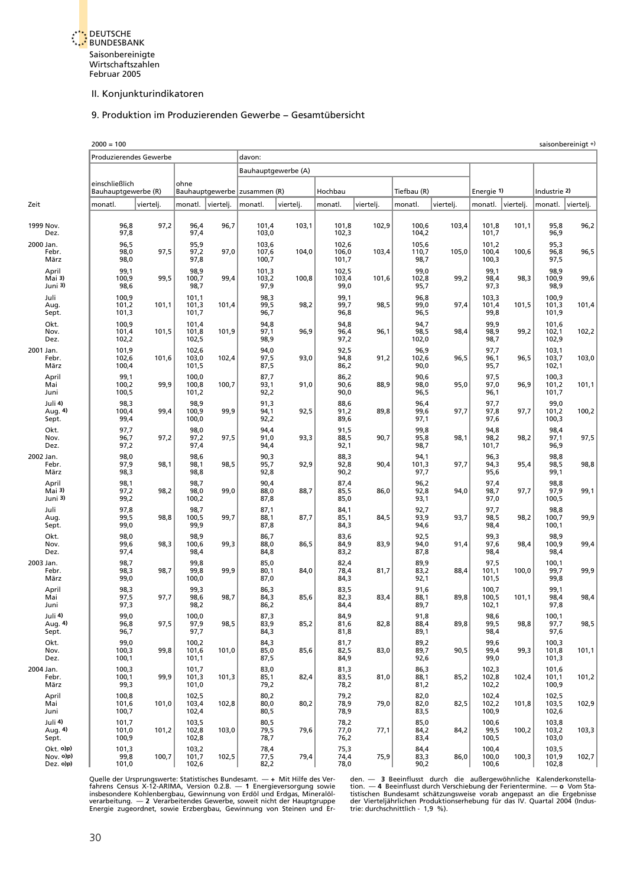DEUTSCHE BUNDESBANK
Saisonbereinigte Wirtschaftszahlen
Februar 2005

## II. Konjunkturindikatoren

### 9. Produktion im Produzierenden Gewerbe – Gesamtübersicht

2000 = 100 — saisonbereinigt +)

| Zeit | Produzierendes Gewerbe | | | | davon: | | | | | | | | | |
|---|---|---|---|---|---|---|---|---|---|---|---|---|---|---|
| | | | | | Bauhauptgewerbe (A) | | | | | | | | | |
| | einschließlich Bauhauptgewerbe (R) | | ohne Bauhauptgewerbe | | zusammen (R) | | Hochbau | | Tiefbau (R) | | Energie 1) | | Industrie 2) | |
| | monatl. | viertelj. | monatl. | viertelj. | monatl. | viertelj. | monatl. | viertelj. | monatl. | viertelj. | monatl. | viertelj. | monatl. | viertelj. |
| 1999 Nov. | 96,8 | 97,2 | 96,4 | 96,7 | 101,4 | 103,1 | 101,8 | 102,9 | 100,6 | 103,4 | 101,8 | 101,1 | 95,8 | 96,2 |
| Dez. | 97,8 | | 97,4 | | 103,0 | | 102,3 | | 104,2 | | 101,7 | | 96,9 | |
| 2000 Jan. | 96,5 | | 95,9 | | 103,6 | | 102,6 | | 105,6 | | 101,2 | | 95,3 | |
| Febr. | 98,0 | 97,5 | 97,2 | 97,0 | 107,6 | 104,0 | 106,0 | 103,4 | 110,7 | 105,0 | 100,4 | 100,6 | 96,8 | 96,5 |
| März | 98,0 | | 97,8 | | 100,7 | | 101,7 | | 98,7 | | 100,3 | | 97,5 | |
| April | 99,1 | | 98,9 | | 101,3 | | 102,5 | | 99,0 | | 99,1 | | 98,9 | |
| Mai 3) | 100,9 | 99,5 | 100,7 | 99,4 | 103,2 | 100,8 | 103,4 | 101,6 | 102,8 | 99,2 | 98,4 | 98,3 | 100,9 | 99,6 |
| Juni 3) | 98,6 | | 98,7 | | 97,9 | | 99,0 | | 95,7 | | 97,3 | | 98,9 | |
| Juli | 100,9 | | 101,1 | | 98,3 | | 99,1 | | 96,8 | | 103,3 | | 100,9 | |
| Aug. | 101,2 | 101,1 | 101,3 | 101,4 | 99,5 | 98,2 | 99,7 | 98,5 | 99,0 | 97,4 | 101,4 | 101,5 | 101,3 | 101,4 |
| Sept. | 101,3 | | 101,7 | | 96,7 | | 96,8 | | 96,5 | | 99,8 | | 101,9 | |
| Okt. | 100,9 | | 101,4 | | 94,8 | | 94,8 | | 94,7 | | 99,9 | | 101,6 | |
| Nov. | 101,4 | 101,5 | 101,8 | 101,9 | 97,1 | 96,9 | 96,4 | 96,1 | 98,5 | 98,4 | 98,9 | 99,2 | 102,1 | 102,2 |
| Dez. | 102,2 | | 102,5 | | 98,9 | | 97,2 | | 102,0 | | 98,7 | | 102,9 | |
| 2001 Jan. | 101,9 | | 102,6 | | 94,0 | | 92,5 | | 96,9 | | 97,7 | | 103,1 | |
| Febr. | 102,6 | 101,6 | 103,0 | 102,4 | 97,5 | 93,0 | 94,8 | 91,2 | 102,6 | 96,5 | 96,1 | 96,5 | 103,7 | 103,0 |
| März | 100,4 | | 101,5 | | 87,5 | | 86,2 | | 90,0 | | 95,7 | | 102,1 | |
| April | 99,1 | | 100,0 | | 87,7 | | 86,2 | | 90,6 | | 97,5 | | 100,3 | |
| Mai | 100,2 | 99,9 | 100,8 | 100,7 | 93,1 | 91,0 | 90,6 | 88,9 | 98,0 | 95,0 | 97,0 | 96,9 | 101,2 | 101,1 |
| Juni | 100,5 | | 101,2 | | 92,2 | | 90,0 | | 96,5 | | 96,1 | | 101,7 | |
| Juli 4) | 98,3 | | 98,9 | | 91,3 | | 88,6 | | 96,4 | | 97,7 | | 99,0 | |
| Aug. 4) | 100,4 | 99,4 | 100,9 | 99,9 | 94,1 | 92,5 | 91,2 | 89,8 | 99,6 | 97,7 | 97,8 | 97,7 | 101,2 | 100,2 |
| Sept. | 99,4 | | 100,0 | | 92,2 | | 89,6 | | 97,1 | | 97,6 | | 100,3 | |
| Okt. | 97,7 | | 98,0 | | 94,4 | | 91,5 | | 99,8 | | 94,8 | | 98,4 | |
| Nov. | 96,7 | 97,2 | 97,2 | 97,5 | 91,0 | 93,3 | 88,5 | 90,7 | 95,8 | 98,1 | 98,2 | 98,2 | 97,1 | 97,5 |
| Dez. | 97,2 | | 97,4 | | 94,4 | | 92,1 | | 98,7 | | 101,7 | | 96,9 | |
| 2002 Jan. | 98,0 | | 98,6 | | 90,3 | | 88,3 | | 94,1 | | 96,3 | | 98,8 | |
| Febr. | 97,9 | 98,1 | 98,1 | 98,5 | 95,7 | 92,9 | 92,8 | 90,4 | 101,3 | 97,7 | 94,3 | 95,4 | 98,5 | 98,8 |
| März | 98,3 | | 98,8 | | 92,8 | | 90,2 | | 97,7 | | 95,6 | | 99,1 | |
| April | 98,1 | | 98,7 | | 90,4 | | 87,4 | | 96,2 | | 97,4 | | 98,8 | |
| Mai 3) | 97,2 | 98,2 | 98,0 | 99,0 | 88,0 | 88,7 | 85,5 | 86,0 | 92,8 | 94,0 | 98,7 | 97,7 | 97,9 | 99,1 |
| Juni 3) | 99,2 | | 100,2 | | 87,8 | | 85,0 | | 93,1 | | 97,0 | | 100,5 | |
| Juli | 97,8 | | 98,7 | | 87,1 | | 84,1 | | 92,7 | | 97,7 | | 98,8 | |
| Aug. | 99,5 | 98,8 | 100,5 | 99,7 | 88,1 | 87,7 | 85,1 | 84,5 | 93,9 | 93,7 | 98,5 | 98,2 | 100,7 | 99,9 |
| Sept. | 99,0 | | 99,9 | | 87,8 | | 84,3 | | 94,6 | | 98,4 | | 100,1 | |
| Okt. | 98,0 | | 98,9 | | 86,7 | | 83,6 | | 92,5 | | 99,3 | | 98,9 | |
| Nov. | 99,6 | 98,3 | 100,6 | 99,3 | 88,0 | 86,5 | 84,9 | 83,9 | 94,0 | 91,4 | 97,6 | 98,4 | 100,9 | 99,4 |
| Dez. | 97,4 | | 98,4 | | 84,8 | | 83,2 | | 87,8 | | 98,4 | | 98,4 | |
| 2003 Jan. | 98,7 | | 99,8 | | 85,0 | | 82,4 | | 89,9 | | 97,5 | | 100,1 | |
| Febr. | 98,3 | 98,7 | 99,8 | 99,9 | 80,1 | 84,0 | 78,4 | 81,7 | 83,2 | 88,4 | 101,1 | 100,0 | 99,7 | 99,9 |
| März | 99,0 | | 100,0 | | 87,0 | | 84,3 | | 92,1 | | 101,5 | | 99,8 | |
| April | 98,3 | | 99,3 | | 86,3 | | 83,5 | | 91,6 | | 100,7 | | 99,1 | |
| Mai | 97,5 | 97,7 | 98,6 | 98,7 | 84,3 | 85,6 | 82,3 | 83,4 | 88,1 | 89,8 | 100,5 | 101,1 | 98,4 | 98,4 |
| Juni | 97,3 | | 98,2 | | 86,2 | | 84,4 | | 89,7 | | 102,1 | | 97,8 | |
| Juli 4) | 99,0 | | 100,0 | | 87,3 | | 84,9 | | 91,8 | | 98,6 | | 100,1 | |
| Aug. 4) | 96,8 | 97,5 | 97,9 | 98,5 | 83,9 | 85,2 | 81,6 | 82,8 | 88,4 | 89,8 | 99,5 | 98,8 | 97,7 | 98,5 |
| Sept. | 96,7 | | 97,7 | | 84,3 | | 81,8 | | 89,1 | | 98,4 | | 97,6 | |
| Okt. | 99,0 | | 100,2 | | 84,3 | | 81,7 | | 89,2 | | 99,6 | | 100,3 | |
| Nov. | 100,3 | 99,8 | 101,6 | 101,0 | 85,0 | 85,6 | 82,5 | 83,0 | 89,7 | 90,5 | 99,4 | 99,3 | 101,8 | 101,1 |
| Dez. | 100,1 | | 101,1 | | 87,5 | | 84,9 | | 92,6 | | 99,0 | | 101,3 | |
| 2004 Jan. | 100,3 | | 101,7 | | 83,0 | | 81,3 | | 86,3 | | 102,3 | | 101,6 | |
| Febr. | 100,1 | 99,9 | 101,3 | 101,3 | 85,1 | 82,4 | 83,5 | 81,0 | 88,1 | 85,2 | 102,8 | 102,4 | 101,1 | 101,2 |
| März | 99,3 | | 101,0 | | 79,2 | | 78,2 | | 81,2 | | 102,2 | | 100,9 | |
| April | 100,8 | | 102,5 | | 80,2 | | 79,2 | | 82,0 | | 102,4 | | 102,5 | |
| Mai | 101,6 | 101,0 | 103,4 | 102,8 | 80,0 | 80,2 | 78,9 | 79,0 | 82,0 | 82,5 | 102,2 | 101,8 | 103,5 | 102,9 |
| Juni | 100,7 | | 102,4 | | 80,5 | | 78,9 | | 83,5 | | 100,9 | | 102,6 | |
| Juli 4) | 101,7 | | 103,5 | | 80,5 | | 78,2 | | 85,0 | | 100,6 | | 103,8 | |
| Aug. 4) | 101,0 | 101,2 | 102,8 | 103,0 | 79,5 | 79,6 | 77,0 | 77,1 | 84,2 | 84,2 | 99,5 | 100,2 | 103,2 | 103,3 |
| Sept. | 100,9 | | 102,8 | | 78,7 | | 76,2 | | 83,4 | | 100,5 | | 103,0 | |
| Okt. o)p) | 101,3 | | 103,2 | | 78,4 | | 75,3 | | 84,4 | | 100,4 | | 103,5 | |
| Nov. o)p) | 99,8 | 100,7 | 101,7 | 102,5 | 77,5 | 79,4 | 74,4 | 75,9 | 83,3 | 86,0 | 100,0 | 100,3 | 101,9 | 102,7 |
| Dez. o)p) | 101,0 | | 102,6 | | 82,2 | | 78,0 | | 90,2 | | 100,6 | | 102,8 | |

Quelle der Ursprungswerte: Statistisches Bundesamt. — + Mit Hilfe des Verfahrens Census X-12-ARIMA, Version 0.2.8. — 1 Energieversorgung sowie insbesondere Kohlenbergbau, Gewinnung von Erdöl und Erdgas, Mineralölverarbeitung. — 2 Verarbeitendes Gewerbe, soweit nicht der Hauptgruppe Energie zugeordnet, sowie Erzbergbau, Gewinnung von Steinen und Erden. — 3 Beeinflusst durch die außergewöhnliche Kalenderkonstellation. — 4 Beeinflusst durch Verschiebung der Ferientermine. — o Vom Statistischen Bundesamt schätzungsweise vorab angepasst an die Ergebnisse der Vierteljährlichen Produktionserhebung für das IV. Quartal 2004 (Industrie: durchschnittlich - 1,9 %).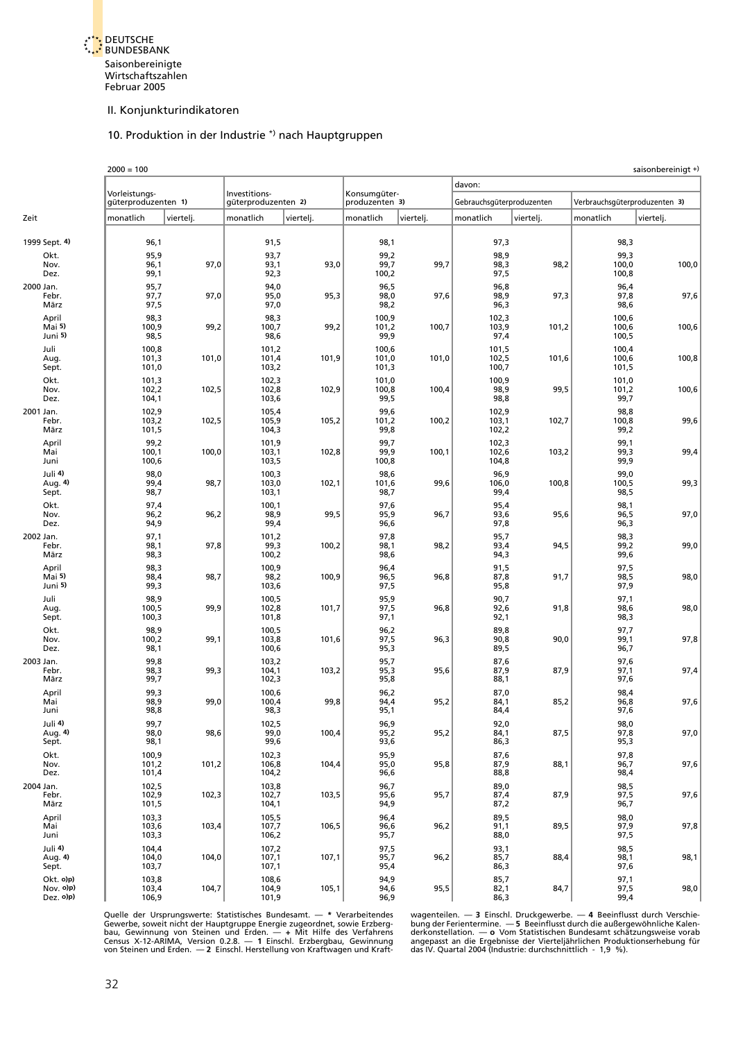## II. Konjunkturindikatoren

### 10. Produktion in der Industrie *) nach Hauptgruppen

2000 = 100 saisonbereinigt +)

| Zeit | Vorleistungs­güterproduzenten 1) | | Investitions­güterproduzenten 2) | | Konsumgüter­produzenten 3) | | davon: Gebrauchsgüterproduzenten | | Verbrauchsgüterproduzenten 3) | |
|---|---|---|---|---|---|---|---|---|---|---|
| | monatlich | viertelj. | monatlich | viertelj. | monatlich | viertelj. | monatlich | viertelj. | monatlich | viertelj. |
| 1999 Sept. 4) | 96,1 | | 91,5 | | 98,1 | | 97,3 | | 98,3 | |
| Okt. | 95,9 | | 93,7 | | 99,2 | | 98,9 | | 99,3 | |
| Nov. | 96,1 | 97,0 | 93,1 | 93,0 | 99,7 | 99,7 | 98,3 | 98,2 | 100,0 | 100,0 |
| Dez. | 99,1 | | 92,3 | | 100,2 | | 97,5 | | 100,8 | |
| 2000 Jan. | 95,7 | | 94,0 | | 96,5 | | 96,8 | | 96,4 | |
| Febr. | 97,7 | 97,0 | 95,0 | 95,3 | 98,0 | 97,6 | 98,9 | 97,3 | 97,8 | 97,6 |
| März | 97,5 | | 97,0 | | 98,2 | | 96,3 | | 98,6 | |
| April | 98,3 | | 98,3 | | 100,9 | | 102,3 | | 100,6 | |
| Mai 5) | 100,9 | 99,2 | 100,7 | 99,2 | 101,2 | 100,7 | 103,9 | 101,2 | 100,6 | 100,6 |
| Juni 5) | 98,5 | | 98,6 | | 99,9 | | 97,4 | | 100,5 | |
| Juli | 100,8 | | 101,2 | | 100,6 | | 101,5 | | 100,4 | |
| Aug. | 101,3 | 101,0 | 101,4 | 101,9 | 101,0 | 101,0 | 102,5 | 101,6 | 100,6 | 100,8 |
| Sept. | 101,0 | | 103,2 | | 101,3 | | 100,7 | | 101,5 | |
| Okt. | 101,3 | | 102,3 | | 101,0 | | 100,9 | | 101,0 | |
| Nov. | 102,2 | 102,5 | 102,8 | 102,9 | 100,8 | 100,4 | 98,9 | 99,5 | 101,2 | 100,6 |
| Dez. | 104,1 | | 103,6 | | 99,5 | | 98,8 | | 99,7 | |
| 2001 Jan. | 102,9 | | 105,4 | | 99,6 | | 102,9 | | 98,8 | |
| Febr. | 103,2 | 102,5 | 105,9 | 105,2 | 101,2 | 100,2 | 103,1 | 102,7 | 100,8 | 99,6 |
| März | 101,5 | | 104,3 | | 99,8 | | 102,2 | | 99,2 | |
| April | 99,2 | | 101,9 | | 99,7 | | 102,3 | | 99,1 | |
| Mai | 100,1 | 100,0 | 103,1 | 102,8 | 99,9 | 100,1 | 102,6 | 103,2 | 99,3 | 99,4 |
| Juni | 100,6 | | 103,5 | | 100,8 | | 104,8 | | 99,9 | |
| Juli 4) | 98,0 | | 100,3 | | 98,6 | | 96,9 | | 99,0 | |
| Aug. 4) | 99,4 | 98,7 | 103,0 | 102,1 | 101,6 | 99,6 | 106,0 | 100,8 | 100,5 | 99,3 |
| Sept. | 98,7 | | 103,1 | | 98,7 | | 99,4 | | 98,5 | |
| Okt. | 97,4 | | 100,1 | | 97,6 | | 95,4 | | 98,1 | |
| Nov. | 96,2 | 96,2 | 98,9 | 99,5 | 95,9 | 96,7 | 93,6 | 95,6 | 96,5 | 97,0 |
| Dez. | 94,9 | | 99,4 | | 96,6 | | 97,8 | | 96,3 | |
| 2002 Jan. | 97,1 | | 101,2 | | 97,8 | | 95,7 | | 98,3 | |
| Febr. | 98,1 | 97,8 | 99,3 | 100,2 | 98,1 | 98,2 | 93,4 | 94,5 | 99,2 | 99,0 |
| März | 98,3 | | 100,2 | | 98,6 | | 94,3 | | 99,6 | |
| April | 98,3 | | 100,9 | | 96,4 | | 91,5 | | 97,5 | |
| Mai 5) | 98,4 | 98,7 | 98,2 | 100,9 | 96,5 | 96,8 | 87,8 | 91,7 | 98,5 | 98,0 |
| Juni 5) | 99,3 | | 103,6 | | 97,5 | | 95,8 | | 97,9 | |
| Juli | 98,9 | | 100,5 | | 95,9 | | 90,7 | | 97,1 | |
| Aug. | 100,5 | 99,9 | 102,8 | 101,7 | 97,5 | 96,8 | 92,6 | 91,8 | 98,6 | 98,0 |
| Sept. | 100,3 | | 101,8 | | 97,1 | | 92,1 | | 98,3 | |
| Okt. | 98,9 | | 100,5 | | 96,2 | | 89,8 | | 97,7 | |
| Nov. | 100,2 | 99,1 | 103,8 | 101,6 | 97,5 | 96,3 | 90,8 | 90,0 | 99,1 | 97,8 |
| Dez. | 98,1 | | 100,6 | | 95,3 | | 89,5 | | 96,7 | |
| 2003 Jan. | 99,8 | | 103,2 | | 95,7 | | 87,6 | | 97,6 | |
| Febr. | 98,3 | 99,3 | 104,1 | 103,2 | 95,3 | 95,6 | 87,9 | 87,9 | 97,1 | 97,4 |
| März | 99,7 | | 102,3 | | 95,8 | | 88,1 | | 97,6 | |
| April | 99,3 | | 100,6 | | 96,2 | | 87,0 | | 98,4 | |
| Mai | 98,9 | 99,0 | 100,4 | 99,8 | 94,4 | 95,2 | 84,1 | 85,2 | 96,8 | 97,6 |
| Juni | 98,8 | | 98,3 | | 95,1 | | 84,4 | | 97,6 | |
| Juli 4) | 99,7 | | 102,5 | | 96,9 | | 92,0 | | 98,0 | |
| Aug. 4) | 98,0 | 98,6 | 99,0 | 100,4 | 95,2 | 95,2 | 84,1 | 87,5 | 97,8 | 97,0 |
| Sept. | 98,1 | | 99,6 | | 93,6 | | 86,3 | | 95,3 | |
| Okt. | 100,9 | | 102,3 | | 95,9 | | 87,6 | | 97,8 | |
| Nov. | 101,2 | 101,2 | 106,8 | 104,4 | 95,0 | 95,8 | 87,9 | 88,1 | 96,7 | 97,6 |
| Dez. | 101,4 | | 104,2 | | 96,6 | | 88,8 | | 98,4 | |
| 2004 Jan. | 102,5 | | 103,8 | | 96,7 | | 89,0 | | 98,5 | |
| Febr. | 102,9 | 102,3 | 102,7 | 103,5 | 95,6 | 95,7 | 87,4 | 87,9 | 97,5 | 97,6 |
| März | 101,5 | | 104,1 | | 94,9 | | 87,2 | | 96,7 | |
| April | 103,3 | | 105,5 | | 96,4 | | 89,5 | | 98,0 | |
| Mai | 103,6 | 103,4 | 107,7 | 106,5 | 96,6 | 96,2 | 91,1 | 89,5 | 97,9 | 97,8 |
| Juni | 103,3 | | 106,2 | | 95,7 | | 88,0 | | 97,5 | |
| Juli 4) | 104,4 | | 107,2 | | 97,5 | | 93,1 | | 98,5 | |
| Aug. 4) | 104,0 | 104,0 | 107,1 | 107,1 | 95,7 | 96,2 | 85,7 | 88,4 | 98,1 | 98,1 |
| Sept. | 103,7 | | 107,1 | | 95,4 | | 86,3 | | 97,6 | |
| Okt. o)p) | 103,8 | | 108,6 | | 94,9 | | 85,7 | | 97,1 | |
| Nov. o)p) | 103,4 | 104,7 | 104,9 | 105,1 | 94,6 | 95,5 | 82,1 | 84,7 | 97,5 | 98,0 |
| Dez. o)p) | 106,9 | | 101,9 | | 96,9 | | 86,3 | | 99,4 | |

Quelle der Ursprungswerte: Statistisches Bundesamt. — * Verarbeitendes Gewerbe, soweit nicht der Hauptgruppe Energie zugeordnet, sowie Erzbergbau, Gewinnung von Steinen und Erden. — + Mit Hilfe des Verfahrens Census X-12-ARIMA, Version 0.2.8. — 1 Einschl. Erzbergbau, Gewinnung von Steinen und Erden. — 2 Einschl. Herstellung von Kraftwagen und Kraftwagenteilen. — 3 Einschl. Druckgewerbe. — 4 Beeinflusst durch Verschiebung der Ferientermine. — 5 Beeinflusst durch die außergewöhnliche Kalenderkonstellation. — o Vom Statistischen Bundesamt schätzungsweise vorab angepasst an die Ergebnisse der Vierteljährlichen Produktionserhebung für das IV. Quartal 2004 (Industrie: durchschnittlich - 1,9 %).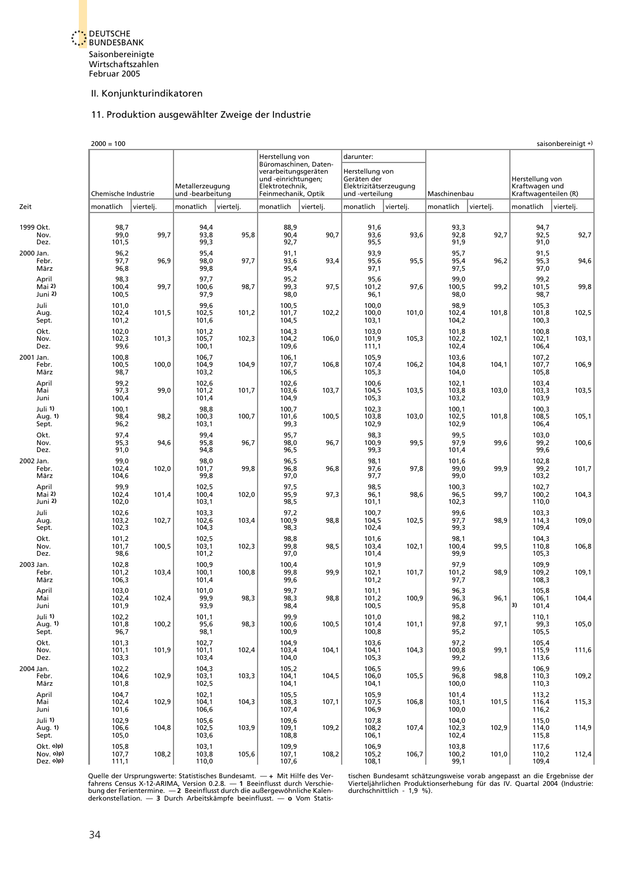II. Konjunkturindikatoren

## 11. Produktion ausgewählter Zweige der Industrie

2000 = 100 saisonbereinigt +)

| Zeit | Chemische Industrie | | Metallerzeugung und -bearbeitung | | Herstellung von Büromaschinen, Datenverarbeitungsgeräten und -einrichtungen; Elektrotechnik, Feinmechanik, Optik | | darunter: Herstellung von Geräten der Elektrizitätserzeugung und -verteilung | | Maschinenbau | | Herstellung von Kraftwagen und Kraftwagenteilen (R) | |
|---|---|---|---|---|---|---|---|---|---|---|---|---|
| | monatlich | viertelj. | monatlich | viertelj. | monatlich | viertelj. | monatlich | viertelj. | monatlich | viertelj. | monatlich | viertelj. |
| 1999 Okt. | 98,7 | | 94,4 | | 88,9 | | 91,6 | | 93,3 | | 94,7 | |
| Nov. | 99,0 | 99,7 | 93,8 | 95,8 | 90,4 | 90,7 | 93,6 | 93,6 | 92,8 | 92,7 | 92,5 | 92,7 |
| Dez. | 101,5 | | 99,3 | | 92,7 | | 95,5 | | 91,9 | | 91,0 | |
| 2000 Jan. | 96,2 | | 95,4 | | 91,1 | | 93,9 | | 95,7 | | 91,5 | |
| Febr. | 97,7 | 96,9 | 98,0 | 97,7 | 93,6 | 93,4 | 95,6 | 95,5 | 95,4 | 96,2 | 95,3 | 94,6 |
| März | 96,8 | | 99,8 | | 95,4 | | 97,1 | | 97,5 | | 97,0 | |
| April | 98,3 | | 97,7 | | 95,2 | | 95,6 | | 99,0 | | 99,2 | |
| Mai 2) | 100,4 | 99,7 | 100,6 | 98,7 | 99,3 | 97,5 | 101,2 | 97,6 | 100,5 | 99,2 | 101,5 | 99,8 |
| Juni 2) | 100,5 | | 97,9 | | 98,0 | | 96,1 | | 98,0 | | 98,7 | |
| Juli | 101,0 | | 99,6 | | 100,5 | | 100,0 | | 98,9 | | 105,3 | |
| Aug. | 102,4 | 101,5 | 102,5 | 101,2 | 101,7 | 102,2 | 100,0 | 101,0 | 102,4 | 101,8 | 101,8 | 102,5 |
| Sept. | 101,2 | | 101,6 | | 104,5 | | 103,1 | | 104,2 | | 100,3 | |
| Okt. | 102,0 | | 101,2 | | 104,3 | | 103,0 | | 101,8 | | 100,8 | |
| Nov. | 102,3 | 101,3 | 105,7 | 102,3 | 104,2 | 106,0 | 101,9 | 105,3 | 102,2 | 102,1 | 102,1 | 103,1 |
| Dez. | 99,6 | | 100,1 | | 109,6 | | 111,1 | | 102,4 | | 106,4 | |
| 2001 Jan. | 100,8 | | 106,7 | | 106,1 | | 105,9 | | 103,6 | | 107,2 | |
| Febr. | 100,5 | 100,0 | 104,9 | 104,9 | 107,7 | 106,8 | 107,4 | 106,2 | 104,8 | 104,1 | 107,7 | 106,9 |
| März | 98,7 | | 103,2 | | 106,5 | | 105,3 | | 104,0 | | 105,8 | |
| April | 99,2 | | 102,6 | | 102,6 | | 100,6 | | 102,1 | | 103,4 | |
| Mai | 97,3 | 99,0 | 101,2 | 101,7 | 103,6 | 103,7 | 104,5 | 103,5 | 103,8 | 103,0 | 103,3 | 103,5 |
| Juni | 100,4 | | 101,4 | | 104,9 | | 105,3 | | 103,2 | | 103,9 | |
| Juli 1) | 100,1 | | 98,8 | | 100,7 | | 102,3 | | 100,1 | | 100,3 | |
| Aug. 1) | 98,4 | 98,2 | 100,3 | 100,7 | 101,6 | 100,5 | 103,8 | 103,0 | 102,5 | 101,8 | 108,5 | 105,1 |
| Sept. | 96,2 | | 103,1 | | 99,3 | | 102,9 | | 102,9 | | 106,4 | |
| Okt. | 97,4 | | 99,4 | | 95,7 | | 98,3 | | 99,5 | | 103,0 | |
| Nov. | 95,3 | 94,6 | 95,8 | 96,7 | 98,0 | 96,7 | 100,9 | 99,5 | 97,9 | 99,6 | 99,2 | 100,6 |
| Dez. | 91,0 | | 94,8 | | 96,5 | | 99,3 | | 101,4 | | 99,6 | |
| 2002 Jan. | 99,0 | | 98,0 | | 96,5 | | 98,1 | | 101,6 | | 102,8 | |
| Febr. | 102,4 | 102,0 | 101,7 | 99,8 | 96,8 | 96,8 | 97,6 | 97,8 | 99,0 | 99,9 | 99,2 | 101,7 |
| März | 104,6 | | 99,8 | | 97,0 | | 97,7 | | 99,0 | | 103,2 | |
| April | 99,9 | | 102,5 | | 97,5 | | 98,5 | | 100,3 | | 102,7 | |
| Mai 2) | 102,4 | 101,4 | 100,4 | 102,0 | 95,9 | 97,3 | 96,1 | 98,6 | 96,5 | 99,7 | 100,2 | 104,3 |
| Juni 2) | 102,0 | | 103,1 | | 98,5 | | 101,1 | | 102,3 | | 110,0 | |
| Juli | 102,6 | | 103,3 | | 97,2 | | 100,7 | | 99,6 | | 103,3 | |
| Aug. | 103,2 | 102,7 | 102,6 | 103,4 | 100,9 | 98,8 | 104,5 | 102,5 | 97,7 | 98,9 | 114,3 | 109,0 |
| Sept. | 102,3 | | 104,3 | | 98,3 | | 102,4 | | 99,3 | | 109,4 | |
| Okt. | 101,2 | | 102,5 | | 98,8 | | 101,6 | | 98,1 | | 104,3 | |
| Nov. | 101,7 | 100,5 | 103,1 | 102,3 | 99,8 | 98,5 | 103,4 | 102,1 | 100,4 | 99,5 | 110,8 | 106,8 |
| Dez. | 98,6 | | 101,2 | | 97,0 | | 101,4 | | 99,9 | | 105,3 | |
| 2003 Jan. | 102,8 | | 100,9 | | 100,4 | | 101,9 | | 97,9 | | 109,9 | |
| Febr. | 101,2 | 103,4 | 100,1 | 100,8 | 99,8 | 99,9 | 102,1 | 101,7 | 101,2 | 98,9 | 109,2 | 109,1 |
| März | 106,3 | | 101,4 | | 99,6 | | 101,2 | | 97,7 | | 108,3 | |
| April | 103,0 | | 101,0 | | 99,7 | | 101,1 | | 96,3 | | 105,8 | |
| Mai | 102,4 | 102,4 | 99,9 | 98,3 | 98,3 | 98,8 | 101,2 | 100,9 | 96,3 | 96,1 | 106,1 | 104,4 |
| Juni | 101,9 | | 93,9 | | 98,4 | | 100,5 | | 95,8 | | 3) 101,4 | |
| Juli 1) | 102,2 | | 101,1 | | 99,9 | | 101,0 | | 98,2 | | 110,1 | |
| Aug. 1) | 101,8 | 100,2 | 95,6 | 98,3 | 100,6 | 100,5 | 101,4 | 101,1 | 97,8 | 97,1 | 99,3 | 105,0 |
| Sept. | 96,7 | | 98,1 | | 100,9 | | 100,8 | | 95,2 | | 105,5 | |
| Okt. | 101,3 | | 102,7 | | 104,9 | | 103,6 | | 97,2 | | 105,4 | |
| Nov. | 101,1 | 101,9 | 101,1 | 102,4 | 103,4 | 104,1 | 104,1 | 104,3 | 100,8 | 99,1 | 115,9 | 111,6 |
| Dez. | 103,3 | | 103,4 | | 104,0 | | 105,3 | | 99,2 | | 113,6 | |
| 2004 Jan. | 102,2 | | 104,3 | | 105,2 | | 106,5 | | 99,6 | | 106,9 | |
| Febr. | 104,6 | 102,9 | 103,1 | 103,3 | 104,1 | 104,5 | 106,0 | 105,5 | 96,8 | 98,8 | 110,3 | 109,2 |
| März | 101,8 | | 102,5 | | 104,1 | | 104,1 | | 100,0 | | 110,3 | |
| April | 104,7 | | 102,1 | | 105,5 | | 105,9 | | 101,4 | | 113,2 | |
| Mai | 102,4 | 102,9 | 104,1 | 104,3 | 108,3 | 107,1 | 107,5 | 106,8 | 103,1 | 101,5 | 116,4 | 115,3 |
| Juni | 101,6 | | 106,6 | | 107,4 | | 106,9 | | 100,0 | | 116,2 | |
| Juli 1) | 102,9 | | 105,6 | | 109,6 | | 107,8 | | 104,0 | | 115,0 | |
| Aug. 1) | 106,6 | 104,8 | 102,5 | 103,9 | 109,1 | 109,2 | 108,2 | 107,4 | 102,3 | 102,9 | 114,0 | 114,9 |
| Sept. | 105,0 | | 103,6 | | 108,8 | | 106,1 | | 102,4 | | 115,8 | |
| Okt. o)p) | 105,8 | | 103,1 | | 109,9 | | 106,9 | | 103,8 | | 117,6 | |
| Nov. o)p) | 107,7 | 108,2 | 103,8 | 105,6 | 107,1 | 108,2 | 105,2 | 106,7 | 100,2 | 101,0 | 110,2 | 112,4 |
| Dez. o)p) | 111,1 | | 110,0 | | 107,6 | | 108,1 | | 99,1 | | 109,4 | |

Quelle der Ursprungswerte: Statistisches Bundesamt. — + Mit Hilfe des Verfahrens Census X-12-ARIMA, Version 0.2.8. — 1 Beeinflusst durch Verschiebung der Ferientermine. — 2 Beeinflusst durch die außergewöhnliche Kalenderkonstellation. — 3 Durch Arbeitskämpfe beeinflusst. — o Vom Statistischen Bundesamt schätzungsweise vorab angepasst an die Ergebnisse der Vierteljährlichen Produktionserhebung für das IV. Quartal 2004 (Industrie: durchschnittlich - 1,9 %).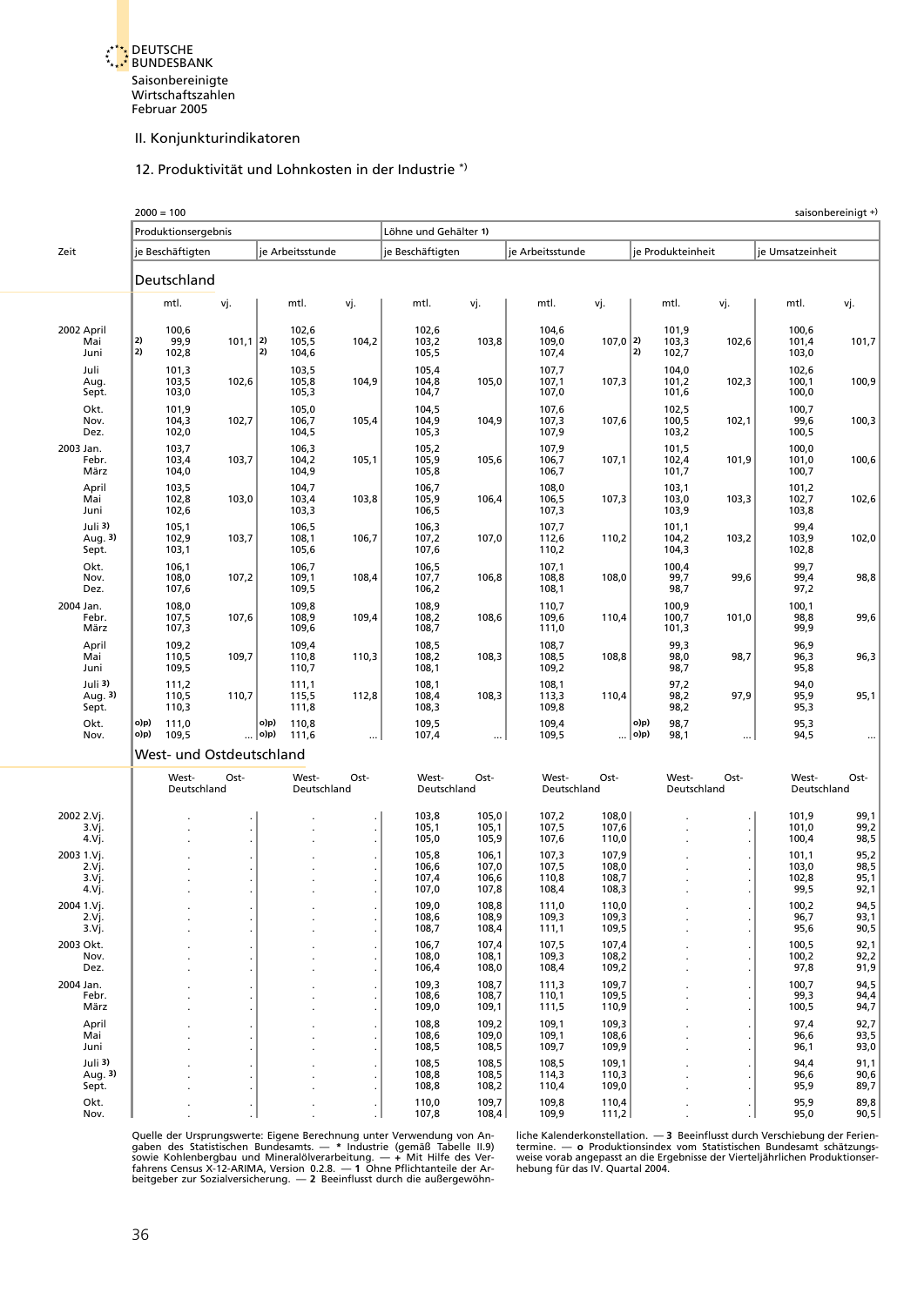II. Konjunkturindikatoren

## 12. Produktivität und Lohnkosten in der Industrie *)

2000 = 100 — saisonbereinigt +)

| Zeit | Produktionsergebnis | | | | Löhne und Gehälter 1) | | | | | | | |
|---|---|---|---|---|---|---|---|---|---|---|---|---|
| | je Beschäftigten | | je Arbeitsstunde | | je Beschäftigten | | je Arbeitsstunde | | je Produkteinheit | | je Umsatzeinheit | |
| **Deutschland** | mtl. | vj. | mtl. | vj. | mtl. | vj. | mtl. | vj. | mtl. | vj. | mtl. | vj. |
| 2002 April | 100,6 | | 102,6 | | 102,6 | | 104,6 | | 101,9 | | 100,6 | |
| Mai | 2) 99,9 | 101,1 | 2) 105,5 | 104,2 | 103,2 | 103,8 | 109,0 | 107,0 | 2) 103,3 | 102,6 | 101,4 | 101,7 |
| Juni | 2) 102,8 | | 2) 104,6 | | 105,5 | | 107,4 | | 2) 102,7 | | 103,0 | |
| Juli | 101,3 | | 103,5 | | 105,4 | | 107,7 | | 104,0 | | 102,6 | |
| Aug. | 103,5 | 102,6 | 105,8 | 104,9 | 104,8 | 105,0 | 107,1 | 107,3 | 101,2 | 102,3 | 100,1 | 100,9 |
| Sept. | 103,0 | | 105,3 | | 104,7 | | 107,0 | | 101,6 | | 100,0 | |
| Okt. | 101,9 | | 105,0 | | 104,5 | | 107,6 | | 102,5 | | 100,7 | |
| Nov. | 104,3 | 102,7 | 106,7 | 105,4 | 104,9 | 104,9 | 107,3 | 107,6 | 100,5 | 102,1 | 99,6 | 100,3 |
| Dez. | 102,0 | | 104,5 | | 105,3 | | 107,9 | | 103,2 | | 100,5 | |
| 2003 Jan. | 103,7 | | 106,3 | | 105,2 | | 107,9 | | 101,5 | | 100,0 | |
| Febr. | 103,4 | 103,7 | 104,2 | 105,1 | 105,9 | 105,6 | 106,7 | 107,1 | 102,4 | 101,9 | 101,0 | 100,6 |
| März | 104,0 | | 104,9 | | 105,8 | | 106,7 | | 101,7 | | 100,7 | |
| April | 103,5 | | 104,7 | | 106,7 | | 108,0 | | 103,1 | | 101,2 | |
| Mai | 102,8 | 103,0 | 103,4 | 103,8 | 105,9 | 106,4 | 106,5 | 107,3 | 103,0 | 103,3 | 102,7 | 102,6 |
| Juni | 102,6 | | 103,3 | | 106,5 | | 107,3 | | 103,9 | | 103,8 | |
| Juli 3) | 105,1 | | 106,5 | | 106,3 | | 107,7 | | 101,1 | | 99,4 | |
| Aug. 3) | 102,9 | 103,7 | 108,1 | 106,7 | 107,2 | 107,0 | 112,6 | 110,2 | 104,2 | 103,2 | 103,9 | 102,0 |
| Sept. | 103,1 | | 105,6 | | 107,6 | | 110,2 | | 104,3 | | 102,8 | |
| Okt. | 106,1 | | 106,7 | | 106,5 | | 107,1 | | 100,4 | | 99,7 | |
| Nov. | 108,0 | 107,2 | 109,1 | 108,4 | 107,7 | 106,8 | 108,8 | 108,0 | 99,7 | 99,6 | 99,4 | 98,8 |
| Dez. | 107,6 | | 109,5 | | 106,2 | | 108,1 | | 98,7 | | 97,2 | |
| 2004 Jan. | 108,0 | | 109,8 | | 108,9 | | 110,7 | | 100,9 | | 100,1 | |
| Febr. | 107,5 | 107,6 | 108,9 | 109,4 | 108,2 | 108,6 | 109,6 | 110,4 | 100,7 | 101,0 | 98,8 | 99,6 |
| März | 107,3 | | 109,6 | | 108,7 | | 111,0 | | 101,3 | | 99,9 | |
| April | 109,2 | | 109,4 | | 108,5 | | 108,7 | | 99,3 | | 96,9 | |
| Mai | 110,5 | 109,7 | 110,8 | 110,3 | 108,2 | 108,3 | 108,5 | 108,8 | 98,0 | 98,7 | 96,3 | 96,3 |
| Juni | 109,5 | | 110,7 | | 108,1 | | 109,2 | | 98,7 | | 95,8 | |
| Juli 3) | 111,2 | | 111,1 | | 108,1 | | 108,1 | | 97,2 | | 94,0 | |
| Aug. 3) | 110,5 | 110,7 | 115,5 | 112,8 | 108,4 | 108,3 | 113,3 | 110,4 | 98,2 | 97,9 | 95,9 | 95,1 |
| Sept. | 110,3 | | 111,8 | | 108,3 | | 109,8 | | 98,2 | | 95,3 | |
| Okt. | o)p) 111,0 | | o)p) 110,8 | | 109,5 | | 109,4 | | o)p) 98,7 | | 95,3 | |
| Nov. | o)p) 109,5 | ... | o)p) 111,6 | ... | 107,4 | ... | 109,5 | ... | o)p) 98,1 | ... | 94,5 | ... |
| **West- und Ostdeutschland** | West-Deutschland | Ost-Deutschland | West-Deutschland | Ost-Deutschland | West-Deutschland | Ost-Deutschland | West-Deutschland | Ost-Deutschland | West-Deutschland | Ost-Deutschland | West-Deutschland | Ost-Deutschland |
| 2002 2.Vj. | . | . | . | . | 103,8 | 105,0 | 107,2 | 108,0 | . | . | 101,9 | 99,1 |
| 3.Vj. | . | . | . | . | 105,1 | 105,1 | 107,5 | 107,6 | . | . | 101,0 | 99,2 |
| 4.Vj. | . | . | . | . | 105,0 | 105,9 | 107,6 | 110,0 | . | . | 100,4 | 98,5 |
| 2003 1.Vj. | . | . | . | . | 105,8 | 106,1 | 107,3 | 107,9 | . | . | 101,1 | 95,2 |
| 2.Vj. | . | . | . | . | 106,6 | 107,0 | 107,5 | 108,0 | . | . | 103,0 | 98,5 |
| 3.Vj. | . | . | . | . | 107,4 | 106,6 | 110,8 | 108,7 | . | . | 102,8 | 95,1 |
| 4.Vj. | . | . | . | . | 107,0 | 107,8 | 108,4 | 108,3 | . | . | 99,5 | 92,1 |
| 2004 1.Vj. | . | . | . | . | 109,0 | 108,8 | 111,0 | 110,0 | . | . | 100,2 | 94,5 |
| 2.Vj. | . | . | . | . | 108,6 | 108,9 | 109,3 | 109,3 | . | . | 96,7 | 93,1 |
| 3.Vj. | . | . | . | . | 108,7 | 108,4 | 111,1 | 109,5 | . | . | 95,6 | 90,5 |
| 2003 Okt. | . | . | . | . | 106,7 | 107,4 | 107,5 | 107,4 | . | . | 100,5 | 92,1 |
| Nov. | . | . | . | . | 108,0 | 108,1 | 109,3 | 108,2 | . | . | 100,2 | 92,2 |
| Dez. | . | . | . | . | 106,4 | 108,0 | 108,4 | 109,2 | . | . | 97,8 | 91,9 |
| 2004 Jan. | . | . | . | . | 109,3 | 108,7 | 111,3 | 109,7 | . | . | 100,7 | 94,5 |
| Febr. | . | . | . | . | 108,6 | 108,7 | 110,1 | 109,5 | . | . | 99,3 | 94,4 |
| März | . | . | . | . | 109,0 | 109,1 | 111,5 | 110,9 | . | . | 100,5 | 94,7 |
| April | . | . | . | . | 108,8 | 109,2 | 109,1 | 109,3 | . | . | 97,4 | 92,7 |
| Mai | . | . | . | . | 108,6 | 109,0 | 109,1 | 108,6 | . | . | 96,6 | 93,5 |
| Juni | . | . | . | . | 108,5 | 108,5 | 109,7 | 109,9 | . | . | 96,1 | 93,0 |
| Juli 3) | . | . | . | . | 108,5 | 108,5 | 108,5 | 109,1 | . | . | 94,4 | 91,1 |
| Aug. 3) | . | . | . | . | 108,8 | 108,5 | 114,3 | 110,3 | . | . | 96,6 | 90,6 |
| Sept. | . | . | . | . | 108,8 | 108,2 | 110,4 | 109,0 | . | . | 95,9 | 89,7 |
| Okt. | . | . | . | . | 110,0 | 109,7 | 109,8 | 110,4 | . | . | 95,9 | 89,8 |
| Nov. | . | . | . | . | 107,8 | 108,4 | 109,9 | 111,2 | . | . | 95,0 | 90,5 |

Quelle der Ursprungswerte: Eigene Berechnung unter Verwendung von Angaben des Statistischen Bundesamts. — * Industrie (gemäß Tabelle II.9) sowie Kohlenbergbau und Mineralölverarbeitung. — + Mit Hilfe des Verfahrens Census X-12-ARIMA, Version 0.2.8. — 1 Ohne Pflichtanteile der Arbeitgeber zur Sozialversicherung. — 2 Beeinflusst durch die außergewöhnliche Kalenderkonstellation. — 3 Beeinflusst durch Verschiebung der Ferientermine. — o Produktionsindex vom Statistischen Bundesamt schätzungsweise vorab angepasst an die Ergebnisse der Vierteljährlichen Produktionserhebung für das IV. Quartal 2004.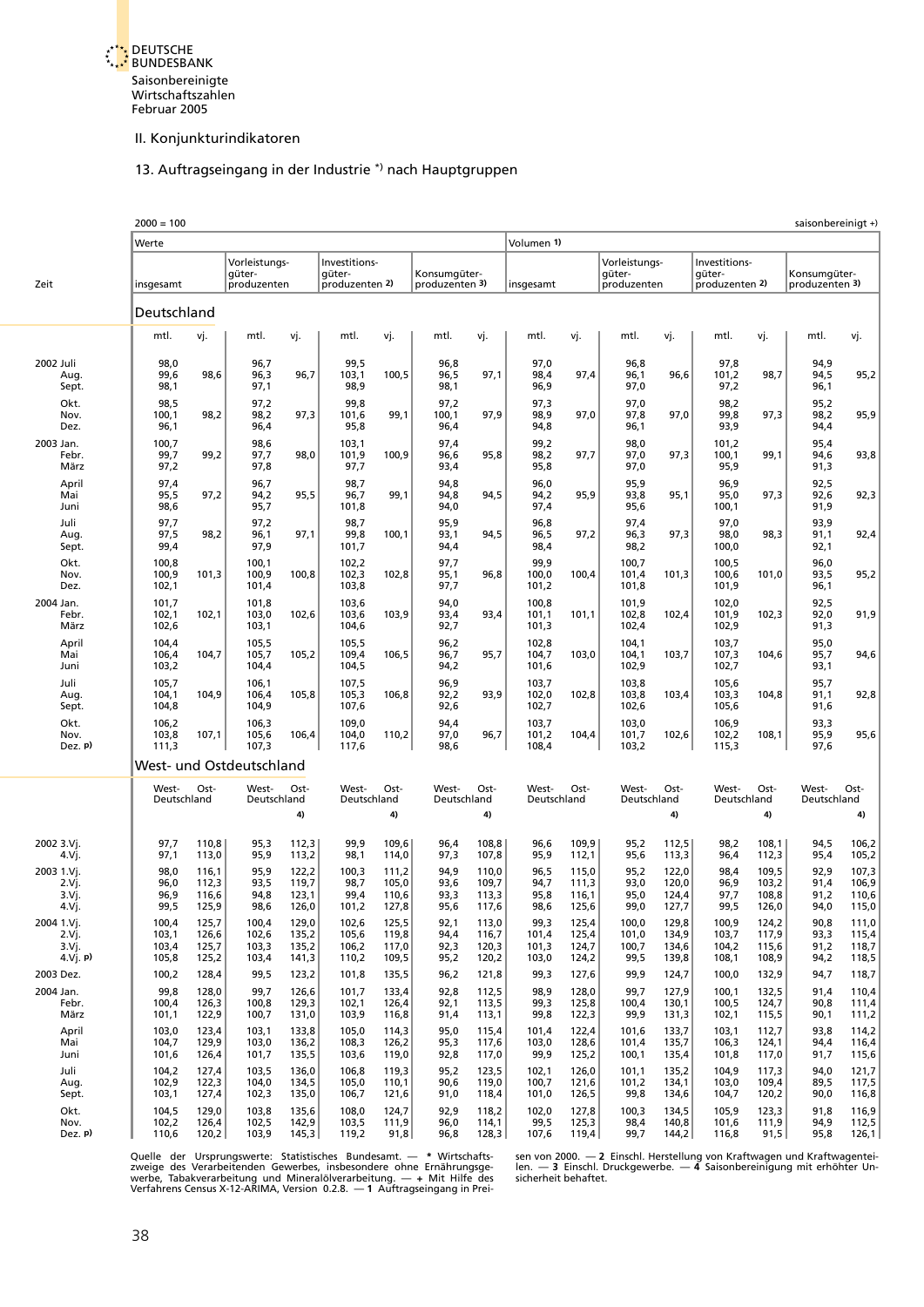II. Konjunkturindikatoren

## 13. Auftragseingang in der Industrie *) nach Hauptgruppen

2000 = 100 — saisonbereinigt +)

| Zeit | Werte insgesamt mtl. | vj. | Vorleistungsgüterproduzenten mtl. | vj. | Investitionsgüterproduzenten 2) mtl. | vj. | Konsumgüterproduzenten 3) mtl. | vj. | Volumen 1) insgesamt mtl. | vj. | Vorleistungsgüterproduzenten mtl. | vj. | Investitionsgüterproduzenten 2) mtl. | vj. | Konsumgüterproduzenten 3) mtl. | vj. |
|---|---|---|---|---|---|---|---|---|---|---|---|---|---|---|---|---|
| **Deutschland** | | | | | | | | | | | | | | | | |
| 2002 Juli | 98,0 | | 96,7 | | 99,5 | | 96,8 | | 97,0 | | 96,8 | | 97,8 | | 94,9 | |
| Aug. | 99,6 | 98,6 | 96,3 | 96,7 | 103,1 | 100,5 | 96,5 | 97,1 | 98,4 | 97,4 | 96,1 | 96,6 | 101,2 | 98,7 | 94,5 | 95,2 |
| Sept. | 98,1 | | 97,1 | | 98,9 | | 98,1 | | 96,9 | | 97,0 | | 97,2 | | 96,1 | |
| Okt. | 98,5 | | 97,2 | | 99,8 | | 97,2 | | 97,3 | | 97,0 | | 98,2 | | 95,2 | |
| Nov. | 100,1 | 98,2 | 98,2 | 97,3 | 101,6 | 99,1 | 100,1 | 97,9 | 98,9 | 97,0 | 97,8 | 97,0 | 99,8 | 97,3 | 98,2 | 95,9 |
| Dez. | 96,1 | | 96,4 | | 95,8 | | 96,4 | | 94,8 | | 96,1 | | 93,9 | | 94,4 | |
| 2003 Jan. | 100,7 | | 98,6 | | 103,1 | | 97,4 | | 99,2 | | 98,0 | | 101,2 | | 95,4 | |
| Febr. | 99,7 | 99,2 | 97,7 | 98,0 | 101,9 | 100,9 | 96,6 | 95,8 | 98,2 | 97,7 | 97,0 | 97,3 | 100,1 | 99,1 | 94,6 | 93,8 |
| März | 97,2 | | 97,8 | | 97,7 | | 93,4 | | 95,8 | | 97,0 | | 95,9 | | 91,3 | |
| April | 97,4 | | 96,7 | | 98,7 | | 94,8 | | 96,0 | | 95,9 | | 96,9 | | 92,5 | |
| Mai | 95,5 | 97,2 | 94,2 | 95,5 | 96,7 | 99,1 | 94,8 | 94,5 | 94,2 | 95,9 | 93,8 | 95,1 | 95,0 | 97,3 | 92,6 | 92,3 |
| Juni | 98,6 | | 95,7 | | 101,8 | | 94,0 | | 97,4 | | 95,6 | | 100,1 | | 91,9 | |
| Juli | 97,7 | | 97,2 | | 98,7 | | 95,9 | | 96,8 | | 97,4 | | 97,0 | | 93,9 | |
| Aug. | 97,5 | 98,2 | 96,1 | 97,1 | 99,8 | 100,1 | 93,1 | 94,5 | 96,5 | 97,2 | 96,3 | 97,3 | 98,0 | 98,3 | 91,1 | 92,4 |
| Sept. | 99,4 | | 97,9 | | 101,7 | | 94,4 | | 98,4 | | 98,2 | | 100,0 | | 92,1 | |
| Okt. | 100,8 | | 100,1 | | 102,2 | | 97,7 | | 99,9 | | 100,7 | | 100,5 | | 96,0 | |
| Nov. | 100,9 | 101,3 | 100,9 | 100,8 | 102,3 | 102,8 | 95,1 | 96,8 | 100,0 | 100,4 | 101,4 | 101,3 | 100,6 | 101,0 | 93,5 | 95,2 |
| Dez. | 102,1 | | 101,4 | | 103,8 | | 97,7 | | 101,2 | | 101,8 | | 101,9 | | 96,1 | |
| 2004 Jan. | 101,7 | | 101,8 | | 103,6 | | 94,0 | | 100,8 | | 101,9 | | 102,0 | | 92,5 | |
| Febr. | 102,1 | 102,1 | 103,0 | 102,6 | 103,6 | 103,9 | 93,4 | 93,4 | 101,1 | 101,1 | 102,8 | 102,4 | 101,9 | 102,3 | 92,0 | 91,9 |
| März | 102,6 | | 103,1 | | 104,6 | | 92,7 | | 101,3 | | 102,4 | | 102,9 | | 91,3 | |
| April | 104,4 | | 105,5 | | 105,5 | | 96,2 | | 102,8 | | 104,1 | | 103,7 | | 95,0 | |
| Mai | 106,4 | 104,7 | 105,7 | 105,2 | 109,4 | 106,5 | 96,7 | 95,7 | 104,7 | 103,0 | 104,1 | 103,7 | 107,3 | 104,6 | 95,7 | 94,6 |
| Juni | 103,2 | | 104,4 | | 104,5 | | 94,2 | | 101,6 | | 102,9 | | 102,7 | | 93,1 | |
| Juli | 105,7 | | 106,1 | | 107,5 | | 96,9 | | 103,7 | | 103,8 | | 105,6 | | 95,7 | |
| Aug. | 104,1 | 104,9 | 106,4 | 105,8 | 105,3 | 106,8 | 92,2 | 93,9 | 102,0 | 102,8 | 103,8 | 103,4 | 103,3 | 104,8 | 91,1 | 92,8 |
| Sept. | 104,8 | | 104,9 | | 107,6 | | 92,6 | | 102,7 | | 102,6 | | 105,6 | | 91,6 | |
| Okt. | 106,2 | | 106,3 | | 109,0 | | 94,4 | | 103,7 | | 103,0 | | 106,9 | | 93,3 | |
| Nov. | 103,8 | 107,1 | 105,6 | 106,4 | 104,0 | 110,2 | 97,0 | 96,7 | 101,2 | 104,4 | 101,7 | 102,6 | 102,2 | 108,1 | 95,9 | 95,6 |
| Dez. p) | 111,3 | | 107,3 | | 117,6 | | 98,6 | | 108,4 | | 103,2 | | 115,3 | | 97,6 | |
| **West- und Ostdeutschland** | | | | | | | | | | | | | | | | |
| | West-Deutschland | Ost-Deutschland | West-Deutschland | Ost-Deutschland 4) | West-Deutschland | Ost-Deutschland 4) | West-Deutschland | Ost-Deutschland 4) | West-Deutschland | Ost-Deutschland | West-Deutschland | Ost-Deutschland 4) | West-Deutschland | Ost-Deutschland 4) | West-Deutschland | Ost-Deutschland 4) |
| 2002 3.Vj. | 97,7 | 110,8 | 95,3 | 112,3 | 99,9 | 109,6 | 96,4 | 108,8 | 96,6 | 109,9 | 95,2 | 112,5 | 98,2 | 108,1 | 94,5 | 106,2 |
| 4.Vj. | 97,1 | 113,0 | 95,9 | 113,2 | 98,1 | 114,0 | 97,3 | 107,8 | 95,9 | 112,1 | 95,6 | 113,3 | 96,4 | 112,3 | 95,4 | 105,2 |
| 2003 1.Vj. | 98,0 | 116,1 | 95,9 | 122,2 | 100,3 | 111,2 | 94,9 | 110,0 | 96,5 | 115,0 | 95,2 | 122,0 | 98,4 | 109,5 | 92,9 | 107,3 |
| 2.Vj. | 96,0 | 112,3 | 93,5 | 119,7 | 98,7 | 105,0 | 93,6 | 109,7 | 94,7 | 111,3 | 93,0 | 120,0 | 96,9 | 103,2 | 91,4 | 106,9 |
| 3.Vj. | 96,9 | 116,6 | 94,8 | 123,1 | 99,4 | 110,6 | 93,3 | 113,3 | 95,8 | 116,1 | 95,0 | 124,4 | 97,7 | 108,8 | 91,2 | 110,6 |
| 4.Vj. | 99,5 | 125,9 | 98,6 | 126,0 | 101,2 | 127,8 | 95,6 | 117,6 | 98,6 | 125,6 | 99,0 | 127,7 | 99,5 | 126,0 | 94,0 | 115,0 |
| 2004 1.Vj. | 100,4 | 125,7 | 100,4 | 129,0 | 102,6 | 125,5 | 92,1 | 113,0 | 99,3 | 125,4 | 100,0 | 129,8 | 100,9 | 124,2 | 90,8 | 111,0 |
| 2.Vj. | 103,1 | 126,6 | 102,6 | 135,2 | 105,6 | 119,8 | 94,4 | 116,7 | 101,4 | 125,4 | 101,0 | 134,9 | 103,7 | 117,9 | 93,3 | 115,4 |
| 3.Vj. | 103,4 | 125,7 | 103,3 | 135,2 | 106,2 | 117,0 | 92,3 | 120,3 | 101,3 | 124,7 | 100,7 | 134,6 | 104,2 | 115,6 | 91,2 | 118,7 |
| 4.Vj. p) | 105,8 | 125,2 | 103,4 | 141,3 | 110,2 | 109,5 | 95,2 | 120,2 | 103,0 | 124,2 | 99,5 | 139,8 | 108,1 | 108,9 | 94,2 | 118,5 |
| 2003 Dez. | 100,2 | 128,4 | 99,5 | 123,2 | 101,8 | 135,5 | 96,2 | 121,8 | 99,3 | 127,6 | 99,9 | 124,7 | 100,0 | 132,9 | 94,7 | 118,7 |
| 2004 Jan. | 99,8 | 128,0 | 99,7 | 126,6 | 101,7 | 133,4 | 92,8 | 112,5 | 98,9 | 128,0 | 99,7 | 127,9 | 100,1 | 132,5 | 91,4 | 110,4 |
| Febr. | 100,4 | 126,3 | 100,8 | 129,3 | 102,1 | 126,4 | 92,1 | 113,5 | 99,3 | 125,8 | 100,4 | 130,1 | 100,5 | 124,7 | 90,8 | 111,4 |
| März | 101,1 | 122,9 | 100,7 | 131,0 | 103,9 | 116,8 | 91,4 | 113,1 | 99,8 | 122,3 | 99,9 | 131,3 | 102,1 | 115,5 | 90,1 | 111,2 |
| April | 103,0 | 123,4 | 103,1 | 133,8 | 105,0 | 114,3 | 95,0 | 115,4 | 101,4 | 122,4 | 101,6 | 133,7 | 103,1 | 112,7 | 93,8 | 114,2 |
| Mai | 104,7 | 129,9 | 103,0 | 136,2 | 108,3 | 126,2 | 95,3 | 117,6 | 103,0 | 128,6 | 101,4 | 135,7 | 106,3 | 124,1 | 94,4 | 116,4 |
| Juni | 101,6 | 126,4 | 101,7 | 135,5 | 103,6 | 119,0 | 92,8 | 117,0 | 99,9 | 125,2 | 100,1 | 135,4 | 101,8 | 117,0 | 91,7 | 115,6 |
| Juli | 104,2 | 127,4 | 103,5 | 136,0 | 106,8 | 119,3 | 95,2 | 123,5 | 102,1 | 126,0 | 101,1 | 135,2 | 104,9 | 117,3 | 94,0 | 121,7 |
| Aug. | 102,9 | 122,3 | 104,0 | 134,5 | 105,0 | 110,1 | 90,6 | 119,0 | 100,7 | 121,6 | 101,2 | 134,1 | 103,0 | 109,4 | 89,5 | 117,5 |
| Sept. | 103,1 | 127,4 | 102,3 | 135,0 | 106,7 | 121,6 | 91,0 | 118,4 | 101,0 | 126,5 | 99,8 | 134,6 | 104,7 | 120,2 | 90,0 | 116,8 |
| Okt. | 104,5 | 129,0 | 103,8 | 135,6 | 108,0 | 124,7 | 92,9 | 118,2 | 102,0 | 127,8 | 100,3 | 134,5 | 105,9 | 123,3 | 91,8 | 116,9 |
| Nov. | 102,2 | 126,4 | 102,5 | 142,9 | 103,5 | 111,9 | 96,0 | 114,1 | 99,5 | 125,3 | 98,4 | 140,8 | 101,6 | 111,9 | 94,9 | 112,5 |
| Dez. p) | 110,6 | 120,2 | 103,9 | 145,3 | 119,2 | 91,8 | 96,8 | 128,3 | 107,6 | 119,4 | 99,7 | 144,2 | 116,8 | 91,5 | 95,8 | 126,1 |

Quelle der Ursprungswerte: Statistisches Bundesamt. — * Wirtschaftszweige des Verarbeitenden Gewerbes, insbesondere ohne Ernährungsgewerbe, Tabakverarbeitung und Mineralölverarbeitung. — + Mit Hilfe des Verfahrens Census X-12-ARIMA, Version 0.2.8. — 1 Auftragseingang in Preisen von 2000. — 2 Einschl. Herstellung von Kraftwagen und Kraftwagenteilen. — 3 Einschl. Druckgewerbe. — 4 Saisonbereinigung mit erhöhter Unsicherheit behaftet.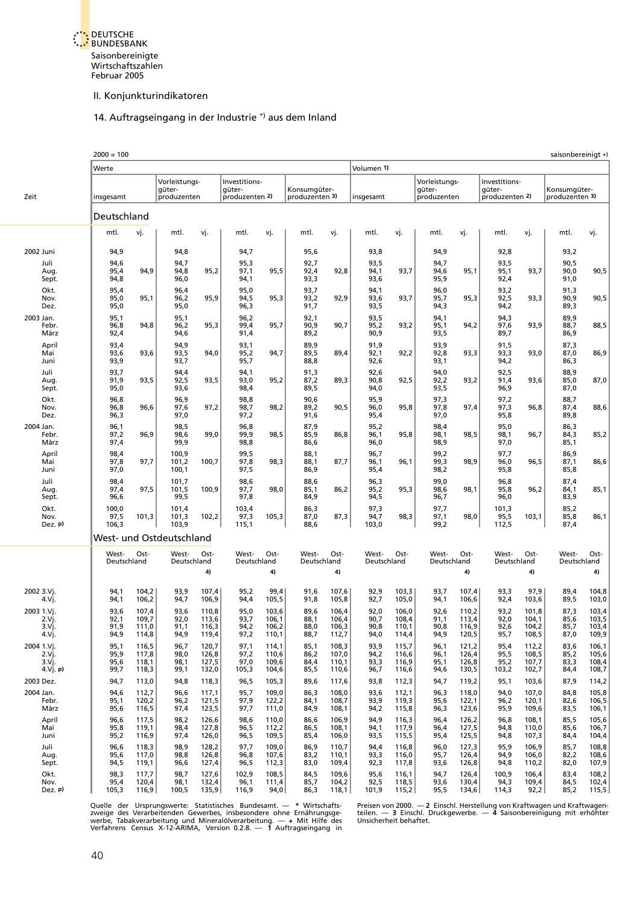II. Konjunkturindikatoren

## 14. Auftragseingang in der Industrie *) aus dem Inland

2000 = 100 — saisonbereinigt +)

| Zeit | Werte: insgesamt | | Vorleistungsgüterproduzenten | | Investitionsgüterproduzenten 2) | | Konsumgüterproduzenten 3) | | Volumen 1): insgesamt | | Vorleistungsgüterproduzenten | | Investitionsgüterproduzenten 2) | | Konsumgüterproduzenten 3) | |
|---|---|---|---|---|---|---|---|---|---|---|---|---|---|---|---|---|
| **Deutschland** | mtl. | vj. | mtl. | vj. | mtl. | vj. | mtl. | vj. | mtl. | vj. | mtl. | vj. | mtl. | vj. | mtl. | vj. |
| 2002 Juni | 94,9 | | 94,8 | | 94,7 | | 95,6 | | 93,8 | | 94,9 | | 92,8 | | 93,2 | |
| Juli | 94,6 | | 94,7 | | 95,3 | | 92,7 | | 93,5 | | 94,7 | | 93,5 | | 90,5 | |
| Aug. | 95,4 | 94,9 | 94,8 | 95,2 | 97,1 | 95,5 | 92,4 | 92,8 | 94,1 | 93,7 | 94,6 | 95,1 | 95,1 | 93,7 | 90,0 | 90,5 |
| Sept. | 94,8 | | 96,0 | | 94,1 | | 93,3 | | 93,6 | | 95,9 | | 92,4 | | 91,0 | |
| Okt. | 95,4 | | 96,4 | | 95,0 | | 93,7 | | 94,1 | | 96,0 | | 93,2 | | 91,3 | |
| Nov. | 95,0 | 95,1 | 96,2 | 95,9 | 94,5 | 95,3 | 93,2 | 92,9 | 93,6 | 93,7 | 95,7 | 95,3 | 92,5 | 93,3 | 90,9 | 90,5 |
| Dez. | 95,0 | | 95,0 | | 96,3 | | 91,7 | | 93,5 | | 94,3 | | 94,2 | | 89,3 | |
| 2003 Jan. | 95,1 | | 95,1 | | 96,2 | | 92,1 | | 93,5 | | 94,1 | | 94,3 | | 89,9 | |
| Febr. | 96,8 | 94,8 | 96,2 | 95,3 | 99,4 | 95,7 | 90,9 | 90,7 | 95,2 | 93,2 | 95,1 | 94,2 | 97,6 | 93,9 | 88,7 | 88,5 |
| März | 92,4 | | 94,6 | | 91,4 | | 89,2 | | 90,9 | | 93,5 | | 89,7 | | 86,9 | |
| April | 93,4 | | 94,9 | | 93,1 | | 89,9 | | 91,9 | | 93,9 | | 91,5 | | 87,3 | |
| Mai | 93,6 | 93,6 | 93,5 | 94,0 | 95,2 | 94,7 | 89,5 | 89,4 | 92,1 | 92,2 | 92,8 | 93,3 | 93,3 | 93,0 | 87,0 | 86,9 |
| Juni | 93,9 | | 93,7 | | 95,7 | | 88,8 | | 92,6 | | 93,1 | | 94,2 | | 86,3 | |
| Juli | 93,7 | | 94,4 | | 94,1 | | 91,3 | | 92,6 | | 94,0 | | 92,5 | | 88,9 | |
| Aug. | 91,9 | 93,5 | 92,5 | 93,5 | 93,0 | 95,2 | 87,2 | 89,3 | 90,8 | 92,5 | 92,2 | 93,2 | 91,4 | 93,6 | 85,0 | 87,0 |
| Sept. | 95,0 | | 93,6 | | 98,4 | | 89,5 | | 94,0 | | 93,5 | | 96,9 | | 87,0 | |
| Okt. | 96,8 | | 96,9 | | 98,8 | | 90,6 | | 95,9 | | 97,3 | | 97,2 | | 88,7 | |
| Nov. | 96,8 | 96,6 | 97,6 | 97,2 | 98,7 | 98,2 | 89,2 | 90,5 | 96,0 | 95,8 | 97,8 | 97,4 | 97,3 | 96,8 | 87,4 | 88,6 |
| Dez. | 96,3 | | 97,0 | | 97,2 | | 91,6 | | 95,4 | | 97,0 | | 95,8 | | 89,8 | |
| 2004 Jan. | 96,1 | | 98,5 | | 96,8 | | 87,9 | | 95,2 | | 98,4 | | 95,0 | | 86,3 | |
| Febr. | 97,2 | 96,9 | 98,6 | 99,0 | 99,9 | 98,5 | 85,9 | 86,8 | 96,1 | 95,8 | 98,1 | 98,5 | 98,1 | 96,7 | 84,3 | 85,2 |
| März | 97,4 | | 99,9 | | 98,8 | | 86,6 | | 96,0 | | 98,9 | | 97,0 | | 85,1 | |
| April | 98,4 | | 100,9 | | 99,5 | | 88,1 | | 96,7 | | 99,2 | | 97,7 | | 86,9 | |
| Mai | 97,8 | 97,7 | 101,2 | 100,7 | 97,8 | 98,3 | 88,1 | 87,7 | 96,1 | 96,1 | 99,3 | 98,9 | 96,0 | 96,5 | 87,1 | 86,6 |
| Juni | 97,0 | | 100,1 | | 97,5 | | 86,9 | | 95,4 | | 98,2 | | 95,8 | | 85,8 | |
| Juli | 98,4 | | 101,7 | | 98,6 | | 88,6 | | 96,3 | | 99,0 | | 96,8 | | 87,4 | |
| Aug. | 97,4 | 97,5 | 101,5 | 100,9 | 97,7 | 98,0 | 85,1 | 86,2 | 95,2 | 95,3 | 98,6 | 98,1 | 95,8 | 96,2 | 84,1 | 85,1 |
| Sept. | 96,6 | | 99,5 | | 97,8 | | 84,9 | | 94,5 | | 96,7 | | 96,0 | | 83,9 | |
| Okt. | 100,0 | | 101,4 | | 103,4 | | 86,3 | | 97,3 | | 97,7 | | 101,3 | | 85,2 | |
| Nov. | 97,5 | 101,3 | 101,3 | 102,2 | 97,3 | 105,3 | 87,0 | 87,3 | 94,7 | 98,3 | 97,1 | 98,0 | 95,5 | 103,1 | 85,8 | 86,1 |
| Dez. p) | 106,3 | | 103,9 | | 115,1 | | 88,6 | | 103,0 | | 99,2 | | 112,5 | | 87,4 | |
| **West- und Ostdeutschland** | West-Deutschland | Ost-Deutschland | West-Deutschland | Ost-Deutschland 4) | West-Deutschland | Ost-Deutschland 4) | West-Deutschland | Ost-Deutschland 4) | West-Deutschland | Ost-Deutschland | West-Deutschland | Ost-Deutschland 4) | West-Deutschland | Ost-Deutschland 4) | West-Deutschland | Ost-Deutschland 4) |
| 2002 3.Vj. | 94,1 | 104,2 | 93,9 | 107,4 | 95,2 | 99,4 | 91,6 | 107,6 | 92,9 | 103,3 | 93,7 | 107,4 | 93,3 | 97,9 | 89,4 | 104,8 |
| 4.Vj. | 94,1 | 106,2 | 94,7 | 106,9 | 94,4 | 105,5 | 91,8 | 105,8 | 92,7 | 105,0 | 94,1 | 106,6 | 92,4 | 103,6 | 89,5 | 103,0 |
| 2003 1.Vj. | 93,6 | 107,4 | 93,6 | 110,8 | 95,0 | 103,6 | 89,6 | 106,4 | 92,0 | 106,0 | 92,6 | 110,2 | 93,2 | 101,8 | 87,3 | 103,4 |
| 2.Vj. | 92,1 | 109,7 | 92,0 | 113,6 | 93,7 | 106,1 | 88,1 | 106,4 | 90,7 | 108,4 | 91,1 | 113,4 | 92,0 | 104,1 | 85,6 | 103,5 |
| 3.Vj. | 91,9 | 111,0 | 91,1 | 116,3 | 94,2 | 106,2 | 88,0 | 106,3 | 90,8 | 110,1 | 90,8 | 116,9 | 92,6 | 104,2 | 85,7 | 103,4 |
| 4.Vj. | 94,9 | 114,8 | 94,9 | 119,4 | 97,2 | 110,1 | 88,7 | 112,7 | 94,0 | 114,4 | 94,9 | 120,5 | 95,7 | 108,5 | 87,0 | 109,9 |
| 2004 1.Vj. | 95,1 | 116,5 | 96,7 | 120,7 | 97,1 | 114,1 | 85,1 | 108,3 | 93,9 | 115,7 | 96,1 | 121,2 | 95,4 | 112,2 | 83,6 | 106,1 |
| 2.Vj. | 95,9 | 117,8 | 98,0 | 126,8 | 97,2 | 110,6 | 86,2 | 107,0 | 94,2 | 116,6 | 96,1 | 126,4 | 95,5 | 108,5 | 85,2 | 105,6 |
| 3.Vj. | 95,6 | 118,1 | 98,1 | 127,5 | 97,0 | 109,6 | 84,4 | 110,1 | 93,3 | 116,9 | 95,1 | 126,8 | 95,2 | 107,7 | 83,3 | 108,4 |
| 4.Vj. p) | 99,7 | 118,3 | 99,1 | 132,0 | 105,3 | 104,6 | 85,5 | 110,6 | 96,7 | 116,6 | 94,6 | 130,5 | 103,2 | 102,7 | 84,4 | 108,7 |
| 2003 Dez. | 94,7 | 113,0 | 94,8 | 118,3 | 96,5 | 105,3 | 89,6 | 117,6 | 93,8 | 112,3 | 94,7 | 119,2 | 95,1 | 103,6 | 87,9 | 114,2 |
| 2004 Jan. | 94,6 | 112,7 | 96,6 | 117,1 | 95,7 | 109,0 | 86,3 | 108,0 | 93,6 | 112,1 | 96,3 | 118,0 | 94,0 | 107,0 | 84,8 | 105,8 |
| Febr. | 95,1 | 120,2 | 96,2 | 121,5 | 97,9 | 122,2 | 84,1 | 108,7 | 93,9 | 119,3 | 95,6 | 122,1 | 96,2 | 120,1 | 82,6 | 106,5 |
| März | 95,6 | 116,5 | 97,4 | 123,5 | 97,7 | 111,0 | 84,9 | 108,1 | 94,2 | 115,8 | 96,3 | 123,6 | 95,9 | 109,6 | 83,5 | 106,1 |
| April | 96,6 | 117,5 | 98,2 | 126,6 | 98,6 | 110,0 | 86,6 | 106,9 | 94,9 | 116,3 | 96,4 | 126,2 | 96,8 | 108,1 | 85,5 | 105,6 |
| Mai | 95,8 | 119,1 | 98,4 | 127,8 | 96,5 | 112,2 | 86,5 | 108,1 | 94,1 | 117,9 | 96,4 | 127,5 | 94,8 | 110,0 | 85,6 | 106,7 |
| Juni | 95,2 | 116,9 | 97,4 | 126,0 | 96,5 | 109,5 | 85,4 | 106,0 | 93,5 | 115,5 | 95,4 | 125,5 | 94,8 | 107,3 | 84,4 | 104,4 |
| Juli | 96,6 | 118,3 | 98,9 | 128,2 | 97,7 | 109,0 | 86,9 | 110,7 | 94,4 | 116,8 | 96,0 | 127,3 | 95,9 | 106,9 | 85,7 | 108,8 |
| Aug. | 95,6 | 117,0 | 98,8 | 126,8 | 96,8 | 107,6 | 83,2 | 110,1 | 93,3 | 116,0 | 95,7 | 126,4 | 94,9 | 106,0 | 82,2 | 108,6 |
| Sept. | 94,5 | 119,1 | 96,6 | 127,4 | 96,5 | 112,3 | 83,0 | 109,4 | 92,3 | 117,8 | 93,6 | 126,8 | 94,8 | 110,2 | 82,0 | 107,9 |
| Okt. | 98,3 | 117,7 | 98,7 | 127,6 | 102,9 | 108,5 | 84,5 | 109,6 | 95,6 | 116,1 | 94,7 | 126,4 | 100,9 | 106,4 | 83,4 | 108,2 |
| Nov. | 95,4 | 120,4 | 98,1 | 132,4 | 96,1 | 111,4 | 85,7 | 104,2 | 92,5 | 118,5 | 93,6 | 130,4 | 94,3 | 109,4 | 84,5 | 102,4 |
| Dez. p) | 105,3 | 116,9 | 100,5 | 135,9 | 116,9 | 94,0 | 86,3 | 118,1 | 101,9 | 115,2 | 95,5 | 134,6 | 114,3 | 92,2 | 85,2 | 115,5 |

Quelle der Ursprungswerte: Statistisches Bundesamt. — * Wirtschaftszweige des Verarbeitenden Gewerbes, insbesondere ohne Ernährungsgewerbe, Tabakverarbeitung und Mineralölverarbeitung. — + Mit Hilfe des Verfahrens Census X-12-ARIMA, Version 0.2.8. — 1 Auftragseingang in Preisen von 2000. — 2 Einschl. Herstellung von Kraftwagen und Kraftwagenteilen. — 3 Einschl. Druckgewerbe. — 4 Saisonbereinigung mit erhöhter Unsicherheit behaftet.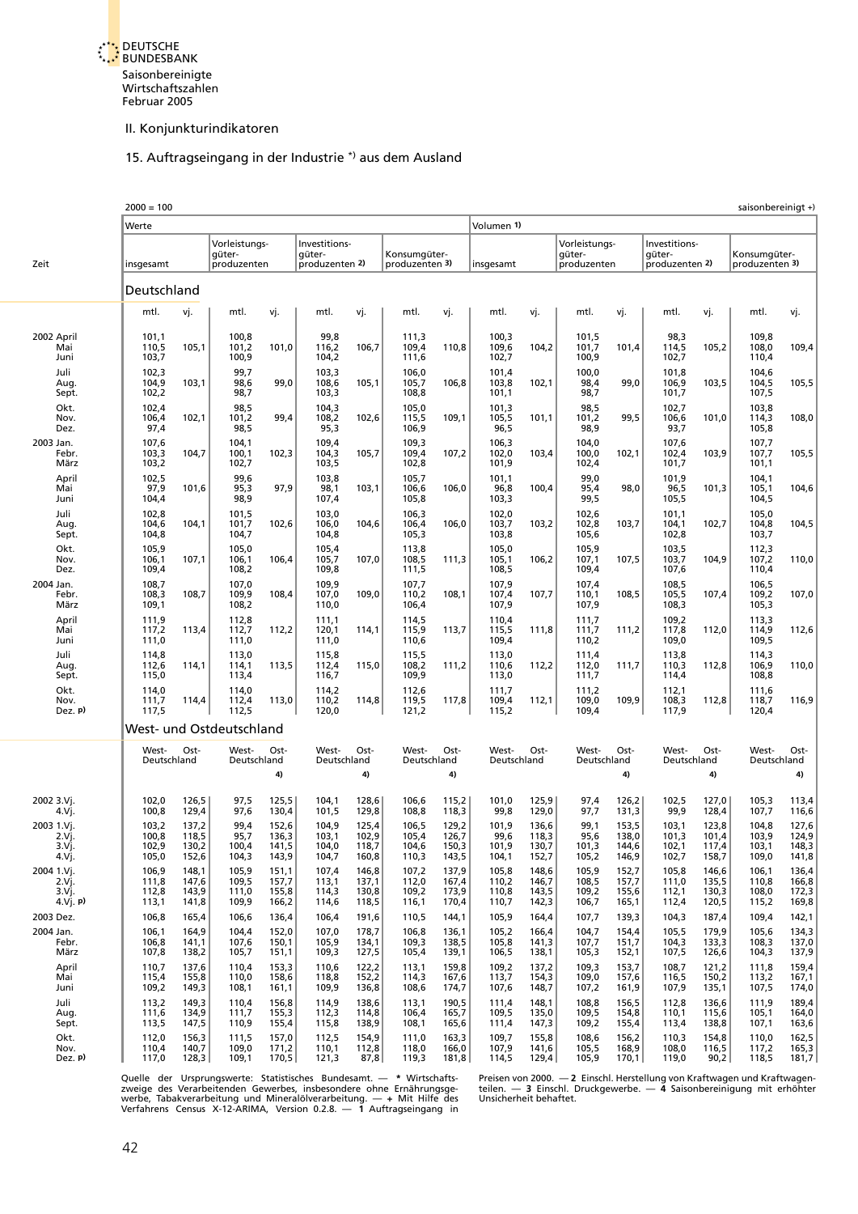II. Konjunkturindikatoren

## 15. Auftragseingang in der Industrie [*] aus dem Ausland

2000 = 100 — saisonbereinigt +)

| Zeit | Werte: insgesamt mtl. | vj. | Vorleistungsgüterproduzenten mtl. | vj. | Investitionsgüterproduzenten 2) mtl. | vj. | Konsumgüterproduzenten 3) mtl. | vj. | Volumen 1): insgesamt mtl. | vj. | Vorleistungsgüterproduzenten mtl. | vj. | Investitionsgüterproduzenten 2) mtl. | vj. | Konsumgüterproduzenten 3) mtl. | vj. |
|---|---|---|---|---|---|---|---|---|---|---|---|---|---|---|---|---|
| **Deutschland** | | | | | | | | | | | | | | | | |
| 2002 April | 101,1 | | 100,8 | | 99,8 | | 111,3 | | 100,3 | | 101,5 | | 98,3 | | 109,8 | |
| Mai | 110,5 | 105,1 | 101,2 | 101,0 | 116,2 | 106,7 | 109,4 | 110,8 | 109,6 | 104,2 | 101,7 | 101,4 | 114,5 | 105,2 | 108,0 | 109,4 |
| Juni | 103,7 | | 100,9 | | 104,2 | | 111,6 | | 102,7 | | 100,9 | | 102,7 | | 110,4 | |
| Juli | 102,3 | | 99,7 | | 103,3 | | 106,0 | | 101,4 | | 100,0 | | 101,8 | | 104,6 | |
| Aug. | 104,9 | 103,1 | 98,6 | 99,0 | 108,6 | 105,1 | 105,7 | 106,8 | 103,8 | 102,1 | 98,4 | 99,0 | 106,9 | 103,5 | 104,5 | 105,5 |
| Sept. | 102,2 | | 98,7 | | 103,3 | | 108,8 | | 101,1 | | 98,7 | | 101,7 | | 107,5 | |
| Okt. | 102,4 | | 98,5 | | 104,3 | | 105,0 | | 101,3 | | 98,5 | | 102,7 | | 103,8 | |
| Nov. | 106,4 | 102,1 | 101,2 | 99,4 | 108,2 | 102,6 | 115,5 | 109,1 | 105,5 | 101,1 | 101,2 | 99,5 | 106,6 | 101,0 | 114,3 | 108,0 |
| Dez. | 97,4 | | 98,5 | | 95,3 | | 106,9 | | 96,5 | | 98,9 | | 93,7 | | 105,8 | |
| 2003 Jan. | 107,6 | | 104,1 | | 109,4 | | 109,3 | | 106,3 | | 104,0 | | 107,6 | | 107,7 | |
| Febr. | 103,3 | 104,7 | 100,1 | 102,3 | 104,3 | 105,7 | 109,4 | 107,2 | 102,0 | 103,4 | 100,0 | 102,1 | 102,4 | 103,9 | 107,7 | 105,5 |
| März | 103,2 | | 102,7 | | 103,5 | | 102,8 | | 101,9 | | 102,4 | | 101,7 | | 101,1 | |
| April | 102,5 | | 99,6 | | 103,8 | | 105,7 | | 101,1 | | 99,0 | | 101,9 | | 104,1 | |
| Mai | 97,9 | 101,6 | 95,3 | 97,9 | 98,1 | 103,1 | 106,6 | 106,0 | 96,8 | 100,4 | 95,4 | 98,0 | 96,5 | 101,3 | 105,1 | 104,6 |
| Juni | 104,4 | | 98,9 | | 107,4 | | 105,8 | | 103,3 | | 99,5 | | 105,5 | | 104,5 | |
| Juli | 102,8 | | 101,5 | | 103,0 | | 106,3 | | 102,0 | | 102,6 | | 101,1 | | 105,0 | |
| Aug. | 104,6 | 104,1 | 101,7 | 102,6 | 106,0 | 104,6 | 106,4 | 106,0 | 103,7 | 103,2 | 102,8 | 103,7 | 104,1 | 102,7 | 104,8 | 104,5 |
| Sept. | 104,8 | | 104,7 | | 104,8 | | 105,3 | | 103,8 | | 105,6 | | 102,8 | | 103,7 | |
| Okt. | 105,9 | | 105,0 | | 105,4 | | 113,8 | | 105,0 | | 105,9 | | 103,5 | | 112,3 | |
| Nov. | 106,1 | 107,1 | 106,1 | 106,4 | 105,7 | 107,0 | 108,5 | 111,3 | 105,1 | 106,2 | 107,1 | 107,5 | 103,7 | 104,9 | 107,2 | 110,0 |
| Dez. | 109,4 | | 108,2 | | 109,8 | | 111,5 | | 108,5 | | 109,4 | | 107,6 | | 110,4 | |
| 2004 Jan. | 108,7 | | 107,0 | | 109,9 | | 107,7 | | 107,9 | | 107,4 | | 108,5 | | 106,5 | |
| Febr. | 108,3 | 108,7 | 109,9 | 108,4 | 107,0 | 109,0 | 110,2 | 108,1 | 107,4 | 107,7 | 110,1 | 108,5 | 105,5 | 107,4 | 109,2 | 107,0 |
| März | 109,1 | | 108,2 | | 110,0 | | 106,4 | | 107,9 | | 107,9 | | 108,3 | | 105,3 | |
| April | 111,9 | | 112,8 | | 111,1 | | 114,5 | | 110,4 | | 111,7 | | 109,2 | | 113,3 | |
| Mai | 117,2 | 113,4 | 112,7 | 112,2 | 120,1 | 114,1 | 115,9 | 113,7 | 115,5 | 111,8 | 111,7 | 111,2 | 117,8 | 112,0 | 114,9 | 112,6 |
| Juni | 111,0 | | 111,0 | | 111,0 | | 110,6 | | 109,4 | | 110,2 | | 109,0 | | 109,5 | |
| Juli | 114,8 | | 113,0 | | 115,8 | | 115,5 | | 113,0 | | 111,4 | | 113,8 | | 114,3 | |
| Aug. | 112,6 | 114,1 | 114,1 | 113,5 | 112,4 | 115,0 | 108,2 | 111,2 | 110,6 | 112,2 | 112,0 | 111,7 | 110,3 | 112,8 | 106,9 | 110,0 |
| Sept. | 115,0 | | 113,4 | | 116,7 | | 109,9 | | 113,0 | | 111,7 | | 114,4 | | 108,8 | |
| Okt. | 114,0 | | 114,0 | | 114,2 | | 112,6 | | 111,7 | | 111,2 | | 112,1 | | 111,6 | |
| Nov. | 111,7 | 114,4 | 112,4 | 113,0 | 110,2 | 114,8 | 119,5 | 117,8 | 109,4 | 112,1 | 109,0 | 109,9 | 108,3 | 112,8 | 118,7 | 116,9 |
| Dez. p) | 117,5 | | 112,5 | | 120,0 | | 121,2 | | 115,2 | | 109,4 | | 117,9 | | 120,4 | |
| **West- und Ostdeutschland** | West-Deutschland | Ost-Deutschland | West-Deutschland | Ost-Deutschland 4) | West-Deutschland | Ost-Deutschland 4) | West-Deutschland | Ost-Deutschland 4) | West-Deutschland | Ost-Deutschland | West-Deutschland | Ost-Deutschland 4) | West-Deutschland | Ost-Deutschland 4) | West-Deutschland | Ost-Deutschland 4) |
| 2002 3.Vj. | 102,0 | 126,5 | 97,5 | 125,5 | 104,1 | 128,6 | 106,6 | 115,2 | 101,0 | 125,9 | 97,4 | 126,2 | 102,5 | 127,0 | 105,3 | 113,4 |
| 4.Vj. | 100,8 | 129,4 | 97,6 | 130,4 | 101,5 | 129,8 | 108,8 | 118,3 | 99,8 | 129,0 | 97,7 | 131,3 | 99,9 | 128,4 | 107,7 | 116,6 |
| 2003 1.Vj. | 103,2 | 137,2 | 99,4 | 152,6 | 104,9 | 125,4 | 106,5 | 129,2 | 101,9 | 136,6 | 99,1 | 153,5 | 103,1 | 123,8 | 104,8 | 127,6 |
| 2.Vj. | 100,8 | 118,5 | 95,7 | 136,3 | 103,1 | 102,9 | 105,4 | 126,7 | 99,6 | 118,3 | 95,6 | 138,0 | 101,3 | 101,4 | 103,9 | 124,9 |
| 3.Vj. | 102,9 | 130,2 | 100,4 | 141,5 | 104,0 | 118,7 | 104,6 | 150,3 | 101,9 | 130,7 | 101,3 | 144,6 | 102,1 | 117,4 | 103,1 | 148,3 |
| 4.Vj. | 105,0 | 152,6 | 104,3 | 143,9 | 104,7 | 160,8 | 110,3 | 143,5 | 104,1 | 152,7 | 105,2 | 146,9 | 102,7 | 158,7 | 109,0 | 141,8 |
| 2004 1.Vj. | 106,9 | 148,1 | 105,9 | 151,1 | 107,4 | 146,8 | 107,2 | 137,9 | 105,8 | 148,6 | 105,9 | 152,7 | 105,8 | 146,6 | 106,1 | 136,4 |
| 2.Vj. | 111,8 | 147,6 | 109,5 | 157,7 | 113,1 | 137,1 | 112,0 | 167,4 | 110,2 | 146,7 | 108,5 | 157,7 | 111,0 | 135,5 | 110,8 | 166,8 |
| 3.Vj. | 112,8 | 143,9 | 111,0 | 155,8 | 114,3 | 130,8 | 109,2 | 173,9 | 110,8 | 143,5 | 109,2 | 155,6 | 112,1 | 130,3 | 108,0 | 172,3 |
| 4.Vj. p) | 113,1 | 141,8 | 109,9 | 166,2 | 114,6 | 118,5 | 116,1 | 170,4 | 110,7 | 142,3 | 106,7 | 165,1 | 112,4 | 120,5 | 115,2 | 169,8 |
| 2003 Dez. | 106,8 | 165,4 | 106,6 | 136,4 | 106,4 | 191,6 | 110,5 | 144,1 | 105,9 | 164,4 | 107,7 | 139,3 | 104,3 | 187,4 | 109,4 | 142,1 |
| 2004 Jan. | 106,1 | 164,9 | 104,4 | 152,0 | 107,0 | 178,7 | 106,8 | 136,1 | 105,2 | 166,4 | 104,7 | 154,4 | 105,5 | 179,9 | 105,6 | 134,3 |
| Febr. | 106,8 | 141,1 | 107,6 | 150,1 | 105,9 | 134,1 | 109,3 | 138,5 | 105,8 | 141,3 | 107,7 | 151,7 | 104,3 | 133,3 | 108,3 | 137,0 |
| März | 107,8 | 138,2 | 105,7 | 151,1 | 109,3 | 127,5 | 105,4 | 139,1 | 106,5 | 138,1 | 105,3 | 152,1 | 107,5 | 126,6 | 104,3 | 137,9 |
| April | 110,7 | 137,6 | 110,4 | 153,3 | 110,6 | 122,2 | 113,1 | 159,8 | 109,2 | 137,2 | 109,3 | 153,7 | 108,7 | 121,2 | 111,8 | 159,4 |
| Mai | 115,4 | 155,8 | 110,0 | 158,6 | 118,8 | 152,2 | 114,3 | 167,6 | 113,7 | 154,3 | 109,0 | 157,6 | 116,5 | 150,2 | 113,2 | 167,1 |
| Juni | 109,2 | 149,3 | 108,1 | 161,1 | 109,9 | 136,8 | 108,6 | 174,7 | 107,6 | 148,7 | 107,2 | 161,9 | 107,9 | 135,1 | 107,5 | 174,0 |
| Juli | 113,2 | 149,3 | 110,4 | 156,8 | 114,9 | 138,6 | 113,1 | 190,5 | 111,4 | 148,1 | 108,8 | 156,5 | 112,8 | 136,6 | 111,9 | 189,4 |
| Aug. | 111,6 | 134,9 | 111,7 | 155,3 | 112,3 | 114,8 | 106,4 | 165,7 | 109,5 | 135,0 | 109,5 | 154,8 | 110,1 | 115,6 | 105,1 | 164,0 |
| Sept. | 113,5 | 147,5 | 110,9 | 155,4 | 115,8 | 138,9 | 108,1 | 165,6 | 111,4 | 147,3 | 109,2 | 155,4 | 113,4 | 138,8 | 107,1 | 163,6 |
| Okt. | 112,0 | 156,3 | 111,5 | 157,0 | 112,5 | 154,9 | 111,0 | 163,3 | 109,7 | 155,8 | 108,6 | 156,2 | 110,3 | 154,8 | 110,0 | 162,5 |
| Nov. | 110,4 | 140,7 | 109,0 | 171,2 | 110,1 | 112,8 | 118,0 | 166,0 | 107,9 | 141,6 | 105,5 | 168,9 | 108,0 | 116,5 | 117,2 | 165,3 |
| Dez. p) | 117,0 | 128,3 | 109,1 | 170,5 | 121,3 | 87,8 | 119,3 | 181,8 | 114,5 | 129,4 | 105,9 | 170,1 | 119,0 | 90,2 | 118,5 | 181,7 |

Quelle der Ursprungswerte: Statistisches Bundesamt. — * Wirtschaftszweige des Verarbeitenden Gewerbes, insbesondere ohne Ernährungsgewerbe, Tabakverarbeitung und Mineralölverarbeitung. — + Mit Hilfe des Verfahrens Census X-12-ARIMA, Version 0.2.8. — 1 Auftragseingang in Preisen von 2000. — 2 Einschl. Herstellung von Kraftwagen und Kraftwagenteilen. — 3 Einschl. Druckgewerbe. — 4 Saisonbereinigung mit erhöhter Unsicherheit behaftet.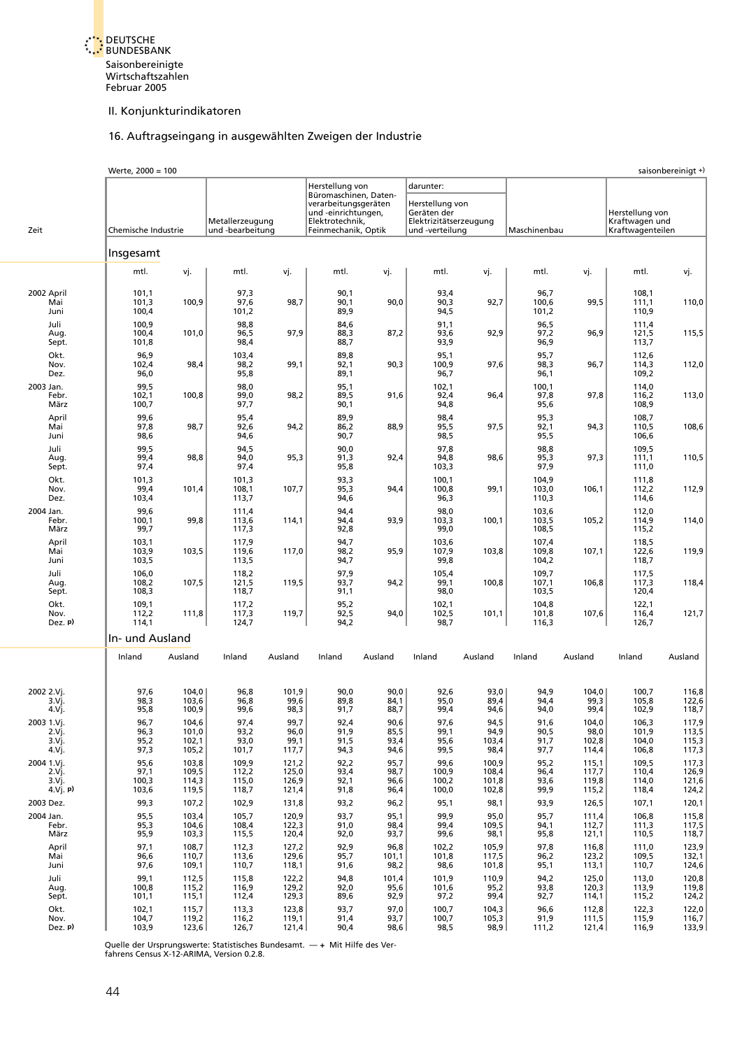## II. Konjunkturindikatoren

### 16. Auftragseingang in ausgewählten Zweigen der Industrie

Werte, 2000 = 100 — saisonbereinigt +)

| Zeit | Chemische Industrie | | Metallerzeugung und -bearbeitung | | Herstellung von Büromaschinen, Datenverarbeitungsgeräten und -einrichtungen, Elektrotechnik, Feinmechanik, Optik | | darunter: Herstellung von Geräten der Elektrizitätserzeugung und -verteilung | | Maschinenbau | | Herstellung von Kraftwagen und Kraftwagenteilen | |
|---|---|---|---|---|---|---|---|---|---|---|---|---|
| **Insgesamt** | mtl. | vj. | mtl. | vj. | mtl. | vj. | mtl. | vj. | mtl. | vj. | mtl. | vj. |
| 2002 April | 101,1 | | 97,3 | | 90,1 | | 93,4 | | 96,7 | | 108,1 | |
| Mai | 101,3 | 100,9 | 97,6 | 98,7 | 90,1 | 90,0 | 90,3 | 92,7 | 100,6 | 99,5 | 111,1 | 110,0 |
| Juni | 100,4 | | 101,2 | | 89,9 | | 94,5 | | 101,2 | | 110,9 | |
| Juli | 100,9 | | 98,8 | | 84,6 | | 91,1 | | 96,5 | | 111,4 | |
| Aug. | 100,4 | 101,0 | 96,5 | 97,9 | 88,3 | 87,2 | 93,6 | 92,9 | 97,2 | 96,9 | 121,5 | 115,5 |
| Sept. | 101,8 | | 98,4 | | 88,7 | | 93,9 | | 96,9 | | 113,7 | |
| Okt. | 96,9 | | 103,4 | | 89,8 | | 95,1 | | 95,7 | | 112,6 | |
| Nov. | 102,4 | 98,4 | 98,2 | 99,1 | 92,1 | 90,3 | 100,9 | 97,6 | 98,3 | 96,7 | 114,3 | 112,0 |
| Dez. | 96,0 | | 95,8 | | 89,1 | | 96,7 | | 96,1 | | 109,2 | |
| 2003 Jan. | 99,5 | | 98,0 | | 95,1 | | 102,1 | | 100,1 | | 114,0 | |
| Febr. | 102,1 | 100,8 | 99,0 | 98,2 | 89,5 | 91,6 | 92,4 | 96,4 | 97,8 | 97,8 | 116,2 | 113,0 |
| März | 100,7 | | 97,7 | | 90,1 | | 94,8 | | 95,6 | | 108,9 | |
| April | 99,6 | | 95,4 | | 89,9 | | 98,4 | | 95,3 | | 108,7 | |
| Mai | 97,8 | 98,7 | 92,6 | 94,2 | 86,2 | 88,9 | 95,5 | 97,5 | 92,1 | 94,3 | 110,5 | 108,6 |
| Juni | 98,6 | | 94,6 | | 90,7 | | 98,5 | | 95,5 | | 106,6 | |
| Juli | 99,5 | | 94,5 | | 90,0 | | 97,8 | | 98,8 | | 109,5 | |
| Aug. | 99,4 | 98,8 | 94,0 | 95,3 | 91,3 | 92,4 | 94,8 | 98,6 | 95,3 | 97,3 | 111,1 | 110,5 |
| Sept. | 97,4 | | 97,4 | | 95,8 | | 103,3 | | 97,9 | | 111,0 | |
| Okt. | 101,3 | | 101,3 | | 93,3 | | 100,1 | | 104,9 | | 111,8 | |
| Nov. | 99,4 | 101,4 | 108,1 | 107,7 | 95,3 | 94,4 | 100,8 | 99,1 | 103,0 | 106,1 | 112,2 | 112,9 |
| Dez. | 103,4 | | 113,7 | | 94,6 | | 96,3 | | 110,3 | | 114,6 | |
| 2004 Jan. | 99,6 | | 111,4 | | 94,4 | | 98,0 | | 103,6 | | 112,0 | |
| Febr. | 100,1 | 99,8 | 113,6 | 114,1 | 94,4 | 93,9 | 103,3 | 100,1 | 103,5 | 105,2 | 114,9 | 114,0 |
| März | 99,7 | | 117,3 | | 92,8 | | 99,0 | | 108,5 | | 115,2 | |
| April | 103,1 | | 117,9 | | 94,7 | | 103,6 | | 107,4 | | 118,5 | |
| Mai | 103,9 | 103,5 | 119,6 | 117,0 | 98,2 | 95,9 | 107,9 | 103,8 | 109,8 | 107,1 | 122,6 | 119,9 |
| Juni | 103,5 | | 113,5 | | 94,7 | | 99,8 | | 104,2 | | 118,7 | |
| Juli | 106,0 | | 118,2 | | 97,9 | | 105,4 | | 109,7 | | 117,5 | |
| Aug. | 108,2 | 107,5 | 121,5 | 119,5 | 93,7 | 94,2 | 99,1 | 100,8 | 107,1 | 106,8 | 117,3 | 118,4 |
| Sept. | 108,3 | | 118,7 | | 91,1 | | 98,0 | | 103,5 | | 120,4 | |
| Okt. | 109,1 | | 117,2 | | 95,2 | | 102,1 | | 104,8 | | 122,1 | |
| Nov. | 112,2 | 111,8 | 117,3 | 119,7 | 92,5 | 94,0 | 102,5 | 101,1 | 101,8 | 107,6 | 116,4 | 121,7 |
| Dez. p) | 114,1 | | 124,7 | | 94,2 | | 98,7 | | 116,3 | | 126,7 | |
| **In- und Ausland** | Inland | Ausland | Inland | Ausland | Inland | Ausland | Inland | Ausland | Inland | Ausland | Inland | Ausland |
| 2002 2.Vj. | 97,6 | 104,0 | 96,8 | 101,9 | 90,0 | 90,0 | 92,6 | 93,0 | 94,9 | 104,0 | 100,7 | 116,8 |
| 3.Vj. | 98,3 | 103,6 | 96,8 | 99,6 | 89,8 | 84,1 | 95,0 | 89,4 | 94,4 | 99,3 | 105,8 | 122,6 |
| 4.Vj. | 95,8 | 100,9 | 99,6 | 98,3 | 91,7 | 88,7 | 99,4 | 94,6 | 94,0 | 99,4 | 102,9 | 118,7 |
| 2003 1.Vj. | 96,7 | 104,6 | 97,4 | 99,7 | 92,4 | 90,6 | 97,6 | 94,5 | 91,6 | 104,0 | 106,3 | 117,9 |
| 2.Vj. | 96,3 | 101,0 | 93,2 | 96,0 | 91,9 | 85,5 | 99,1 | 94,9 | 90,5 | 98,0 | 101,9 | 113,5 |
| 3.Vj. | 95,2 | 102,1 | 93,0 | 99,1 | 91,5 | 93,4 | 95,6 | 103,4 | 91,7 | 102,8 | 104,0 | 115,3 |
| 4.Vj. | 97,3 | 105,2 | 101,7 | 117,7 | 94,3 | 94,6 | 99,5 | 98,4 | 97,7 | 114,4 | 106,8 | 117,3 |
| 2004 1.Vj. | 95,6 | 103,8 | 109,9 | 121,2 | 92,2 | 95,7 | 99,6 | 100,9 | 95,2 | 115,1 | 109,5 | 117,3 |
| 2.Vj. | 97,1 | 109,5 | 112,2 | 125,0 | 93,4 | 98,7 | 100,9 | 108,4 | 96,4 | 117,7 | 110,4 | 126,9 |
| 3.Vj. | 100,3 | 114,3 | 115,0 | 126,9 | 92,1 | 96,6 | 100,2 | 101,8 | 93,6 | 119,8 | 114,0 | 121,6 |
| 4.Vj. p) | 103,6 | 119,5 | 118,7 | 121,4 | 91,8 | 96,4 | 100,0 | 102,8 | 99,9 | 115,2 | 118,4 | 124,2 |
| 2003 Dez. | 99,3 | 107,2 | 102,9 | 131,8 | 93,2 | 96,2 | 95,1 | 98,1 | 93,9 | 126,5 | 107,1 | 120,1 |
| 2004 Jan. | 95,5 | 103,4 | 105,7 | 120,9 | 93,7 | 95,1 | 99,9 | 95,0 | 95,7 | 111,4 | 106,8 | 115,8 |
| Febr. | 95,3 | 104,6 | 108,4 | 122,3 | 91,0 | 98,4 | 99,4 | 109,5 | 94,1 | 112,7 | 111,3 | 117,5 |
| März | 95,9 | 103,3 | 115,5 | 120,4 | 92,0 | 93,7 | 99,6 | 98,1 | 95,8 | 121,1 | 110,5 | 118,7 |
| April | 97,1 | 108,7 | 112,3 | 127,2 | 92,9 | 96,8 | 102,2 | 105,9 | 97,8 | 116,8 | 111,0 | 123,9 |
| Mai | 96,6 | 110,7 | 113,6 | 129,6 | 95,7 | 101,1 | 101,8 | 117,5 | 96,2 | 123,2 | 109,5 | 132,1 |
| Juni | 97,6 | 109,1 | 110,7 | 118,1 | 91,6 | 98,2 | 98,6 | 101,8 | 95,1 | 113,1 | 110,7 | 124,6 |
| Juli | 99,1 | 112,5 | 115,8 | 122,2 | 94,8 | 101,4 | 101,9 | 110,9 | 94,2 | 125,0 | 113,0 | 120,8 |
| Aug. | 100,8 | 115,2 | 116,9 | 129,2 | 92,0 | 95,6 | 101,6 | 95,2 | 93,8 | 120,3 | 113,9 | 119,8 |
| Sept. | 101,1 | 115,1 | 112,4 | 129,3 | 89,6 | 92,9 | 97,2 | 99,4 | 92,7 | 114,1 | 115,2 | 124,2 |
| Okt. | 102,1 | 115,7 | 113,3 | 123,8 | 93,7 | 97,0 | 100,7 | 104,3 | 96,6 | 112,8 | 122,3 | 122,0 |
| Nov. | 104,7 | 119,2 | 116,2 | 119,1 | 91,4 | 93,7 | 100,7 | 105,3 | 91,9 | 111,5 | 115,9 | 116,7 |
| Dez. p) | 103,9 | 123,6 | 126,7 | 121,4 | 90,4 | 98,6 | 98,5 | 98,9 | 111,2 | 121,4 | 116,9 | 133,9 |

Quelle der Ursprungswerte: Statistisches Bundesamt. — + Mit Hilfe des Verfahrens Census X-12-ARIMA, Version 0.2.8.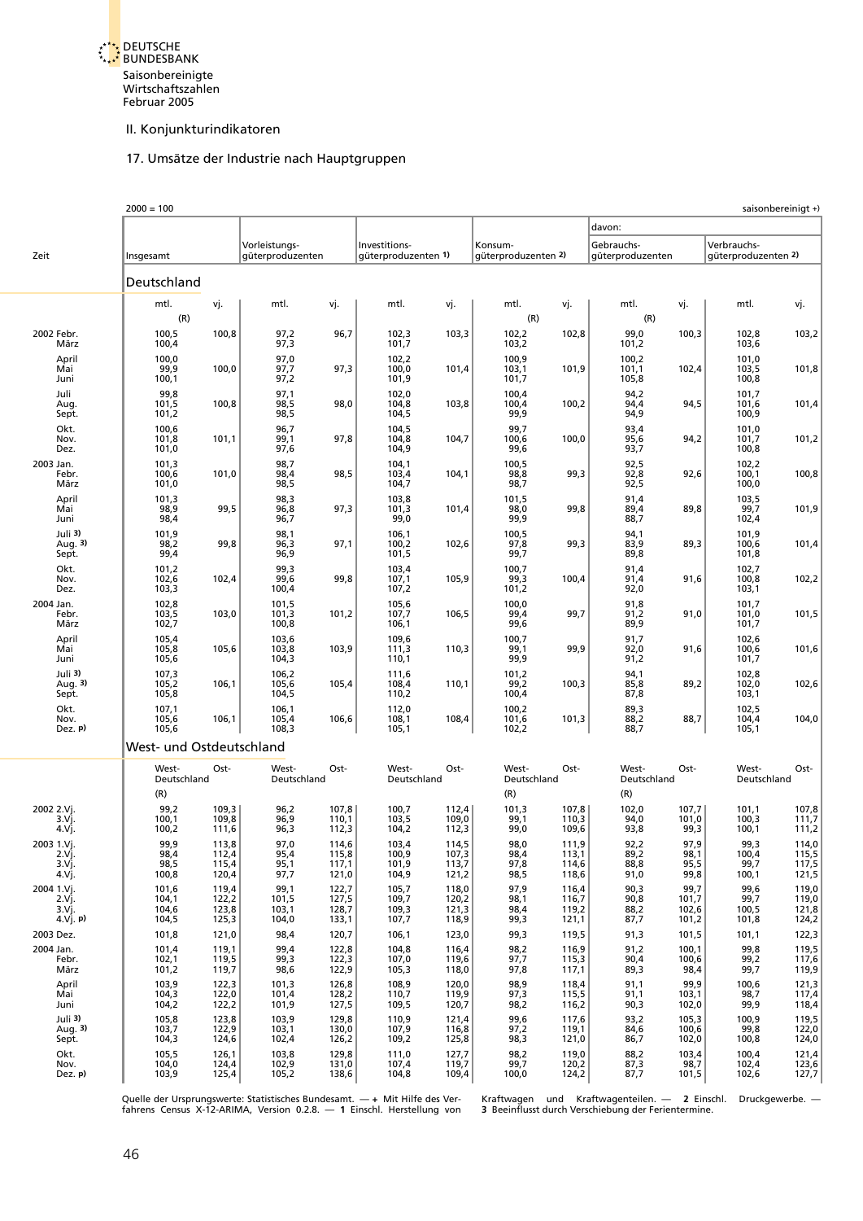DEUTSCHE BUNDESBANK
Saisonbereinigte Wirtschaftszahlen
Februar 2005

## II. Konjunkturindikatoren

### 17. Umsätze der Industrie nach Hauptgruppen

2000 = 100 — saisonbereinigt +)

| Zeit | Insgesamt | | Vorleistungs­güterproduzenten | | Investitions­güterproduzenten 1) | | Konsum­güterproduzenten 2) | | davon: Gebrauchs­güterproduzenten | | Verbrauchs­güterproduzenten 2) | |
|---|---|---|---|---|---|---|---|---|---|---|---|---|
| **Deutschland** | | | | | | | | | | | | |
| | mtl. (R) | vj. | mtl. | vj. | mtl. | vj. | mtl. (R) | vj. | mtl. (R) | vj. | mtl. | vj. |
| 2002 Febr. | 100,5 | 100,8 | 97,2 | 96,7 | 102,3 | 103,3 | 102,2 | 102,8 | 99,0 | 100,3 | 102,8 | 103,2 |
| März | 100,4 | | 97,3 | | 101,7 | | 103,2 | | 101,2 | | 103,6 | |
| April | 100,0 | | 97,0 | | 102,2 | | 100,9 | | 100,2 | | 101,0 | |
| Mai | 99,9 | 100,0 | 97,7 | 97,3 | 100,0 | 101,4 | 103,1 | 101,9 | 101,1 | 102,4 | 103,5 | 101,8 |
| Juni | 100,1 | | 97,2 | | 101,9 | | 101,7 | | 105,8 | | 100,8 | |
| Juli | 99,8 | | 97,1 | | 102,0 | | 100,4 | | 94,2 | | 101,7 | |
| Aug. | 101,5 | 100,8 | 98,5 | 98,0 | 104,8 | 103,8 | 100,4 | 100,2 | 94,4 | 94,5 | 101,6 | 101,4 |
| Sept. | 101,2 | | 98,5 | | 104,5 | | 99,9 | | 94,9 | | 100,9 | |
| Okt. | 100,6 | | 96,7 | | 104,5 | | 99,7 | | 93,4 | | 101,0 | |
| Nov. | 101,8 | 101,1 | 99,1 | 97,8 | 104,8 | 104,7 | 100,6 | 100,0 | 95,6 | 94,2 | 101,7 | 101,2 |
| Dez. | 101,0 | | 97,6 | | 104,9 | | 99,6 | | 93,7 | | 100,8 | |
| 2003 Jan. | 101,3 | | 98,7 | | 104,1 | | 100,5 | | 92,5 | | 102,2 | |
| Febr. | 100,6 | 101,0 | 98,4 | 98,5 | 103,4 | 104,1 | 98,8 | 99,3 | 92,8 | 92,6 | 100,1 | 100,8 |
| März | 101,0 | | 98,5 | | 104,7 | | 98,7 | | 92,5 | | 100,0 | |
| April | 101,3 | | 98,3 | | 103,8 | | 101,5 | | 91,4 | | 103,5 | |
| Mai | 98,9 | 99,5 | 96,8 | 97,3 | 101,3 | 101,4 | 98,0 | 99,8 | 89,4 | 89,8 | 99,7 | 101,9 |
| Juni | 98,4 | | 96,7 | | 99,0 | | 99,9 | | 88,7 | | 102,4 | |
| Juli 3) | 101,9 | | 98,1 | | 106,1 | | 100,5 | | 94,1 | | 101,9 | |
| Aug. 3) | 98,2 | 99,8 | 96,3 | 97,1 | 100,2 | 102,6 | 97,8 | 99,3 | 83,9 | 89,3 | 100,6 | 101,4 |
| Sept. | 99,4 | | 96,9 | | 101,5 | | 99,7 | | 89,8 | | 101,8 | |
| Okt. | 101,2 | | 99,3 | | 103,4 | | 100,7 | | 91,4 | | 102,7 | |
| Nov. | 102,6 | 102,4 | 99,6 | 99,8 | 107,1 | 105,9 | 99,3 | 100,4 | 91,4 | 91,6 | 100,8 | 102,2 |
| Dez. | 103,3 | | 100,4 | | 107,2 | | 101,2 | | 92,0 | | 103,1 | |
| 2004 Jan. | 102,8 | | 101,5 | | 105,6 | | 100,0 | | 91,8 | | 101,7 | |
| Febr. | 103,5 | 103,0 | 101,3 | 101,2 | 107,7 | 106,5 | 99,4 | 99,7 | 91,2 | 91,0 | 101,0 | 101,5 |
| März | 102,7 | | 100,8 | | 106,1 | | 99,6 | | 89,9 | | 101,7 | |
| April | 105,4 | | 103,6 | | 109,6 | | 100,7 | | 91,7 | | 102,6 | |
| Mai | 105,8 | 105,6 | 103,8 | 103,9 | 111,3 | 110,3 | 99,1 | 99,9 | 92,0 | 91,6 | 100,6 | 101,6 |
| Juni | 105,6 | | 104,3 | | 110,1 | | 99,9 | | 91,2 | | 101,7 | |
| Juli 3) | 107,3 | | 106,2 | | 111,6 | | 101,2 | | 94,1 | | 102,8 | |
| Aug. 3) | 105,2 | 106,1 | 105,6 | 105,4 | 108,4 | 110,1 | 99,2 | 100,3 | 85,8 | 89,2 | 102,0 | 102,6 |
| Sept. | 105,8 | | 104,5 | | 110,2 | | 100,4 | | 87,8 | | 103,1 | |
| Okt. | 107,1 | | 106,1 | | 112,0 | | 100,2 | | 89,3 | | 102,5 | |
| Nov. | 105,6 | 106,1 | 105,4 | 106,6 | 108,1 | 108,4 | 101,6 | 101,3 | 88,2 | 88,7 | 104,4 | 104,0 |
| Dez. p) | 105,6 | | 108,3 | | 105,1 | | 102,2 | | 88,7 | | 105,1 | |
| **West- und Ostdeutschland** | | | | | | | | | | | | |
| | West­deutschland (R) | Ost- | West­deutschland | Ost- | West­deutschland | Ost- | West­deutschland (R) | Ost- | West­deutschland (R) | Ost- | West­deutschland | Ost- |
| 2002 2.Vj. | 99,2 | 109,3 | 96,2 | 107,8 | 100,7 | 112,4 | 101,3 | 107,8 | 102,0 | 107,7 | 101,1 | 107,8 |
| 3.Vj. | 100,1 | 109,8 | 96,9 | 110,1 | 103,5 | 109,0 | 99,1 | 110,3 | 94,0 | 101,0 | 100,3 | 111,7 |
| 4.Vj. | 100,2 | 111,6 | 96,3 | 112,3 | 104,2 | 112,3 | 99,0 | 109,6 | 93,8 | 99,3 | 100,1 | 111,2 |
| 2003 1.Vj. | 99,9 | 113,8 | 97,0 | 114,6 | 103,4 | 114,5 | 98,0 | 111,9 | 92,2 | 97,9 | 99,3 | 114,0 |
| 2.Vj. | 98,4 | 112,4 | 95,4 | 115,8 | 100,9 | 107,3 | 98,4 | 113,1 | 89,2 | 98,1 | 100,4 | 115,5 |
| 3.Vj. | 98,5 | 115,4 | 95,1 | 117,1 | 101,9 | 113,7 | 97,8 | 114,6 | 88,8 | 95,5 | 99,7 | 117,5 |
| 4.Vj. | 100,8 | 120,4 | 97,7 | 121,0 | 104,9 | 121,2 | 98,5 | 118,6 | 91,0 | 99,8 | 100,1 | 121,5 |
| 2004 1.Vj. | 101,6 | 119,4 | 99,1 | 122,7 | 105,7 | 118,0 | 97,9 | 116,4 | 90,3 | 99,7 | 99,6 | 119,0 |
| 2.Vj. | 104,1 | 122,2 | 101,5 | 127,5 | 109,7 | 120,2 | 98,1 | 116,7 | 90,8 | 101,7 | 99,7 | 119,0 |
| 3.Vj. | 104,6 | 123,8 | 103,1 | 128,7 | 109,3 | 121,3 | 98,4 | 119,2 | 88,2 | 102,6 | 100,5 | 121,8 |
| 4.Vj. p) | 104,5 | 125,3 | 104,0 | 133,1 | 107,7 | 118,9 | 99,3 | 121,1 | 87,7 | 101,2 | 101,8 | 124,2 |
| 2003 Dez. | 101,8 | 121,0 | 98,4 | 120,7 | 106,1 | 123,0 | 99,3 | 119,5 | 91,3 | 101,5 | 101,1 | 122,3 |
| 2004 Jan. | 101,4 | 119,1 | 99,4 | 122,8 | 104,8 | 116,4 | 98,2 | 116,9 | 91,2 | 100,1 | 99,8 | 119,5 |
| Febr. | 102,1 | 119,5 | 99,3 | 122,3 | 107,0 | 119,6 | 97,7 | 115,3 | 90,4 | 100,6 | 99,2 | 117,6 |
| März | 101,2 | 119,7 | 98,6 | 122,9 | 105,3 | 118,0 | 97,8 | 117,1 | 89,3 | 98,4 | 99,7 | 119,9 |
| April | 103,9 | 122,3 | 101,3 | 126,8 | 108,9 | 120,0 | 98,9 | 118,4 | 91,1 | 99,9 | 100,6 | 121,3 |
| Mai | 104,3 | 122,0 | 101,4 | 128,2 | 110,7 | 119,9 | 97,3 | 115,5 | 91,1 | 103,1 | 98,7 | 117,4 |
| Juni | 104,2 | 122,2 | 101,9 | 127,5 | 109,5 | 120,7 | 98,2 | 116,2 | 90,3 | 102,0 | 99,9 | 118,4 |
| Juli 3) | 105,8 | 123,8 | 103,9 | 129,8 | 110,9 | 121,4 | 99,6 | 117,6 | 93,2 | 105,3 | 100,9 | 119,5 |
| Aug. 3) | 103,7 | 122,9 | 103,1 | 130,0 | 107,9 | 116,8 | 97,2 | 119,1 | 84,6 | 100,6 | 99,8 | 122,0 |
| Sept. | 104,3 | 124,6 | 102,4 | 126,2 | 109,2 | 125,8 | 98,3 | 121,0 | 86,7 | 102,0 | 100,8 | 124,0 |
| Okt. | 105,5 | 126,1 | 103,8 | 129,8 | 111,0 | 127,7 | 98,2 | 119,0 | 88,2 | 103,4 | 100,4 | 121,4 |
| Nov. | 104,0 | 124,4 | 102,9 | 131,0 | 107,4 | 119,7 | 99,7 | 120,2 | 87,3 | 98,7 | 102,4 | 123,6 |
| Dez. p) | 103,9 | 125,4 | 105,2 | 138,6 | 104,8 | 109,4 | 100,0 | 124,2 | 87,7 | 101,5 | 102,6 | 127,7 |

Quelle der Ursprungswerte: Statistisches Bundesamt. — + Mit Hilfe des Verfahrens Census X-12-ARIMA, Version 0.2.8. — 1 Einschl. Herstellung von Kraftwagen und Kraftwagenteilen. — 2 Einschl. Druckgewerbe. — 3 Beeinflusst durch Verschiebung der Ferientermine.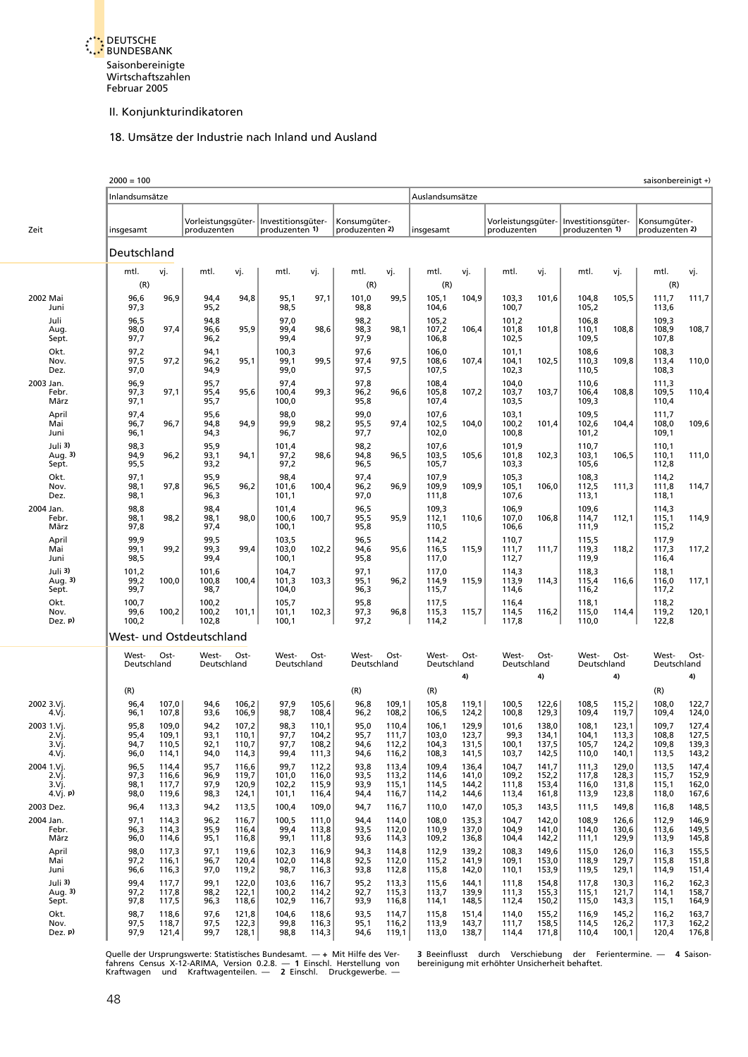DEUTSCHE BUNDESBANK
Saisonbereinigte Wirtschaftszahlen
Februar 2005

II. Konjunkturindikatoren

## 18. Umsätze der Industrie nach Inland und Ausland

2000 = 100 | saisonbereinigt +)

| Zeit | Inlandsumsätze | | | | | | | | Auslandsumsätze | | | | | | | |
|---|---|---|---|---|---|---|---|---|---|---|---|---|---|---|---|---|
| | insgesamt | | Vorleistungsgüter-produzenten | | Investitionsgüter-produzenten 1) | | Konsumgüter-produzenten 2) | | insgesamt | | Vorleistungsgüter-produzenten | | Investitionsgüter-produzenten 1) | | Konsumgüter-produzenten 2) | |
| | **Deutschland** | | | | | | | | | | | | | | | |
| | mtl. (R) | vj. | mtl. | vj. | mtl. | vj. | mtl. (R) | vj. | mtl. (R) | vj. | mtl. | vj. | mtl. | vj. | mtl. (R) | vj. |
| 2002 Mai | 96,6 | 96,9 | 94,4 | 94,8 | 95,1 | 97,1 | 101,0 | 99,5 | 105,1 | 104,9 | 103,3 | 101,6 | 104,8 | 105,5 | 111,7 | 111,7 |
| Juni | 97,3 | | 95,2 | | 98,5 | | 98,8 | | 104,6 | | 100,7 | | 105,2 | | 113,6 | |
| Juli | 96,5 | | 94,8 | | 97,0 | | 98,2 | | 105,2 | | 101,2 | | 106,8 | | 109,3 | |
| Aug. | 98,0 | 97,4 | 96,6 | 95,9 | 99,4 | 98,6 | 98,3 | 98,1 | 107,2 | 106,4 | 101,8 | 101,8 | 110,1 | 108,8 | 108,9 | 108,7 |
| Sept. | 97,7 | | 96,2 | | 99,4 | | 97,9 | | 106,8 | | 102,5 | | 109,5 | | 107,8 | |
| Okt. | 97,2 | | 94,1 | | 100,3 | | 97,6 | | 106,0 | | 101,1 | | 108,6 | | 108,3 | |
| Nov. | 97,5 | 97,2 | 96,2 | 95,1 | 99,1 | 99,5 | 97,4 | 97,5 | 108,6 | 107,4 | 104,1 | 102,5 | 110,3 | 109,8 | 113,4 | 110,0 |
| Dez. | 97,0 | | 94,9 | | 99,0 | | 97,5 | | 107,5 | | 102,3 | | 110,5 | | 108,3 | |
| 2003 Jan. | 96,9 | | 95,7 | | 97,4 | | 97,8 | | 108,4 | | 104,0 | | 110,6 | | 111,3 | |
| Febr. | 97,3 | 97,1 | 95,4 | 95,6 | 100,4 | 99,3 | 96,2 | 96,6 | 105,8 | 107,2 | 103,7 | 103,7 | 106,4 | 108,8 | 109,5 | 110,4 |
| März | 97,1 | | 95,7 | | 100,0 | | 95,8 | | 107,4 | | 103,5 | | 109,3 | | 110,4 | |
| April | 97,4 | | 95,6 | | 98,0 | | 99,0 | | 107,6 | | 103,1 | | 109,5 | | 111,7 | |
| Mai | 96,7 | 96,7 | 94,8 | 94,9 | 99,9 | 98,2 | 95,5 | 97,4 | 102,5 | 104,0 | 100,2 | 101,4 | 102,6 | 104,4 | 108,0 | 109,6 |
| Juni | 96,1 | | 94,3 | | 96,7 | | 97,7 | | 102,0 | | 100,8 | | 101,2 | | 109,1 | |
| Juli 3) | 98,3 | | 95,9 | | 101,4 | | 98,2 | | 107,6 | | 101,9 | | 110,7 | | 110,1 | |
| Aug. 3) | 94,9 | 96,2 | 93,1 | 94,1 | 97,2 | 98,6 | 94,8 | 96,5 | 103,5 | 105,6 | 101,8 | 102,3 | 103,1 | 106,5 | 110,1 | 111,0 |
| Sept. | 95,5 | | 93,2 | | 97,2 | | 96,5 | | 105,7 | | 103,3 | | 105,6 | | 112,8 | |
| Okt. | 97,1 | | 95,9 | | 98,4 | | 97,4 | | 107,9 | | 105,3 | | 108,3 | | 114,2 | |
| Nov. | 98,1 | 97,8 | 96,5 | 96,2 | 101,6 | 100,4 | 96,2 | 96,9 | 109,9 | 109,9 | 105,1 | 106,0 | 112,5 | 111,3 | 111,8 | 114,7 |
| Dez. | 98,1 | | 96,3 | | 101,1 | | 97,0 | | 111,8 | | 107,6 | | 113,1 | | 118,1 | |
| 2004 Jan. | 98,8 | | 98,4 | | 101,4 | | 96,5 | | 109,3 | | 106,9 | | 109,6 | | 114,3 | |
| Febr. | 98,1 | 98,2 | 98,1 | 98,0 | 100,6 | 100,7 | 95,5 | 95,9 | 112,1 | 110,6 | 107,0 | 106,8 | 114,7 | 112,1 | 115,1 | 114,9 |
| März | 97,8 | | 97,4 | | 100,1 | | 95,8 | | 110,5 | | 106,6 | | 111,9 | | 115,2 | |
| April | 99,9 | | 99,5 | | 103,5 | | 96,5 | | 114,2 | | 110,7 | | 115,5 | | 117,9 | |
| Mai | 99,1 | 99,2 | 99,3 | 99,4 | 103,0 | 102,2 | 94,6 | 95,6 | 116,5 | 115,9 | 111,7 | 111,7 | 119,3 | 118,2 | 117,3 | 117,2 |
| Juni | 98,5 | | 99,4 | | 100,1 | | 95,8 | | 117,0 | | 112,7 | | 119,9 | | 116,4 | |
| Juli 3) | 101,2 | | 101,6 | | 104,7 | | 97,1 | | 117,0 | | 114,3 | | 118,3 | | 118,1 | |
| Aug. 3) | 99,2 | 100,0 | 100,8 | 100,4 | 101,3 | 103,3 | 95,1 | 96,2 | 114,9 | 115,9 | 113,9 | 114,3 | 115,4 | 116,6 | 116,0 | 117,1 |
| Sept. | 99,7 | | 98,7 | | 104,0 | | 96,3 | | 115,7 | | 114,6 | | 116,2 | | 117,2 | |
| Okt. | 100,7 | | 100,2 | | 105,7 | | 95,8 | | 117,5 | | 116,4 | | 118,1 | | 118,2 | |
| Nov. | 99,6 | 100,2 | 100,2 | 101,1 | 101,1 | 102,3 | 97,3 | 96,8 | 115,3 | 115,7 | 114,5 | 116,2 | 115,0 | 114,4 | 119,2 | 120,1 |
| Dez. p) | 100,2 | | 102,8 | | 100,1 | | 97,2 | | 114,2 | | 117,8 | | 110,0 | | 122,8 | |
| | **West- und Ostdeutschland** | | | | | | | | | | | | | | | |
| | West-Deutschland (R) | Ost-Deutschland | West-Deutschland | Ost-Deutschland | West-Deutschland | Ost-Deutschland | West-Deutschland (R) | Ost-Deutschland | West-Deutschland (R) | Ost-Deutschland 4) | West-Deutschland | Ost-Deutschland 4) | West-Deutschland | Ost-Deutschland 4) | West-Deutschland (R) | Ost-Deutschland 4) |
| 2002 3.Vj. | 96,4 | 107,0 | 94,6 | 106,2 | 97,9 | 105,6 | 96,8 | 109,1 | 105,8 | 119,1 | 100,5 | 122,6 | 108,5 | 115,2 | 108,0 | 122,7 |
| 4.Vj. | 96,1 | 107,8 | 93,6 | 106,9 | 98,7 | 108,4 | 96,2 | 108,2 | 106,5 | 124,2 | 100,8 | 129,3 | 109,4 | 119,7 | 109,4 | 124,0 |
| 2003 1.Vj. | 95,8 | 109,0 | 94,2 | 107,2 | 98,3 | 110,1 | 95,0 | 110,4 | 106,1 | 129,9 | 101,6 | 138,0 | 108,1 | 123,1 | 109,7 | 127,4 |
| 2.Vj. | 95,4 | 109,1 | 93,1 | 110,1 | 97,7 | 104,2 | 95,7 | 111,7 | 103,0 | 123,7 | 99,3 | 134,1 | 104,1 | 113,3 | 108,8 | 127,5 |
| 3.Vj. | 94,7 | 110,5 | 92,1 | 110,7 | 97,7 | 108,2 | 94,6 | 112,2 | 104,3 | 131,5 | 100,1 | 137,5 | 105,7 | 124,2 | 109,8 | 139,3 |
| 4.Vj. | 96,0 | 114,1 | 94,0 | 114,3 | 99,4 | 111,3 | 94,6 | 116,2 | 108,3 | 141,5 | 103,7 | 142,5 | 110,0 | 140,1 | 113,5 | 143,2 |
| 2004 1.Vj. | 96,5 | 114,4 | 95,7 | 116,6 | 99,7 | 112,2 | 93,8 | 113,4 | 109,4 | 136,4 | 104,7 | 141,7 | 111,3 | 129,0 | 113,5 | 147,4 |
| 2.Vj. | 97,3 | 116,6 | 96,9 | 119,7 | 101,0 | 116,0 | 93,5 | 113,2 | 114,6 | 141,0 | 109,2 | 152,2 | 117,8 | 128,3 | 115,7 | 152,9 |
| 3.Vj. | 98,1 | 117,7 | 97,9 | 120,9 | 102,2 | 115,9 | 93,9 | 115,1 | 114,5 | 144,2 | 111,8 | 153,4 | 116,0 | 131,8 | 115,1 | 162,0 |
| 4.Vj. p) | 98,0 | 119,6 | 98,3 | 124,1 | 101,1 | 116,4 | 94,4 | 116,7 | 114,2 | 144,6 | 113,4 | 161,8 | 113,9 | 123,8 | 118,0 | 167,6 |
| 2003 Dez. | 96,4 | 113,3 | 94,2 | 113,5 | 100,4 | 109,0 | 94,7 | 116,7 | 110,0 | 147,0 | 105,3 | 143,5 | 111,5 | 149,8 | 116,8 | 148,5 |
| 2004 Jan. | 97,1 | 114,3 | 96,2 | 116,7 | 100,5 | 111,0 | 94,4 | 114,0 | 108,0 | 135,3 | 104,7 | 142,0 | 108,9 | 126,6 | 112,9 | 146,9 |
| Febr. | 96,3 | 114,3 | 95,9 | 116,4 | 99,4 | 113,8 | 93,5 | 112,0 | 110,9 | 137,0 | 104,9 | 141,0 | 114,0 | 130,6 | 113,6 | 149,5 |
| März | 96,0 | 114,6 | 95,1 | 116,8 | 99,1 | 111,8 | 93,6 | 114,3 | 109,2 | 136,8 | 104,4 | 142,2 | 111,1 | 129,9 | 113,9 | 145,8 |
| April | 98,0 | 117,3 | 97,1 | 119,6 | 102,3 | 116,9 | 94,3 | 114,8 | 112,9 | 139,2 | 108,3 | 149,6 | 115,0 | 126,0 | 116,3 | 155,5 |
| Mai | 97,2 | 116,1 | 96,7 | 120,4 | 102,0 | 114,8 | 92,5 | 112,0 | 115,2 | 141,9 | 109,1 | 153,0 | 118,9 | 129,7 | 115,8 | 151,8 |
| Juni | 96,6 | 116,3 | 97,0 | 119,2 | 98,7 | 116,3 | 93,8 | 112,8 | 115,8 | 142,0 | 110,1 | 153,9 | 119,5 | 129,1 | 114,9 | 151,4 |
| Juli 3) | 99,4 | 117,7 | 99,1 | 122,0 | 103,6 | 116,7 | 95,2 | 113,3 | 115,6 | 144,1 | 111,8 | 154,8 | 117,8 | 130,3 | 116,2 | 162,3 |
| Aug. 3) | 97,2 | 117,8 | 98,2 | 122,1 | 100,2 | 114,2 | 92,7 | 115,3 | 113,7 | 139,9 | 111,3 | 155,3 | 115,1 | 121,7 | 114,1 | 158,7 |
| Sept. | 97,8 | 117,5 | 96,3 | 118,6 | 102,9 | 116,7 | 93,9 | 116,8 | 114,1 | 148,5 | 112,4 | 150,2 | 115,0 | 143,3 | 115,1 | 164,9 |
| Okt. | 98,7 | 118,6 | 97,6 | 121,8 | 104,6 | 118,6 | 93,5 | 114,7 | 115,8 | 151,4 | 114,0 | 155,2 | 116,9 | 145,2 | 116,2 | 163,7 |
| Nov. | 97,5 | 118,7 | 97,5 | 122,3 | 99,8 | 116,3 | 95,1 | 116,2 | 113,9 | 143,7 | 111,7 | 158,5 | 114,5 | 126,2 | 117,3 | 162,2 |
| Dez. p) | 97,9 | 121,4 | 99,7 | 128,1 | 98,8 | 114,3 | 94,6 | 119,1 | 113,0 | 138,7 | 114,4 | 171,8 | 110,4 | 100,1 | 120,4 | 176,8 |

Quelle der Ursprungswerte: Statistisches Bundesamt. — + Mit Hilfe des Verfahrens Census X-12-ARIMA, Version 0.2.8. — 1 Einschl. Herstellung von Kraftwagen und Kraftwagenteilen. — 2 Einschl. Druckgewerbe. — 3 Beeinflusst durch Verschiebung der Ferientermine. — 4 Saisonbereinigung mit erhöhter Unsicherheit behaftet.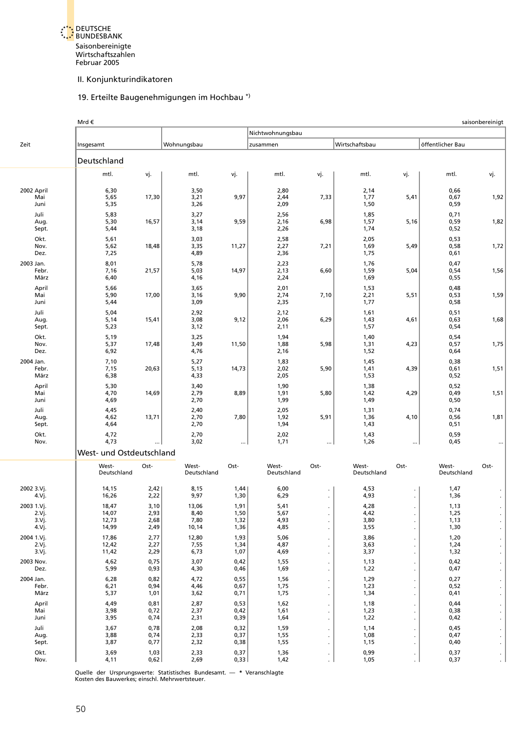## II. Konjunkturindikatoren

### 19. Erteilte Baugenehmigungen im Hochbau *)

Mrd € — saisonbereinigt

| Zeit | Insgesamt | | Wohnungsbau | | Nichtwohnungsbau zusammen | | Wirtschaftsbau | | öffentlicher Bau | |
|---|---|---|---|---|---|---|---|---|---|---|
| **Deutschland** | mtl. | vj. | mtl. | vj. | mtl. | vj. | mtl. | vj. | mtl. | vj. |
| 2002 April | 6,30 | | 3,50 | | 2,80 | | 2,14 | | 0,66 | |
| Mai | 5,65 | 17,30 | 3,21 | 9,97 | 2,44 | 7,33 | 1,77 | 5,41 | 0,67 | 1,92 |
| Juni | 5,35 | | 3,26 | | 2,09 | | 1,50 | | 0,59 | |
| Juli | 5,83 | | 3,27 | | 2,56 | | 1,85 | | 0,71 | |
| Aug. | 5,30 | 16,57 | 3,14 | 9,59 | 2,16 | 6,98 | 1,57 | 5,16 | 0,59 | 1,82 |
| Sept. | 5,44 | | 3,18 | | 2,26 | | 1,74 | | 0,52 | |
| Okt. | 5,61 | | 3,03 | | 2,58 | | 2,05 | | 0,53 | |
| Nov. | 5,62 | 18,48 | 3,35 | 11,27 | 2,27 | 7,21 | 1,69 | 5,49 | 0,58 | 1,72 |
| Dez. | 7,25 | | 4,89 | | 2,36 | | 1,75 | | 0,61 | |
| 2003 Jan. | 8,01 | | 5,78 | | 2,23 | | 1,76 | | 0,47 | |
| Febr. | 7,16 | 21,57 | 5,03 | 14,97 | 2,13 | 6,60 | 1,59 | 5,04 | 0,54 | 1,56 |
| März | 6,40 | | 4,16 | | 2,24 | | 1,69 | | 0,55 | |
| April | 5,66 | | 3,65 | | 2,01 | | 1,53 | | 0,48 | |
| Mai | 5,90 | 17,00 | 3,16 | 9,90 | 2,74 | 7,10 | 2,21 | 5,51 | 0,53 | 1,59 |
| Juni | 5,44 | | 3,09 | | 2,35 | | 1,77 | | 0,58 | |
| Juli | 5,04 | | 2,92 | | 2,12 | | 1,61 | | 0,51 | |
| Aug. | 5,14 | 15,41 | 3,08 | 9,12 | 2,06 | 6,29 | 1,43 | 4,61 | 0,63 | 1,68 |
| Sept. | 5,23 | | 3,12 | | 2,11 | | 1,57 | | 0,54 | |
| Okt. | 5,19 | | 3,25 | | 1,94 | | 1,40 | | 0,54 | |
| Nov. | 5,37 | 17,48 | 3,49 | 11,50 | 1,88 | 5,98 | 1,31 | 4,23 | 0,57 | 1,75 |
| Dez. | 6,92 | | 4,76 | | 2,16 | | 1,52 | | 0,64 | |
| 2004 Jan. | 7,10 | | 5,27 | | 1,83 | | 1,45 | | 0,38 | |
| Febr. | 7,15 | 20,63 | 5,13 | 14,73 | 2,02 | 5,90 | 1,41 | 4,39 | 0,61 | 1,51 |
| März | 6,38 | | 4,33 | | 2,05 | | 1,53 | | 0,52 | |
| April | 5,30 | | 3,40 | | 1,90 | | 1,38 | | 0,52 | |
| Mai | 4,70 | 14,69 | 2,79 | 8,89 | 1,91 | 5,80 | 1,42 | 4,29 | 0,49 | 1,51 |
| Juni | 4,69 | | 2,70 | | 1,99 | | 1,49 | | 0,50 | |
| Juli | 4,45 | | 2,40 | | 2,05 | | 1,31 | | 0,74 | |
| Aug. | 4,62 | 13,71 | 2,70 | 7,80 | 1,92 | 5,91 | 1,36 | 4,10 | 0,56 | 1,81 |
| Sept. | 4,64 | | 2,70 | | 1,94 | | 1,43 | | 0,51 | |
| Okt. | 4,72 | | 2,70 | | 2,02 | | 1,43 | | 0,59 | |
| Nov. | 4,73 | ... | 3,02 | ... | 1,71 | ... | 1,26 | ... | 0,45 | ... |
| **West- und Ostdeutschland** | West-Deutschland | Ost- | West-Deutschland | Ost- | West-Deutschland | Ost- | West-Deutschland | Ost- | West-Deutschland | Ost- |
| 2002 3.Vj. | 14,15 | 2,42 | 8,15 | 1,44 | 6,00 | . | 4,53 | . | 1,47 | . |
| 4.Vj. | 16,26 | 2,22 | 9,97 | 1,30 | 6,29 | . | 4,93 | . | 1,36 | . |
| 2003 1.Vj. | 18,47 | 3,10 | 13,06 | 1,91 | 5,41 | . | 4,28 | . | 1,13 | . |
| 2.Vj. | 14,07 | 2,93 | 8,40 | 1,50 | 5,67 | . | 4,42 | . | 1,25 | . |
| 3.Vj. | 12,73 | 2,68 | 7,80 | 1,32 | 4,93 | . | 3,80 | . | 1,13 | . |
| 4.Vj. | 14,99 | 2,49 | 10,14 | 1,36 | 4,85 | . | 3,55 | . | 1,30 | . |
| 2004 1.Vj. | 17,86 | 2,77 | 12,80 | 1,93 | 5,06 | . | 3,86 | . | 1,20 | . |
| 2.Vj. | 12,42 | 2,27 | 7,55 | 1,34 | 4,87 | . | 3,63 | . | 1,24 | . |
| 3.Vj. | 11,42 | 2,29 | 6,73 | 1,07 | 4,69 | . | 3,37 | . | 1,32 | . |
| 2003 Nov. | 4,62 | 0,75 | 3,07 | 0,42 | 1,55 | . | 1,13 | . | 0,42 | . |
| Dez. | 5,99 | 0,93 | 4,30 | 0,46 | 1,69 | . | 1,22 | . | 0,47 | . |
| 2004 Jan. | 6,28 | 0,82 | 4,72 | 0,55 | 1,56 | . | 1,29 | . | 0,27 | . |
| Febr. | 6,21 | 0,94 | 4,46 | 0,67 | 1,75 | . | 1,23 | . | 0,52 | . |
| März | 5,37 | 1,01 | 3,62 | 0,71 | 1,75 | . | 1,34 | . | 0,41 | . |
| April | 4,49 | 0,81 | 2,87 | 0,53 | 1,62 | . | 1,18 | . | 0,44 | . |
| Mai | 3,98 | 0,72 | 2,37 | 0,42 | 1,61 | . | 1,23 | . | 0,38 | . |
| Juni | 3,95 | 0,74 | 2,31 | 0,39 | 1,64 | . | 1,22 | . | 0,42 | . |
| Juli | 3,67 | 0,78 | 2,08 | 0,32 | 1,59 | . | 1,14 | . | 0,45 | . |
| Aug. | 3,88 | 0,74 | 2,33 | 0,37 | 1,55 | . | 1,08 | . | 0,47 | . |
| Sept. | 3,87 | 0,77 | 2,32 | 0,38 | 1,55 | . | 1,15 | . | 0,40 | . |
| Okt. | 3,69 | 1,03 | 2,33 | 0,37 | 1,36 | . | 0,99 | . | 0,37 | . |
| Nov. | 4,11 | 0,62 | 2,69 | 0,33 | 1,42 | . | 1,05 | . | 0,37 | . |

Quelle der Ursprungswerte: Statistisches Bundesamt. — * Veranschlagte Kosten des Bauwerkes; einschl. Mehrwertsteuer.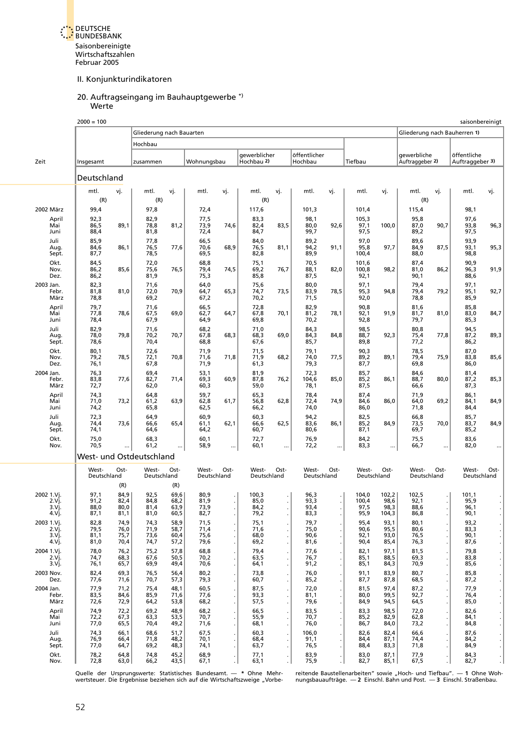## II. Konjunkturindikatoren

### 20. Auftragseingang im Bauhauptgewerbe *)

Werte

2000 = 100 — saisonbereinigt

| Zeit | Insgesamt | | Hochbau zusammen | | Wohnungsbau | | gewerblicher Hochbau 2) | | öffentlicher Hochbau | | Tiefbau | | gewerbliche Auftraggeber 2) | | öffentliche Auftraggeber 3) | |
|---|---|---|---|---|---|---|---|---|---|---|---|---|---|---|---|---|
| | Gliederung nach Bauarten | | | | | | | | | | | | Gliederung nach Bauherren 1) | | | |
| **Deutschland** | mtl. (R) | vj. | mtl. (R) | vj. | mtl. | vj. | mtl. (R) | vj. | mtl. | vj. | mtl. | vj. | mtl. (R) | vj. | mtl. | vj. |
| 2002 März | 99,4 | | 97,8 | | 72,4 | | 117,6 | | 101,3 | | 101,4 | | 115,4 | | 98,1 | |
| April | 92,3 | | 82,9 | | 77,5 | | 83,3 | | 98,1 | | 105,3 | | 95,8 | | 97,6 | |
| Mai | 86,5 | 89,1 | 78,8 | 81,2 | 73,9 | 74,6 | 82,4 | 83,5 | 80,0 | 92,6 | 97,1 | 100,0 | 87,0 | 90,7 | 93,8 | 96,3 |
| Juni | 88,4 | | 81,8 | | 72,4 | | 84,7 | | 99,7 | | 97,5 | | 89,2 | | 97,5 | |
| Juli | 85,9 | | 77,8 | | 66,5 | | 84,0 | | 89,2 | | 97,0 | | 89,6 | | 93,9 | |
| Aug. | 84,6 | 86,1 | 76,5 | 77,6 | 70,6 | 68,9 | 76,5 | 81,1 | 94,2 | 91,1 | 95,8 | 97,7 | 84,9 | 87,5 | 93,1 | 95,3 |
| Sept. | 87,7 | | 78,5 | | 69,5 | | 82,8 | | 89,9 | | 100,4 | | 88,0 | | 98,8 | |
| Okt. | 84,5 | | 72,0 | | 68,8 | | 75,1 | | 70,5 | | 101,6 | | 87,4 | | 90,9 | |
| Nov. | 86,2 | 85,6 | 75,6 | 76,5 | 79,4 | 74,5 | 69,2 | 76,7 | 88,1 | 82,0 | 100,8 | 98,2 | 81,0 | 86,2 | 96,3 | 91,9 |
| Dez. | 86,2 | | 81,9 | | 75,3 | | 85,8 | | 87,5 | | 92,1 | | 90,1 | | 88,6 | |
| 2003 Jan. | 82,3 | | 71,6 | | 64,0 | | 75,6 | | 80,0 | | 97,1 | | 79,4 | | 97,1 | |
| Febr. | 81,8 | 81,0 | 72,0 | 70,9 | 64,7 | 65,3 | 74,7 | 73,5 | 83,9 | 78,5 | 95,3 | 94,8 | 79,4 | 79,2 | 95,1 | 92,7 |
| März | 78,8 | | 69,2 | | 67,2 | | 70,2 | | 71,5 | | 92,0 | | 78,8 | | 85,9 | |
| April | 79,7 | | 71,6 | | 66,5 | | 72,8 | | 82,9 | | 90,8 | | 81,6 | | 85,8 | |
| Mai | 77,8 | 78,6 | 67,5 | 69,0 | 62,7 | 64,7 | 67,8 | 70,1 | 81,2 | 78,1 | 92,1 | 91,9 | 81,7 | 81,0 | 83,0 | 84,7 |
| Juni | 78,4 | | 67,9 | | 64,9 | | 69,8 | | 70,2 | | 92,8 | | 79,7 | | 85,3 | |
| Juli | 82,9 | | 71,6 | | 68,2 | | 71,0 | | 84,3 | | 98,5 | | 80,8 | | 94,5 | |
| Aug. | 78,0 | 79,8 | 70,2 | 70,7 | 67,8 | 68,3 | 68,3 | 69,0 | 84,3 | 84,8 | 88,7 | 92,3 | 75,4 | 77,8 | 87,2 | 89,3 |
| Sept. | 78,6 | | 70,4 | | 68,8 | | 67,6 | | 85,7 | | 89,8 | | 77,2 | | 86,2 | |
| Okt. | 80,1 | | 72,6 | | 71,9 | | 71,5 | | 79,1 | | 90,3 | | 78,5 | | 87,0 | |
| Nov. | 79,2 | 78,5 | 72,1 | 70,8 | 71,6 | 71,8 | 71,9 | 68,2 | 74,0 | 77,5 | 89,2 | 89,1 | 79,4 | 75,9 | 83,8 | 85,6 |
| Dez. | 76,1 | | 67,8 | | 71,9 | | 61,3 | | 79,3 | | 87,7 | | 69,8 | | 86,0 | |
| 2004 Jan. | 76,3 | | 69,4 | | 53,1 | | 81,9 | | 72,3 | | 85,7 | | 84,6 | | 81,4 | |
| Febr. | 83,8 | 77,6 | 82,7 | 71,4 | 69,3 | 60,9 | 87,8 | 76,2 | 104,6 | 85,0 | 85,2 | 86,1 | 88,7 | 80,0 | 87,2 | 85,3 |
| März | 72,7 | | 62,0 | | 60,3 | | 59,0 | | 78,1 | | 87,5 | | 66,6 | | 87,3 | |
| April | 74,3 | | 64,8 | | 59,7 | | 65,3 | | 78,4 | | 87,4 | | 71,9 | | 86,1 | |
| Mai | 71,0 | 73,2 | 61,2 | 63,9 | 62,8 | 61,7 | 56,8 | 62,8 | 72,4 | 74,9 | 84,6 | 86,0 | 64,0 | 69,2 | 84,1 | 84,9 |
| Juni | 74,2 | | 65,8 | | 62,5 | | 66,2 | | 74,0 | | 86,0 | | 71,8 | | 84,4 | |
| Juli | 72,3 | | 64,9 | | 60,9 | | 60,3 | | 94,2 | | 82,5 | | 66,8 | | 85,7 | |
| Aug. | 74,4 | 73,6 | 66,6 | 65,4 | 61,1 | 62,1 | 66,6 | 62,5 | 83,6 | 86,1 | 85,2 | 84,9 | 73,5 | 70,0 | 83,7 | 84,9 |
| Sept. | 74,1 | | 64,6 | | 64,2 | | 60,7 | | 80,6 | | 87,1 | | 69,7 | | 85,2 | |
| Okt. | 75,0 | | 68,3 | | 60,1 | | 72,7 | | 76,9 | | 84,2 | | 75,5 | | 83,6 | |
| Nov. | 70,5 | ... | 61,2 | ... | 58,9 | ... | 60,1 | ... | 72,2 | ... | 83,3 | ... | 66,7 | ... | 82,0 | ... |
| **West- und Ostdeutschland** | West-Deutschland | Ost-Deutschland (R) | West-Deutschland | Ost-Deutschland (R) | West-Deutschland | Ost-Deutschland | West-Deutschland | Ost-Deutschland | West-Deutschland | Ost-Deutschland | West-Deutschland | Ost-Deutschland | West-Deutschland | Ost-Deutschland | West-Deutschland | Ost-Deutschland |
| 2002 1.Vj. | 97,1 | 84,9 | 92,5 | 69,6 | 80,9 | . | 100,3 | . | 96,3 | . | 104,0 | 102,2 | 102,5 | . | 101,1 | . |
| 2.Vj. | 91,2 | 82,4 | 84,8 | 68,2 | 81,9 | . | 85,0 | . | 93,3 | . | 100,4 | 98,6 | 92,1 | . | 95,9 | . |
| 3.Vj. | 88,0 | 80,0 | 81,4 | 63,9 | 73,9 | . | 84,2 | . | 93,4 | . | 97,5 | 98,3 | 88,6 | . | 96,1 | . |
| 4.Vj. | 87,1 | 81,1 | 81,0 | 60,5 | 82,7 | . | 79,2 | . | 83,3 | . | 95,9 | 104,3 | 86,8 | . | 90,1 | . |
| 2003 1.Vj. | 82,8 | 74,9 | 74,3 | 58,9 | 71,5 | . | 75,1 | . | 79,7 | . | 95,4 | 93,1 | 80,1 | . | 93,2 | . |
| 2.Vj. | 79,5 | 76,0 | 71,9 | 58,7 | 71,4 | . | 71,6 | . | 75,0 | . | 90,6 | 95,5 | 80,6 | . | 83,3 | . |
| 3.Vj. | 81,1 | 75,7 | 73,6 | 60,4 | 75,6 | . | 68,0 | . | 90,6 | . | 92,1 | 93,0 | 76,5 | . | 90,1 | . |
| 4.Vj. | 81,0 | 70,4 | 74,7 | 57,2 | 79,6 | . | 69,2 | . | 81,6 | . | 90,4 | 85,4 | 76,3 | . | 87,6 | . |
| 2004 1.Vj. | 78,0 | 76,2 | 75,2 | 57,8 | 68,8 | . | 79,4 | . | 77,6 | . | 82,1 | 97,1 | 81,5 | . | 79,8 | . |
| 2.Vj. | 74,7 | 68,3 | 67,6 | 50,5 | 70,2 | . | 63,5 | . | 76,7 | . | 85,1 | 88,5 | 69,3 | . | 83,8 | . |
| 3.Vj. | 76,1 | 65,7 | 69,9 | 49,4 | 70,6 | . | 64,1 | . | 91,2 | . | 85,1 | 84,3 | 70,9 | . | 85,6 | . |
| 2003 Nov. | 82,4 | 69,3 | 76,5 | 56,4 | 80,2 | . | 73,8 | . | 76,0 | . | 91,1 | 83,9 | 80,7 | . | 85,8 | . |
| Dez. | 77,6 | 71,6 | 70,7 | 57,3 | 79,3 | . | 60,7 | . | 85,2 | . | 87,7 | 87,8 | 68,5 | . | 87,2 | . |
| 2004 Jan. | 77,9 | 71,2 | 75,4 | 48,1 | 60,5 | . | 87,5 | . | 72,0 | . | 81,5 | 97,4 | 87,2 | . | 77,9 | . |
| Febr. | 83,5 | 84,6 | 85,9 | 71,6 | 77,6 | . | 93,3 | . | 81,1 | . | 80,0 | 99,5 | 92,7 | . | 76,4 | . |
| März | 72,6 | 72,9 | 64,2 | 53,8 | 68,2 | . | 57,5 | . | 79,6 | . | 84,9 | 94,5 | 64,5 | . | 85,0 | . |
| April | 74,9 | 72,2 | 69,2 | 48,9 | 68,2 | . | 66,5 | . | 83,5 | . | 83,3 | 98,5 | 72,0 | . | 82,6 | . |
| Mai | 72,2 | 67,3 | 63,3 | 53,5 | 70,7 | . | 55,9 | . | 70,7 | . | 85,2 | 82,9 | 62,8 | . | 84,1 | . |
| Juni | 77,0 | 65,5 | 70,4 | 49,2 | 71,6 | . | 68,1 | . | 76,0 | . | 86,7 | 84,0 | 73,2 | . | 84,8 | . |
| Juli | 74,3 | 66,1 | 68,6 | 51,7 | 67,5 | . | 60,3 | . | 106,0 | . | 82,6 | 82,4 | 66,6 | . | 87,6 | . |
| Aug. | 76,9 | 66,4 | 71,8 | 48,2 | 70,1 | . | 68,4 | . | 91,1 | . | 84,4 | 87,1 | 74,4 | . | 84,2 | . |
| Sept. | 77,0 | 64,7 | 69,2 | 48,3 | 74,1 | . | 63,7 | . | 76,5 | . | 88,4 | 83,3 | 71,8 | . | 84,9 | . |
| Okt. | 78,2 | 64,8 | 74,8 | 45,2 | 68,9 | . | 77,1 | . | 83,9 | . | 83,0 | 87,1 | 77,9 | . | 84,3 | . |
| Nov. | 72,8 | 63,0 | 66,2 | 43,5 | 67,1 | . | 63,1 | . | 75,9 | . | 82,7 | 85,1 | 67,5 | . | 82,7 | . |

Quelle der Ursprungswerte: Statistisches Bundesamt. — * Ohne Mehrwertsteuer. Die Ergebnisse beziehen sich auf die Wirtschaftszweige „Vorbereitende Baustellenarbeiten" sowie „Hoch- und Tiefbau". — 1 Ohne Wohnungsbauaufträge. — 2 Einschl. Bahn und Post. — 3 Einschl. Straßenbau.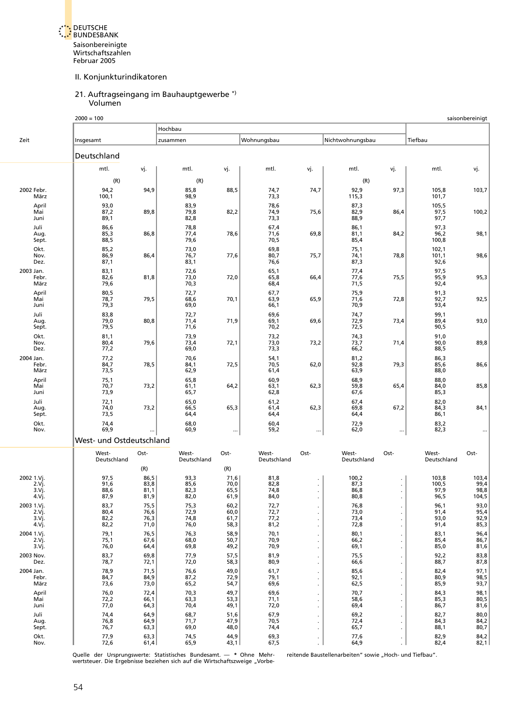II. Konjunkturindikatoren

## 21. Auftragseingang im Bauhauptgewerbe *)
Volumen

2000 = 100 saisonbereinigt

| Zeit | Insgesamt | | Hochbau zusammen | | Wohnungsbau | | Nichtwohnungsbau | | Tiefbau | |
|---|---|---|---|---|---|---|---|---|---|---|
| **Deutschland** | mtl. | vj. | mtl. | vj. | mtl. | vj. | mtl. | vj. | mtl. | vj. |
| | (R) | | (R) | | | | (R) | | | |
| 2002 Febr. | 94,2 | 94,9 | 85,8 | 88,5 | 74,7 | 74,7 | 92,9 | 97,3 | 105,8 | 103,7 |
| März | 100,1 | | 98,9 | | 73,3 | | 115,3 | | 101,7 | |
| April | 93,0 | | 83,9 | | 78,6 | | 87,3 | | 105,5 | |
| Mai | 87,2 | 89,8 | 79,8 | 82,2 | 74,9 | 75,6 | 82,9 | 86,4 | 97,5 | 100,2 |
| Juni | 89,1 | | 82,8 | | 73,3 | | 88,9 | | 97,7 | |
| Juli | 86,6 | | 78,8 | | 67,4 | | 86,1 | | 97,3 | |
| Aug. | 85,3 | 86,8 | 77,4 | 78,6 | 71,6 | 69,8 | 81,1 | 84,2 | 96,2 | 98,1 |
| Sept. | 88,5 | | 79,6 | | 70,5 | | 85,4 | | 100,8 | |
| Okt. | 85,2 | | 73,0 | | 69,8 | | 75,1 | | 102,1 | |
| Nov. | 86,9 | 86,4 | 76,7 | 77,6 | 80,7 | 75,7 | 74,1 | 78,8 | 101,1 | 98,6 |
| Dez. | 87,1 | | 83,1 | | 76,6 | | 87,3 | | 92,6 | |
| 2003 Jan. | 83,1 | | 72,6 | | 65,1 | | 77,4 | | 97,5 | |
| Febr. | 82,6 | 81,8 | 73,0 | 72,0 | 65,8 | 66,4 | 77,6 | 75,5 | 95,9 | 95,3 |
| März | 79,6 | | 70,3 | | 68,4 | | 71,5 | | 92,4 | |
| April | 80,5 | | 72,7 | | 67,7 | | 75,9 | | 91,3 | |
| Mai | 78,7 | 79,5 | 68,6 | 70,1 | 63,9 | 65,9 | 71,6 | 72,8 | 92,7 | 92,5 |
| Juni | 79,3 | | 69,0 | | 66,1 | | 70,9 | | 93,4 | |
| Juli | 83,8 | | 72,7 | | 69,6 | | 74,7 | | 99,1 | |
| Aug. | 79,0 | 80,8 | 71,4 | 71,9 | 69,1 | 69,6 | 72,9 | 73,4 | 89,4 | 93,0 |
| Sept. | 79,5 | | 71,6 | | 70,2 | | 72,5 | | 90,5 | |
| Okt. | 81,1 | | 73,9 | | 73,2 | | 74,3 | | 91,0 | |
| Nov. | 80,4 | 79,6 | 73,4 | 72,1 | 73,0 | 73,2 | 73,7 | 71,4 | 90,0 | 89,8 |
| Dez. | 77,2 | | 69,0 | | 73,3 | | 66,2 | | 88,5 | |
| 2004 Jan. | 77,2 | | 70,6 | | 54,1 | | 81,2 | | 86,3 | |
| Febr. | 84,7 | 78,5 | 84,1 | 72,5 | 70,5 | 62,0 | 92,8 | 79,3 | 85,6 | 86,6 |
| März | 73,5 | | 62,9 | | 61,4 | | 63,9 | | 88,0 | |
| April | 75,1 | | 65,8 | | 60,9 | | 68,9 | | 88,0 | |
| Mai | 70,7 | 73,2 | 61,1 | 64,2 | 63,1 | 62,3 | 59,8 | 65,4 | 84,0 | 85,8 |
| Juni | 73,9 | | 65,7 | | 62,8 | | 67,6 | | 85,3 | |
| Juli | 72,1 | | 65,0 | | 61,2 | | 67,4 | | 82,0 | |
| Aug. | 74,0 | 73,2 | 66,5 | 65,3 | 61,4 | 62,3 | 69,8 | 67,2 | 84,3 | 84,1 |
| Sept. | 73,5 | | 64,4 | | 64,4 | | 64,4 | | 86,1 | |
| Okt. | 74,4 | | 68,0 | | 60,4 | | 72,9 | | 83,2 | |
| Nov. | 69,9 | ... | 60,9 | ... | 59,2 | ... | 62,0 | ... | 82,3 | ... |
| **West- und Ostdeutschland** | West-Deutschland | Ost- | West-Deutschland | Ost- | West-Deutschland | Ost- | West-Deutschland | Ost- | West-Deutschland | Ost- |
| | | (R) | | (R) | | | | | | |
| 2002 1.Vj. | 97,5 | 86,5 | 93,3 | 71,6 | 81,8 | . | 100,2 | . | 103,8 | 103,4 |
| 2.Vj. | 91,6 | 83,8 | 85,6 | 70,0 | 82,8 | . | 87,3 | . | 100,5 | 99,4 |
| 3.Vj. | 88,6 | 81,1 | 82,3 | 65,5 | 74,8 | . | 86,8 | . | 97,9 | 98,8 |
| 4.Vj. | 87,9 | 81,9 | 82,0 | 61,9 | 84,0 | . | 80,8 | . | 96,5 | 104,5 |
| 2003 1.Vj. | 83,7 | 75,5 | 75,3 | 60,2 | 72,7 | . | 76,8 | . | 96,1 | 93,0 |
| 2.Vj. | 80,4 | 76,6 | 72,9 | 60,0 | 72,7 | . | 73,0 | . | 91,4 | 95,4 |
| 3.Vj. | 82,2 | 76,3 | 74,8 | 61,7 | 77,2 | . | 73,4 | . | 93,0 | 92,9 |
| 4.Vj. | 82,2 | 71,0 | 76,0 | 58,3 | 81,2 | . | 72,8 | . | 91,4 | 85,3 |
| 2004 1.Vj. | 79,1 | 76,5 | 76,3 | 58,9 | 70,1 | . | 80,1 | . | 83,1 | 96,4 |
| 2.Vj. | 75,1 | 67,6 | 68,0 | 50,7 | 70,9 | . | 66,2 | . | 85,4 | 86,7 |
| 3.Vj. | 76,0 | 64,4 | 69,8 | 49,2 | 70,9 | . | 69,1 | . | 85,0 | 81,6 |
| 2003 Nov. | 83,7 | 69,8 | 77,9 | 57,5 | 81,9 | . | 75,5 | . | 92,2 | 83,8 |
| Dez. | 78,7 | 72,1 | 72,0 | 58,3 | 80,9 | . | 66,6 | . | 88,7 | 87,8 |
| 2004 Jan. | 78,9 | 71,5 | 76,6 | 49,0 | 61,7 | . | 85,6 | . | 82,4 | 97,1 |
| Febr. | 84,7 | 84,9 | 87,2 | 72,9 | 79,1 | . | 92,1 | . | 80,9 | 98,5 |
| März | 73,6 | 73,0 | 65,2 | 54,7 | 69,6 | . | 62,5 | . | 85,9 | 93,7 |
| April | 76,0 | 72,4 | 70,3 | 49,7 | 69,6 | . | 70,7 | . | 84,3 | 98,1 |
| Mai | 72,2 | 66,1 | 63,3 | 53,3 | 71,1 | . | 58,6 | . | 85,3 | 80,5 |
| Juni | 77,0 | 64,3 | 70,4 | 49,1 | 72,0 | . | 69,4 | . | 86,7 | 81,6 |
| Juli | 74,4 | 64,9 | 68,7 | 51,6 | 67,9 | . | 69,2 | . | 82,7 | 80,0 |
| Aug. | 76,8 | 64,9 | 71,7 | 47,9 | 70,5 | . | 72,4 | . | 84,3 | 84,2 |
| Sept. | 76,7 | 63,3 | 69,0 | 48,0 | 74,4 | . | 65,7 | . | 88,1 | 80,7 |
| Okt. | 77,9 | 63,3 | 74,5 | 44,9 | 69,3 | . | 77,6 | . | 82,9 | 84,2 |
| Nov. | 72,6 | 61,4 | 65,9 | 43,1 | 67,5 | . | 64,9 | . | 82,4 | 82,1 |

Quelle der Ursprungswerte: Statistisches Bundesamt. — * Ohne Mehrwertsteuer. Die Ergebnisse beziehen sich auf die Wirtschaftszweige „Vorbereitende Baustellenarbeiten" sowie „Hoch- und Tiefbau".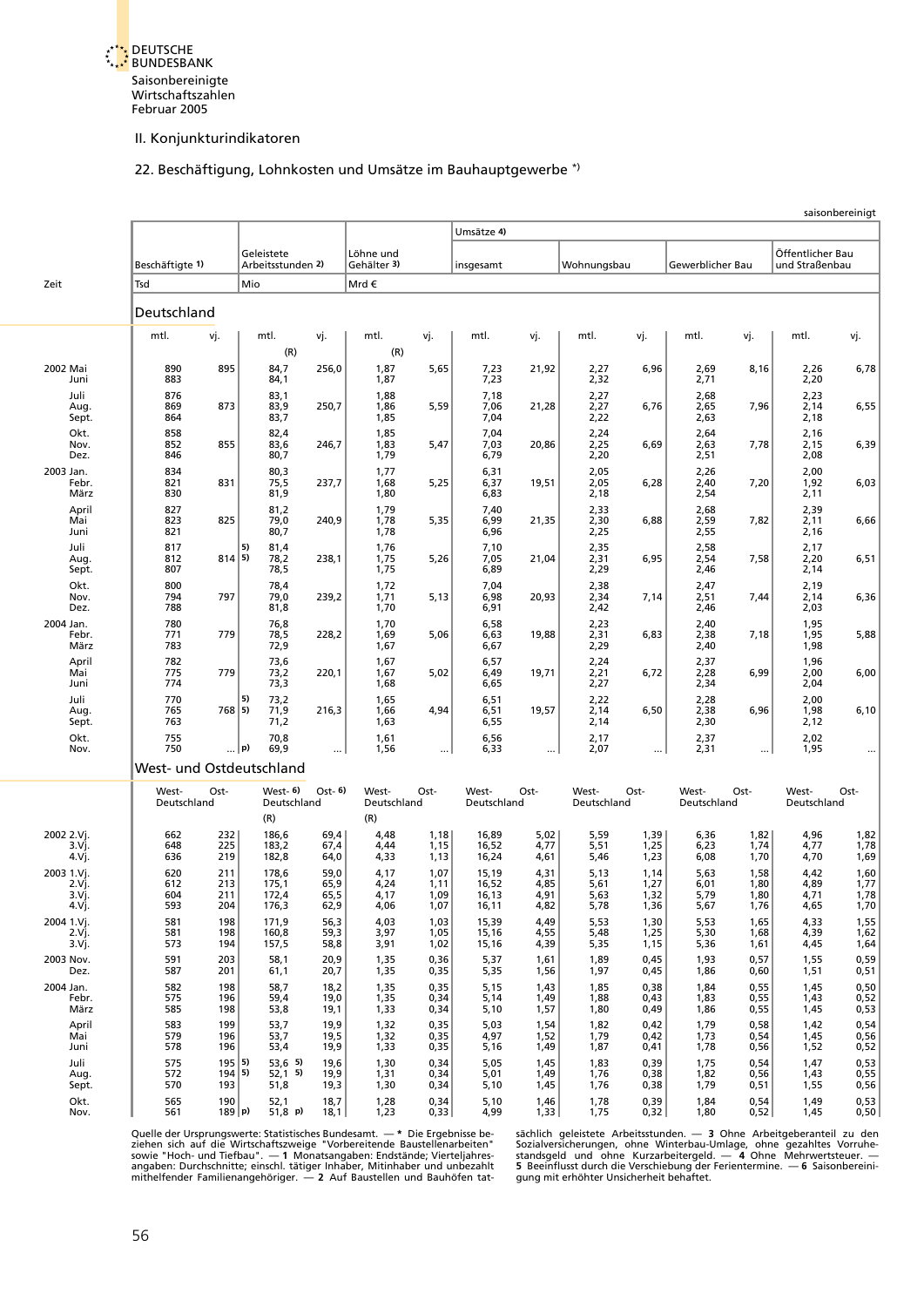## II. Konjunkturindikatoren

### 22. Beschäftigung, Lohnkosten und Umsätze im Bauhauptgewerbe *)

saisonbereinigt

| Zeit | Beschäftigte 1) | | Geleistete Arbeitsstunden 2) | | Löhne und Gehälter 3) | | Umsätze 4) insgesamt | | Wohnungsbau | | Gewerblicher Bau | | Öffentlicher Bau und Straßenbau | |
|---|---|---|---|---|---|---|---|---|---|---|---|---|---|---|
| | Tsd | | Mio | | Mrd € | | | | | | | | | |
| **Deutschland** | | | | | | | | | | | | | | |
| | mtl. | vj. | mtl. (R) | vj. | mtl. (R) | vj. | mtl. | vj. | mtl. | vj. | mtl. | vj. | mtl. | vj. |
| 2002 Mai | 890 | 895 | 84,7 | 256,0 | 1,87 | 5,65 | 7,23 | 21,92 | 2,27 | 6,96 | 2,69 | 8,16 | 2,26 | 6,78 |
| Juni | 883 | | 84,1 | | 1,87 | | 7,23 | | 2,32 | | 2,71 | | 2,20 | |
| Juli | 876 | | 83,1 | | 1,88 | | 7,18 | | 2,27 | | 2,68 | | 2,23 | |
| Aug. | 869 | 873 | 83,9 | 250,7 | 1,86 | 5,59 | 7,06 | 21,28 | 2,27 | 6,76 | 2,65 | 7,96 | 2,14 | 6,55 |
| Sept. | 864 | | 83,7 | | 1,85 | | 7,04 | | 2,22 | | 2,63 | | 2,18 | |
| Okt. | 858 | | 82,4 | | 1,85 | | 7,04 | | 2,24 | | 2,64 | | 2,16 | |
| Nov. | 852 | 855 | 83,6 | 246,7 | 1,83 | 5,47 | 7,03 | 20,86 | 2,25 | 6,69 | 2,63 | 7,78 | 2,15 | 6,39 |
| Dez. | 846 | | 80,7 | | 1,79 | | 6,79 | | 2,20 | | 2,51 | | 2,08 | |
| 2003 Jan. | 834 | | 80,3 | | 1,77 | | 6,31 | | 2,05 | | 2,26 | | 2,00 | |
| Febr. | 821 | 831 | 75,5 | 237,7 | 1,68 | 5,25 | 6,37 | 19,51 | 2,05 | 6,28 | 2,40 | 7,20 | 1,92 | 6,03 |
| März | 830 | | 81,9 | | 1,80 | | 6,83 | | 2,18 | | 2,54 | | 2,11 | |
| April | 827 | | 81,2 | | 1,79 | | 7,40 | | 2,33 | | 2,68 | | 2,39 | |
| Mai | 823 | 825 | 79,0 | 240,9 | 1,78 | 5,35 | 6,99 | 21,35 | 2,30 | 6,88 | 2,59 | 7,82 | 2,11 | 6,66 |
| Juni | 821 | | 80,7 | | 1,78 | | 6,96 | | 2,25 | | 2,55 | | 2,16 | |
| Juli | 817 | | 5) 81,4 | | 1,76 | | 7,10 | | 2,35 | | 2,58 | | 2,17 | |
| Aug. | 812 | 814 | 5) 78,2 | 238,1 | 1,75 | 5,26 | 7,05 | 21,04 | 2,31 | 6,95 | 2,54 | 7,58 | 2,20 | 6,51 |
| Sept. | 807 | | 78,5 | | 1,75 | | 6,89 | | 2,29 | | 2,46 | | 2,14 | |
| Okt. | 800 | | 78,4 | | 1,72 | | 7,04 | | 2,38 | | 2,47 | | 2,19 | |
| Nov. | 794 | 797 | 79,0 | 239,2 | 1,71 | 5,13 | 6,98 | 20,93 | 2,34 | 7,14 | 2,51 | 7,44 | 2,14 | 6,36 |
| Dez. | 788 | | 81,8 | | 1,70 | | 6,91 | | 2,42 | | 2,46 | | 2,03 | |
| 2004 Jan. | 780 | | 76,8 | | 1,70 | | 6,58 | | 2,23 | | 2,40 | | 1,95 | |
| Febr. | 771 | 779 | 78,5 | 228,2 | 1,69 | 5,06 | 6,63 | 19,88 | 2,31 | 6,83 | 2,38 | 7,18 | 1,95 | 5,88 |
| März | 783 | | 72,9 | | 1,67 | | 6,67 | | 2,29 | | 2,40 | | 1,98 | |
| April | 782 | | 73,6 | | 1,67 | | 6,57 | | 2,24 | | 2,37 | | 1,96 | |
| Mai | 775 | 779 | 73,2 | 220,1 | 1,67 | 5,02 | 6,49 | 19,71 | 2,21 | 6,72 | 2,28 | 6,99 | 2,00 | 6,00 |
| Juni | 774 | | 73,3 | | 1,68 | | 6,65 | | 2,27 | | 2,34 | | 2,04 | |
| Juli | 770 | | 5) 73,2 | | 1,65 | | 6,51 | | 2,22 | | 2,28 | | 2,00 | |
| Aug. | 765 | 768 | 5) 71,9 | 216,3 | 1,66 | 4,94 | 6,51 | 19,57 | 2,14 | 6,50 | 2,38 | 6,96 | 1,98 | 6,10 |
| Sept. | 763 | | 71,2 | | 1,63 | | 6,55 | | 2,14 | | 2,30 | | 2,12 | |
| Okt. | 755 | | 70,8 | | 1,61 | | 6,56 | | 2,17 | | 2,37 | | 2,02 | |
| Nov. | 750 | ... | p) 69,9 | ... | 1,56 | ... | 6,33 | ... | 2,07 | ... | 2,31 | ... | 1,95 | ... |
| **West- und Ostdeutschland** | | | | | | | | | | | | | | |
| | West-Deutschland | Ost- | West- 6) Deutschland (R) | Ost- 6) | West-Deutschland (R) | Ost- | West-Deutschland | Ost- | West-Deutschland | Ost- | West-Deutschland | Ost- | West-Deutschland | Ost- |
| 2002 2.Vj. | 662 | 232 | 186,6 | 69,4 | 4,48 | 1,18 | 16,89 | 5,02 | 5,59 | 1,39 | 6,36 | 1,82 | 4,96 | 1,82 |
| 3.Vj. | 648 | 225 | 183,2 | 67,4 | 4,44 | 1,15 | 16,52 | 4,77 | 5,51 | 1,25 | 6,23 | 1,74 | 4,77 | 1,78 |
| 4.Vj. | 636 | 219 | 182,8 | 64,0 | 4,33 | 1,13 | 16,24 | 4,61 | 5,46 | 1,23 | 6,08 | 1,70 | 4,70 | 1,69 |
| 2003 1.Vj. | 620 | 211 | 178,6 | 59,0 | 4,17 | 1,07 | 15,19 | 4,31 | 5,13 | 1,14 | 5,63 | 1,58 | 4,42 | 1,60 |
| 2.Vj. | 612 | 213 | 175,1 | 65,9 | 4,24 | 1,11 | 16,52 | 4,85 | 5,61 | 1,27 | 6,01 | 1,80 | 4,89 | 1,77 |
| 3.Vj. | 604 | 211 | 172,4 | 65,5 | 4,17 | 1,09 | 16,13 | 4,91 | 5,63 | 1,32 | 5,79 | 1,80 | 4,71 | 1,78 |
| 4.Vj. | 593 | 204 | 176,3 | 62,9 | 4,06 | 1,07 | 16,11 | 4,82 | 5,78 | 1,36 | 5,67 | 1,76 | 4,65 | 1,70 |
| 2004 1.Vj. | 581 | 198 | 171,9 | 56,3 | 4,03 | 1,03 | 15,39 | 4,49 | 5,53 | 1,30 | 5,53 | 1,65 | 4,33 | 1,55 |
| 2.Vj. | 581 | 198 | 160,8 | 59,3 | 3,97 | 1,05 | 15,16 | 4,55 | 5,48 | 1,25 | 5,30 | 1,68 | 4,39 | 1,62 |
| 3.Vj. | 573 | 194 | 157,5 | 58,8 | 3,91 | 1,02 | 15,16 | 4,39 | 5,35 | 1,15 | 5,36 | 1,61 | 4,45 | 1,64 |
| 2003 Nov. | 591 | 203 | 58,1 | 20,9 | 1,35 | 0,36 | 5,37 | 1,61 | 1,89 | 0,45 | 1,93 | 0,57 | 1,55 | 0,59 |
| Dez. | 587 | 201 | 61,1 | 20,7 | 1,35 | 0,35 | 5,35 | 1,56 | 1,97 | 0,45 | 1,86 | 0,60 | 1,51 | 0,51 |
| 2004 Jan. | 582 | 198 | 58,7 | 18,2 | 1,35 | 0,35 | 5,15 | 1,43 | 1,85 | 0,38 | 1,84 | 0,55 | 1,45 | 0,50 |
| Febr. | 575 | 196 | 59,4 | 19,0 | 1,35 | 0,34 | 5,14 | 1,49 | 1,88 | 0,43 | 1,83 | 0,55 | 1,43 | 0,52 |
| März | 585 | 198 | 53,8 | 19,1 | 1,33 | 0,34 | 5,10 | 1,57 | 1,80 | 0,49 | 1,86 | 0,55 | 1,45 | 0,53 |
| April | 583 | 199 | 53,7 | 19,9 | 1,32 | 0,35 | 5,03 | 1,54 | 1,82 | 0,42 | 1,79 | 0,58 | 1,42 | 0,54 |
| Mai | 579 | 196 | 53,7 | 19,5 | 1,32 | 0,35 | 4,97 | 1,52 | 1,79 | 0,42 | 1,73 | 0,54 | 1,45 | 0,56 |
| Juni | 578 | 196 | 53,4 | 19,9 | 1,33 | 0,35 | 5,16 | 1,49 | 1,87 | 0,41 | 1,78 | 0,56 | 1,52 | 0,52 |
| Juli | 575 | 195 | 5) 53,6 5) | 19,6 | 1,30 | 0,34 | 5,05 | 1,45 | 1,83 | 0,39 | 1,75 | 0,54 | 1,47 | 0,53 |
| Aug. | 572 | 194 | 5) 52,1 5) | 19,9 | 1,31 | 0,34 | 5,01 | 1,49 | 1,76 | 0,38 | 1,82 | 0,56 | 1,43 | 0,55 |
| Sept. | 570 | 193 | 51,8 | 19,3 | 1,30 | 0,34 | 5,10 | 1,45 | 1,76 | 0,38 | 1,79 | 0,51 | 1,55 | 0,56 |
| Okt. | 565 | 190 | 52,1 | 18,7 | 1,28 | 0,34 | 5,10 | 1,46 | 1,78 | 0,39 | 1,84 | 0,54 | 1,49 | 0,53 |
| Nov. | 561 | 189 | p) 51,8 p) | 18,1 | 1,23 | 0,33 | 4,99 | 1,33 | 1,75 | 0,32 | 1,80 | 0,52 | 1,45 | 0,50 |

Quelle der Ursprungswerte: Statistisches Bundesamt. — * Die Ergebnisse beziehen sich auf die Wirtschaftszweige "Vorbereitende Baustellenarbeiten" sowie "Hoch- und Tiefbau". — 1 Monatsangaben: Endstände; Vierteljahresangaben: Durchschnitte; einschl. tätiger Inhaber, Mitinhaber und unbezahlt mithelfender Familienangehöriger. — 2 Auf Baustellen und Bauhöfen tatsächlich geleistete Arbeitsstunden. — 3 Ohne Arbeitgeberanteil zu den Sozialversicherungen, ohne Winterbau-Umlage, ohne gezahltes Vorruhestandsgeld und ohne Kurzarbeitergeld. — 4 Ohne Mehrwertsteuer. — 5 Beeinflusst durch die Verschiebung der Ferientermine. — 6 Saisonbereinigung mit erhöhter Unsicherheit behaftet.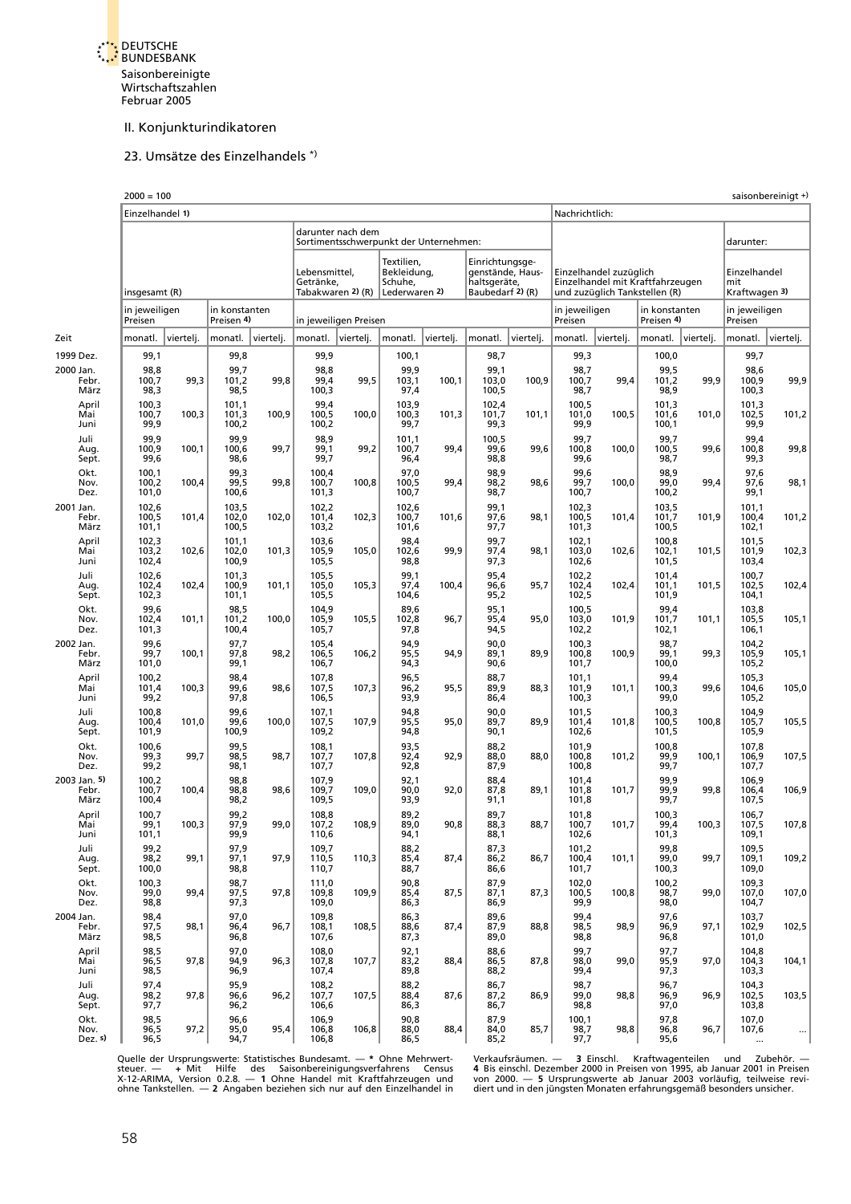## II. Konjunkturindikatoren

### 23. Umsätze des Einzelhandels *)

2000 = 100 saisonbereinigt +)

| Zeit | Einzelhandel 1) | | | | | | | | | | Nachrichtlich: | | | | | |
|---|---|---|---|---|---|---|---|---|---|---|---|---|---|---|---|---|
| | | | | | darunter nach dem Sortimentsschwerpunkt der Unternehmen: | | | | | | | | | | darunter: | |
| | insgesamt (R) | | | | Lebensmittel, Getränke, Tabakwaren 2) (R) | | Textilien, Bekleidung, Schuhe, Lederwaren 2) | | Einrichtungsgegenstände, Haushaltsgeräte, Baubedarf 2) (R) | | Einzelhandel zuzüglich Einzelhandel mit Kraftfahrzeugen und zuzüglich Tankstellen (R) | | | | Einzelhandel mit Kraftwagen 3) | |
| | in jeweiligen Preisen | | in konstanten Preisen 4) | | in jeweiligen Preisen | | | | | | in jeweiligen Preisen | | in konstanten Preisen 4) | | in jeweiligen Preisen | |
| | monatl. | viertelj. | monatl. | viertelj. | monatl. | viertelj. | monatl. | viertelj. | monatl. | viertelj. | monatl. | viertelj. | monatl. | viertelj. | monatl. | viertelj. |
| 1999 Dez. | 99,1 | | 99,8 | | 99,9 | | 100,1 | | 98,7 | | 99,3 | | 100,0 | | 99,7 | |
| 2000 Jan. | 98,8 | | 99,7 | | 98,8 | | 99,9 | | 99,1 | | 98,7 | | 99,5 | | 98,6 | |
| Febr. | 100,7 | 99,3 | 101,2 | 99,8 | 99,4 | 99,5 | 103,1 | 100,1 | 103,0 | 100,9 | 100,7 | 99,4 | 101,2 | 99,9 | 100,9 | 99,9 |
| März | 98,3 | | 98,5 | | 100,3 | | 97,4 | | 100,5 | | 98,7 | | 98,9 | | 100,3 | |
| April | 100,3 | | 101,1 | | 99,4 | | 103,9 | | 102,4 | | 100,5 | | 101,3 | | 101,3 | |
| Mai | 100,7 | 100,3 | 101,3 | 100,9 | 100,5 | 100,0 | 100,3 | 101,3 | 101,7 | 101,1 | 101,0 | 100,5 | 101,6 | 101,0 | 102,5 | 101,2 |
| Juni | 99,9 | | 100,2 | | 100,2 | | 99,7 | | 99,3 | | 99,9 | | 100,1 | | 99,9 | |
| Juli | 99,9 | | 99,9 | | 98,9 | | 101,1 | | 100,5 | | 99,7 | | 99,7 | | 99,4 | |
| Aug. | 100,9 | 100,1 | 100,6 | 99,7 | 99,1 | 99,2 | 100,7 | 99,4 | 99,6 | 99,6 | 100,8 | 100,0 | 100,5 | 99,6 | 100,8 | 99,8 |
| Sept. | 99,6 | | 98,6 | | 99,7 | | 96,4 | | 98,8 | | 99,6 | | 98,7 | | 99,3 | |
| Okt. | 100,1 | | 99,3 | | 100,4 | | 97,0 | | 98,9 | | 99,6 | | 98,9 | | 97,6 | |
| Nov. | 100,2 | 100,4 | 99,5 | 99,8 | 100,7 | 100,8 | 100,5 | 99,4 | 98,2 | 98,6 | 99,7 | 100,0 | 99,0 | 99,4 | 97,6 | 98,1 |
| Dez. | 101,0 | | 100,6 | | 101,3 | | 100,7 | | 98,7 | | 100,7 | | 100,2 | | 99,1 | |
| 2001 Jan. | 102,6 | | 103,5 | | 102,2 | | 102,6 | | 99,1 | | 102,3 | | 103,5 | | 101,1 | |
| Febr. | 100,5 | 101,4 | 102,0 | 102,0 | 101,4 | 102,3 | 100,7 | 101,6 | 97,6 | 98,1 | 100,5 | 101,4 | 101,7 | 101,9 | 100,4 | 101,2 |
| März | 101,1 | | 100,5 | | 103,2 | | 101,6 | | 97,7 | | 101,3 | | 100,5 | | 102,1 | |
| April | 102,3 | | 101,1 | | 103,6 | | 98,4 | | 99,7 | | 102,1 | | 100,8 | | 101,5 | |
| Mai | 103,2 | 102,6 | 102,0 | 101,3 | 105,9 | 105,0 | 102,6 | 99,9 | 97,4 | 98,1 | 103,0 | 102,6 | 102,1 | 101,5 | 101,9 | 102,3 |
| Juni | 102,4 | | 100,9 | | 105,5 | | 98,8 | | 97,3 | | 102,6 | | 101,5 | | 103,4 | |
| Juli | 102,6 | | 101,3 | | 105,5 | | 99,1 | | 95,4 | | 102,2 | | 101,4 | | 100,7 | |
| Aug. | 102,4 | 102,4 | 100,9 | 101,1 | 105,0 | 105,3 | 97,4 | 100,4 | 96,6 | 95,7 | 102,4 | 102,4 | 101,1 | 101,5 | 102,5 | 102,4 |
| Sept. | 102,3 | | 101,1 | | 105,5 | | 104,6 | | 95,2 | | 102,5 | | 101,9 | | 104,1 | |
| Okt. | 99,6 | | 98,5 | | 104,9 | | 89,6 | | 95,1 | | 100,5 | | 99,4 | | 103,8 | |
| Nov. | 102,4 | 101,1 | 101,2 | 100,0 | 105,9 | 105,5 | 102,8 | 96,7 | 95,4 | 95,0 | 103,0 | 101,9 | 101,7 | 101,1 | 105,5 | 105,1 |
| Dez. | 101,3 | | 100,4 | | 105,7 | | 97,8 | | 94,5 | | 102,2 | | 102,1 | | 106,1 | |
| 2002 Jan. | 99,6 | | 97,7 | | 105,4 | | 94,9 | | 90,0 | | 100,3 | | 98,7 | | 104,2 | |
| Febr. | 99,7 | 100,1 | 97,8 | 98,2 | 106,5 | 106,2 | 95,5 | 94,9 | 89,1 | 89,9 | 100,8 | 100,9 | 99,1 | 99,3 | 105,9 | 105,1 |
| März | 101,0 | | 99,1 | | 106,7 | | 94,3 | | 90,6 | | 101,7 | | 100,0 | | 105,2 | |
| April | 100,2 | | 98,4 | | 107,8 | | 96,5 | | 88,7 | | 101,1 | | 99,4 | | 105,3 | |
| Mai | 101,4 | 100,3 | 99,6 | 98,6 | 107,5 | 107,3 | 96,2 | 95,5 | 89,9 | 88,3 | 101,9 | 101,1 | 100,3 | 99,6 | 104,6 | 105,0 |
| Juni | 99,2 | | 97,8 | | 106,5 | | 93,9 | | 86,4 | | 100,3 | | 99,0 | | 105,2 | |
| Juli | 100,8 | | 99,6 | | 107,1 | | 94,8 | | 90,0 | | 101,5 | | 100,3 | | 104,9 | |
| Aug. | 100,4 | 101,0 | 99,6 | 100,0 | 107,5 | 107,9 | 95,5 | 95,0 | 89,7 | 89,9 | 101,4 | 101,8 | 100,5 | 100,8 | 105,7 | 105,5 |
| Sept. | 101,9 | | 100,9 | | 109,2 | | 94,8 | | 90,1 | | 102,6 | | 101,5 | | 105,9 | |
| Okt. | 100,6 | | 99,5 | | 108,1 | | 93,5 | | 88,2 | | 101,9 | | 100,8 | | 107,8 | |
| Nov. | 99,3 | 99,7 | 98,5 | 98,7 | 107,7 | 107,8 | 92,4 | 92,9 | 88,0 | 88,0 | 100,8 | 101,2 | 99,9 | 100,1 | 106,9 | 107,5 |
| Dez. | 99,2 | | 98,1 | | 107,7 | | 92,8 | | 87,9 | | 100,8 | | 99,7 | | 107,7 | |
| 2003 Jan. 5) | 100,2 | | 98,8 | | 107,9 | | 92,1 | | 88,4 | | 101,4 | | 99,9 | | 106,9 | |
| Febr. | 100,7 | 100,4 | 98,8 | 98,6 | 109,7 | 109,0 | 90,0 | 92,0 | 87,8 | 89,1 | 101,8 | 101,7 | 99,9 | 99,8 | 106,4 | 106,9 |
| März | 100,4 | | 98,2 | | 109,5 | | 93,9 | | 91,1 | | 101,8 | | 99,7 | | 107,5 | |
| April | 100,7 | | 99,2 | | 108,8 | | 89,2 | | 89,7 | | 101,8 | | 100,3 | | 106,7 | |
| Mai | 99,1 | 100,3 | 97,9 | 99,0 | 107,2 | 108,9 | 89,0 | 90,8 | 88,3 | 88,7 | 100,7 | 101,7 | 99,4 | 100,3 | 107,5 | 107,8 |
| Juni | 101,1 | | 99,9 | | 110,6 | | 94,1 | | 88,1 | | 102,6 | | 101,3 | | 109,1 | |
| Juli | 99,2 | | 97,9 | | 109,7 | | 88,2 | | 87,3 | | 101,2 | | 99,8 | | 109,5 | |
| Aug. | 98,2 | 99,1 | 97,1 | 97,9 | 110,5 | 110,3 | 85,4 | 87,4 | 86,2 | 86,7 | 100,4 | 101,1 | 99,0 | 99,7 | 109,1 | 109,2 |
| Sept. | 100,0 | | 98,8 | | 110,7 | | 88,7 | | 86,6 | | 101,7 | | 100,3 | | 109,0 | |
| Okt. | 100,3 | | 98,7 | | 111,0 | | 90,8 | | 87,9 | | 102,0 | | 100,2 | | 109,3 | |
| Nov. | 99,0 | 99,4 | 97,5 | 97,8 | 109,8 | 109,9 | 85,4 | 87,5 | 87,1 | 87,3 | 100,5 | 100,8 | 98,7 | 99,0 | 107,0 | 107,0 |
| Dez. | 98,8 | | 97,3 | | 109,0 | | 86,3 | | 86,9 | | 99,9 | | 98,0 | | 104,7 | |
| 2004 Jan. | 98,4 | | 97,0 | | 109,8 | | 86,3 | | 89,6 | | 99,4 | | 97,6 | | 103,7 | |
| Febr. | 97,5 | 98,1 | 96,4 | 96,7 | 108,1 | 108,5 | 88,6 | 87,4 | 87,9 | 88,8 | 98,5 | 98,9 | 96,9 | 97,1 | 102,9 | 102,5 |
| März | 98,5 | | 96,8 | | 107,6 | | 87,3 | | 89,0 | | 98,8 | | 96,8 | | 101,0 | |
| April | 98,5 | | 97,0 | | 108,0 | | 92,1 | | 88,6 | | 99,7 | | 97,7 | | 104,8 | |
| Mai | 96,5 | 97,8 | 94,9 | 96,3 | 107,8 | 107,7 | 83,2 | 88,4 | 86,5 | 87,8 | 98,0 | 99,0 | 95,9 | 97,0 | 104,3 | 104,1 |
| Juni | 98,5 | | 96,9 | | 107,4 | | 89,8 | | 88,2 | | 99,4 | | 97,3 | | 103,3 | |
| Juli | 97,4 | | 95,9 | | 108,2 | | 88,2 | | 86,7 | | 98,7 | | 96,7 | | 104,3 | |
| Aug. | 98,2 | 97,8 | 96,6 | 96,2 | 107,7 | 107,5 | 88,4 | 87,6 | 87,2 | 86,9 | 99,0 | 98,8 | 96,9 | 96,9 | 102,5 | 103,5 |
| Sept. | 97,7 | | 96,2 | | 106,6 | | 86,3 | | 86,7 | | 98,8 | | 97,0 | | 103,8 | |
| Okt. | 98,5 | | 96,6 | | 106,9 | | 90,8 | | 87,9 | | 100,1 | | 97,8 | | 107,0 | |
| Nov. | 96,5 | 97,2 | 95,0 | 95,4 | 106,8 | 106,8 | 88,0 | 88,4 | 84,0 | 85,7 | 98,7 | 98,8 | 96,8 | 96,7 | 107,6 | ... |
| Dez. s) | 96,5 | | 94,7 | | 106,8 | | 86,5 | | 85,2 | | 97,7 | | 95,6 | | ... | |

Quelle der Ursprungswerte: Statistisches Bundesamt. — * Ohne Mehrwertsteuer. — + Mit Hilfe des Saisonbereinigungsverfahrens Census X-12-ARIMA, Version 0.2.8. — 1 Ohne Handel mit Kraftfahrzeugen und ohne Tankstellen. — 2 Angaben beziehen sich nur auf den Einzelhandel in Verkaufsräumen. — 3 Einschl. Kraftwagenteilen und Zubehör. — 4 Bis einschl. Dezember 2000 in Preisen von 1995, ab Januar 2001 in Preisen von 2000. — 5 Ursprungswerte ab Januar 2003 vorläufig, teilweise revidiert und in den jüngsten Monaten erfahrungsgemäß besonders unsicher.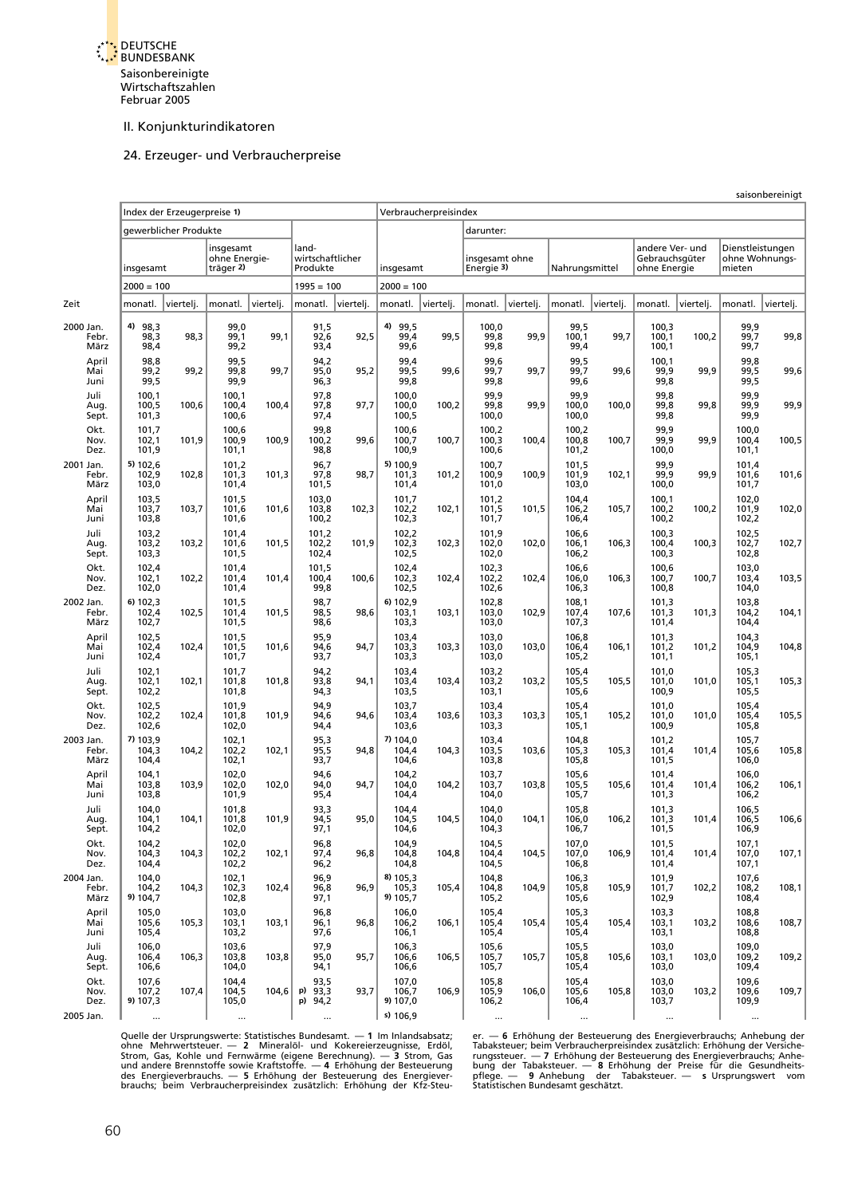Saisonbereinigte Wirtschaftszahlen
Februar 2005

II. Konjunkturindikatoren

## 24. Erzeuger- und Verbraucherpreise

saisonbereinigt

| Zeit | | Index der Erzeugerpreise 1) | | | | | | Verbraucherpreisindex | | | | | | | | | |
|---|---|---|---|---|---|---|---|---|---|---|---|---|---|---|---|---|---|
| | | gewerblicher Produkte | | | | land-wirtschaftlicher Produkte | | insgesamt | | darunter: | | | | | | | |
| | | insgesamt | | insgesamt ohne Energie-träger 2) | | | | | | insgesamt ohne Energie 3) | | Nahrungsmittel | | andere Ver- und Gebrauchsgüter ohne Energie | | Dienstleistungen ohne Wohnungs-mieten | |
| | | 2000 = 100 | | | | 1995 = 100 | | 2000 = 100 | | | | | | | | | |
| | | monatl. | viertelj. | monatl. | viertelj. | monatl. | viertelj. | monatl. | viertelj. | monatl. | viertelj. | monatl. | viertelj. | monatl. | viertelj. | monatl. | viertelj. |
| 2000 | Jan. | 4) 98,3 | | 99,0 | | 91,5 | | 4) 99,5 | | 100,0 | | 99,5 | | 100,3 | | 99,9 | |
| | Febr. | 98,3 | 98,3 | 99,1 | 99,1 | 92,6 | 92,5 | 99,4 | 99,5 | 99,8 | 99,9 | 100,1 | 99,7 | 100,1 | 100,2 | 99,7 | 99,8 |
| | März | 98,4 | | 99,2 | | 93,4 | | 99,6 | | 99,8 | | 99,4 | | 100,1 | | 99,7 | |
| | April | 98,8 | | 99,5 | | 94,2 | | 99,4 | | 99,6 | | 99,5 | | 100,1 | | 99,8 | |
| | Mai | 99,2 | 99,2 | 99,8 | 99,7 | 95,0 | 95,2 | 99,5 | 99,6 | 99,7 | 99,7 | 99,7 | 99,6 | 99,9 | 99,9 | 99,5 | 99,6 |
| | Juni | 99,5 | | 99,9 | | 96,3 | | 99,8 | | 99,8 | | 99,6 | | 99,8 | | 99,5 | |
| | Juli | 100,1 | | 100,1 | | 97,8 | | 100,0 | | 99,9 | | 99,9 | | 99,8 | | 99,9 | |
| | Aug. | 100,5 | 100,6 | 100,4 | 100,4 | 97,8 | 97,7 | 100,0 | 100,2 | 99,8 | 99,9 | 100,0 | 100,0 | 99,8 | 99,8 | 99,9 | 99,9 |
| | Sept. | 101,3 | | 100,6 | | 97,4 | | 100,5 | | 100,0 | | 100,0 | | 99,8 | | 99,9 | |
| | Okt. | 101,7 | | 100,6 | | 99,8 | | 100,6 | | 100,2 | | 100,2 | | 99,9 | | 100,0 | |
| | Nov. | 102,1 | 101,9 | 100,9 | 100,9 | 100,2 | 99,6 | 100,7 | 100,7 | 100,3 | 100,4 | 100,8 | 100,7 | 99,9 | 99,9 | 100,4 | 100,5 |
| | Dez. | 101,9 | | 101,1 | | 98,8 | | 100,9 | | 100,6 | | 101,2 | | 100,0 | | 101,1 | |
| 2001 | Jan. | 5) 102,6 | | 101,2 | | 96,7 | | 5) 100,9 | | 100,7 | | 101,5 | | 99,9 | | 101,4 | |
| | Febr. | 102,9 | 102,8 | 101,3 | 101,3 | 97,8 | 98,7 | 101,3 | 101,2 | 100,9 | 100,9 | 101,9 | 102,1 | 99,9 | 99,9 | 101,6 | 101,6 |
| | März | 103,0 | | 101,4 | | 101,5 | | 101,4 | | 101,0 | | 103,0 | | 100,0 | | 101,7 | |
| | April | 103,5 | | 101,5 | | 103,0 | | 101,7 | | 101,2 | | 104,4 | | 100,1 | | 102,0 | |
| | Mai | 103,7 | 103,7 | 101,6 | 101,6 | 103,8 | 102,3 | 102,2 | 102,1 | 101,5 | 101,5 | 106,2 | 105,7 | 100,2 | 100,2 | 101,9 | 102,0 |
| | Juni | 103,8 | | 101,6 | | 100,2 | | 102,3 | | 101,7 | | 106,4 | | 100,2 | | 102,2 | |
| | Juli | 103,2 | | 101,4 | | 101,2 | | 102,2 | | 101,9 | | 106,6 | | 100,3 | | 102,5 | |
| | Aug. | 103,2 | 103,2 | 101,6 | 101,5 | 102,2 | 101,9 | 102,3 | 102,3 | 102,0 | 102,0 | 106,1 | 106,3 | 100,4 | 100,3 | 102,7 | 102,7 |
| | Sept. | 103,3 | | 101,5 | | 102,4 | | 102,5 | | 102,0 | | 106,2 | | 100,3 | | 102,8 | |
| | Okt. | 102,4 | | 101,4 | | 101,5 | | 102,4 | | 102,3 | | 106,6 | | 100,6 | | 103,0 | |
| | Nov. | 102,1 | 102,2 | 101,4 | 101,4 | 100,4 | 100,6 | 102,3 | 102,4 | 102,2 | 102,4 | 106,0 | 106,3 | 100,7 | 100,7 | 103,4 | 103,5 |
| | Dez. | 102,0 | | 101,4 | | 99,8 | | 102,5 | | 102,6 | | 106,3 | | 100,8 | | 104,0 | |
| 2002 | Jan. | 6) 102,3 | | 101,5 | | 98,7 | | 6) 102,9 | | 102,8 | | 108,1 | | 101,3 | | 103,8 | |
| | Febr. | 102,4 | 102,5 | 101,4 | 101,5 | 98,5 | 98,6 | 103,1 | 103,1 | 103,0 | 102,9 | 107,4 | 107,6 | 101,3 | 101,3 | 104,2 | 104,1 |
| | März | 102,7 | | 101,5 | | 98,6 | | 103,3 | | 103,0 | | 107,3 | | 101,4 | | 104,4 | |
| | April | 102,5 | | 101,5 | | 95,9 | | 103,4 | | 103,0 | | 106,8 | | 101,3 | | 104,3 | |
| | Mai | 102,4 | 102,4 | 101,5 | 101,6 | 94,6 | 94,7 | 103,3 | 103,3 | 103,0 | 103,0 | 106,4 | 106,1 | 101,2 | 101,2 | 104,9 | 104,8 |
| | Juni | 102,4 | | 101,7 | | 93,7 | | 103,3 | | 103,0 | | 105,2 | | 101,1 | | 105,1 | |
| | Juli | 102,1 | | 101,7 | | 94,2 | | 103,4 | | 103,2 | | 105,4 | | 101,0 | | 105,3 | |
| | Aug. | 102,1 | 102,1 | 101,8 | 101,8 | 93,8 | 94,1 | 103,4 | 103,4 | 103,2 | 103,2 | 105,5 | 105,5 | 101,0 | 101,0 | 105,1 | 105,3 |
| | Sept. | 102,2 | | 101,8 | | 94,3 | | 103,5 | | 103,1 | | 105,6 | | 100,9 | | 105,5 | |
| | Okt. | 102,5 | | 101,9 | | 94,9 | | 103,7 | | 103,4 | | 105,4 | | 101,0 | | 105,4 | |
| | Nov. | 102,2 | 102,4 | 101,8 | 101,9 | 94,6 | 94,6 | 103,4 | 103,6 | 103,3 | 103,3 | 105,1 | 105,2 | 101,0 | 101,0 | 105,4 | 105,5 |
| | Dez. | 102,6 | | 102,0 | | 94,4 | | 103,6 | | 103,3 | | 105,1 | | 100,9 | | 105,8 | |
| 2003 | Jan. | 7) 103,9 | | 102,1 | | 95,3 | | 7) 104,0 | | 103,4 | | 104,8 | | 101,2 | | 105,7 | |
| | Febr. | 104,3 | 104,2 | 102,2 | 102,1 | 95,5 | 94,8 | 104,4 | 104,3 | 103,5 | 103,6 | 105,3 | 105,3 | 101,4 | 101,4 | 105,6 | 105,8 |
| | März | 104,4 | | 102,1 | | 93,7 | | 104,6 | | 103,8 | | 105,8 | | 101,5 | | 106,0 | |
| | April | 104,1 | | 102,0 | | 94,6 | | 104,2 | | 103,7 | | 105,6 | | 101,4 | | 106,0 | |
| | Mai | 103,8 | 103,9 | 102,0 | 102,0 | 94,0 | 94,7 | 104,0 | 104,2 | 103,7 | 103,8 | 105,5 | 105,6 | 101,4 | 101,4 | 106,2 | 106,1 |
| | Juni | 103,8 | | 101,9 | | 95,4 | | 104,4 | | 104,0 | | 105,7 | | 101,3 | | 106,2 | |
| | Juli | 104,0 | | 101,8 | | 93,3 | | 104,4 | | 104,0 | | 105,8 | | 101,3 | | 106,5 | |
| | Aug. | 104,1 | 104,1 | 101,8 | 101,9 | 94,5 | 95,0 | 104,5 | 104,5 | 104,0 | 104,1 | 106,0 | 106,2 | 101,3 | 101,4 | 106,5 | 106,6 |
| | Sept. | 104,2 | | 102,0 | | 97,1 | | 104,6 | | 104,3 | | 106,7 | | 101,5 | | 106,9 | |
| | Okt. | 104,2 | | 102,0 | | 96,8 | | 104,9 | | 104,5 | | 107,0 | | 101,5 | | 107,1 | |
| | Nov. | 104,3 | 104,3 | 102,2 | 102,1 | 97,4 | 96,8 | 104,8 | 104,8 | 104,4 | 104,5 | 107,0 | 106,9 | 101,4 | 101,4 | 107,0 | 107,1 |
| | Dez. | 104,4 | | 102,2 | | 96,2 | | 104,8 | | 104,5 | | 106,8 | | 101,4 | | 107,1 | |
| 2004 | Jan. | 104,0 | | 102,1 | | 96,9 | | 8) 105,3 | | 104,8 | | 106,3 | | 101,9 | | 107,6 | |
| | Febr. | 104,2 | 104,3 | 102,3 | 102,4 | 96,8 | 96,9 | 105,3 | 105,4 | 104,8 | 104,9 | 105,8 | 105,9 | 101,7 | 102,2 | 108,2 | 108,1 |
| | März | 9) 104,7 | | 102,8 | | 97,1 | | 9) 105,7 | | 105,2 | | 105,6 | | 102,9 | | 108,4 | |
| | April | 105,0 | | 103,0 | | 96,8 | | 106,0 | | 105,4 | | 105,3 | | 103,3 | | 108,8 | |
| | Mai | 105,6 | 105,3 | 103,1 | 103,1 | 96,1 | 96,8 | 106,2 | 106,1 | 105,4 | 105,4 | 105,4 | 105,4 | 103,1 | 103,2 | 108,6 | 108,7 |
| | Juni | 105,4 | | 103,2 | | 97,6 | | 106,1 | | 105,4 | | 105,4 | | 103,1 | | 108,8 | |
| | Juli | 106,0 | | 103,6 | | 97,9 | | 106,3 | | 105,6 | | 105,5 | | 103,0 | | 109,0 | |
| | Aug. | 106,4 | 106,3 | 103,8 | 103,8 | 95,0 | 95,7 | 106,6 | 106,5 | 105,7 | 105,7 | 105,8 | 105,6 | 103,1 | 103,0 | 109,2 | 109,2 |
| | Sept. | 106,6 | | 104,0 | | 94,1 | | 106,6 | | 105,7 | | 105,4 | | 103,0 | | 109,4 | |
| | Okt. | 107,6 | | 104,4 | | 93,5 | | 107,0 | | 105,8 | | 105,4 | | 103,0 | | 109,6 | |
| | Nov. | 107,2 | 107,4 | 104,5 | 104,6 | p) 93,3 | 93,7 | 106,7 | 106,9 | 105,9 | 106,0 | 105,6 | 105,8 | 103,0 | 103,2 | 109,6 | 109,7 |
| | Dez. | 9) 107,3 | | 105,0 | | p) 94,2 | | 9) 107,0 | | 106,2 | | 106,4 | | 103,7 | | 109,9 | |
| 2005 | Jan. | ... | | ... | | ... | | s) 106,9 | | ... | | ... | | ... | | ... | |

Quelle der Ursprungswerte: Statistisches Bundesamt. — 1 Im Inlandsabsatz; ohne Mehrwertsteuer. — 2 Mineralöl- und Kokereierzeugnisse, Erdöl, Strom, Gas, Kohle und Fernwärme (eigene Berechnung). — 3 Strom, Gas und andere Brennstoffe sowie Kraftstoffe. — 4 Erhöhung der Besteuerung des Energieverbrauchs. — 5 Erhöhung der Besteuerung des Energieverbrauchs; beim Verbraucherpreisindex zusätzlich: Erhöhung der Kfz-Steuer. — 6 Erhöhung der Besteuerung des Energieverbrauchs; Anhebung der Tabaksteuer; beim Verbraucherpreisindex zusätzlich: Erhöhung der Versicherungssteuer. — 7 Erhöhung der Besteuerung des Energieverbrauchs; Anhebung der Tabaksteuer. — 8 Erhöhung der Preise für die Gesundheitspflege. — 9 Anhebung der Tabaksteuer. — s Ursprungswert vom Statistischen Bundesamt geschätzt.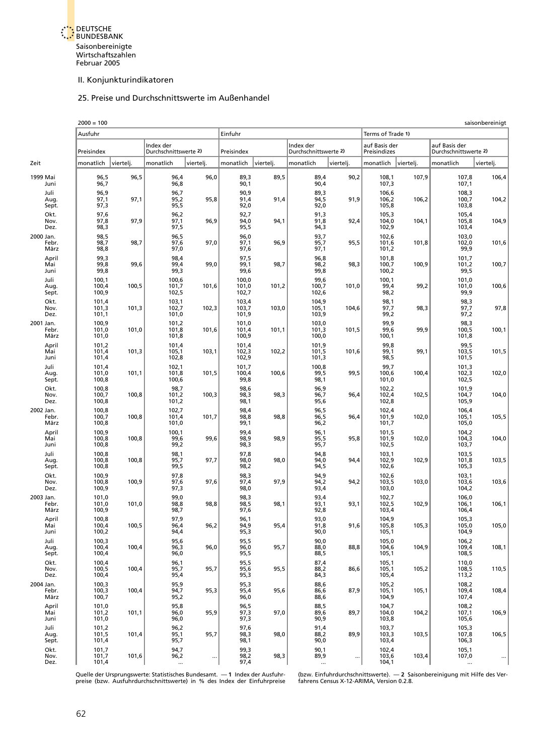## II. Konjunkturindikatoren

### 25. Preise und Durchschnittswerte im Außenhandel

2000 = 100 — saisonbereinigt

| Zeit | | Ausfuhr | | | | Einfuhr | | | | Terms of Trade 1) | | | |
|---|---|---|---|---|---|---|---|---|---|---|---|---|---|
| | | Preisindex | | Index der Durchschnittswerte 2) | | Preisindex | | Index der Durchschnittswerte 2) | | auf Basis der Preisindizes | | auf Basis der Durchschnittswerte 2) | |
| | | monatlich | viertelj. | monatlich | viertelj. | monatlich | viertelj. | monatlich | viertelj. | monatlich | viertelj. | monatlich | viertelj. |
| 1999 | Mai | 96,5 | 96,5 | 96,4 | 96,0 | 89,3 | 89,5 | 89,4 | 90,2 | 108,1 | 107,9 | 107,8 | 106,4 |
| | Juni | 96,7 | | 96,8 | | 90,1 | | 90,4 | | 107,3 | | 107,1 | |
| | Juli | 96,9 | | 96,7 | | 90,9 | | 89,3 | | 106,6 | | 108,3 | |
| | Aug. | 97,1 | 97,1 | 95,2 | 95,8 | 91,4 | 91,4 | 94,5 | 91,9 | 106,2 | 106,2 | 100,7 | 104,2 |
| | Sept. | 97,3 | | 95,5 | | 92,0 | | 92,0 | | 105,8 | | 103,8 | |
| | Okt. | 97,6 | | 96,2 | | 92,7 | | 91,3 | | 105,3 | | 105,4 | |
| | Nov. | 97,8 | 97,9 | 97,1 | 96,9 | 94,0 | 94,1 | 91,8 | 92,4 | 104,0 | 104,1 | 105,8 | 104,9 |
| | Dez. | 98,3 | | 97,5 | | 95,5 | | 94,3 | | 102,9 | | 103,4 | |
| 2000 | Jan. | 98,5 | | 96,5 | | 96,0 | | 93,7 | | 102,6 | | 103,0 | |
| | Febr. | 98,7 | 98,7 | 97,6 | 97,0 | 97,1 | 96,9 | 95,7 | 95,5 | 101,6 | 101,8 | 102,0 | 101,6 |
| | März | 98,8 | | 97,0 | | 97,6 | | 97,1 | | 101,2 | | 99,9 | |
| | April | 99,3 | | 98,4 | | 97,5 | | 96,8 | | 101,8 | | 101,7 | |
| | Mai | 99,8 | 99,6 | 99,4 | 99,0 | 99,1 | 98,7 | 98,2 | 98,3 | 100,7 | 100,9 | 101,2 | 100,7 |
| | Juni | 99,8 | | 99,3 | | 99,6 | | 99,8 | | 100,2 | | 99,5 | |
| | Juli | 100,1 | | 100,6 | | 100,0 | | 99,6 | | 100,1 | | 101,0 | |
| | Aug. | 100,4 | 100,5 | 101,7 | 101,6 | 101,0 | 101,2 | 100,7 | 101,0 | 99,4 | 99,2 | 101,0 | 100,6 |
| | Sept. | 100,9 | | 102,5 | | 102,7 | | 102,6 | | 98,2 | | 99,9 | |
| | Okt. | 101,4 | | 103,1 | | 103,4 | | 104,9 | | 98,1 | | 98,3 | |
| | Nov. | 101,3 | 101,3 | 102,7 | 102,3 | 103,7 | 103,0 | 105,1 | 104,6 | 97,7 | 98,3 | 97,7 | 97,8 |
| | Dez. | 101,1 | | 101,0 | | 101,9 | | 103,9 | | 99,2 | | 97,2 | |
| 2001 | Jan. | 100,9 | | 101,2 | | 101,0 | | 103,0 | | 99,9 | | 98,3 | |
| | Febr. | 101,0 | 101,0 | 101,8 | 101,6 | 101,4 | 101,1 | 101,3 | 101,5 | 99,6 | 99,9 | 100,5 | 100,1 |
| | März | 101,0 | | 101,8 | | 100,9 | | 100,0 | | 100,1 | | 101,8 | |
| | April | 101,2 | | 101,4 | | 101,4 | | 101,9 | | 99,8 | | 99,5 | |
| | Mai | 101,4 | 101,3 | 105,1 | 103,1 | 102,3 | 102,2 | 101,5 | 101,6 | 99,1 | 99,1 | 103,5 | 101,5 |
| | Juni | 101,4 | | 102,8 | | 102,9 | | 101,3 | | 98,5 | | 101,5 | |
| | Juli | 101,4 | | 102,1 | | 101,7 | | 100,8 | | 99,7 | | 101,3 | |
| | Aug. | 101,0 | 101,1 | 101,8 | 101,5 | 100,4 | 100,6 | 99,5 | 99,5 | 100,6 | 100,4 | 102,3 | 102,0 |
| | Sept. | 100,8 | | 100,6 | | 99,8 | | 98,1 | | 101,0 | | 102,5 | |
| | Okt. | 100,8 | | 98,7 | | 98,6 | | 96,9 | | 102,2 | | 101,9 | |
| | Nov. | 100,7 | 100,8 | 101,2 | 100,3 | 98,3 | 98,3 | 96,7 | 96,4 | 102,4 | 102,5 | 104,7 | 104,0 |
| | Dez. | 100,8 | | 101,2 | | 98,1 | | 95,6 | | 102,8 | | 105,9 | |
| 2002 | Jan. | 100,8 | | 102,7 | | 98,4 | | 96,5 | | 102,4 | | 106,4 | |
| | Febr. | 100,7 | 100,8 | 101,4 | 101,7 | 98,8 | 98,8 | 96,5 | 96,4 | 101,9 | 102,0 | 105,1 | 105,5 |
| | März | 100,8 | | 101,0 | | 99,1 | | 96,2 | | 101,7 | | 105,0 | |
| | April | 100,9 | | 100,1 | | 99,4 | | 96,1 | | 101,5 | | 104,2 | |
| | Mai | 100,8 | 100,8 | 99,6 | 99,6 | 98,9 | 98,9 | 95,5 | 95,8 | 101,9 | 102,0 | 104,3 | 104,0 |
| | Juni | 100,8 | | 99,2 | | 98,3 | | 95,7 | | 102,5 | | 103,7 | |
| | Juli | 100,8 | | 98,1 | | 97,8 | | 94,8 | | 103,1 | | 103,5 | |
| | Aug. | 100,8 | 100,8 | 95,7 | 97,7 | 98,0 | 98,0 | 94,0 | 94,4 | 102,9 | 102,9 | 101,8 | 103,5 |
| | Sept. | 100,8 | | 99,5 | | 98,2 | | 94,5 | | 102,6 | | 105,3 | |
| | Okt. | 100,9 | | 97,8 | | 98,3 | | 94,9 | | 102,6 | | 103,1 | |
| | Nov. | 100,8 | 100,9 | 97,6 | 97,6 | 97,4 | 97,9 | 94,2 | 94,2 | 103,5 | 103,0 | 103,6 | 103,6 |
| | Dez. | 100,9 | | 97,3 | | 98,0 | | 93,4 | | 103,0 | | 104,2 | |
| 2003 | Jan. | 101,0 | | 99,0 | | 98,3 | | 93,4 | | 102,7 | | 106,0 | |
| | Febr. | 101,0 | 101,0 | 98,8 | 98,8 | 98,5 | 98,1 | 93,1 | 93,1 | 102,5 | 102,9 | 106,1 | 106,1 |
| | März | 100,9 | | 98,7 | | 97,6 | | 92,8 | | 103,4 | | 106,4 | |
| | April | 100,8 | | 97,9 | | 96,1 | | 93,0 | | 104,9 | | 105,3 | |
| | Mai | 100,4 | 100,5 | 96,4 | 96,2 | 94,9 | 95,4 | 91,8 | 91,6 | 105,8 | 105,3 | 105,0 | 105,0 |
| | Juni | 100,2 | | 94,4 | | 95,3 | | 90,0 | | 105,1 | | 104,9 | |
| | Juli | 100,3 | | 95,6 | | 95,5 | | 90,0 | | 105,0 | | 106,2 | |
| | Aug. | 100,4 | 100,4 | 96,3 | 96,0 | 96,0 | 95,7 | 88,0 | 88,8 | 104,6 | 104,9 | 109,4 | 108,1 |
| | Sept. | 100,4 | | 96,0 | | 95,5 | | 88,5 | | 105,1 | | 108,5 | |
| | Okt. | 100,4 | | 96,1 | | 95,5 | | 87,4 | | 105,1 | | 110,0 | |
| | Nov. | 100,5 | 100,4 | 95,7 | 95,7 | 95,6 | 95,5 | 88,2 | 86,6 | 105,1 | 105,2 | 108,5 | 110,5 |
| | Dez. | 100,4 | | 95,4 | | 95,3 | | 84,3 | | 105,4 | | 113,2 | |
| 2004 | Jan. | 100,3 | | 95,9 | | 95,3 | | 88,6 | | 105,2 | | 108,2 | |
| | Febr. | 100,3 | 100,4 | 94,7 | 95,3 | 95,4 | 95,6 | 86,6 | 87,9 | 105,1 | 105,1 | 109,4 | 108,4 |
| | März | 100,7 | | 95,2 | | 96,0 | | 88,6 | | 104,9 | | 107,4 | |
| | April | 101,0 | | 95,8 | | 96,5 | | 88,5 | | 104,7 | | 108,2 | |
| | Mai | 101,2 | 101,1 | 96,0 | 95,9 | 97,3 | 97,0 | 89,6 | 89,7 | 104,0 | 104,2 | 107,1 | 106,9 |
| | Juni | 101,0 | | 96,0 | | 97,3 | | 90,9 | | 103,8 | | 105,6 | |
| | Juli | 101,2 | | 96,2 | | 97,6 | | 91,4 | | 103,7 | | 105,3 | |
| | Aug. | 101,5 | 101,4 | 95,1 | 95,7 | 98,3 | 98,0 | 88,2 | 89,9 | 103,3 | 103,5 | 107,8 | 106,5 |
| | Sept. | 101,4 | | 95,7 | | 98,1 | | 90,0 | | 103,4 | | 106,3 | |
| | Okt. | 101,7 | | 94,7 | | 99,3 | | 90,1 | | 102,4 | | 105,1 | |
| | Nov. | 101,7 | 101,6 | 96,2 | ... | 98,2 | 98,3 | 89,9 | ... | 103,6 | 103,4 | 107,0 | ... |
| | Dez. | 101,4 | | ... | | 97,4 | | ... | | 104,1 | | ... | |

Quelle der Ursprungswerte: Statistisches Bundesamt. — 1 Index der Ausfuhrpreise (bzw. Ausfuhrdurchschnittswerte) in % des Index der Einfuhrpreise (bzw. Einfuhrdurchschnittswerte). — 2 Saisonbereinigung mit Hilfe des Verfahrens Census X-12-ARIMA, Version 0.2.8.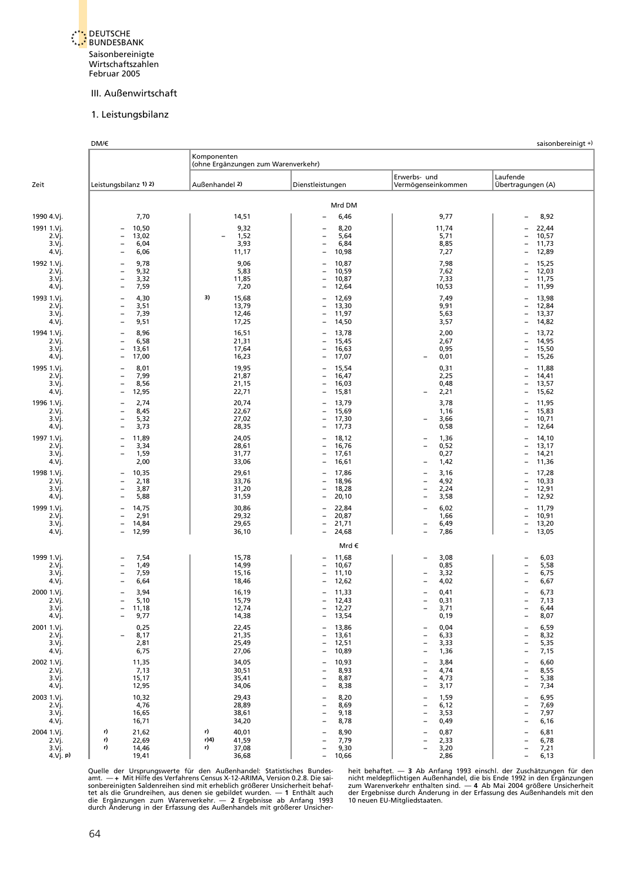### III. Außenwirtschaft

#### 1. Leistungsbilanz

DM/€ saisonbereinigt +)

| Zeit | Leistungsbilanz 1) 2) | Komponenten (ohne Ergänzungen zum Warenverkehr) | | | |
|---|---|---|---|---|---|
| | | Außenhandel 2) | Dienstleistungen | Erwerbs- und Vermögenseinkommen | Laufende Übertragungen (A) |
| | Mrd DM | | | | |
| 1990 4.Vj. | 7,70 | 14,51 | – 6,46 | 9,77 | – 8,92 |
| 1991 1.Vj. | – 10,50 | 9,32 | – 8,20 | 11,74 | – 22,44 |
| 2.Vj. | – 13,02 | – 1,52 | – 5,64 | 5,71 | – 10,57 |
| 3.Vj. | – 6,04 | 3,93 | – 6,84 | 8,85 | – 11,73 |
| 4.Vj. | – 6,06 | 11,17 | – 10,98 | 7,27 | – 12,89 |
| 1992 1.Vj. | – 9,78 | 9,06 | – 10,87 | 7,98 | – 15,25 |
| 2.Vj. | – 9,32 | 5,83 | – 10,59 | 7,62 | – 12,03 |
| 3.Vj. | – 3,32 | 11,85 | – 10,87 | 7,33 | – 11,75 |
| 4.Vj. | – 7,59 | 7,20 | – 12,64 | 10,53 | – 11,99 |
| 1993 1.Vj. | – 4,30 | 3) 15,68 | – 12,69 | 7,49 | – 13,98 |
| 2.Vj. | – 3,51 | 13,79 | – 13,30 | 9,91 | – 12,84 |
| 3.Vj. | – 7,39 | 12,46 | – 11,97 | 5,63 | – 13,37 |
| 4.Vj. | – 9,51 | 17,25 | – 14,50 | 3,57 | – 14,82 |
| 1994 1.Vj. | – 8,96 | 16,51 | – 13,78 | 2,00 | – 13,72 |
| 2.Vj. | – 6,58 | 21,31 | – 15,45 | 2,67 | – 14,95 |
| 3.Vj. | – 13,61 | 17,64 | – 16,63 | 0,95 | – 15,50 |
| 4.Vj. | – 17,00 | 16,23 | – 17,07 | – 0,01 | – 15,26 |
| 1995 1.Vj. | – 8,01 | 19,95 | – 15,54 | 0,31 | – 11,88 |
| 2.Vj. | – 7,99 | 21,87 | – 16,47 | 2,25 | – 14,41 |
| 3.Vj. | – 8,56 | 21,15 | – 16,03 | 0,48 | – 13,57 |
| 4.Vj. | – 12,95 | 22,71 | – 15,81 | – 2,21 | – 15,62 |
| 1996 1.Vj. | – 2,74 | 20,74 | – 13,79 | 3,78 | – 11,95 |
| 2.Vj. | – 8,45 | 22,67 | – 15,69 | 1,16 | – 15,83 |
| 3.Vj. | – 5,32 | 27,02 | – 17,30 | – 3,66 | – 10,71 |
| 4.Vj. | – 3,73 | 28,35 | – 17,73 | 0,58 | – 12,64 |
| 1997 1.Vj. | – 11,89 | 24,05 | – 18,12 | – 1,36 | – 14,10 |
| 2.Vj. | – 3,34 | 28,61 | – 16,76 | – 0,52 | – 13,17 |
| 3.Vj. | – 1,59 | 31,77 | – 17,61 | 0,27 | – 14,21 |
| 4.Vj. | 2,00 | 33,06 | – 16,61 | – 1,42 | – 11,36 |
| 1998 1.Vj. | – 10,35 | 29,61 | – 17,86 | – 3,16 | – 17,28 |
| 2.Vj. | – 2,18 | 33,76 | – 18,96 | – 4,92 | – 10,33 |
| 3.Vj. | – 3,87 | 31,20 | – 18,28 | – 2,24 | – 12,91 |
| 4.Vj. | – 5,88 | 31,59 | – 20,10 | – 3,58 | – 12,92 |
| 1999 1.Vj. | – 14,75 | 30,86 | – 22,84 | – 6,02 | – 11,79 |
| 2.Vj. | – 2,91 | 29,32 | – 20,87 | 1,66 | – 10,91 |
| 3.Vj. | – 14,84 | 29,65 | – 21,71 | – 6,49 | – 13,20 |
| 4.Vj. | – 12,99 | 36,10 | – 24,68 | – 7,86 | – 13,05 |
| | Mrd € | | | | |
| 1999 1.Vj. | – 7,54 | 15,78 | – 11,68 | – 3,08 | – 6,03 |
| 2.Vj. | – 1,49 | 14,99 | – 10,67 | 0,85 | – 5,58 |
| 3.Vj. | – 7,59 | 15,16 | – 11,10 | – 3,32 | – 6,75 |
| 4.Vj. | – 6,64 | 18,46 | – 12,62 | – 4,02 | – 6,67 |
| 2000 1.Vj. | – 3,94 | 16,19 | – 11,33 | – 0,41 | – 6,73 |
| 2.Vj. | – 5,10 | 15,79 | – 12,43 | – 0,31 | – 7,13 |
| 3.Vj. | – 11,18 | 12,74 | – 12,27 | – 3,71 | – 6,44 |
| 4.Vj. | – 9,77 | 14,38 | – 13,54 | 0,19 | – 8,07 |
| 2001 1.Vj. | 0,25 | 22,45 | – 13,86 | – 0,04 | – 6,59 |
| 2.Vj. | – 8,17 | 21,35 | – 13,61 | – 6,33 | – 8,32 |
| 3.Vj. | 2,81 | 25,49 | – 12,51 | – 3,33 | – 5,35 |
| 4.Vj. | 6,75 | 27,06 | – 10,89 | – 1,36 | – 7,15 |
| 2002 1.Vj. | 11,35 | 34,05 | – 10,93 | – 3,84 | – 6,60 |
| 2.Vj. | 7,13 | 30,51 | – 8,93 | – 4,74 | – 8,55 |
| 3.Vj. | 15,17 | 35,41 | – 8,87 | – 4,73 | – 5,38 |
| 4.Vj. | 12,95 | 34,06 | – 8,38 | – 3,17 | – 7,34 |
| 2003 1.Vj. | 10,32 | 29,43 | – 8,20 | – 1,59 | – 6,95 |
| 2.Vj. | 4,76 | 28,89 | – 8,69 | – 6,12 | – 7,69 |
| 3.Vj. | 16,65 | 38,61 | – 9,18 | – 3,53 | – 7,97 |
| 4.Vj. | 16,71 | 34,20 | – 8,78 | – 0,49 | – 6,16 |
| 2004 1.Vj. | r) 21,62 | r) 40,01 | – 8,90 | – 0,87 | – 6,81 |
| 2.Vj. | r) 22,69 | r)4) 41,59 | – 7,79 | – 2,33 | – 6,78 |
| 3.Vj. | r) 14,46 | r) 37,08 | – 9,30 | – 3,20 | – 7,21 |
| 4.Vj. p) | 19,41 | 36,68 | – 10,66 | 2,86 | – 6,13 |

Quelle der Ursprungswerte für den Außenhandel: Statistisches Bundesamt. — + Mit Hilfe des Verfahrens Census X-12-ARIMA, Version 0.2.8. Die saisonbereinigten Saldenreihen sind mit erheblich größerer Unsicherheit behaftet als die Grundreihen, aus denen sie gebildet wurden. — 1 Enthält auch die Ergänzungen zum Warenverkehr. — 2 Ergebnisse ab Anfang 1993 durch Änderung in der Erfassung des Außenhandels mit größerer Unsicherheit behaftet. — 3 Ab Anfang 1993 einschl. der Zuschätzungen für den nicht meldepflichtigen Außenhandel, die bis Ende 1992 in den Ergänzungen zum Warenverkehr enthalten sind. — 4 Ab Mai 2004 größere Unsicherheit der Ergebnisse durch Änderung in der Erfassung des Außenhandels mit den 10 neuen EU-Mitgliedstaaten.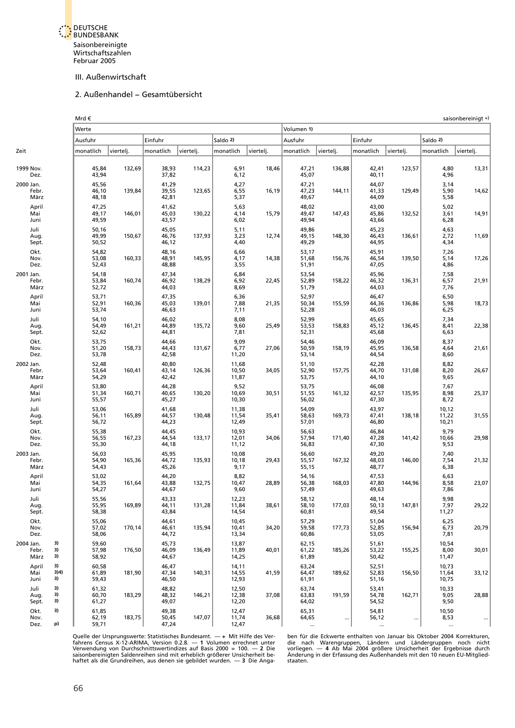DEUTSCHE BUNDESBANK
Saisonbereinigte Wirtschaftszahlen
Februar 2005

### III. Außenwirtschaft

### 2. Außenhandel – Gesamtübersicht

Mrd € — saisonbereinigt +)

| Zeit | | Werte | | | | | | Volumen 1) | | | | | |
|---|---|---|---|---|---|---|---|---|---|---|---|---|---|
| | | Ausfuhr | | Einfuhr | | Saldo 2) | | Ausfuhr | | Einfuhr | | Saldo 2) | |
| | | monatlich | viertelj. | monatlich | viertelj. | monatlich | viertelj. | monatlich | viertelj. | monatlich | viertelj. | monatlich | viertelj. |
| 1999 Nov. | | 45,84 | 132,69 | 38,93 | 114,23 | 6,91 | 18,46 | 47,21 | 136,88 | 42,41 | 123,57 | 4,80 | 13,31 |
| Dez. | | 43,94 | | 37,82 | | 6,12 | | 45,07 | | 40,11 | | 4,96 | |
| 2000 Jan. | | 45,56 | | 41,29 | | 4,27 | | 47,21 | | 44,07 | | 3,14 | |
| Febr. | | 46,10 | 139,84 | 39,55 | 123,65 | 6,55 | 16,19 | 47,23 | 144,11 | 41,33 | 129,49 | 5,90 | 14,62 |
| März | | 48,18 | | 42,81 | | 5,37 | | 49,67 | | 44,09 | | 5,58 | |
| April | | 47,25 | | 41,62 | | 5,63 | | 48,02 | | 43,00 | | 5,02 | |
| Mai | | 49,17 | 146,01 | 45,03 | 130,22 | 4,14 | 15,79 | 49,47 | 147,43 | 45,86 | 132,52 | 3,61 | 14,91 |
| Juni | | 49,59 | | 43,57 | | 6,02 | | 49,94 | | 43,66 | | 6,28 | |
| Juli | | 50,16 | | 45,05 | | 5,11 | | 49,86 | | 45,23 | | 4,63 | |
| Aug. | | 49,99 | 150,67 | 46,76 | 137,93 | 3,23 | 12,74 | 49,15 | 148,30 | 46,43 | 136,61 | 2,72 | 11,69 |
| Sept. | | 50,52 | | 46,12 | | 4,40 | | 49,29 | | 44,95 | | 4,34 | |
| Okt. | | 54,82 | | 48,16 | | 6,66 | | 53,17 | | 45,91 | | 7,26 | |
| Nov. | | 53,08 | 160,33 | 48,91 | 145,95 | 4,17 | 14,38 | 51,68 | 156,76 | 46,54 | 139,50 | 5,14 | 17,26 |
| Dez. | | 52,43 | | 48,88 | | 3,55 | | 51,91 | | 47,05 | | 4,86 | |
| 2001 Jan. | | 54,18 | | 47,34 | | 6,84 | | 53,54 | | 45,96 | | 7,58 | |
| Febr. | | 53,84 | 160,74 | 46,92 | 138,29 | 6,92 | 22,45 | 52,89 | 158,22 | 46,32 | 136,31 | 6,57 | 21,91 |
| März | | 52,72 | | 44,03 | | 8,69 | | 51,79 | | 44,03 | | 7,76 | |
| April | | 53,71 | | 47,35 | | 6,36 | | 52,97 | | 46,47 | | 6,50 | |
| Mai | | 52,91 | 160,36 | 45,03 | 139,01 | 7,88 | 21,35 | 50,34 | 155,59 | 44,36 | 136,86 | 5,98 | 18,73 |
| Juni | | 53,74 | | 46,63 | | 7,11 | | 52,28 | | 46,03 | | 6,25 | |
| Juli | | 54,10 | | 46,02 | | 8,08 | | 52,99 | | 45,65 | | 7,34 | |
| Aug. | | 54,49 | 161,21 | 44,89 | 135,72 | 9,60 | 25,49 | 53,53 | 158,83 | 45,12 | 136,45 | 8,41 | 22,38 |
| Sept. | | 52,62 | | 44,81 | | 7,81 | | 52,31 | | 45,68 | | 6,63 | |
| Okt. | | 53,75 | | 44,66 | | 9,09 | | 54,46 | | 46,09 | | 8,37 | |
| Nov. | | 51,20 | 158,73 | 44,43 | 131,67 | 6,77 | 27,06 | 50,59 | 158,19 | 45,95 | 136,58 | 4,64 | 21,61 |
| Dez. | | 53,78 | | 42,58 | | 11,20 | | 53,14 | | 44,54 | | 8,60 | |
| 2002 Jan. | | 52,48 | | 40,80 | | 11,68 | | 51,10 | | 42,28 | | 8,82 | |
| Febr. | | 53,64 | 160,41 | 43,14 | 126,36 | 10,50 | 34,05 | 52,90 | 157,75 | 44,70 | 131,08 | 8,20 | 26,67 |
| März | | 54,29 | | 42,42 | | 11,87 | | 53,75 | | 44,10 | | 9,65 | |
| April | | 53,80 | | 44,28 | | 9,52 | | 53,75 | | 46,08 | | 7,67 | |
| Mai | | 51,34 | 160,71 | 40,65 | 130,20 | 10,69 | 30,51 | 51,55 | 161,32 | 42,57 | 135,95 | 8,98 | 25,37 |
| Juni | | 55,57 | | 45,27 | | 10,30 | | 56,02 | | 47,30 | | 8,72 | |
| Juli | | 53,06 | | 41,68 | | 11,38 | | 54,09 | | 43,97 | | 10,12 | |
| Aug. | | 56,11 | 165,89 | 44,57 | 130,48 | 11,54 | 35,41 | 58,63 | 169,73 | 47,41 | 138,18 | 11,22 | 31,55 |
| Sept. | | 56,72 | | 44,23 | | 12,49 | | 57,01 | | 46,80 | | 10,21 | |
| Okt. | | 55,38 | | 44,45 | | 10,93 | | 56,63 | | 46,84 | | 9,79 | |
| Nov. | | 56,55 | 167,23 | 44,54 | 133,17 | 12,01 | 34,06 | 57,94 | 171,40 | 47,28 | 141,42 | 10,66 | 29,98 |
| Dez. | | 55,30 | | 44,18 | | 11,12 | | 56,83 | | 47,30 | | 9,53 | |
| 2003 Jan. | | 56,03 | | 45,95 | | 10,08 | | 56,60 | | 49,20 | | 7,40 | |
| Febr. | | 54,90 | 165,36 | 44,72 | 135,93 | 10,18 | 29,43 | 55,57 | 167,32 | 48,03 | 146,00 | 7,54 | 21,32 |
| März | | 54,43 | | 45,26 | | 9,17 | | 55,15 | | 48,77 | | 6,38 | |
| April | | 53,02 | | 44,20 | | 8,82 | | 54,16 | | 47,53 | | 6,63 | |
| Mai | | 54,35 | 161,64 | 43,88 | 132,75 | 10,47 | 28,89 | 56,38 | 168,03 | 47,80 | 144,96 | 8,58 | 23,07 |
| Juni | | 54,27 | | 44,67 | | 9,60 | | 57,49 | | 49,63 | | 7,86 | |
| Juli | | 55,56 | | 43,33 | | 12,23 | | 58,12 | | 48,14 | | 9,98 | |
| Aug. | | 55,95 | 169,89 | 44,11 | 131,28 | 11,84 | 38,61 | 58,10 | 177,03 | 50,13 | 147,81 | 7,97 | 29,22 |
| Sept. | | 58,38 | | 43,84 | | 14,54 | | 60,81 | | 49,54 | | 11,27 | |
| Okt. | | 55,06 | | 44,61 | | 10,45 | | 57,29 | | 51,04 | | 6,25 | |
| Nov. | | 57,02 | 170,14 | 46,61 | 135,94 | 10,41 | 34,20 | 59,58 | 177,73 | 52,85 | 156,94 | 6,73 | 20,79 |
| Dez. | | 58,06 | | 44,72 | | 13,34 | | 60,86 | | 53,05 | | 7,81 | |
| 2004 Jan. | 3) | 59,60 | | 45,73 | | 13,87 | | 62,15 | | 51,61 | | 10,54 | |
| Febr. | 3) | 57,98 | 176,50 | 46,09 | 136,49 | 11,89 | 40,01 | 61,22 | 185,26 | 53,22 | 155,25 | 8,00 | 30,01 |
| März | 3) | 58,92 | | 44,67 | | 14,25 | | 61,89 | | 50,42 | | 11,47 | |
| April | 3) | 60,58 | | 46,47 | | 14,11 | | 63,24 | | 52,51 | | 10,73 | |
| Mai | 3)4) | 61,89 | 181,90 | 47,34 | 140,31 | 14,55 | 41,59 | 64,47 | 189,62 | 52,83 | 156,50 | 11,64 | 33,12 |
| Juni | 3) | 59,43 | | 46,50 | | 12,93 | | 61,91 | | 51,16 | | 10,75 | |
| Juli | 3) | 61,32 | | 48,82 | | 12,50 | | 63,74 | | 53,41 | | 10,33 | |
| Aug. | 3) | 60,70 | 183,29 | 48,32 | 146,21 | 12,38 | 37,08 | 63,83 | 191,59 | 54,78 | 162,71 | 9,05 | 28,88 |
| Sept. | 3) | 61,27 | | 49,07 | | 12,20 | | 64,02 | | 54,52 | | 9,50 | |
| Okt. | 3) | 61,85 | | 49,38 | | 12,47 | | 65,31 | | 54,81 | | 10,50 | |
| Nov. | | 62,19 | 183,75 | 50,45 | 147,07 | 11,74 | 36,68 | 64,65 | ... | 56,12 | ... | 8,53 | ... |
| Dez. | p) | 59,71 | | 47,24 | | 12,47 | | ... | | ... | | ... | |

Quelle der Ursprungswerte: Statistisches Bundesamt. — + Mit Hilfe des Verfahrens Census X-12-ARIMA, Version 0.2.8. — 1 Volumen errechnet unter Verwendung von Durchschnittswertindizes auf Basis 2000 = 100. — 2 Die saisonbereinigten Saldenreihen sind mit erheblich größerer Unsicherheit behaftet als die Grundreihen, aus denen sie gebildet wurden. — 3 Die Angaben für die Eckwerte enthalten von Januar bis Oktober 2004 Korrekturen, die nach Warengruppen, Ländern und Ländergruppen noch nicht vorliegen. — 4 Ab Mai 2004 größere Unsicherheit der Ergebnisse durch Änderung in der Erfassung des Außenhandels mit den 10 neuen EU-Mitgliedstaaten.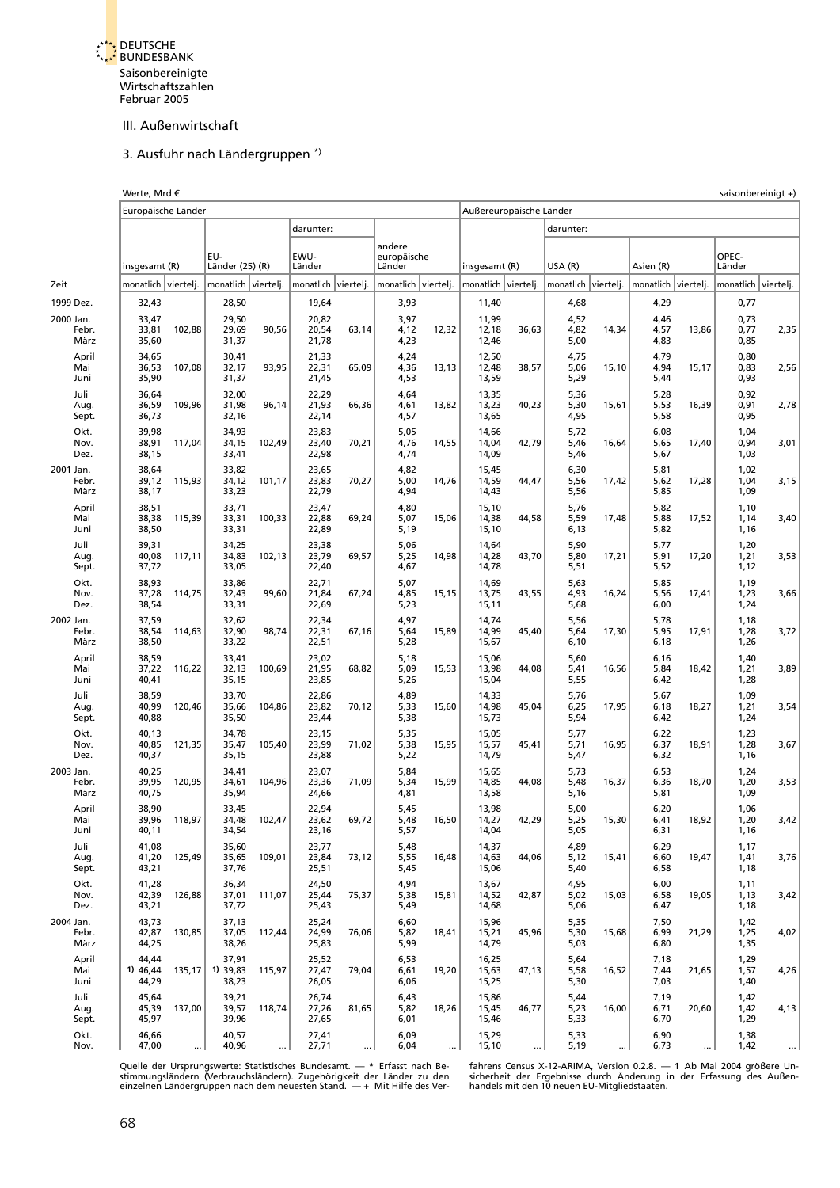Saisonbereinigte Wirtschaftszahlen Februar 2005

## III. Außenwirtschaft

### 3. Ausfuhr nach Ländergruppen *)

Werte, Mrd € | saisonbereinigt +)

| Zeit | Europäische Länder | | | | | | | | Außereuropäische Länder | | | | | | | |
|---|---|---|---|---|---|---|---|---|---|---|---|---|---|---|---|---|
| | insgesamt (R) | | EU-Länder (25) (R) | | darunter: EWU-Länder | | andere europäische Länder | | insgesamt (R) | | darunter: USA (R) | | Asien (R) | | OPEC-Länder | |
| | monatlich | viertelj. | monatlich | viertelj. | monatlich | viertelj. | monatlich | viertelj. | monatlich | viertelj. | monatlich | viertelj. | monatlich | viertelj. | monatlich | viertelj. |
| 1999 Dez. | 32,43 | | 28,50 | | 19,64 | | 3,93 | | 11,40 | | 4,68 | | 4,29 | | 0,77 | |
| 2000 Jan. | 33,47 | | 29,50 | | 20,82 | | 3,97 | | 11,99 | | 4,52 | | 4,46 | | 0,73 | |
| Febr. | 33,81 | 102,88 | 29,69 | 90,56 | 20,54 | 63,14 | 4,12 | 12,32 | 12,18 | 36,63 | 4,82 | 14,34 | 4,57 | 13,86 | 0,77 | 2,35 |
| März | 35,60 | | 31,37 | | 21,78 | | 4,23 | | 12,46 | | 5,00 | | 4,83 | | 0,85 | |
| April | 34,65 | | 30,41 | | 21,33 | | 4,24 | | 12,50 | | 4,75 | | 4,79 | | 0,80 | |
| Mai | 36,53 | 107,08 | 32,17 | 93,95 | 22,31 | 65,09 | 4,36 | 13,13 | 12,48 | 38,57 | 5,06 | 15,10 | 4,94 | 15,17 | 0,83 | 2,56 |
| Juni | 35,90 | | 31,37 | | 21,45 | | 4,53 | | 13,59 | | 5,29 | | 5,44 | | 0,93 | |
| Juli | 36,64 | | 32,00 | | 22,29 | | 4,64 | | 13,35 | | 5,36 | | 5,28 | | 0,92 | |
| Aug. | 36,59 | 109,96 | 31,98 | 96,14 | 21,93 | 66,36 | 4,61 | 13,82 | 13,23 | 40,23 | 5,30 | 15,61 | 5,53 | 16,39 | 0,91 | 2,78 |
| Sept. | 36,73 | | 32,16 | | 22,14 | | 4,57 | | 13,65 | | 4,95 | | 5,58 | | 0,95 | |
| Okt. | 39,98 | | 34,93 | | 23,83 | | 5,05 | | 14,66 | | 5,72 | | 6,08 | | 1,04 | |
| Nov. | 38,91 | 117,04 | 34,15 | 102,49 | 23,40 | 70,21 | 4,76 | 14,55 | 14,04 | 42,79 | 5,46 | 16,64 | 5,65 | 17,40 | 0,94 | 3,01 |
| Dez. | 38,15 | | 33,41 | | 22,98 | | 4,74 | | 14,09 | | 5,46 | | 5,67 | | 1,03 | |
| 2001 Jan. | 38,64 | | 33,82 | | 23,65 | | 4,82 | | 15,45 | | 6,30 | | 5,81 | | 1,02 | |
| Febr. | 39,12 | 115,93 | 34,12 | 101,17 | 23,83 | 70,27 | 5,00 | 14,76 | 14,59 | 44,47 | 5,56 | 17,42 | 5,62 | 17,28 | 1,04 | 3,15 |
| März | 38,17 | | 33,23 | | 22,79 | | 4,94 | | 14,43 | | 5,56 | | 5,85 | | 1,09 | |
| April | 38,51 | | 33,71 | | 23,47 | | 4,80 | | 15,10 | | 5,76 | | 5,82 | | 1,10 | |
| Mai | 38,38 | 115,39 | 33,31 | 100,33 | 22,88 | 69,24 | 5,07 | 15,06 | 14,38 | 44,58 | 5,59 | 17,48 | 5,88 | 17,52 | 1,14 | 3,40 |
| Juni | 38,50 | | 33,31 | | 22,89 | | 5,19 | | 15,10 | | 6,13 | | 5,82 | | 1,16 | |
| Juli | 39,31 | | 34,25 | | 23,38 | | 5,06 | | 14,64 | | 5,90 | | 5,77 | | 1,20 | |
| Aug. | 40,08 | 117,11 | 34,83 | 102,13 | 23,79 | 69,57 | 5,25 | 14,98 | 14,28 | 43,70 | 5,80 | 17,21 | 5,91 | 17,20 | 1,21 | 3,53 |
| Sept. | 37,72 | | 33,05 | | 22,40 | | 4,67 | | 14,78 | | 5,51 | | 5,52 | | 1,12 | |
| Okt. | 38,93 | | 33,86 | | 22,71 | | 5,07 | | 14,69 | | 5,63 | | 5,85 | | 1,19 | |
| Nov. | 37,28 | 114,75 | 32,43 | 99,60 | 21,84 | 67,24 | 4,85 | 15,15 | 13,75 | 43,55 | 4,93 | 16,24 | 5,56 | 17,41 | 1,23 | 3,66 |
| Dez. | 38,54 | | 33,31 | | 22,69 | | 5,23 | | 15,11 | | 5,68 | | 6,00 | | 1,24 | |
| 2002 Jan. | 37,59 | | 32,62 | | 22,34 | | 4,97 | | 14,74 | | 5,56 | | 5,78 | | 1,18 | |
| Febr. | 38,54 | 114,63 | 32,90 | 98,74 | 22,31 | 67,16 | 5,64 | 15,89 | 14,99 | 45,40 | 5,64 | 17,30 | 5,95 | 17,91 | 1,28 | 3,72 |
| März | 38,50 | | 33,22 | | 22,51 | | 5,28 | | 15,67 | | 6,10 | | 6,18 | | 1,26 | |
| April | 38,59 | | 33,41 | | 23,02 | | 5,18 | | 15,06 | | 5,60 | | 6,16 | | 1,40 | |
| Mai | 37,22 | 116,22 | 32,13 | 100,69 | 21,95 | 68,82 | 5,09 | 15,53 | 13,98 | 44,08 | 5,41 | 16,56 | 5,84 | 18,42 | 1,21 | 3,89 |
| Juni | 40,41 | | 35,15 | | 23,85 | | 5,26 | | 15,04 | | 5,55 | | 6,42 | | 1,28 | |
| Juli | 38,59 | | 33,70 | | 22,86 | | 4,89 | | 14,33 | | 5,76 | | 5,67 | | 1,09 | |
| Aug. | 40,99 | 120,46 | 35,66 | 104,86 | 23,82 | 70,12 | 5,33 | 15,60 | 14,98 | 45,04 | 6,25 | 17,95 | 6,18 | 18,27 | 1,21 | 3,54 |
| Sept. | 40,88 | | 35,50 | | 23,44 | | 5,38 | | 15,73 | | 5,94 | | 6,42 | | 1,24 | |
| Okt. | 40,13 | | 34,78 | | 23,15 | | 5,35 | | 15,05 | | 5,77 | | 6,22 | | 1,23 | |
| Nov. | 40,85 | 121,35 | 35,47 | 105,40 | 23,99 | 71,02 | 5,38 | 15,95 | 15,57 | 45,41 | 5,71 | 16,95 | 6,37 | 18,91 | 1,28 | 3,67 |
| Dez. | 40,37 | | 35,15 | | 23,88 | | 5,22 | | 14,79 | | 5,47 | | 6,32 | | 1,16 | |
| 2003 Jan. | 40,25 | | 34,41 | | 23,07 | | 5,84 | | 15,65 | | 5,73 | | 6,53 | | 1,24 | |
| Febr. | 39,95 | 120,95 | 34,61 | 104,96 | 23,36 | 71,09 | 5,34 | 15,99 | 14,85 | 44,08 | 5,48 | 16,37 | 6,36 | 18,70 | 1,20 | 3,53 |
| März | 40,75 | | 35,94 | | 24,66 | | 4,81 | | 13,58 | | 5,16 | | 5,81 | | 1,09 | |
| April | 38,90 | | 33,45 | | 22,94 | | 5,45 | | 13,98 | | 5,00 | | 6,20 | | 1,06 | |
| Mai | 39,96 | 118,97 | 34,48 | 102,47 | 23,62 | 69,72 | 5,48 | 16,50 | 14,27 | 42,29 | 5,25 | 15,30 | 6,41 | 18,92 | 1,20 | 3,42 |
| Juni | 40,11 | | 34,54 | | 23,16 | | 5,57 | | 14,04 | | 5,05 | | 6,31 | | 1,16 | |
| Juli | 41,08 | | 35,60 | | 23,77 | | 5,48 | | 14,37 | | 4,89 | | 6,29 | | 1,17 | |
| Aug. | 41,20 | 125,49 | 35,65 | 109,01 | 23,84 | 73,12 | 5,55 | 16,48 | 14,63 | 44,06 | 5,12 | 15,41 | 6,60 | 19,47 | 1,41 | 3,76 |
| Sept. | 43,21 | | 37,76 | | 25,51 | | 5,45 | | 15,06 | | 5,40 | | 6,58 | | 1,18 | |
| Okt. | 41,28 | | 36,34 | | 24,50 | | 4,94 | | 13,67 | | 4,95 | | 6,00 | | 1,11 | |
| Nov. | 42,39 | 126,88 | 37,01 | 111,07 | 25,44 | 75,37 | 5,38 | 15,81 | 14,52 | 42,87 | 5,02 | 15,03 | 6,58 | 19,05 | 1,13 | 3,42 |
| Dez. | 43,21 | | 37,72 | | 25,43 | | 5,49 | | 14,68 | | 5,06 | | 6,47 | | 1,18 | |
| 2004 Jan. | 43,73 | | 37,13 | | 25,24 | | 6,60 | | 15,96 | | 5,35 | | 7,50 | | 1,42 | |
| Febr. | 42,87 | 130,85 | 37,05 | 112,44 | 24,99 | 76,06 | 5,82 | 18,41 | 15,21 | 45,96 | 5,30 | 15,68 | 6,99 | 21,29 | 1,25 | 4,02 |
| März | 44,25 | | 38,26 | | 25,83 | | 5,99 | | 14,79 | | 5,03 | | 6,80 | | 1,35 | |
| April | 44,44 | | 37,91 | | 25,52 | | 6,53 | | 16,25 | | 5,64 | | 7,18 | | 1,29 | |
| Mai | 1) 46,44 | 135,17 | 1) 39,83 | 115,97 | 27,47 | 79,04 | 6,61 | 19,20 | 15,63 | 47,13 | 5,58 | 16,52 | 7,44 | 21,65 | 1,57 | 4,26 |
| Juni | 44,29 | | 38,23 | | 26,05 | | 6,06 | | 15,25 | | 5,30 | | 7,03 | | 1,40 | |
| Juli | 45,64 | | 39,21 | | 26,74 | | 6,43 | | 15,86 | | 5,44 | | 7,19 | | 1,42 | |
| Aug. | 45,39 | 137,00 | 39,57 | 118,74 | 27,26 | 81,65 | 5,82 | 18,26 | 15,45 | 46,77 | 5,23 | 16,00 | 6,71 | 20,60 | 1,42 | 4,13 |
| Sept. | 45,97 | | 39,96 | | 27,65 | | 6,01 | | 15,46 | | 5,33 | | 6,70 | | 1,29 | |
| Okt. | 46,66 | | 40,57 | | 27,41 | | 6,09 | | 15,29 | | 5,33 | | 6,90 | | 1,38 | |
| Nov. | 47,00 | ... | 40,96 | ... | 27,71 | ... | 6,04 | ... | 15,10 | ... | 5,19 | ... | 6,73 | ... | 1,42 | ... |

Quelle der Ursprungswerte: Statistisches Bundesamt. — * Erfasst nach Bestimmungsländern (Verbrauchsländern). Zugehörigkeit der Länder zu den einzelnen Ländergruppen nach dem neuesten Stand. — + Mit Hilfe des Verfahrens Census X-12-ARIMA, Version 0.2.8. — 1 Ab Mai 2004 größere Unsicherheit der Ergebnisse durch Änderung in der Erfassung des Außenhandels mit den 10 neuen EU-Mitgliedstaaten.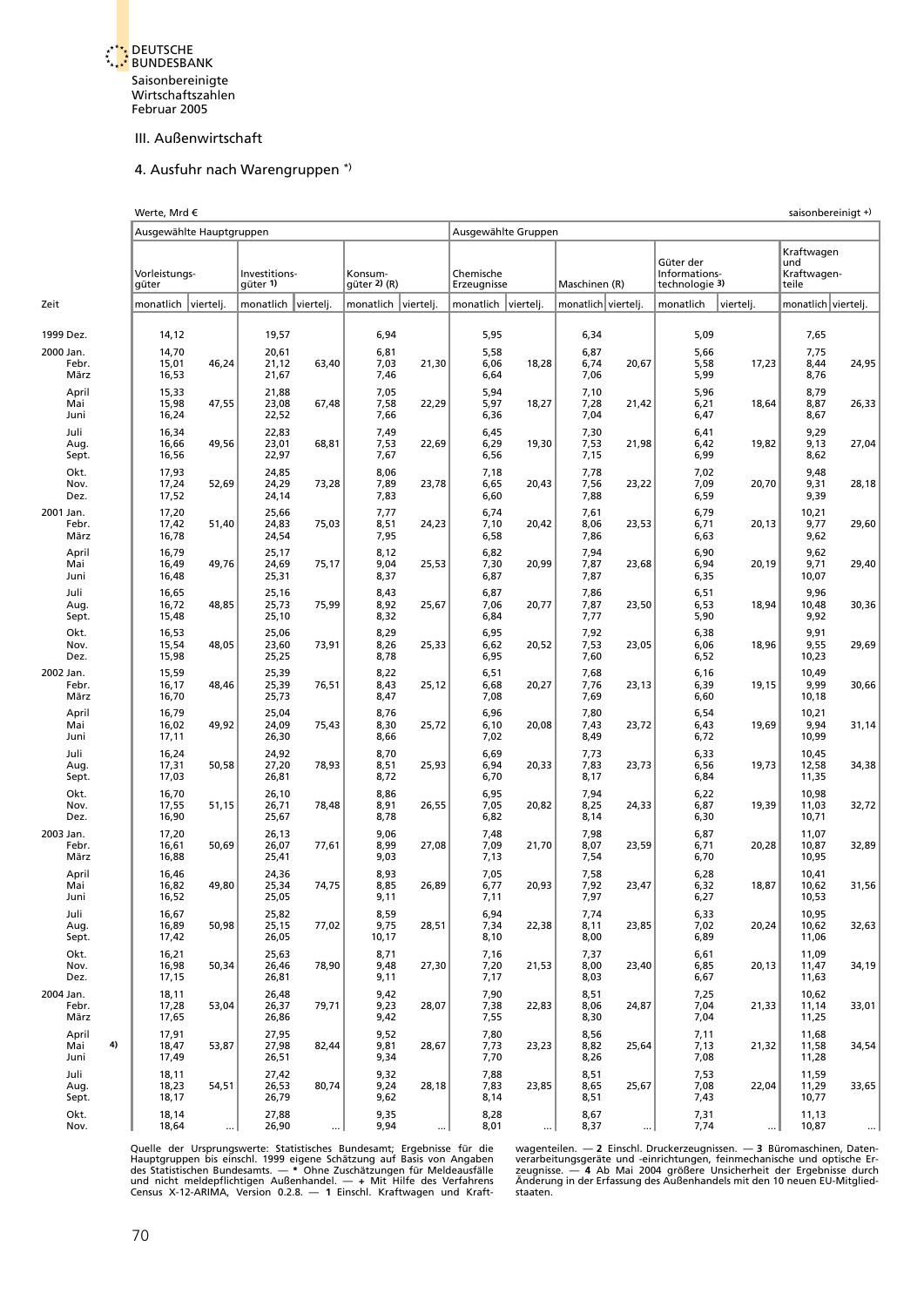III. Außenwirtschaft

## 4. Ausfuhr nach Warengruppen *)

Werte, Mrd € — saisonbereinigt +)

| Zeit | | Ausgewählte Hauptgruppen | | | | | | Ausgewählte Gruppen | | | | | | | |
|---|---|---|---|---|---|---|---|---|---|---|---|---|---|---|---|
| | | Vorleistungsgüter | | Investitionsgüter 1) | | Konsumgüter 2) (R) | | Chemische Erzeugnisse | | Maschinen (R) | | Güter der Informationstechnologie 3) | | Kraftwagen und Kraftwagenteile | |
| | | monatlich | viertelj. | monatlich | viertelj. | monatlich | viertelj. | monatlich | viertelj. | monatlich | viertelj. | monatlich | viertelj. | monatlich | viertelj. |
| 1999 Dez. | | 14,12 | | 19,57 | | 6,94 | | 5,95 | | 6,34 | | 5,09 | | 7,65 | |
| 2000 Jan. | | 14,70 | | 20,61 | | 6,81 | | 5,58 | | 6,87 | | 5,66 | | 7,75 | |
| Febr. | | 15,01 | 46,24 | 21,12 | 63,40 | 7,03 | 21,30 | 6,06 | 18,28 | 6,74 | 20,67 | 5,58 | 17,23 | 8,44 | 24,95 |
| März | | 16,53 | | 21,67 | | 7,46 | | 6,64 | | 7,06 | | 5,99 | | 8,76 | |
| April | | 15,33 | | 21,88 | | 7,05 | | 5,94 | | 7,10 | | 5,96 | | 8,79 | |
| Mai | | 15,98 | 47,55 | 23,08 | 67,48 | 7,58 | 22,29 | 5,97 | 18,27 | 7,28 | 21,42 | 6,21 | 18,64 | 8,87 | 26,33 |
| Juni | | 16,24 | | 22,52 | | 7,66 | | 6,36 | | 7,04 | | 6,47 | | 8,67 | |
| Juli | | 16,34 | | 22,83 | | 7,49 | | 6,45 | | 7,30 | | 6,41 | | 9,29 | |
| Aug. | | 16,66 | 49,56 | 23,01 | 68,81 | 7,53 | 22,69 | 6,29 | 19,30 | 7,53 | 21,98 | 6,42 | 19,82 | 9,13 | 27,04 |
| Sept. | | 16,56 | | 22,97 | | 7,67 | | 6,56 | | 7,15 | | 6,99 | | 8,62 | |
| Okt. | | 17,93 | | 24,85 | | 8,06 | | 7,18 | | 7,78 | | 7,02 | | 9,48 | |
| Nov. | | 17,24 | 52,69 | 24,29 | 73,28 | 7,89 | 23,78 | 6,65 | 20,43 | 7,56 | 23,22 | 7,09 | 20,70 | 9,31 | 28,18 |
| Dez. | | 17,52 | | 24,14 | | 7,83 | | 6,60 | | 7,88 | | 6,59 | | 9,39 | |
| 2001 Jan. | | 17,20 | | 25,66 | | 7,77 | | 6,74 | | 7,61 | | 6,79 | | 10,21 | |
| Febr. | | 17,42 | 51,40 | 24,83 | 75,03 | 8,51 | 24,23 | 7,10 | 20,42 | 8,06 | 23,53 | 6,71 | 20,13 | 9,77 | 29,60 |
| März | | 16,78 | | 24,54 | | 7,95 | | 6,58 | | 7,86 | | 6,63 | | 9,62 | |
| April | | 16,79 | | 25,17 | | 8,12 | | 6,82 | | 7,94 | | 6,90 | | 9,62 | |
| Mai | | 16,49 | 49,76 | 24,69 | 75,17 | 9,04 | 25,53 | 7,30 | 20,99 | 7,87 | 23,68 | 6,94 | 20,19 | 9,71 | 29,40 |
| Juni | | 16,48 | | 25,31 | | 8,37 | | 6,87 | | 7,87 | | 6,35 | | 10,07 | |
| Juli | | 16,65 | | 25,16 | | 8,43 | | 6,87 | | 7,86 | | 6,51 | | 9,96 | |
| Aug. | | 16,72 | 48,85 | 25,73 | 75,99 | 8,92 | 25,67 | 7,06 | 20,77 | 7,87 | 23,50 | 6,53 | 18,94 | 10,48 | 30,36 |
| Sept. | | 15,48 | | 25,10 | | 8,32 | | 6,84 | | 7,77 | | 5,90 | | 9,92 | |
| Okt. | | 16,53 | | 25,06 | | 8,29 | | 6,95 | | 7,92 | | 6,38 | | 9,91 | |
| Nov. | | 15,54 | 48,05 | 23,60 | 73,91 | 8,26 | 25,33 | 6,62 | 20,52 | 7,53 | 23,05 | 6,06 | 18,96 | 9,55 | 29,69 |
| Dez. | | 15,98 | | 25,25 | | 8,78 | | 6,95 | | 7,60 | | 6,52 | | 10,23 | |
| 2002 Jan. | | 15,59 | | 25,39 | | 8,22 | | 6,51 | | 7,68 | | 6,16 | | 10,49 | |
| Febr. | | 16,17 | 48,46 | 25,39 | 76,51 | 8,43 | 25,12 | 6,68 | 20,27 | 7,76 | 23,13 | 6,39 | 19,15 | 9,99 | 30,66 |
| März | | 16,70 | | 25,73 | | 8,47 | | 7,08 | | 7,69 | | 6,60 | | 10,18 | |
| April | | 16,79 | | 25,04 | | 8,76 | | 6,96 | | 7,80 | | 6,54 | | 10,21 | |
| Mai | | 16,02 | 49,92 | 24,09 | 75,43 | 8,30 | 25,72 | 6,10 | 20,08 | 7,43 | 23,72 | 6,43 | 19,69 | 9,94 | 31,14 |
| Juni | | 17,11 | | 26,30 | | 8,66 | | 7,02 | | 8,49 | | 6,72 | | 10,99 | |
| Juli | | 16,24 | | 24,92 | | 8,70 | | 6,69 | | 7,73 | | 6,33 | | 10,45 | |
| Aug. | | 17,31 | 50,58 | 27,20 | 78,93 | 8,51 | 25,93 | 6,94 | 20,33 | 7,83 | 23,73 | 6,56 | 19,73 | 12,58 | 34,38 |
| Sept. | | 17,03 | | 26,81 | | 8,72 | | 6,70 | | 8,17 | | 6,84 | | 11,35 | |
| Okt. | | 16,70 | | 26,10 | | 8,86 | | 6,95 | | 7,94 | | 6,22 | | 10,98 | |
| Nov. | | 17,55 | 51,15 | 26,71 | 78,48 | 8,91 | 26,55 | 7,05 | 20,82 | 8,25 | 24,33 | 6,87 | 19,39 | 11,03 | 32,72 |
| Dez. | | 16,90 | | 25,67 | | 8,78 | | 6,82 | | 8,14 | | 6,30 | | 10,71 | |
| 2003 Jan. | | 17,20 | | 26,13 | | 9,06 | | 7,48 | | 7,98 | | 6,87 | | 11,07 | |
| Febr. | | 16,61 | 50,69 | 26,07 | 77,61 | 8,99 | 27,08 | 7,09 | 21,70 | 8,07 | 23,59 | 6,71 | 20,28 | 10,87 | 32,89 |
| März | | 16,88 | | 25,41 | | 9,03 | | 7,13 | | 7,54 | | 6,70 | | 10,95 | |
| April | | 16,46 | | 24,36 | | 8,93 | | 7,05 | | 7,58 | | 6,28 | | 10,41 | |
| Mai | | 16,82 | 49,80 | 25,34 | 74,75 | 8,85 | 26,89 | 6,77 | 20,93 | 7,92 | 23,47 | 6,32 | 18,87 | 10,62 | 31,56 |
| Juni | | 16,52 | | 25,05 | | 9,11 | | 7,11 | | 7,97 | | 6,27 | | 10,53 | |
| Juli | | 16,67 | | 25,82 | | 8,59 | | 6,94 | | 7,74 | | 6,33 | | 10,95 | |
| Aug. | | 16,89 | 50,98 | 25,15 | 77,02 | 9,75 | 28,51 | 7,34 | 22,38 | 8,11 | 23,85 | 7,02 | 20,24 | 10,62 | 32,63 |
| Sept. | | 17,42 | | 26,05 | | 10,17 | | 8,10 | | 8,00 | | 6,89 | | 11,06 | |
| Okt. | | 16,21 | | 25,63 | | 8,71 | | 7,16 | | 7,37 | | 6,61 | | 11,09 | |
| Nov. | | 16,98 | 50,34 | 26,46 | 78,90 | 9,48 | 27,30 | 7,20 | 21,53 | 8,00 | 23,40 | 6,85 | 20,13 | 11,47 | 34,19 |
| Dez. | | 17,15 | | 26,81 | | 9,11 | | 7,17 | | 8,03 | | 6,67 | | 11,63 | |
| 2004 Jan. | | 18,11 | | 26,48 | | 9,42 | | 7,90 | | 8,51 | | 7,25 | | 10,62 | |
| Febr. | | 17,28 | 53,04 | 26,37 | 79,71 | 9,23 | 28,07 | 7,38 | 22,83 | 8,06 | 24,87 | 7,04 | 21,33 | 11,14 | 33,01 |
| März | | 17,65 | | 26,86 | | 9,42 | | 7,55 | | 8,30 | | 7,04 | | 11,25 | |
| April | | 17,91 | | 27,95 | | 9,52 | | 7,80 | | 8,56 | | 7,11 | | 11,68 | |
| Mai | 4) | 18,47 | 53,87 | 27,98 | 82,44 | 9,81 | 28,67 | 7,73 | 23,23 | 8,82 | 25,64 | 7,13 | 21,32 | 11,58 | 34,54 |
| Juni | | 17,49 | | 26,51 | | 9,34 | | 7,70 | | 8,26 | | 7,08 | | 11,28 | |
| Juli | | 18,11 | | 27,42 | | 9,32 | | 7,88 | | 8,51 | | 7,53 | | 11,59 | |
| Aug. | | 18,23 | 54,51 | 26,53 | 80,74 | 9,24 | 28,18 | 7,83 | 23,85 | 8,65 | 25,67 | 7,08 | 22,04 | 11,29 | 33,65 |
| Sept. | | 18,17 | | 26,79 | | 9,62 | | 8,14 | | 8,51 | | 7,43 | | 10,77 | |
| Okt. | | 18,14 | | 27,88 | | 9,35 | | 8,28 | | 8,67 | | 7,31 | | 11,13 | |
| Nov. | | 18,64 | ... | 26,90 | ... | 9,94 | ... | 8,01 | ... | 8,37 | ... | 7,74 | ... | 10,87 | ... |

Quelle der Ursprungswerte: Statistisches Bundesamt; Ergebnisse für die Hauptgruppen bis einschl. 1999 eigene Schätzung auf Basis von Angaben des Statistischen Bundesamts. — * Ohne Zuschätzungen für Meldeausfälle und nicht meldepflichtigen Außenhandel. — + Mit Hilfe des Verfahrens Census X-12-ARIMA, Version 0.2.8. — 1 Einschl. Kraftwagen und Kraftwagenteilen. — 2 Einschl. Druckerzeugnissen. — 3 Büromaschinen, Datenverarbeitungsgeräte und -einrichtungen, feinmechanische und optische Erzeugnisse. — 4 Ab Mai 2004 größere Unsicherheit der Ergebnisse durch Änderung in der Erfassung des Außenhandels mit den 10 neuen EU-Mitgliedstaaten.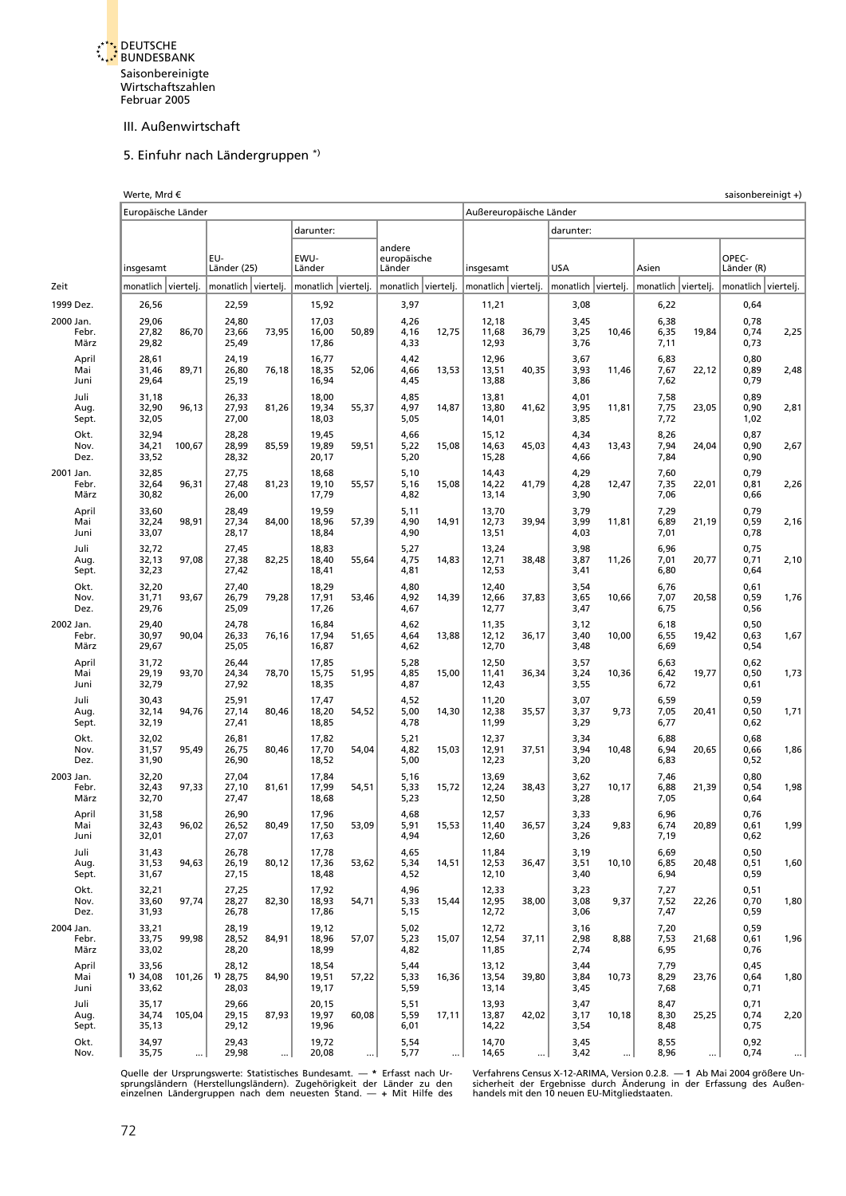DEUTSCHE BUNDESBANK
Saisonbereinigte Wirtschaftszahlen
Februar 2005

## III. Außenwirtschaft

### 5. Einfuhr nach Ländergruppen *)

Werte, Mrd €  saisonbereinigt +)

| Zeit | Europäische Länder insgesamt monatlich | viertelj. | EU-Länder (25) monatlich | viertelj. | darunter: EWU-Länder monatlich | viertelj. | andere europäische Länder monatlich | viertelj. | Außereuropäische Länder insgesamt monatlich | viertelj. | darunter: USA monatlich | viertelj. | Asien monatlich | viertelj. | OPEC-Länder (R) monatlich | viertelj. |
|---|---|---|---|---|---|---|---|---|---|---|---|---|---|---|---|---|
| 1999 Dez. | 26,56 | | 22,59 | | 15,92 | | 3,97 | | 11,21 | | 3,08 | | 6,22 | | 0,64 | |
| 2000 Jan. | 29,06 | | 24,80 | | 17,03 | | 4,26 | | 12,18 | | 3,45 | | 6,38 | | 0,78 | |
| Febr. | 27,82 | 86,70 | 23,66 | 73,95 | 16,00 | 50,89 | 4,16 | 12,75 | 11,68 | 36,79 | 3,25 | 10,46 | 6,35 | 19,84 | 0,74 | 2,25 |
| März | 29,82 | | 25,49 | | 17,86 | | 4,33 | | 12,93 | | 3,76 | | 7,11 | | 0,73 | |
| April | 28,61 | | 24,19 | | 16,77 | | 4,42 | | 12,96 | | 3,67 | | 6,83 | | 0,80 | |
| Mai | 31,46 | 89,71 | 26,80 | 76,18 | 18,35 | 52,06 | 4,66 | 13,53 | 13,51 | 40,35 | 3,93 | 11,46 | 7,67 | 22,12 | 0,89 | 2,48 |
| Juni | 29,64 | | 25,19 | | 16,94 | | 4,45 | | 13,88 | | 3,86 | | 7,62 | | 0,79 | |
| Juli | 31,18 | | 26,33 | | 18,00 | | 4,85 | | 13,81 | | 4,01 | | 7,58 | | 0,89 | |
| Aug. | 32,90 | 96,13 | 27,93 | 81,26 | 19,34 | 55,37 | 4,97 | 14,87 | 13,80 | 41,62 | 3,95 | 11,81 | 7,75 | 23,05 | 0,90 | 2,81 |
| Sept. | 32,05 | | 27,00 | | 18,03 | | 5,05 | | 14,01 | | 3,85 | | 7,72 | | 1,02 | |
| Okt. | 32,94 | | 28,28 | | 19,45 | | 4,66 | | 15,12 | | 4,34 | | 8,26 | | 0,87 | |
| Nov. | 34,21 | 100,67 | 28,99 | 85,59 | 19,89 | 59,51 | 5,22 | 15,08 | 14,63 | 45,03 | 4,43 | 13,43 | 7,94 | 24,04 | 0,90 | 2,67 |
| Dez. | 33,52 | | 28,32 | | 20,17 | | 5,20 | | 15,28 | | 4,66 | | 7,84 | | 0,90 | |
| 2001 Jan. | 32,85 | | 27,75 | | 18,68 | | 5,10 | | 14,43 | | 4,29 | | 7,60 | | 0,79 | |
| Febr. | 32,64 | 96,31 | 27,48 | 81,23 | 19,10 | 55,57 | 5,16 | 15,08 | 14,22 | 41,79 | 4,28 | 12,47 | 7,35 | 22,01 | 0,81 | 2,26 |
| März | 30,82 | | 26,00 | | 17,79 | | 4,82 | | 13,14 | | 3,90 | | 7,06 | | 0,66 | |
| April | 33,60 | | 28,49 | | 19,59 | | 5,11 | | 13,70 | | 3,79 | | 7,29 | | 0,79 | |
| Mai | 32,24 | 98,91 | 27,34 | 84,00 | 18,96 | 57,39 | 4,90 | 14,91 | 12,73 | 39,94 | 3,99 | 11,81 | 6,89 | 21,19 | 0,59 | 2,16 |
| Juni | 33,07 | | 28,17 | | 18,84 | | 4,90 | | 13,51 | | 4,03 | | 7,01 | | 0,78 | |
| Juli | 32,72 | | 27,45 | | 18,83 | | 5,27 | | 13,24 | | 3,98 | | 6,96 | | 0,75 | |
| Aug. | 32,13 | 97,08 | 27,38 | 82,25 | 18,40 | 55,64 | 4,75 | 14,83 | 12,71 | 38,48 | 3,87 | 11,26 | 7,01 | 20,77 | 0,71 | 2,10 |
| Sept. | 32,23 | | 27,42 | | 18,41 | | 4,81 | | 12,53 | | 3,41 | | 6,80 | | 0,64 | |
| Okt. | 32,20 | | 27,40 | | 18,29 | | 4,80 | | 12,40 | | 3,54 | | 6,76 | | 0,61 | |
| Nov. | 31,71 | 93,67 | 26,79 | 79,28 | 17,91 | 53,46 | 4,92 | 14,39 | 12,66 | 37,83 | 3,65 | 10,66 | 7,07 | 20,58 | 0,59 | 1,76 |
| Dez. | 29,76 | | 25,09 | | 17,26 | | 4,67 | | 12,77 | | 3,47 | | 6,75 | | 0,56 | |
| 2002 Jan. | 29,40 | | 24,78 | | 16,84 | | 4,62 | | 11,35 | | 3,12 | | 6,18 | | 0,50 | |
| Febr. | 30,97 | 90,04 | 26,33 | 76,16 | 17,94 | 51,65 | 4,64 | 13,88 | 12,12 | 36,17 | 3,40 | 10,00 | 6,55 | 19,42 | 0,63 | 1,67 |
| März | 29,67 | | 25,05 | | 16,87 | | 4,62 | | 12,70 | | 3,48 | | 6,69 | | 0,54 | |
| April | 31,72 | | 26,44 | | 17,85 | | 5,28 | | 12,50 | | 3,57 | | 6,63 | | 0,62 | |
| Mai | 29,19 | 93,70 | 24,34 | 78,70 | 15,75 | 51,95 | 4,85 | 15,00 | 11,41 | 36,34 | 3,24 | 10,36 | 6,42 | 19,77 | 0,50 | 1,73 |
| Juni | 32,79 | | 27,92 | | 18,35 | | 4,87 | | 12,43 | | 3,55 | | 6,72 | | 0,61 | |
| Juli | 30,43 | | 25,91 | | 17,47 | | 4,52 | | 11,20 | | 3,07 | | 6,59 | | 0,59 | |
| Aug. | 32,14 | 94,76 | 27,14 | 80,46 | 18,20 | 54,52 | 5,00 | 14,30 | 12,38 | 35,57 | 3,37 | 9,73 | 7,05 | 20,41 | 0,50 | 1,71 |
| Sept. | 32,19 | | 27,41 | | 18,85 | | 4,78 | | 11,99 | | 3,29 | | 6,77 | | 0,62 | |
| Okt. | 32,02 | | 26,81 | | 17,82 | | 5,21 | | 12,37 | | 3,34 | | 6,88 | | 0,68 | |
| Nov. | 31,57 | 95,49 | 26,75 | 80,46 | 17,70 | 54,04 | 4,82 | 15,03 | 12,91 | 37,51 | 3,94 | 10,48 | 6,94 | 20,65 | 0,66 | 1,86 |
| Dez. | 31,90 | | 26,90 | | 18,52 | | 5,00 | | 12,23 | | 3,20 | | 6,83 | | 0,52 | |
| 2003 Jan. | 32,20 | | 27,04 | | 17,84 | | 5,16 | | 13,69 | | 3,62 | | 7,46 | | 0,80 | |
| Febr. | 32,43 | 97,33 | 27,10 | 81,61 | 17,99 | 54,51 | 5,33 | 15,72 | 12,24 | 38,43 | 3,27 | 10,17 | 6,88 | 21,39 | 0,54 | 1,98 |
| März | 32,70 | | 27,47 | | 18,68 | | 5,23 | | 12,50 | | 3,28 | | 7,05 | | 0,64 | |
| April | 31,58 | | 26,90 | | 17,96 | | 4,68 | | 12,57 | | 3,33 | | 6,96 | | 0,76 | |
| Mai | 32,43 | 96,02 | 26,52 | 80,49 | 17,50 | 53,09 | 5,91 | 15,53 | 11,40 | 36,57 | 3,24 | 9,83 | 6,74 | 20,89 | 0,61 | 1,99 |
| Juni | 32,01 | | 27,07 | | 17,63 | | 4,94 | | 12,60 | | 3,26 | | 7,19 | | 0,62 | |
| Juli | 31,43 | | 26,78 | | 17,78 | | 4,65 | | 11,84 | | 3,19 | | 6,69 | | 0,50 | |
| Aug. | 31,53 | 94,63 | 26,19 | 80,12 | 17,36 | 53,62 | 5,34 | 14,51 | 12,53 | 36,47 | 3,51 | 10,10 | 6,85 | 20,48 | 0,51 | 1,60 |
| Sept. | 31,67 | | 27,15 | | 18,48 | | 4,52 | | 12,10 | | 3,40 | | 6,94 | | 0,59 | |
| Okt. | 32,21 | | 27,25 | | 17,92 | | 4,96 | | 12,33 | | 3,23 | | 7,27 | | 0,51 | |
| Nov. | 33,60 | 97,74 | 28,27 | 82,30 | 18,93 | 54,71 | 5,33 | 15,44 | 12,95 | 38,00 | 3,08 | 9,37 | 7,52 | 22,26 | 0,70 | 1,80 |
| Dez. | 31,93 | | 26,78 | | 17,86 | | 5,15 | | 12,72 | | 3,06 | | 7,47 | | 0,59 | |
| 2004 Jan. | 33,21 | | 28,19 | | 19,12 | | 5,02 | | 12,72 | | 3,16 | | 7,20 | | 0,59 | |
| Febr. | 33,75 | 99,98 | 28,52 | 84,91 | 18,96 | 57,07 | 5,23 | 15,07 | 12,54 | 37,11 | 2,98 | 8,88 | 7,53 | 21,68 | 0,61 | 1,96 |
| März | 33,02 | | 28,20 | | 18,99 | | 4,82 | | 11,85 | | 2,74 | | 6,95 | | 0,76 | |
| April | 33,56 | | 28,12 | | 18,54 | | 5,44 | | 13,12 | | 3,44 | | 7,79 | | 0,45 | |
| Mai | 1) 34,08 | 101,26 | 1) 28,75 | 84,90 | 19,51 | 57,22 | 5,33 | 16,36 | 13,54 | 39,80 | 3,84 | 10,73 | 8,29 | 23,76 | 0,64 | 1,80 |
| Juni | 33,62 | | 28,03 | | 19,17 | | 5,59 | | 13,14 | | 3,45 | | 7,68 | | 0,71 | |
| Juli | 35,17 | | 29,66 | | 20,15 | | 5,51 | | 13,93 | | 3,47 | | 8,47 | | 0,71 | |
| Aug. | 34,74 | 105,04 | 29,15 | 87,93 | 19,97 | 60,08 | 5,59 | 17,11 | 13,87 | 42,02 | 3,17 | 10,18 | 8,30 | 25,25 | 0,74 | 2,20 |
| Sept. | 35,13 | | 29,12 | | 19,96 | | 6,01 | | 14,22 | | 3,54 | | 8,48 | | 0,75 | |
| Okt. | 34,97 | | 29,43 | | 19,72 | | 5,54 | | 14,70 | | 3,45 | | 8,55 | | 0,92 | |
| Nov. | 35,75 | ... | 29,98 | ... | 20,08 | ... | 5,77 | ... | 14,65 | ... | 3,42 | ... | 8,96 | ... | 0,74 | ... |

Quelle der Ursprungswerte: Statistisches Bundesamt. — * Erfasst nach Ursprungsländern (Herstellungsländern). Zugehörigkeit der Länder zu den einzelnen Ländergruppen nach dem neuesten Stand. — + Mit Hilfe des Verfahrens Census X-12-ARIMA, Version 0.2.8. — 1 Ab Mai 2004 größere Unsicherheit der Ergebnisse durch Änderung in der Erfassung des Außenhandels mit den 10 neuen EU-Mitgliedstaaten.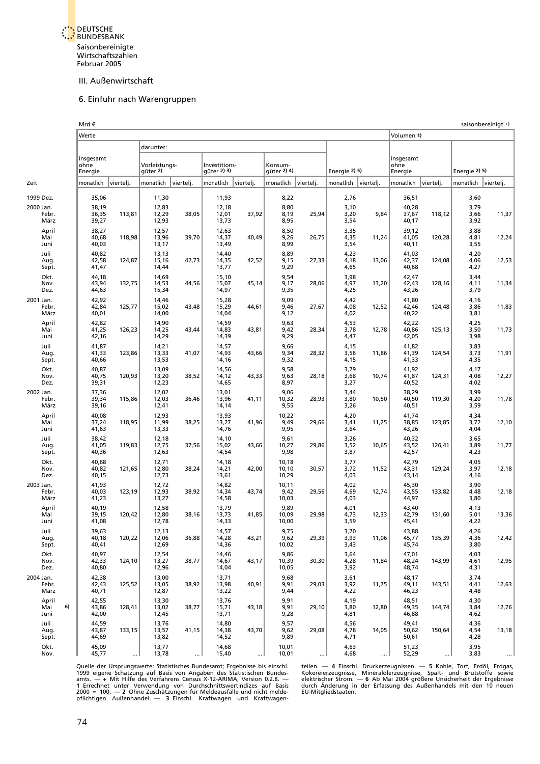DEUTSCHE BUNDESBANK
Saisonbereinigte Wirtschaftszahlen
Februar 2005

III. Außenwirtschaft

## 6. Einfuhr nach Warengruppen

Mrd €  saisonbereinigt +)

| Zeit | | Werte | | | | | | | | | | Volumen 1) | | | |
|---|---|---|---|---|---|---|---|---|---|---|---|---|---|---|---|
| | | insgesamt ohne Energie | | darunter: Vorleistungsgüter 2) | | darunter: Investitionsgüter 2) 3) | | darunter: Konsumgüter 2) 4) | | Energie 2) 5) | | insgesamt ohne Energie | | Energie 2) 5) | |
| | | monatlich | viertelj. | monatlich | viertelj. | monatlich | viertelj. | monatlich | viertelj. | monatlich | viertelj. | monatlich | viertelj. | monatlich | viertelj. |
| 1999 | Dez. | 35,06 | | 11,30 | | 11,93 | | 8,22 | | 2,76 | | 36,51 | | 3,60 | |
| 2000 | Jan. | 38,19 | | 12,83 | | 12,18 | | 8,80 | | 3,10 | | 40,28 | | 3,79 | |
| | Febr. | 36,35 | 113,81 | 12,29 | 38,05 | 12,01 | 37,92 | 8,19 | 25,94 | 3,20 | 9,84 | 37,67 | 118,12 | 3,66 | 11,37 |
| | März | 39,27 | | 12,93 | | 13,73 | | 8,95 | | 3,54 | | 40,17 | | 3,92 | |
| | April | 38,27 | | 12,57 | | 12,63 | | 8,50 | | 3,35 | | 39,12 | | 3,88 | |
| | Mai | 40,68 | 118,98 | 13,96 | 39,70 | 14,37 | 40,49 | 9,26 | 26,75 | 4,35 | 11,24 | 41,05 | 120,28 | 4,81 | 12,24 |
| | Juni | 40,03 | | 13,17 | | 13,49 | | 8,99 | | 3,54 | | 40,11 | | 3,55 | |
| | Juli | 40,82 | | 13,13 | | 14,40 | | 8,89 | | 4,23 | | 41,03 | | 4,20 | |
| | Aug. | 42,58 | 124,87 | 15,16 | 42,73 | 14,35 | 42,52 | 9,15 | 27,33 | 4,18 | 13,06 | 42,37 | 124,08 | 4,06 | 12,53 |
| | Sept. | 41,47 | | 14,44 | | 13,77 | | 9,29 | | 4,65 | | 40,68 | | 4,27 | |
| | Okt. | 44,18 | | 14,69 | | 15,10 | | 9,54 | | 3,98 | | 42,47 | | 3,44 | |
| | Nov. | 43,94 | 132,75 | 14,53 | 44,56 | 15,07 | 45,14 | 9,17 | 28,06 | 4,97 | 13,20 | 42,43 | 128,16 | 4,11 | 11,34 |
| | Dez. | 44,63 | | 15,34 | | 14,97 | | 9,35 | | 4,25 | | 43,26 | | 3,79 | |
| 2001 | Jan. | 42,92 | | 14,46 | | 15,28 | | 9,09 | | 4,42 | | 41,80 | | 4,16 | |
| | Febr. | 42,84 | 125,77 | 15,02 | 43,48 | 15,29 | 44,61 | 9,46 | 27,67 | 4,08 | 12,52 | 42,46 | 124,48 | 3,86 | 11,83 |
| | März | 40,01 | | 14,00 | | 14,04 | | 9,12 | | 4,02 | | 40,22 | | 3,81 | |
| | April | 42,82 | | 14,90 | | 14,59 | | 9,63 | | 4,53 | | 42,22 | | 4,25 | |
| | Mai | 41,25 | 126,23 | 14,25 | 43,44 | 14,83 | 43,81 | 9,42 | 28,34 | 3,78 | 12,78 | 40,86 | 125,13 | 3,50 | 11,73 |
| | Juni | 42,16 | | 14,29 | | 14,39 | | 9,29 | | 4,47 | | 42,05 | | 3,98 | |
| | Juli | 41,87 | | 14,21 | | 14,57 | | 9,66 | | 4,15 | | 41,82 | | 3,83 | |
| | Aug. | 41,33 | 123,86 | 13,33 | 41,07 | 14,93 | 43,66 | 9,34 | 28,32 | 3,56 | 11,86 | 41,39 | 124,54 | 3,73 | 11,91 |
| | Sept. | 40,66 | | 13,53 | | 14,16 | | 9,32 | | 4,15 | | 41,33 | | 4,35 | |
| | Okt. | 40,87 | | 13,09 | | 14,56 | | 9,58 | | 3,79 | | 41,92 | | 4,17 | |
| | Nov. | 40,75 | 120,93 | 13,20 | 38,52 | 14,12 | 43,33 | 9,63 | 28,18 | 3,68 | 10,74 | 41,87 | 124,31 | 4,08 | 12,27 |
| | Dez. | 39,31 | | 12,23 | | 14,65 | | 8,97 | | 3,27 | | 40,52 | | 4,02 | |
| 2002 | Jan. | 37,36 | | 12,02 | | 13,01 | | 9,06 | | 3,44 | | 38,29 | | 3,99 | |
| | Febr. | 39,34 | 115,86 | 12,03 | 36,46 | 13,96 | 41,11 | 10,32 | 28,93 | 3,80 | 10,50 | 40,50 | 119,30 | 4,20 | 11,78 |
| | März | 39,16 | | 12,41 | | 14,14 | | 9,55 | | 3,26 | | 40,51 | | 3,59 | |
| | April | 40,08 | | 12,93 | | 13,93 | | 10,22 | | 4,20 | | 41,74 | | 4,34 | |
| | Mai | 37,24 | 118,95 | 11,99 | 38,25 | 13,27 | 41,96 | 9,49 | 29,66 | 3,41 | 11,25 | 38,85 | 123,85 | 3,72 | 12,10 |
| | Juni | 41,63 | | 13,33 | | 14,76 | | 9,95 | | 3,64 | | 43,26 | | 4,04 | |
| | Juli | 38,42 | | 12,18 | | 14,10 | | 9,61 | | 3,26 | | 40,32 | | 3,65 | |
| | Aug. | 41,05 | 119,83 | 12,75 | 37,56 | 15,02 | 43,66 | 10,27 | 29,86 | 3,52 | 10,65 | 43,52 | 126,41 | 3,89 | 11,77 |
| | Sept. | 40,36 | | 12,63 | | 14,54 | | 9,98 | | 3,87 | | 42,57 | | 4,23 | |
| | Okt. | 40,68 | | 12,71 | | 14,18 | | 10,18 | | 3,77 | | 42,79 | | 4,05 | |
| | Nov. | 40,82 | 121,65 | 12,80 | 38,24 | 14,21 | 42,00 | 10,10 | 30,57 | 3,72 | 11,52 | 43,31 | 129,24 | 3,97 | 12,18 |
| | Dez. | 40,15 | | 12,73 | | 13,61 | | 10,29 | | 4,03 | | 43,14 | | 4,16 | |
| 2003 | Jan. | 41,93 | | 12,72 | | 14,82 | | 10,11 | | 4,02 | | 45,30 | | 3,90 | |
| | Febr. | 40,03 | 123,19 | 12,93 | 38,92 | 14,34 | 43,74 | 9,42 | 29,56 | 4,69 | 12,74 | 43,55 | 133,82 | 4,48 | 12,18 |
| | März | 41,23 | | 13,27 | | 14,58 | | 10,03 | | 4,03 | | 44,97 | | 3,80 | |
| | April | 40,19 | | 12,58 | | 13,79 | | 9,89 | | 4,01 | | 43,40 | | 4,13 | |
| | Mai | 39,15 | 120,42 | 12,80 | 38,16 | 13,73 | 41,85 | 10,09 | 29,98 | 4,73 | 12,33 | 42,79 | 131,60 | 5,01 | 13,36 |
| | Juni | 41,08 | | 12,78 | | 14,33 | | 10,00 | | 3,59 | | 45,41 | | 4,22 | |
| | Juli | 39,63 | | 12,13 | | 14,57 | | 9,75 | | 3,70 | | 43,88 | | 4,26 | |
| | Aug. | 40,18 | 120,22 | 12,06 | 36,88 | 14,28 | 43,21 | 9,62 | 29,39 | 3,93 | 11,06 | 45,77 | 135,39 | 4,36 | 12,42 |
| | Sept. | 40,41 | | 12,69 | | 14,36 | | 10,02 | | 3,43 | | 45,74 | | 3,80 | |
| | Okt. | 40,97 | | 12,54 | | 14,46 | | 9,86 | | 3,64 | | 47,01 | | 4,03 | |
| | Nov. | 42,33 | 124,10 | 13,27 | 38,77 | 14,67 | 43,17 | 10,39 | 30,30 | 4,28 | 11,84 | 48,24 | 143,99 | 4,61 | 12,95 |
| | Dez. | 40,80 | | 12,96 | | 14,04 | | 10,05 | | 3,92 | | 48,74 | | 4,31 | |
| 2004 | Jan. | 42,38 | | 13,00 | | 13,71 | | 9,68 | | 3,61 | | 48,17 | | 3,74 | |
| | Febr. | 42,43 | 125,52 | 13,05 | 38,92 | 13,98 | 40,91 | 9,91 | 29,03 | 3,92 | 11,75 | 49,11 | 143,51 | 4,41 | 12,63 |
| | März | 40,71 | | 12,87 | | 13,22 | | 9,44 | | 4,22 | | 46,23 | | 4,48 | |
| | April | 42,55 | | 13,30 | | 13,76 | | 9,91 | | 4,19 | | 48,51 | | 4,30 | |
| | Mai 6) | 43,86 | 128,41 | 13,02 | 38,77 | 15,71 | 43,18 | 9,91 | 29,10 | 3,80 | 12,80 | 49,35 | 144,74 | 3,84 | 12,76 |
| | Juni | 42,00 | | 12,45 | | 13,71 | | 9,28 | | 4,81 | | 46,88 | | 4,62 | |
| | Juli | 44,59 | | 13,76 | | 14,80 | | 9,57 | | 4,56 | | 49,41 | | 4,36 | |
| | Aug. | 43,87 | 133,15 | 13,57 | 41,15 | 14,38 | 43,70 | 9,62 | 29,08 | 4,78 | 14,05 | 50,62 | 150,64 | 4,54 | 13,18 |
| | Sept. | 44,69 | | 13,82 | | 14,52 | | 9,89 | | 4,71 | | 50,61 | | 4,28 | |
| | Okt. | 45,09 | | 13,77 | | 14,68 | | 10,01 | | 4,63 | | 51,23 | | 3,95 | |
| | Nov. | 45,77 | ... | 13,78 | ... | 15,40 | ... | 10,01 | ... | 4,68 | ... | 52,29 | ... | 3,83 | ... |

Quelle der Ursprungswerte: Statistisches Bundesamt; Ergebnisse bis einschl. 1999 eigene Schätzung auf Basis von Angaben des Statistischen Bundesamts. — + Mit Hilfe des Verfahrens Census X-12-ARIMA, Version 0.2.8. — 1 Errechnet unter Verwendung von Durchschnittswertindizes auf Basis 2000 = 100. — 2 Ohne Zuschätzungen für Meldeausfälle und nicht meldepflichtigen Außenhandel. — 3 Einschl. Kraftwagen und Kraftwagenteilen. — 4 Einschl. Druckerzeugnissen. — 5 Kohle, Torf, Erdöl, Erdgas, Kokereierzeugnisse, Mineralölerzeugnisse, Spalt- und Brutstoffe sowie elektrischer Strom. — 6 Ab Mai 2004 größere Unsicherheit der Ergebnisse durch Änderung in der Erfassung des Außenhandels mit den 10 neuen EU-Mitgliedstaaten.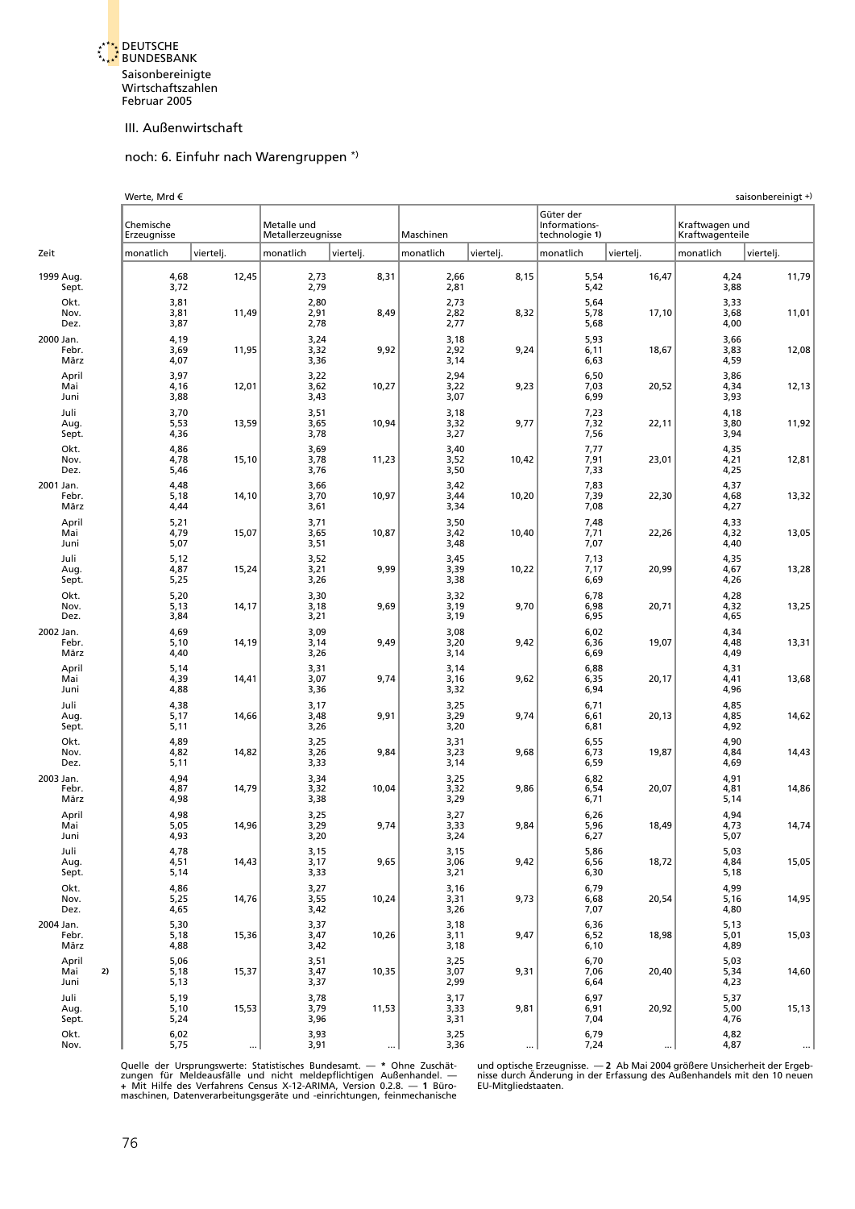### III. Außenwirtschaft

#### noch: 6. Einfuhr nach Warengruppen *)

Werte, Mrd € saisonbereinigt +)

| Zeit | | Chemische Erzeugnisse | | Metalle und Metallerzeugnisse | | Maschinen | | Güter der Informations- technologie 1) | | Kraftwagen und Kraftwagenteile | |
|---|---|---|---|---|---|---|---|---|---|---|---|
| | | monatlich | viertelj. | monatlich | viertelj. | monatlich | viertelj. | monatlich | viertelj. | monatlich | viertelj. |
| 1999 Aug. | | 4,68 | 12,45 | 2,73 | 8,31 | 2,66 | 8,15 | 5,54 | 16,47 | 4,24 | 11,79 |
| Sept. | | 3,72 | | 2,79 | | 2,81 | | 5,42 | | 3,88 | |
| Okt. | | 3,81 | | 2,80 | | 2,73 | | 5,64 | | 3,33 | |
| Nov. | | 3,81 | 11,49 | 2,91 | 8,49 | 2,82 | 8,32 | 5,78 | 17,10 | 3,68 | 11,01 |
| Dez. | | 3,87 | | 2,78 | | 2,77 | | 5,68 | | 4,00 | |
| 2000 Jan. | | 4,19 | | 3,24 | | 3,18 | | 5,93 | | 3,66 | |
| Febr. | | 3,69 | 11,95 | 3,32 | 9,92 | 2,92 | 9,24 | 6,11 | 18,67 | 3,83 | 12,08 |
| März | | 4,07 | | 3,36 | | 3,14 | | 6,63 | | 4,59 | |
| April | | 3,97 | | 3,22 | | 2,94 | | 6,50 | | 3,86 | |
| Mai | | 4,16 | 12,01 | 3,62 | 10,27 | 3,22 | 9,23 | 7,03 | 20,52 | 4,34 | 12,13 |
| Juni | | 3,88 | | 3,43 | | 3,07 | | 6,99 | | 3,93 | |
| Juli | | 3,70 | | 3,51 | | 3,18 | | 7,23 | | 4,18 | |
| Aug. | | 5,53 | 13,59 | 3,65 | 10,94 | 3,32 | 9,77 | 7,32 | 22,11 | 3,80 | 11,92 |
| Sept. | | 4,36 | | 3,78 | | 3,27 | | 7,56 | | 3,94 | |
| Okt. | | 4,86 | | 3,69 | | 3,40 | | 7,77 | | 4,35 | |
| Nov. | | 4,78 | 15,10 | 3,78 | 11,23 | 3,52 | 10,42 | 7,91 | 23,01 | 4,21 | 12,81 |
| Dez. | | 5,46 | | 3,76 | | 3,50 | | 7,33 | | 4,25 | |
| 2001 Jan. | | 4,48 | | 3,66 | | 3,42 | | 7,83 | | 4,37 | |
| Febr. | | 5,18 | 14,10 | 3,70 | 10,97 | 3,44 | 10,20 | 7,39 | 22,30 | 4,68 | 13,32 |
| März | | 4,44 | | 3,61 | | 3,34 | | 7,08 | | 4,27 | |
| April | | 5,21 | | 3,71 | | 3,50 | | 7,48 | | 4,33 | |
| Mai | | 4,79 | 15,07 | 3,65 | 10,87 | 3,42 | 10,40 | 7,71 | 22,26 | 4,32 | 13,05 |
| Juni | | 5,07 | | 3,51 | | 3,48 | | 7,07 | | 4,40 | |
| Juli | | 5,12 | | 3,52 | | 3,45 | | 7,13 | | 4,35 | |
| Aug. | | 4,87 | 15,24 | 3,21 | 9,99 | 3,39 | 10,22 | 7,17 | 20,99 | 4,67 | 13,28 |
| Sept. | | 5,25 | | 3,26 | | 3,38 | | 6,69 | | 4,26 | |
| Okt. | | 5,20 | | 3,30 | | 3,32 | | 6,78 | | 4,28 | |
| Nov. | | 5,13 | 14,17 | 3,18 | 9,69 | 3,19 | 9,70 | 6,98 | 20,71 | 4,32 | 13,25 |
| Dez. | | 3,84 | | 3,21 | | 3,19 | | 6,95 | | 4,65 | |
| 2002 Jan. | | 4,69 | | 3,09 | | 3,08 | | 6,02 | | 4,34 | |
| Febr. | | 5,10 | 14,19 | 3,14 | 9,49 | 3,20 | 9,42 | 6,36 | 19,07 | 4,48 | 13,31 |
| März | | 4,40 | | 3,26 | | 3,14 | | 6,69 | | 4,49 | |
| April | | 5,14 | | 3,31 | | 3,14 | | 6,88 | | 4,31 | |
| Mai | | 4,39 | 14,41 | 3,07 | 9,74 | 3,16 | 9,62 | 6,35 | 20,17 | 4,41 | 13,68 |
| Juni | | 4,88 | | 3,36 | | 3,32 | | 6,94 | | 4,96 | |
| Juli | | 4,38 | | 3,17 | | 3,25 | | 6,71 | | 4,85 | |
| Aug. | | 5,17 | 14,66 | 3,48 | 9,91 | 3,29 | 9,74 | 6,61 | 20,13 | 4,85 | 14,62 |
| Sept. | | 5,11 | | 3,26 | | 3,20 | | 6,81 | | 4,92 | |
| Okt. | | 4,89 | | 3,25 | | 3,31 | | 6,55 | | 4,90 | |
| Nov. | | 4,82 | 14,82 | 3,26 | 9,84 | 3,23 | 9,68 | 6,73 | 19,87 | 4,84 | 14,43 |
| Dez. | | 5,11 | | 3,33 | | 3,14 | | 6,59 | | 4,69 | |
| 2003 Jan. | | 4,94 | | 3,34 | | 3,25 | | 6,82 | | 4,91 | |
| Febr. | | 4,87 | 14,79 | 3,32 | 10,04 | 3,32 | 9,86 | 6,54 | 20,07 | 4,81 | 14,86 |
| März | | 4,98 | | 3,38 | | 3,29 | | 6,71 | | 5,14 | |
| April | | 4,98 | | 3,25 | | 3,27 | | 6,26 | | 4,94 | |
| Mai | | 5,05 | 14,96 | 3,29 | 9,74 | 3,33 | 9,84 | 5,96 | 18,49 | 4,73 | 14,74 |
| Juni | | 4,93 | | 3,20 | | 3,24 | | 6,27 | | 5,07 | |
| Juli | | 4,78 | | 3,15 | | 3,15 | | 5,86 | | 5,03 | |
| Aug. | | 4,51 | 14,43 | 3,17 | 9,65 | 3,06 | 9,42 | 6,56 | 18,72 | 4,84 | 15,05 |
| Sept. | | 5,14 | | 3,33 | | 3,21 | | 6,30 | | 5,18 | |
| Okt. | | 4,86 | | 3,27 | | 3,16 | | 6,79 | | 4,99 | |
| Nov. | | 5,25 | 14,76 | 3,55 | 10,24 | 3,31 | 9,73 | 6,68 | 20,54 | 5,16 | 14,95 |
| Dez. | | 4,65 | | 3,42 | | 3,26 | | 7,07 | | 4,80 | |
| 2004 Jan. | | 5,30 | | 3,37 | | 3,18 | | 6,36 | | 5,13 | |
| Febr. | | 5,18 | 15,36 | 3,47 | 10,26 | 3,11 | 9,47 | 6,52 | 18,98 | 5,01 | 15,03 |
| März | | 4,88 | | 3,42 | | 3,18 | | 6,10 | | 4,89 | |
| April | | 5,06 | | 3,51 | | 3,25 | | 6,70 | | 5,03 | |
| Mai | 2) | 5,18 | 15,37 | 3,47 | 10,35 | 3,07 | 9,31 | 7,06 | 20,40 | 5,34 | 14,60 |
| Juni | | 5,13 | | 3,37 | | 2,99 | | 6,64 | | 4,23 | |
| Juli | | 5,19 | | 3,78 | | 3,17 | | 6,97 | | 5,37 | |
| Aug. | | 5,10 | 15,53 | 3,79 | 11,53 | 3,33 | 9,81 | 6,91 | 20,92 | 5,00 | 15,13 |
| Sept. | | 5,24 | | 3,96 | | 3,31 | | 7,04 | | 4,76 | |
| Okt. | | 6,02 | | 3,93 | | 3,25 | | 6,79 | | 4,82 | |
| Nov. | | 5,75 | ... | 3,91 | ... | 3,36 | ... | 7,24 | ... | 4,87 | ... |

Quelle der Ursprungswerte: Statistisches Bundesamt. — * Ohne Zuschätzungen für Meldeausfälle und nicht meldepflichtigen Außenhandel. — + Mit Hilfe des Verfahrens Census X-12-ARIMA, Version 0.2.8. — 1 Büromaschinen, Datenverarbeitungsgeräte und -einrichtungen, feinmechanische und optische Erzeugnisse. — 2 Ab Mai 2004 größere Unsicherheit der Ergebnisse durch Änderung in der Erfassung des Außenhandels mit den 10 neuen EU-Mitgliedstaaten.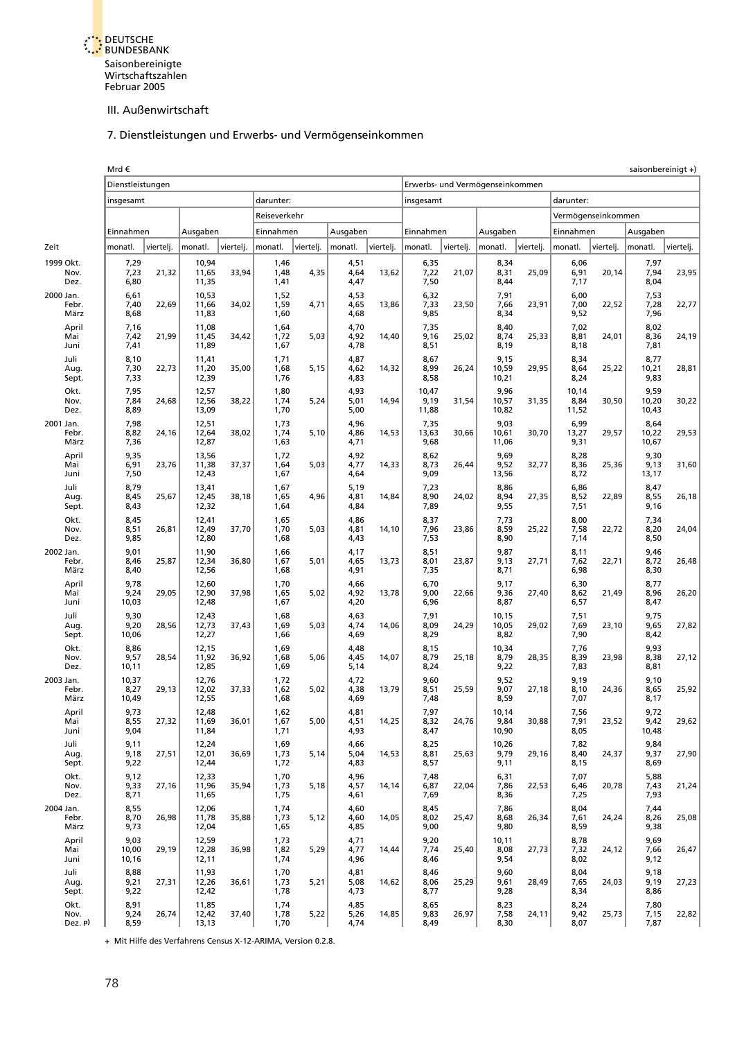III. Außenwirtschaft

## 7. Dienstleistungen und Erwerbs- und Vermögenseinkommen

Mrd € — saisonbereinigt +)

| Zeit | | Dienstleistungen | | | | | | | | Erwerbs- und Vermögenseinkommen | | | | | | | |
|---|---|---|---|---|---|---|---|---|---|---|---|---|---|---|---|---|---|
| | | insgesamt | | | | darunter: Reiseverkehr | | | | insgesamt | | | | darunter: Vermögenseinkommen | | | |
| | | Einnahmen | | Ausgaben | | Einnahmen | | Ausgaben | | Einnahmen | | Ausgaben | | Einnahmen | | Ausgaben | |
| | | monatl. | viertelj. | monatl. | viertelj. | monatl. | viertelj. | monatl. | viertelj. | monatl. | viertelj. | monatl. | viertelj. | monatl. | viertelj. | monatl. | viertelj. |
| 1999 | Okt. | 7,29 | | 10,94 | | 1,46 | | 4,51 | | 6,35 | | 8,34 | | 6,06 | | 7,97 | |
| | Nov. | 7,23 | 21,32 | 11,65 | 33,94 | 1,48 | 4,35 | 4,64 | 13,62 | 7,22 | 21,07 | 8,31 | 25,09 | 6,91 | 20,14 | 7,94 | 23,95 |
| | Dez. | 6,80 | | 11,35 | | 1,41 | | 4,47 | | 7,50 | | 8,44 | | 7,17 | | 8,04 | |
| 2000 | Jan. | 6,61 | | 10,53 | | 1,52 | | 4,53 | | 6,32 | | 7,91 | | 6,00 | | 7,53 | |
| | Febr. | 7,40 | 22,69 | 11,66 | 34,02 | 1,59 | 4,71 | 4,65 | 13,86 | 7,33 | 23,50 | 7,66 | 23,91 | 7,00 | 22,52 | 7,28 | 22,77 |
| | März | 8,68 | | 11,83 | | 1,60 | | 4,68 | | 9,85 | | 8,34 | | 9,52 | | 7,96 | |
| | April | 7,16 | | 11,08 | | 1,64 | | 4,70 | | 7,35 | | 8,40 | | 7,02 | | 8,02 | |
| | Mai | 7,42 | 21,99 | 11,45 | 34,42 | 1,72 | 5,03 | 4,92 | 14,40 | 9,16 | 25,02 | 8,74 | 25,33 | 8,81 | 24,01 | 8,36 | 24,19 |
| | Juni | 7,41 | | 11,89 | | 1,67 | | 4,78 | | 8,51 | | 8,19 | | 8,18 | | 7,81 | |
| | Juli | 8,10 | | 11,41 | | 1,71 | | 4,87 | | 8,67 | | 9,15 | | 8,34 | | 8,77 | |
| | Aug. | 7,30 | 22,73 | 11,20 | 35,00 | 1,68 | 5,15 | 4,62 | 14,32 | 8,99 | 26,24 | 10,59 | 29,95 | 8,64 | 25,22 | 10,21 | 28,81 |
| | Sept. | 7,33 | | 12,39 | | 1,76 | | 4,83 | | 8,58 | | 10,21 | | 8,24 | | 9,83 | |
| | Okt. | 7,95 | | 12,57 | | 1,80 | | 4,93 | | 10,47 | | 9,96 | | 10,14 | | 9,59 | |
| | Nov. | 7,84 | 24,68 | 12,56 | 38,22 | 1,74 | 5,24 | 5,01 | 14,94 | 9,19 | 31,54 | 10,57 | 31,35 | 8,84 | 30,50 | 10,20 | 30,22 |
| | Dez. | 8,89 | | 13,09 | | 1,70 | | 5,00 | | 11,88 | | 10,82 | | 11,52 | | 10,43 | |
| 2001 | Jan. | 7,98 | | 12,51 | | 1,73 | | 4,96 | | 7,35 | | 9,03 | | 6,99 | | 8,64 | |
| | Febr. | 8,82 | 24,16 | 12,64 | 38,02 | 1,74 | 5,10 | 4,86 | 14,53 | 13,63 | 30,66 | 10,61 | 30,70 | 13,27 | 29,57 | 10,22 | 29,53 |
| | März | 7,36 | | 12,87 | | 1,63 | | 4,71 | | 9,68 | | 11,06 | | 9,31 | | 10,67 | |
| | April | 9,35 | | 13,56 | | 1,72 | | 4,92 | | 8,62 | | 9,69 | | 8,28 | | 9,30 | |
| | Mai | 6,91 | 23,76 | 11,38 | 37,37 | 1,64 | 5,03 | 4,77 | 14,33 | 8,73 | 26,44 | 9,52 | 32,77 | 8,36 | 25,36 | 9,13 | 31,60 |
| | Juni | 7,50 | | 12,43 | | 1,67 | | 4,64 | | 9,09 | | 13,56 | | 8,72 | | 13,17 | |
| | Juli | 8,79 | | 13,41 | | 1,67 | | 5,19 | | 7,23 | | 8,86 | | 6,86 | | 8,47 | |
| | Aug. | 8,45 | 25,67 | 12,45 | 38,18 | 1,65 | 4,96 | 4,81 | 14,84 | 8,90 | 24,02 | 8,94 | 27,35 | 8,52 | 22,89 | 8,55 | 26,18 |
| | Sept. | 8,43 | | 12,32 | | 1,64 | | 4,84 | | 7,89 | | 9,55 | | 7,51 | | 9,16 | |
| | Okt. | 8,45 | | 12,41 | | 1,65 | | 4,86 | | 8,37 | | 7,73 | | 8,00 | | 7,34 | |
| | Nov. | 8,51 | 26,81 | 12,49 | 37,70 | 1,70 | 5,03 | 4,81 | 14,10 | 7,96 | 23,86 | 8,59 | 25,22 | 7,58 | 22,72 | 8,20 | 24,04 |
| | Dez. | 9,85 | | 12,80 | | 1,68 | | 4,43 | | 7,53 | | 8,90 | | 7,14 | | 8,50 | |
| 2002 | Jan. | 9,01 | | 11,90 | | 1,66 | | 4,17 | | 8,51 | | 9,87 | | 8,11 | | 9,46 | |
| | Febr. | 8,46 | 25,87 | 12,34 | 36,80 | 1,67 | 5,01 | 4,65 | 13,73 | 8,01 | 23,87 | 9,13 | 27,71 | 7,62 | 22,71 | 8,72 | 26,48 |
| | März | 8,40 | | 12,56 | | 1,68 | | 4,91 | | 7,35 | | 8,71 | | 6,98 | | 8,30 | |
| | April | 9,78 | | 12,60 | | 1,70 | | 4,66 | | 6,70 | | 9,17 | | 6,30 | | 8,77 | |
| | Mai | 9,24 | 29,05 | 12,90 | 37,98 | 1,65 | 5,02 | 4,92 | 13,78 | 9,00 | 22,66 | 9,36 | 27,40 | 8,62 | 21,49 | 8,96 | 26,20 |
| | Juni | 10,03 | | 12,48 | | 1,67 | | 4,20 | | 6,96 | | 8,87 | | 6,57 | | 8,47 | |
| | Juli | 9,30 | | 12,43 | | 1,68 | | 4,63 | | 7,91 | | 10,15 | | 7,51 | | 9,75 | |
| | Aug. | 9,20 | 28,56 | 12,73 | 37,43 | 1,69 | 5,03 | 4,74 | 14,06 | 8,09 | 24,29 | 10,05 | 29,02 | 7,69 | 23,10 | 9,65 | 27,82 |
| | Sept. | 10,06 | | 12,27 | | 1,66 | | 4,69 | | 8,29 | | 8,82 | | 7,90 | | 8,42 | |
| | Okt. | 8,86 | | 12,15 | | 1,69 | | 4,48 | | 8,15 | | 10,34 | | 7,76 | | 9,93 | |
| | Nov. | 9,57 | 28,54 | 11,92 | 36,92 | 1,68 | 5,06 | 4,45 | 14,07 | 8,79 | 25,18 | 8,79 | 28,35 | 8,39 | 23,98 | 8,38 | 27,12 |
| | Dez. | 10,11 | | 12,85 | | 1,69 | | 5,14 | | 8,24 | | 9,22 | | 7,83 | | 8,81 | |
| 2003 | Jan. | 10,37 | | 12,76 | | 1,72 | | 4,72 | | 9,60 | | 9,52 | | 9,19 | | 9,10 | |
| | Febr. | 8,27 | 29,13 | 12,02 | 37,33 | 1,62 | 5,02 | 4,38 | 13,79 | 8,51 | 25,59 | 9,07 | 27,18 | 8,10 | 24,36 | 8,65 | 25,92 |
| | März | 10,49 | | 12,55 | | 1,68 | | 4,69 | | 7,48 | | 8,59 | | 7,07 | | 8,17 | |
| | April | 9,73 | | 12,48 | | 1,62 | | 4,81 | | 7,97 | | 10,14 | | 7,56 | | 9,72 | |
| | Mai | 8,55 | 27,32 | 11,69 | 36,01 | 1,67 | 5,00 | 4,51 | 14,25 | 8,32 | 24,76 | 9,84 | 30,88 | 7,91 | 23,52 | 9,42 | 29,62 |
| | Juni | 9,04 | | 11,84 | | 1,71 | | 4,93 | | 8,47 | | 10,90 | | 8,05 | | 10,48 | |
| | Juli | 9,11 | | 12,24 | | 1,69 | | 4,66 | | 8,25 | | 10,26 | | 7,82 | | 9,84 | |
| | Aug. | 9,18 | 27,51 | 12,01 | 36,69 | 1,73 | 5,14 | 5,04 | 14,53 | 8,81 | 25,63 | 9,79 | 29,16 | 8,40 | 24,37 | 9,37 | 27,90 |
| | Sept. | 9,22 | | 12,44 | | 1,72 | | 4,83 | | 8,57 | | 9,11 | | 8,15 | | 8,69 | |
| | Okt. | 9,12 | | 12,33 | | 1,70 | | 4,96 | | 7,48 | | 6,31 | | 7,07 | | 5,88 | |
| | Nov. | 9,33 | 27,16 | 11,96 | 35,94 | 1,73 | 5,18 | 4,57 | 14,14 | 6,87 | 22,04 | 7,86 | 22,53 | 6,46 | 20,78 | 7,43 | 21,24 |
| | Dez. | 8,71 | | 11,65 | | 1,75 | | 4,61 | | 7,69 | | 8,36 | | 7,25 | | 7,93 | |
| 2004 | Jan. | 8,55 | | 12,06 | | 1,74 | | 4,60 | | 8,45 | | 7,86 | | 8,04 | | 7,44 | |
| | Febr. | 8,70 | 26,98 | 11,78 | 35,88 | 1,73 | 5,12 | 4,60 | 14,05 | 8,02 | 25,47 | 8,68 | 26,34 | 7,61 | 24,24 | 8,26 | 25,08 |
| | März | 9,73 | | 12,04 | | 1,65 | | 4,85 | | 9,00 | | 9,80 | | 8,59 | | 9,38 | |
| | April | 9,03 | | 12,59 | | 1,73 | | 4,71 | | 9,20 | | 10,11 | | 8,78 | | 9,69 | |
| | Mai | 10,00 | 29,19 | 12,28 | 36,98 | 1,82 | 5,29 | 4,77 | 14,44 | 7,74 | 25,40 | 8,08 | 27,73 | 7,32 | 24,12 | 7,66 | 26,47 |
| | Juni | 10,16 | | 12,11 | | 1,74 | | 4,96 | | 8,46 | | 9,54 | | 8,02 | | 9,12 | |
| | Juli | 8,88 | | 11,93 | | 1,70 | | 4,81 | | 8,46 | | 9,60 | | 8,04 | | 9,18 | |
| | Aug. | 9,21 | 27,31 | 12,26 | 36,61 | 1,73 | 5,21 | 5,08 | 14,62 | 8,06 | 25,29 | 9,61 | 28,49 | 7,65 | 24,03 | 9,19 | 27,23 |
| | Sept. | 9,22 | | 12,42 | | 1,78 | | 4,73 | | 8,77 | | 9,28 | | 8,34 | | 8,86 | |
| | Okt. | 8,91 | | 11,85 | | 1,74 | | 4,85 | | 8,65 | | 8,23 | | 8,24 | | 7,80 | |
| | Nov. | 9,24 | 26,74 | 12,42 | 37,40 | 1,78 | 5,22 | 5,26 | 14,85 | 9,83 | 26,97 | 7,58 | 24,11 | 9,42 | 25,73 | 7,15 | 22,82 |
| | Dez. p) | 8,59 | | 13,13 | | 1,70 | | 4,74 | | 8,49 | | 8,30 | | 8,07 | | 7,87 | |

+ Mit Hilfe des Verfahrens Census X-12-ARIMA, Version 0.2.8.